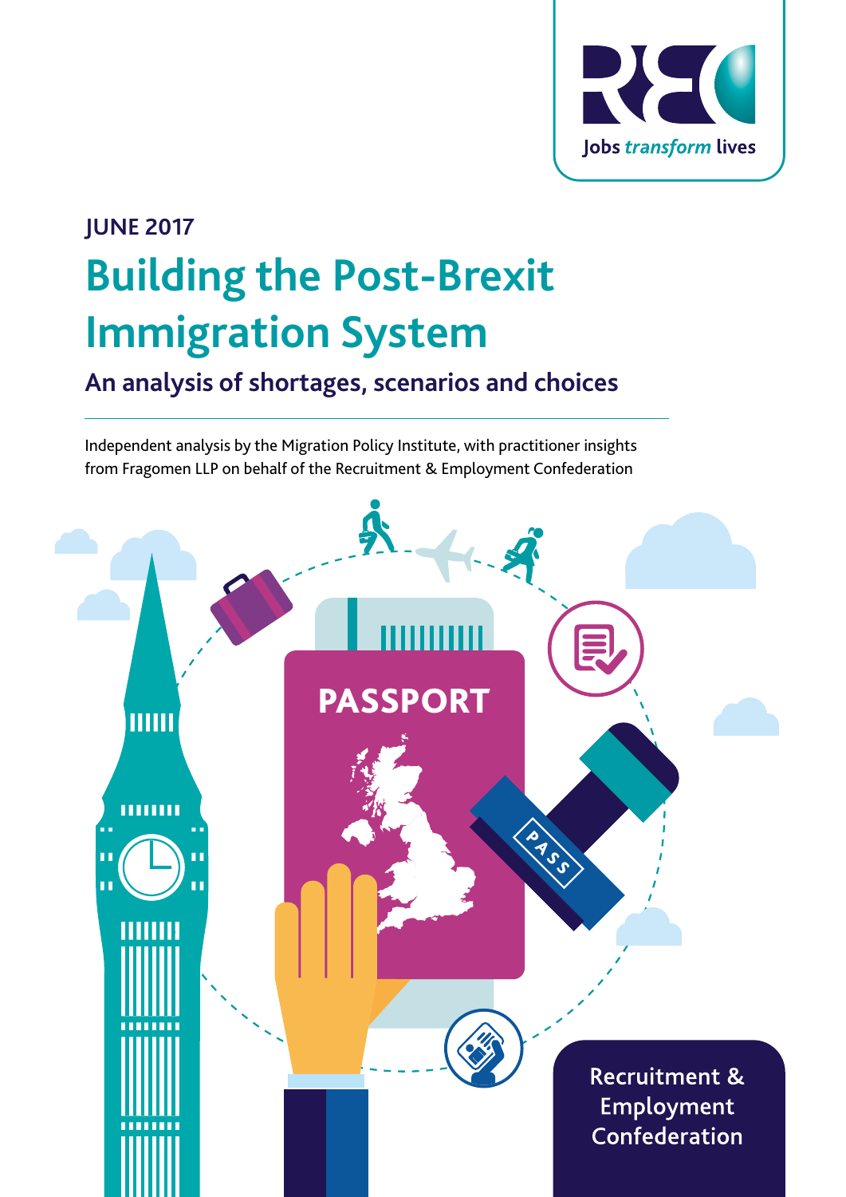REC

Jobs *transform* lives

JUNE 2017

# Building the Post-Brexit Immigration System

## An analysis of shortages, scenarios and choices

Independent analysis by the Migration Policy Institute, with practitioner insights from Fragomen LLP on behalf of the Recruitment & Employment Confederation

Recruitment & Employment Confederation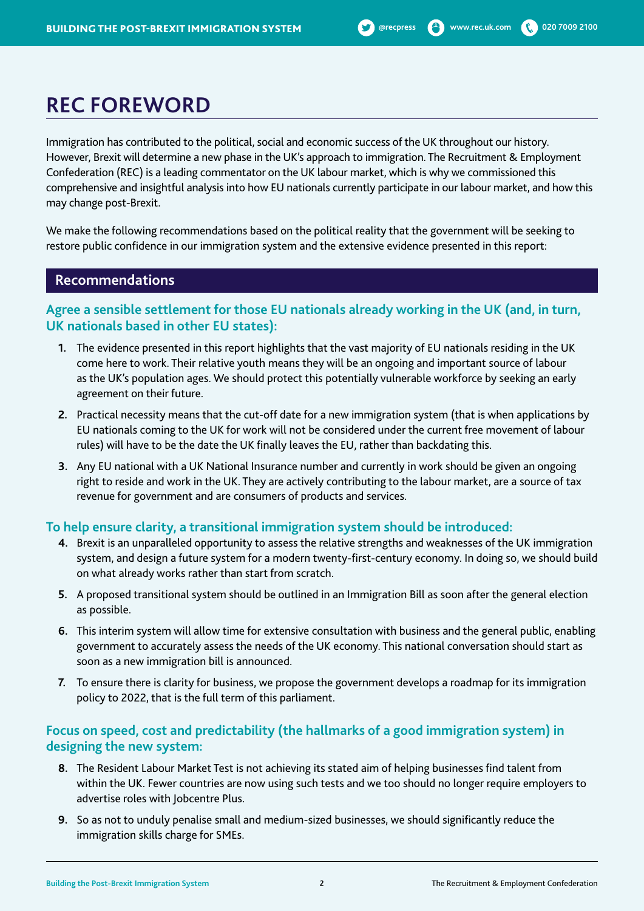# REC FOREWORD

Immigration has contributed to the political, social and economic success of the UK throughout our history. However, Brexit will determine a new phase in the UK's approach to immigration. The Recruitment & Employment Confederation (REC) is a leading commentator on the UK labour market, which is why we commissioned this comprehensive and insightful analysis into how EU nationals currently participate in our labour market, and how this may change post-Brexit.

We make the following recommendations based on the political reality that the government will be seeking to restore public confidence in our immigration system and the extensive evidence presented in this report:

## Recommendations

### Agree a sensible settlement for those EU nationals already working in the UK (and, in turn, UK nationals based in other EU states):

1. The evidence presented in this report highlights that the vast majority of EU nationals residing in the UK come here to work. Their relative youth means they will be an ongoing and important source of labour as the UK's population ages. We should protect this potentially vulnerable workforce by seeking an early agreement on their future.
2. Practical necessity means that the cut-off date for a new immigration system (that is when applications by EU nationals coming to the UK for work will not be considered under the current free movement of labour rules) will have to be the date the UK finally leaves the EU, rather than backdating this.
3. Any EU national with a UK National Insurance number and currently in work should be given an ongoing right to reside and work in the UK. They are actively contributing to the labour market, are a source of tax revenue for government and are consumers of products and services.

### To help ensure clarity, a transitional immigration system should be introduced:

4. Brexit is an unparalleled opportunity to assess the relative strengths and weaknesses of the UK immigration system, and design a future system for a modern twenty-first-century economy. In doing so, we should build on what already works rather than start from scratch.
5. A proposed transitional system should be outlined in an Immigration Bill as soon after the general election as possible.
6. This interim system will allow time for extensive consultation with business and the general public, enabling government to accurately assess the needs of the UK economy. This national conversation should start as soon as a new immigration bill is announced.
7. To ensure there is clarity for business, we propose the government develops a roadmap for its immigration policy to 2022, that is the full term of this parliament.

### Focus on speed, cost and predictability (the hallmarks of a good immigration system) in designing the new system:

8. The Resident Labour Market Test is not achieving its stated aim of helping businesses find talent from within the UK. Fewer countries are now using such tests and we too should no longer require employers to advertise roles with Jobcentre Plus.
9. So as not to unduly penalise small and medium-sized businesses, we should significantly reduce the immigration skills charge for SMEs.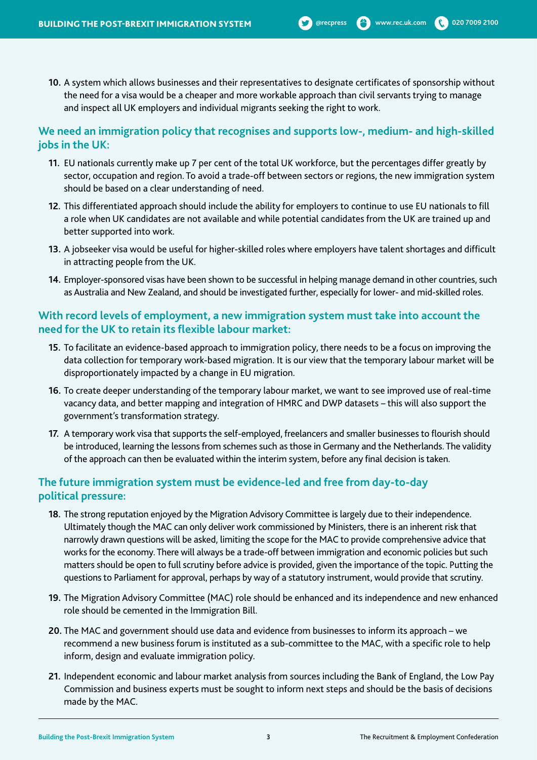10. A system which allows businesses and their representatives to designate certificates of sponsorship without the need for a visa would be a cheaper and more workable approach than civil servants trying to manage and inspect all UK employers and individual migrants seeking the right to work.

## We need an immigration policy that recognises and supports low-, medium- and high-skilled jobs in the UK:

11. EU nationals currently make up 7 per cent of the total UK workforce, but the percentages differ greatly by sector, occupation and region. To avoid a trade-off between sectors or regions, the new immigration system should be based on a clear understanding of need.
12. This differentiated approach should include the ability for employers to continue to use EU nationals to fill a role when UK candidates are not available and while potential candidates from the UK are trained up and better supported into work.
13. A jobseeker visa would be useful for higher-skilled roles where employers have talent shortages and difficult in attracting people from the UK.
14. Employer-sponsored visas have been shown to be successful in helping manage demand in other countries, such as Australia and New Zealand, and should be investigated further, especially for lower- and mid-skilled roles.

## With record levels of employment, a new immigration system must take into account the need for the UK to retain its flexible labour market:

15. To facilitate an evidence-based approach to immigration policy, there needs to be a focus on improving the data collection for temporary work-based migration. It is our view that the temporary labour market will be disproportionately impacted by a change in EU migration.
16. To create deeper understanding of the temporary labour market, we want to see improved use of real-time vacancy data, and better mapping and integration of HMRC and DWP datasets – this will also support the government's transformation strategy.
17. A temporary work visa that supports the self-employed, freelancers and smaller businesses to flourish should be introduced, learning the lessons from schemes such as those in Germany and the Netherlands. The validity of the approach can then be evaluated within the interim system, before any final decision is taken.

## The future immigration system must be evidence-led and free from day-to-day political pressure:

18. The strong reputation enjoyed by the Migration Advisory Committee is largely due to their independence. Ultimately though the MAC can only deliver work commissioned by Ministers, there is an inherent risk that narrowly drawn questions will be asked, limiting the scope for the MAC to provide comprehensive advice that works for the economy. There will always be a trade-off between immigration and economic policies but such matters should be open to full scrutiny before advice is provided, given the importance of the topic. Putting the questions to Parliament for approval, perhaps by way of a statutory instrument, would provide that scrutiny.
19. The Migration Advisory Committee (MAC) role should be enhanced and its independence and new enhanced role should be cemented in the Immigration Bill.
20. The MAC and government should use data and evidence from businesses to inform its approach – we recommend a new business forum is instituted as a sub-committee to the MAC, with a specific role to help inform, design and evaluate immigration policy.
21. Independent economic and labour market analysis from sources including the Bank of England, the Low Pay Commission and business experts must be sought to inform next steps and should be the basis of decisions made by the MAC.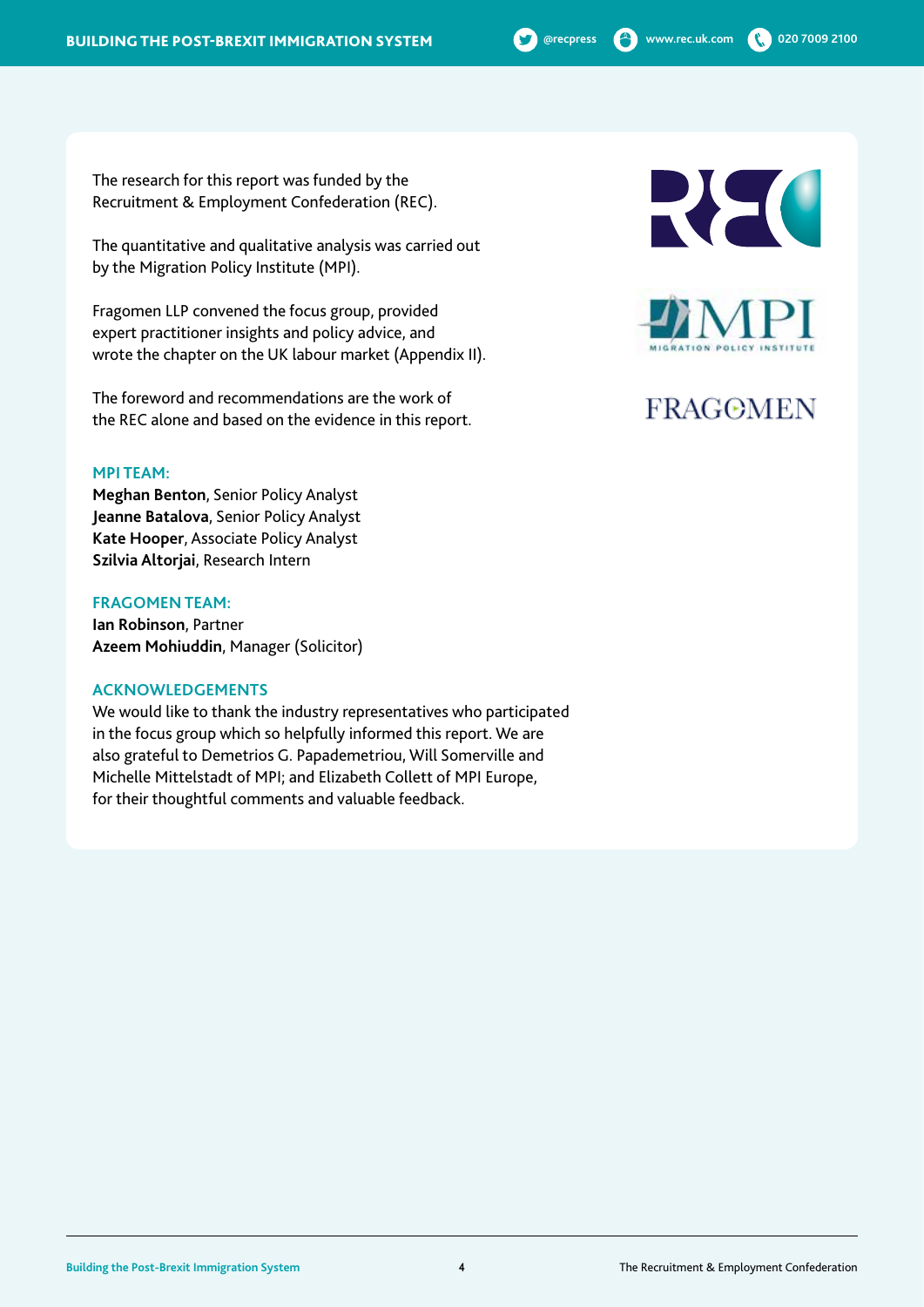The research for this report was funded by the Recruitment & Employment Confederation (REC).

The quantitative and qualitative analysis was carried out by the Migration Policy Institute (MPI).

Fragomen LLP convened the focus group, provided expert practitioner insights and policy advice, and wrote the chapter on the UK labour market (Appendix II).

The foreword and recommendations are the work of the REC alone and based on the evidence in this report.

### MPI TEAM:

**Meghan Benton**, Senior Policy Analyst
**Jeanne Batalova**, Senior Policy Analyst
**Kate Hooper**, Associate Policy Analyst
**Szilvia Altorjai**, Research Intern

### FRAGOMEN TEAM:

**Ian Robinson**, Partner
**Azeem Mohiuddin**, Manager (Solicitor)

### ACKNOWLEDGEMENTS

We would like to thank the industry representatives who participated in the focus group which so helpfully informed this report. We are also grateful to Demetrios G. Papademetriou, Will Somerville and Michelle Mittelstadt of MPI; and Elizabeth Collett of MPI Europe, for their thoughtful comments and valuable feedback.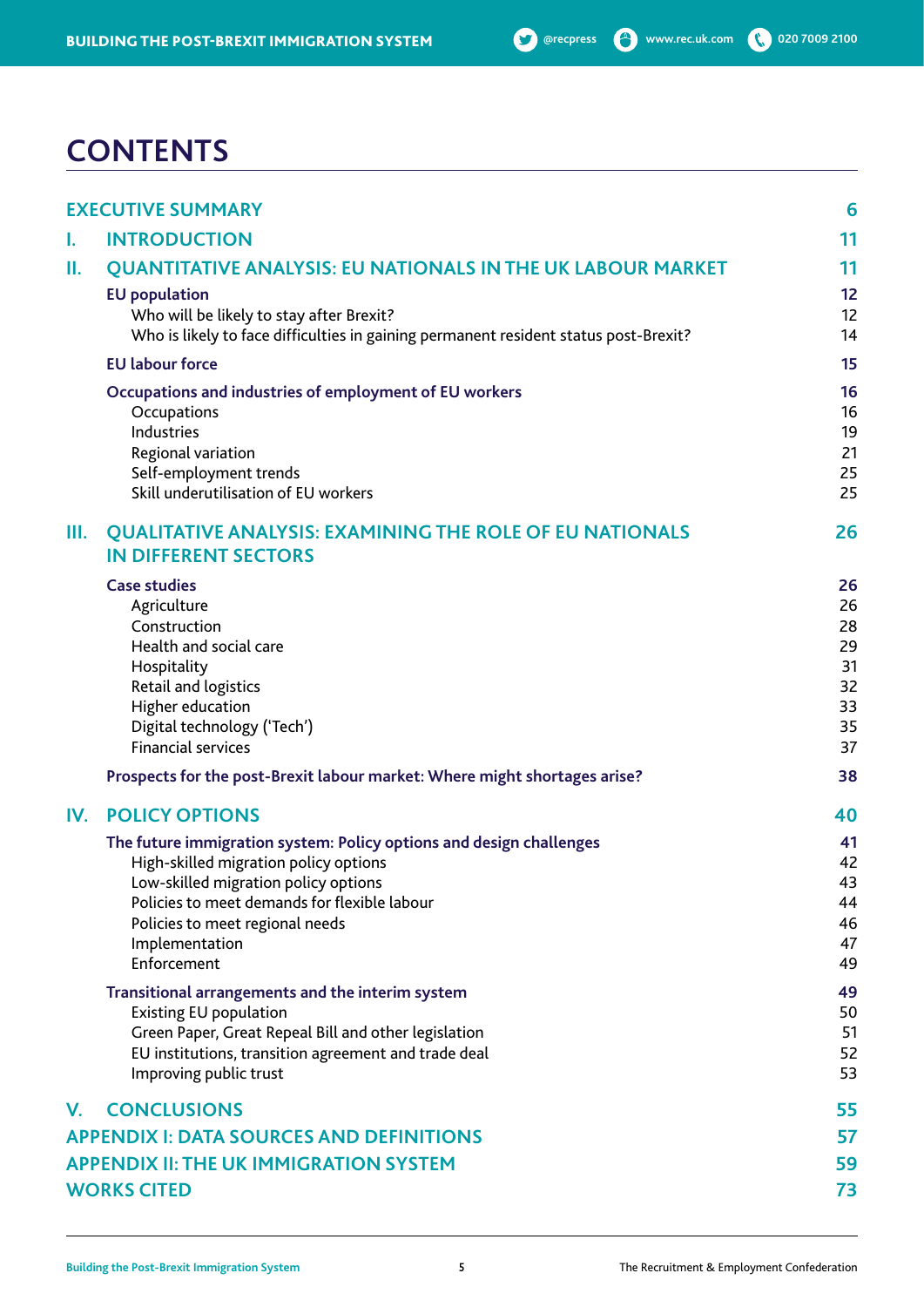# CONTENTS

| | | |
|---|---|---|
| **EXECUTIVE SUMMARY** | | **6** |
| **I.** | **INTRODUCTION** | **11** |
| **II.** | **QUANTITATIVE ANALYSIS: EU NATIONALS IN THE UK LABOUR MARKET** | **11** |
| | **EU population** | **12** |
| | Who will be likely to stay after Brexit? | 12 |
| | Who is likely to face difficulties in gaining permanent resident status post-Brexit? | 14 |
| | **EU labour force** | **15** |
| | **Occupations and industries of employment of EU workers** | **16** |
| | Occupations | 16 |
| | Industries | 19 |
| | Regional variation | 21 |
| | Self-employment trends | 25 |
| | Skill underutilisation of EU workers | 25 |
| **III.** | **QUALITATIVE ANALYSIS: EXAMINING THE ROLE OF EU NATIONALS IN DIFFERENT SECTORS** | **26** |
| | **Case studies** | **26** |
| | Agriculture | 26 |
| | Construction | 28 |
| | Health and social care | 29 |
| | Hospitality | 31 |
| | Retail and logistics | 32 |
| | Higher education | 33 |
| | Digital technology ('Tech') | 35 |
| | Financial services | 37 |
| | **Prospects for the post-Brexit labour market: Where might shortages arise?** | **38** |
| **IV.** | **POLICY OPTIONS** | **40** |
| | **The future immigration system: Policy options and design challenges** | **41** |
| | High-skilled migration policy options | 42 |
| | Low-skilled migration policy options | 43 |
| | Policies to meet demands for flexible labour | 44 |
| | Policies to meet regional needs | 46 |
| | Implementation | 47 |
| | Enforcement | 49 |
| | **Transitional arrangements and the interim system** | **49** |
| | Existing EU population | 50 |
| | Green Paper, Great Repeal Bill and other legislation | 51 |
| | EU institutions, transition agreement and trade deal | 52 |
| | Improving public trust | 53 |
| **V.** | **CONCLUSIONS** | **55** |
| **APPENDIX I: DATA SOURCES AND DEFINITIONS** | | **57** |
| **APPENDIX II: THE UK IMMIGRATION SYSTEM** | | **59** |
| **WORKS CITED** | | **73** |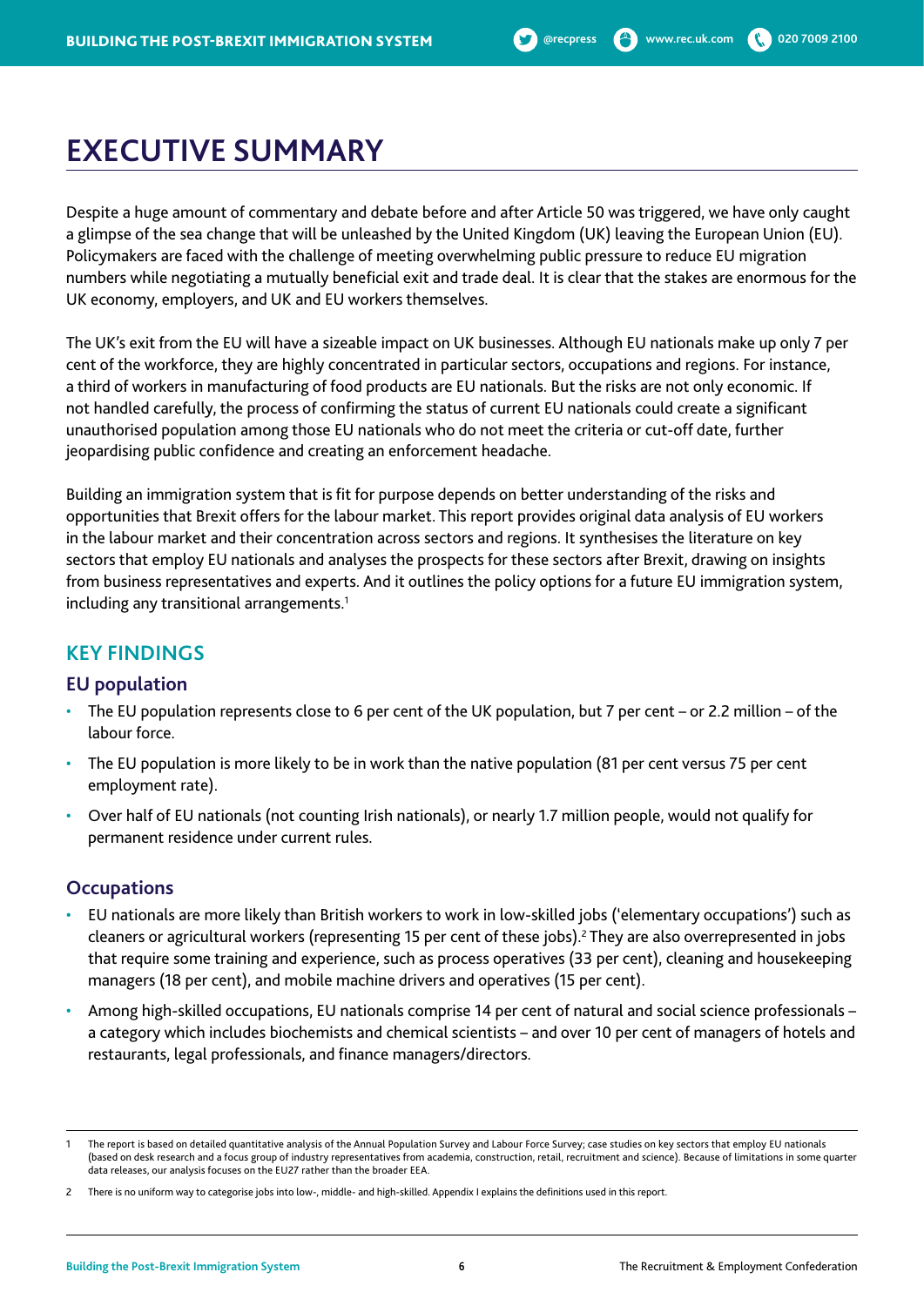# EXECUTIVE SUMMARY

Despite a huge amount of commentary and debate before and after Article 50 was triggered, we have only caught a glimpse of the sea change that will be unleashed by the United Kingdom (UK) leaving the European Union (EU). Policymakers are faced with the challenge of meeting overwhelming public pressure to reduce EU migration numbers while negotiating a mutually beneficial exit and trade deal. It is clear that the stakes are enormous for the UK economy, employers, and UK and EU workers themselves.

The UK's exit from the EU will have a sizeable impact on UK businesses. Although EU nationals make up only 7 per cent of the workforce, they are highly concentrated in particular sectors, occupations and regions. For instance, a third of workers in manufacturing of food products are EU nationals. But the risks are not only economic. If not handled carefully, the process of confirming the status of current EU nationals could create a significant unauthorised population among those EU nationals who do not meet the criteria or cut-off date, further jeopardising public confidence and creating an enforcement headache.

Building an immigration system that is fit for purpose depends on better understanding of the risks and opportunities that Brexit offers for the labour market. This report provides original data analysis of EU workers in the labour market and their concentration across sectors and regions. It synthesises the literature on key sectors that employ EU nationals and analyses the prospects for these sectors after Brexit, drawing on insights from business representatives and experts. And it outlines the policy options for a future EU immigration system, including any transitional arrangements.[1]

## KEY FINDINGS

### EU population

- The EU population represents close to 6 per cent of the UK population, but 7 per cent – or 2.2 million – of the labour force.
- The EU population is more likely to be in work than the native population (81 per cent versus 75 per cent employment rate).
- Over half of EU nationals (not counting Irish nationals), or nearly 1.7 million people, would not qualify for permanent residence under current rules.

### Occupations

- EU nationals are more likely than British workers to work in low-skilled jobs ('elementary occupations') such as cleaners or agricultural workers (representing 15 per cent of these jobs).[2] They are also overrepresented in jobs that require some training and experience, such as process operatives (33 per cent), cleaning and housekeeping managers (18 per cent), and mobile machine drivers and operatives (15 per cent).
- Among high-skilled occupations, EU nationals comprise 14 per cent of natural and social science professionals – a category which includes biochemists and chemical scientists – and over 10 per cent of managers of hotels and restaurants, legal professionals, and finance managers/directors.

---

1 The report is based on detailed quantitative analysis of the Annual Population Survey and Labour Force Survey; case studies on key sectors that employ EU nationals (based on desk research and a focus group of industry representatives from academia, construction, retail, recruitment and science). Because of limitations in some quarter data releases, our analysis focuses on the EU27 rather than the broader EEA.

2 There is no uniform way to categorise jobs into low-, middle- and high-skilled. Appendix I explains the definitions used in this report.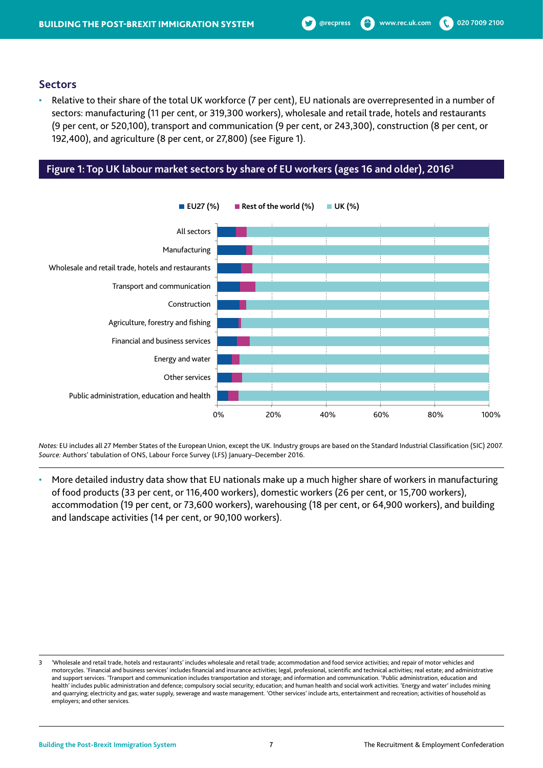## Sectors

- Relative to their share of the total UK workforce (7 per cent), EU nationals are overrepresented in a number of sectors: manufacturing (11 per cent, or 319,300 workers), wholesale and retail trade, hotels and restaurants (9 per cent, or 520,100), transport and communication (9 per cent, or 243,300), construction (8 per cent, or 192,400), and agriculture (8 per cent, or 27,800) (see Figure 1).

**Figure 1: Top UK labour market sectors by share of EU workers (ages 16 and older), 2016[3]**

EU27 (%)
Rest of the world (%)
UK (%)

All sectors
Manufacturing
Wholesale and retail trade, hotels and restaurants
Transport and communication
Construction
Agriculture, forestry and fishing
Financial and business services
Energy and water
Other services
Public administration, education and health

0%
20%
40%
60%
80%
100%

*Notes:* EU includes all 27 Member States of the European Union, except the UK. Industry groups are based on the Standard Industrial Classification (SIC) 2007.
*Source:* Authors' tabulation of ONS, Labour Force Survey (LFS) January–December 2016.

- More detailed industry data show that EU nationals make up a much higher share of workers in manufacturing of food products (33 per cent, or 116,400 workers), domestic workers (26 per cent, or 15,700 workers), accommodation (19 per cent, or 73,600 workers), warehousing (18 per cent, or 64,900 workers), and building and landscape activities (14 per cent, or 90,100 workers).

3 'Wholesale and retail trade, hotels and restaurants' includes wholesale and retail trade; accommodation and food service activities; and repair of motor vehicles and motorcycles. 'Financial and business services' includes financial and insurance activities; legal, professional, scientific and technical activities; real estate; and administrative and support services. 'Transport and communication includes transportation and storage; and information and communication. 'Public administration, education and health' includes public administration and defence; compulsory social security; education; and human health and social work activities. 'Energy and water' includes mining and quarrying; electricity and gas; water supply, sewerage and waste management. 'Other services' include arts, entertainment and recreation; activities of household as employers; and other services.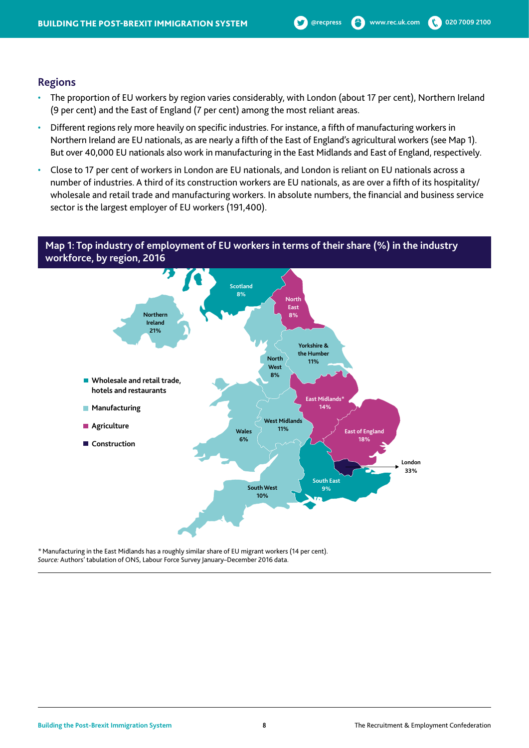## Regions

- The proportion of EU workers by region varies considerably, with London (about 17 per cent), Northern Ireland (9 per cent) and the East of England (7 per cent) among the most reliant areas.
- Different regions rely more heavily on specific industries. For instance, a fifth of manufacturing workers in Northern Ireland are EU nationals, as are nearly a fifth of the East of England's agricultural workers (see Map 1). But over 40,000 EU nationals also work in manufacturing in the East Midlands and East of England, respectively.
- Close to 17 per cent of workers in London are EU nationals, and London is reliant on EU nationals across a number of industries. A third of its construction workers are EU nationals, as are over a fifth of its hospitality/wholesale and retail trade and manufacturing workers. In absolute numbers, the financial and business service sector is the largest employer of EU workers (191,400).

**Map 1: Top industry of employment of EU workers in terms of their share (%) in the industry workforce, by region, 2016**

Scotland 8%
North East 8%
Northern Ireland 21%
Yorkshire & the Humber 11%
North West 8%
East Midlands* 14%
West Midlands 11%
Wales 6%
East of England 18%
London 33%
South East 9%
South West 10%

Wholesale and retail trade, hotels and restaurants
Manufacturing
Agriculture
Construction

* Manufacturing in the East Midlands has a roughly similar share of EU migrant workers (14 per cent).
*Source:* Authors' tabulation of ONS, Labour Force Survey January–December 2016 data.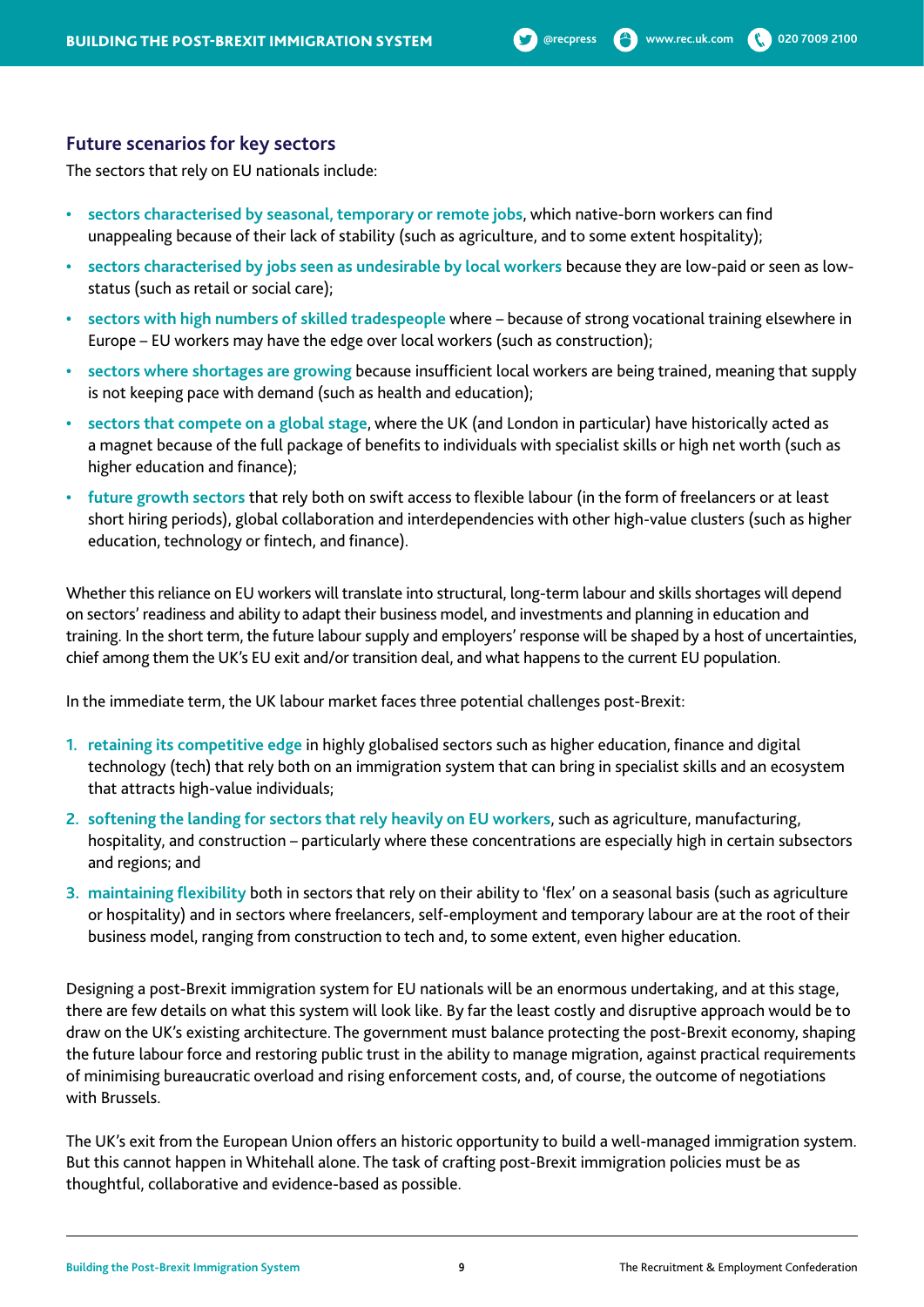## Future scenarios for key sectors

The sectors that rely on EU nationals include:

- **sectors characterised by seasonal, temporary or remote jobs**, which native-born workers can find unappealing because of their lack of stability (such as agriculture, and to some extent hospitality);
- **sectors characterised by jobs seen as undesirable by local workers** because they are low-paid or seen as low-status (such as retail or social care);
- **sectors with high numbers of skilled tradespeople** where – because of strong vocational training elsewhere in Europe – EU workers may have the edge over local workers (such as construction);
- **sectors where shortages are growing** because insufficient local workers are being trained, meaning that supply is not keeping pace with demand (such as health and education);
- **sectors that compete on a global stage**, where the UK (and London in particular) have historically acted as a magnet because of the full package of benefits to individuals with specialist skills or high net worth (such as higher education and finance);
- **future growth sectors** that rely both on swift access to flexible labour (in the form of freelancers or at least short hiring periods), global collaboration and interdependencies with other high-value clusters (such as higher education, technology or fintech, and finance).

Whether this reliance on EU workers will translate into structural, long-term labour and skills shortages will depend on sectors' readiness and ability to adapt their business model, and investments and planning in education and training. In the short term, the future labour supply and employers' response will be shaped by a host of uncertainties, chief among them the UK's EU exit and/or transition deal, and what happens to the current EU population.

In the immediate term, the UK labour market faces three potential challenges post-Brexit:

1. **retaining its competitive edge** in highly globalised sectors such as higher education, finance and digital technology (tech) that rely both on an immigration system that can bring in specialist skills and an ecosystem that attracts high-value individuals;
2. **softening the landing for sectors that rely heavily on EU workers**, such as agriculture, manufacturing, hospitality, and construction – particularly where these concentrations are especially high in certain subsectors and regions; and
3. **maintaining flexibility** both in sectors that rely on their ability to 'flex' on a seasonal basis (such as agriculture or hospitality) and in sectors where freelancers, self-employment and temporary labour are at the root of their business model, ranging from construction to tech and, to some extent, even higher education.

Designing a post-Brexit immigration system for EU nationals will be an enormous undertaking, and at this stage, there are few details on what this system will look like. By far the least costly and disruptive approach would be to draw on the UK's existing architecture. The government must balance protecting the post-Brexit economy, shaping the future labour force and restoring public trust in the ability to manage migration, against practical requirements of minimising bureaucratic overload and rising enforcement costs, and, of course, the outcome of negotiations with Brussels.

The UK's exit from the European Union offers an historic opportunity to build a well-managed immigration system. But this cannot happen in Whitehall alone. The task of crafting post-Brexit immigration policies must be as thoughtful, collaborative and evidence-based as possible.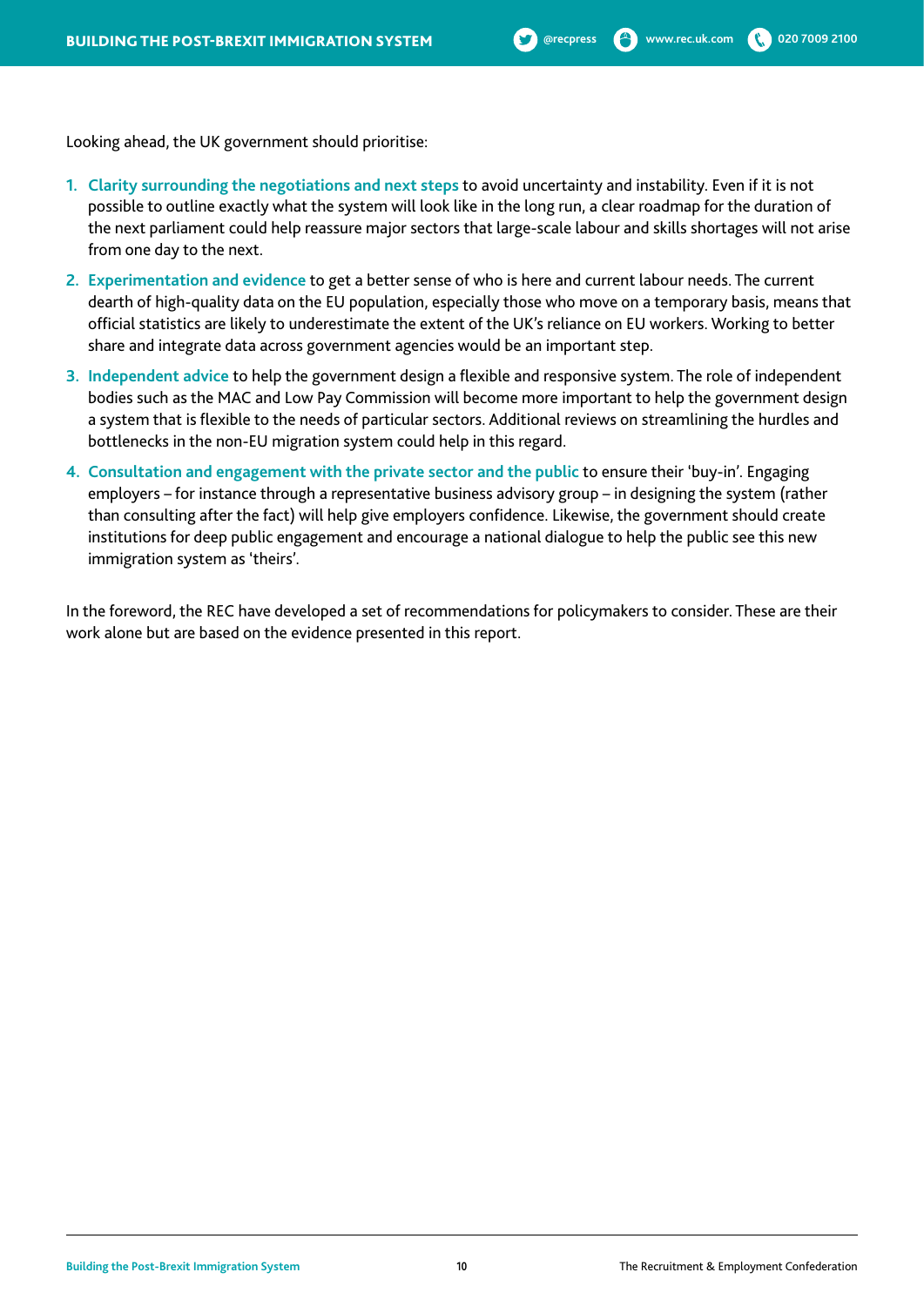Looking ahead, the UK government should prioritise:

1. **Clarity surrounding the negotiations and next steps** to avoid uncertainty and instability. Even if it is not possible to outline exactly what the system will look like in the long run, a clear roadmap for the duration of the next parliament could help reassure major sectors that large-scale labour and skills shortages will not arise from one day to the next.
2. **Experimentation and evidence** to get a better sense of who is here and current labour needs. The current dearth of high-quality data on the EU population, especially those who move on a temporary basis, means that official statistics are likely to underestimate the extent of the UK's reliance on EU workers. Working to better share and integrate data across government agencies would be an important step.
3. **Independent advice** to help the government design a flexible and responsive system. The role of independent bodies such as the MAC and Low Pay Commission will become more important to help the government design a system that is flexible to the needs of particular sectors. Additional reviews on streamlining the hurdles and bottlenecks in the non-EU migration system could help in this regard.
4. **Consultation and engagement with the private sector and the public** to ensure their 'buy-in'. Engaging employers – for instance through a representative business advisory group – in designing the system (rather than consulting after the fact) will help give employers confidence. Likewise, the government should create institutions for deep public engagement and encourage a national dialogue to help the public see this new immigration system as 'theirs'.

In the foreword, the REC have developed a set of recommendations for policymakers to consider. These are their work alone but are based on the evidence presented in this report.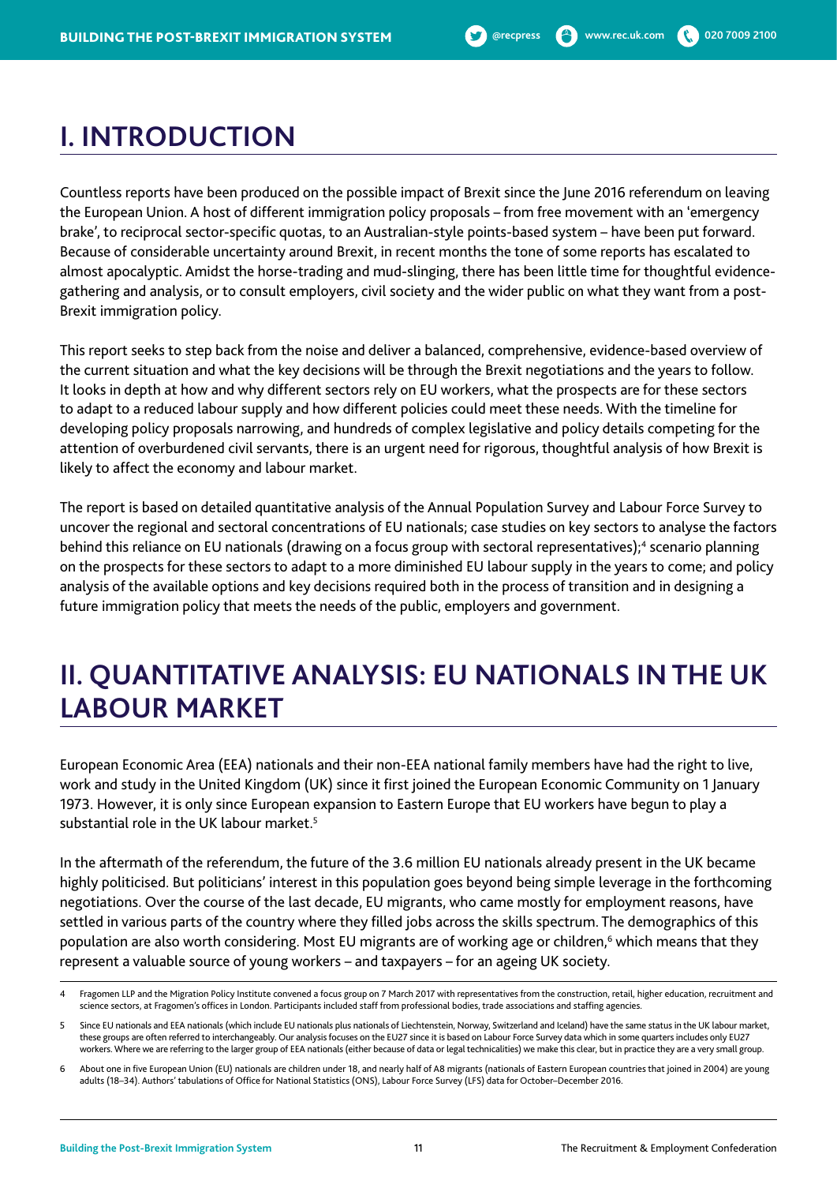# I. INTRODUCTION

Countless reports have been produced on the possible impact of Brexit since the June 2016 referendum on leaving the European Union. A host of different immigration policy proposals – from free movement with an 'emergency brake', to reciprocal sector-specific quotas, to an Australian-style points-based system – have been put forward. Because of considerable uncertainty around Brexit, in recent months the tone of some reports has escalated to almost apocalyptic. Amidst the horse-trading and mud-slinging, there has been little time for thoughtful evidence-gathering and analysis, or to consult employers, civil society and the wider public on what they want from a post-Brexit immigration policy.

This report seeks to step back from the noise and deliver a balanced, comprehensive, evidence-based overview of the current situation and what the key decisions will be through the Brexit negotiations and the years to follow. It looks in depth at how and why different sectors rely on EU workers, what the prospects are for these sectors to adapt to a reduced labour supply and how different policies could meet these needs. With the timeline for developing policy proposals narrowing, and hundreds of complex legislative and policy details competing for the attention of overburdened civil servants, there is an urgent need for rigorous, thoughtful analysis of how Brexit is likely to affect the economy and labour market.

The report is based on detailed quantitative analysis of the Annual Population Survey and Labour Force Survey to uncover the regional and sectoral concentrations of EU nationals; case studies on key sectors to analyse the factors behind this reliance on EU nationals (drawing on a focus group with sectoral representatives);[4] scenario planning on the prospects for these sectors to adapt to a more diminished EU labour supply in the years to come; and policy analysis of the available options and key decisions required both in the process of transition and in designing a future immigration policy that meets the needs of the public, employers and government.

# II. QUANTITATIVE ANALYSIS: EU NATIONALS IN THE UK LABOUR MARKET

European Economic Area (EEA) nationals and their non-EEA national family members have had the right to live, work and study in the United Kingdom (UK) since it first joined the European Economic Community on 1 January 1973. However, it is only since European expansion to Eastern Europe that EU workers have begun to play a substantial role in the UK labour market.[5]

In the aftermath of the referendum, the future of the 3.6 million EU nationals already present in the UK became highly politicised. But politicians' interest in this population goes beyond being simple leverage in the forthcoming negotiations. Over the course of the last decade, EU migrants, who came mostly for employment reasons, have settled in various parts of the country where they filled jobs across the skills spectrum. The demographics of this population are also worth considering. Most EU migrants are of working age or children,[6] which means that they represent a valuable source of young workers – and taxpayers – for an ageing UK society.

---

4 Fragomen LLP and the Migration Policy Institute convened a focus group on 7 March 2017 with representatives from the construction, retail, higher education, recruitment and science sectors, at Fragomen's offices in London. Participants included staff from professional bodies, trade associations and staffing agencies.

5 Since EU nationals and EEA nationals (which include EU nationals plus nationals of Liechtenstein, Norway, Switzerland and Iceland) have the same status in the UK labour market, these groups are often referred to interchangeably. Our analysis focuses on the EU27 since it is based on Labour Force Survey data which in some quarters includes only EU27 workers. Where we are referring to the larger group of EEA nationals (either because of data or legal technicalities) we make this clear, but in practice they are a very small group.

6 About one in five European Union (EU) nationals are children under 18, and nearly half of A8 migrants (nationals of Eastern European countries that joined in 2004) are young adults (18–34). Authors' tabulations of Office for National Statistics (ONS), Labour Force Survey (LFS) data for October–December 2016.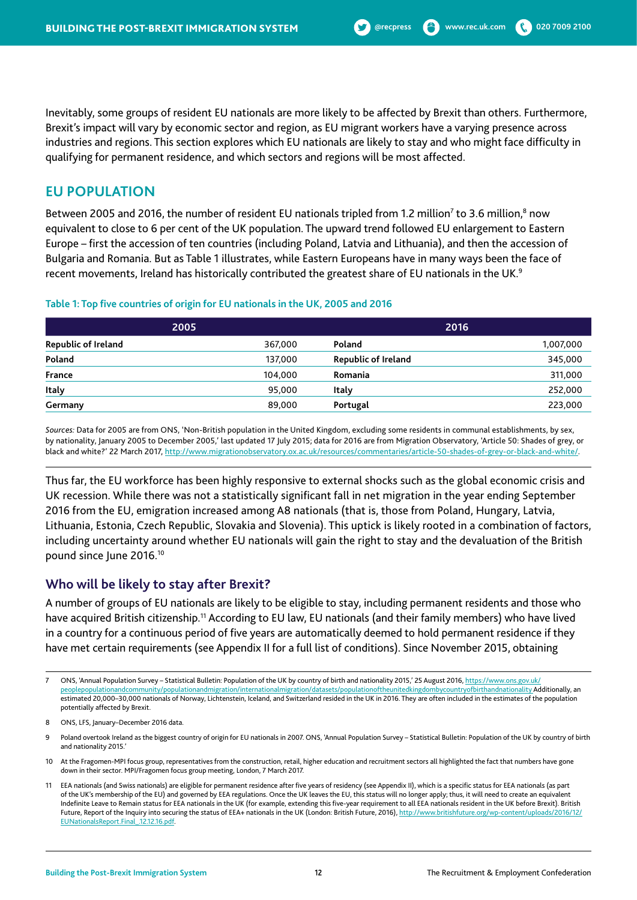Inevitably, some groups of resident EU nationals are more likely to be affected by Brexit than others. Furthermore, Brexit's impact will vary by economic sector and region, as EU migrant workers have a varying presence across industries and regions. This section explores which EU nationals are likely to stay and who might face difficulty in qualifying for permanent residence, and which sectors and regions will be most affected.

## EU POPULATION

Between 2005 and 2016, the number of resident EU nationals tripled from 1.2 million[7] to 3.6 million,[8] now equivalent to close to 6 per cent of the UK population. The upward trend followed EU enlargement to Eastern Europe – first the accession of ten countries (including Poland, Latvia and Lithuania), and then the accession of Bulgaria and Romania. But as Table 1 illustrates, while Eastern Europeans have in many ways been the face of recent movements, Ireland has historically contributed the greatest share of EU nationals in the UK.[9]

**Table 1: Top five countries of origin for EU nationals in the UK, 2005 and 2016**

| 2005 | | 2016 | |
|---|---|---|---|
| **Republic of Ireland** | 367,000 | **Poland** | 1,007,000 |
| **Poland** | 137,000 | **Republic of Ireland** | 345,000 |
| **France** | 104,000 | **Romania** | 311,000 |
| **Italy** | 95,000 | **Italy** | 252,000 |
| **Germany** | 89,000 | **Portugal** | 223,000 |

*Sources:* Data for 2005 are from ONS, 'Non-British population in the United Kingdom, excluding some residents in communal establishments, by sex, by nationality, January 2005 to December 2005,' last updated 17 July 2015; data for 2016 are from Migration Observatory, 'Article 50: Shades of grey, or black and white?' 22 March 2017, http://www.migrationobservatory.ox.ac.uk/resources/commentaries/article-50-shades-of-grey-or-black-and-white/.

Thus far, the EU workforce has been highly responsive to external shocks such as the global economic crisis and UK recession. While there was not a statistically significant fall in net migration in the year ending September 2016 from the EU, emigration increased among A8 nationals (that is, those from Poland, Hungary, Latvia, Lithuania, Estonia, Czech Republic, Slovakia and Slovenia). This uptick is likely rooted in a combination of factors, including uncertainty around whether EU nationals will gain the right to stay and the devaluation of the British pound since June 2016.[10]

### Who will be likely to stay after Brexit?

A number of groups of EU nationals are likely to be eligible to stay, including permanent residents and those who have acquired British citizenship.[11] According to EU law, EU nationals (and their family members) who have lived in a country for a continuous period of five years are automatically deemed to hold permanent residence if they have met certain requirements (see Appendix II for a full list of conditions). Since November 2015, obtaining

---

7 ONS, 'Annual Population Survey – Statistical Bulletin: Population of the UK by country of birth and nationality 2015,' 25 August 2016, https://www.ons.gov.uk/peoplepopulationandcommunity/populationandmigration/internationalmigration/datasets/populationoftheunitedkingdombycountryofbirthandnationality Additionally, an estimated 20,000–30,000 nationals of Norway, Lichtenstein, Iceland, and Switzerland resided in the UK in 2016. They are often included in the estimates of the population potentially affected by Brexit.

8 ONS, LFS, January–December 2016 data.

9 Poland overtook Ireland as the biggest country of origin for EU nationals in 2007. ONS, 'Annual Population Survey – Statistical Bulletin: Population of the UK by country of birth and nationality 2015.'

10 At the Fragomen-MPI focus group, representatives from the construction, retail, higher education and recruitment sectors all highlighted the fact that numbers have gone down in their sector. MPI/Fragomen focus group meeting, London, 7 March 2017.

11 EEA nationals (and Swiss nationals) are eligible for permanent residence after five years of residency (see Appendix II), which is a specific status for EEA nationals (as part of the UK's membership of the EU) and governed by EEA regulations. Once the UK leaves the EU, this status will no longer apply; thus, it will need to create an equivalent Indefinite Leave to Remain status for EEA nationals in the UK (for example, extending this five-year requirement to all EEA nationals resident in the UK before Brexit). British Future, Report of the Inquiry into securing the status of EEA+ nationals in the UK (London: British Future, 2016), http://www.britishfuture.org/wp-content/uploads/2016/12/EUNationalsReport.Final_.12.12.16.pdf.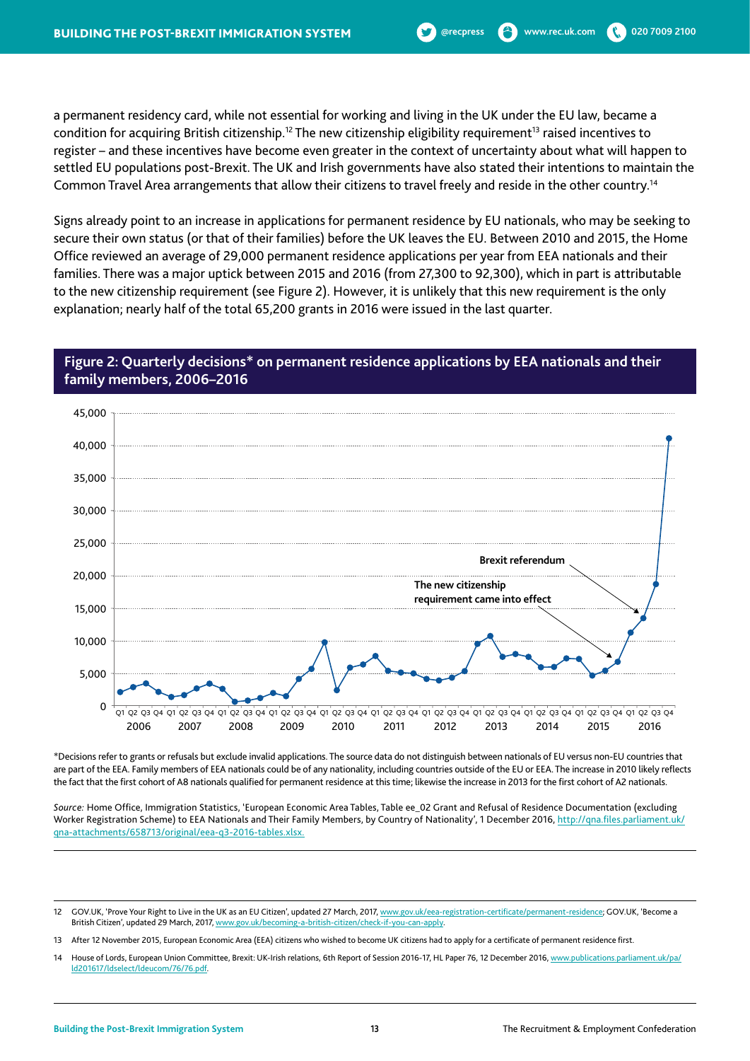a permanent residency card, while not essential for working and living in the UK under the EU law, became a condition for acquiring British citizenship.[12] The new citizenship eligibility requirement[13] raised incentives to register – and these incentives have become even greater in the context of uncertainty about what will happen to settled EU populations post-Brexit. The UK and Irish governments have also stated their intentions to maintain the Common Travel Area arrangements that allow their citizens to travel freely and reside in the other country.[14]

Signs already point to an increase in applications for permanent residence by EU nationals, who may be seeking to secure their own status (or that of their families) before the UK leaves the EU. Between 2010 and 2015, the Home Office reviewed an average of 29,000 permanent residence applications per year from EEA nationals and their families. There was a major uptick between 2015 and 2016 (from 27,300 to 92,300), which in part is attributable to the new citizenship requirement (see Figure 2). However, it is unlikely that this new requirement is the only explanation; nearly half of the total 65,200 grants in 2016 were issued in the last quarter.

**Figure 2: Quarterly decisions* on permanent residence applications by EEA nationals and their family members, 2006–2016**

45,000
40,000
35,000
30,000
25,000
20,000
15,000
10,000
5,000
0

Q1 Q2 Q3 Q4 (2006) Q1 Q2 Q3 Q4 (2007) Q1 Q2 Q3 Q4 (2008) Q1 Q2 Q3 Q4 (2009) Q1 Q2 Q3 Q4 (2010) Q1 Q2 Q3 Q4 (2011) Q1 Q2 Q3 Q4 (2012) Q1 Q2 Q3 Q4 (2013) Q1 Q2 Q3 Q4 (2014) Q1 Q2 Q3 Q4 (2015) Q1 Q2 Q3 Q4 (2016)

Brexit referendum

The new citizenship requirement came into effect

*Decisions refer to grants or refusals but exclude invalid applications. The source data do not distinguish between nationals of EU versus non-EU countries that are part of the EEA. Family members of EEA nationals could be of any nationality, including countries outside of the EU or EEA. The increase in 2010 likely reflects the fact that the first cohort of A8 nationals qualified for permanent residence at this time; likewise the increase in 2013 for the first cohort of A2 nationals.

*Source:* Home Office, Immigration Statistics, 'European Economic Area Tables, Table ee_02 Grant and Refusal of Residence Documentation (excluding Worker Registration Scheme) to EEA Nationals and Their Family Members, by Country of Nationality', 1 December 2016, http://qna.files.parliament.uk/qna-attachments/658713/original/eea-q3-2016-tables.xlsx.

---

12 GOV.UK, 'Prove Your Right to Live in the UK as an EU Citizen', updated 27 March, 2017, www.gov.uk/eea-registration-certificate/permanent-residence; GOV.UK, 'Become a British Citizen', updated 29 March, 2017, www.gov.uk/becoming-a-british-citizen/check-if-you-can-apply.

13 After 12 November 2015, European Economic Area (EEA) citizens who wished to become UK citizens had to apply for a certificate of permanent residence first.

14 House of Lords, European Union Committee, Brexit: UK-Irish relations, 6th Report of Session 2016-17, HL Paper 76, 12 December 2016, www.publications.parliament.uk/pa/ld201617/ldselect/ldeucom/76/76.pdf.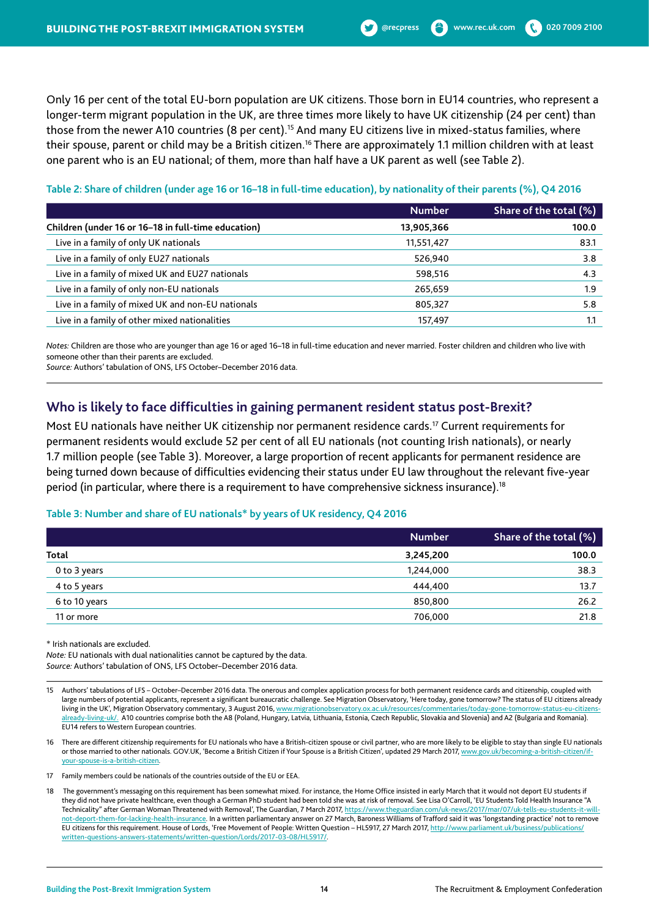Only 16 per cent of the total EU-born population are UK citizens. Those born in EU14 countries, who represent a longer-term migrant population in the UK, are three times more likely to have UK citizenship (24 per cent) than those from the newer A10 countries (8 per cent).[15] And many EU citizens live in mixed-status families, where their spouse, parent or child may be a British citizen.[16] There are approximately 1.1 million children with at least one parent who is an EU national; of them, more than half have a UK parent as well (see Table 2).

**Table 2: Share of children (under age 16 or 16–18 in full-time education), by nationality of their parents (%), Q4 2016**

| | Number | Share of the total (%) |
|---|---|---|
| **Children (under 16 or 16–18 in full-time education)** | **13,905,366** | **100.0** |
| Live in a family of only UK nationals | 11,551,427 | 83.1 |
| Live in a family of only EU27 nationals | 526,940 | 3.8 |
| Live in a family of mixed UK and EU27 nationals | 598,516 | 4.3 |
| Live in a family of only non-EU nationals | 265,659 | 1.9 |
| Live in a family of mixed UK and non-EU nationals | 805,327 | 5.8 |
| Live in a family of other mixed nationalities | 157,497 | 1.1 |

*Notes:* Children are those who are younger than age 16 or aged 16–18 in full-time education and never married. Foster children and children who live with someone other than their parents are excluded.
*Source:* Authors' tabulation of ONS, LFS October–December 2016 data.

## Who is likely to face difficulties in gaining permanent resident status post-Brexit?

Most EU nationals have neither UK citizenship nor permanent residence cards.[17] Current requirements for permanent residents would exclude 52 per cent of all EU nationals (not counting Irish nationals), or nearly 1.7 million people (see Table 3). Moreover, a large proportion of recent applicants for permanent residence are being turned down because of difficulties evidencing their status under EU law throughout the relevant five-year period (in particular, where there is a requirement to have comprehensive sickness insurance).[18]

**Table 3: Number and share of EU nationals\* by years of UK residency, Q4 2016**

| | Number | Share of the total (%) |
|---|---|---|
| **Total** | **3,245,200** | **100.0** |
| 0 to 3 years | 1,244,000 | 38.3 |
| 4 to 5 years | 444,400 | 13.7 |
| 6 to 10 years | 850,800 | 26.2 |
| 11 or more | 706,000 | 21.8 |

\* Irish nationals are excluded.
*Note:* EU nationals with dual nationalities cannot be captured by the data.
*Source:* Authors' tabulation of ONS, LFS October–December 2016 data.

15 Authors' tabulations of LFS – October–December 2016 data. The onerous and complex application process for both permanent residence cards and citizenship, coupled with large numbers of potential applicants, represent a significant bureaucratic challenge. See Migration Observatory, 'Here today, gone tomorrow? The status of EU citizens already living in the UK', Migration Observatory commentary, 3 August 2016, www.migrationobservatory.ox.ac.uk/resources/commentaries/today-gone-tomorrow-status-eu-citizens-already-living-uk/. A10 countries comprise both the A8 (Poland, Hungary, Latvia, Lithuania, Estonia, Czech Republic, Slovakia and Slovenia) and A2 (Bulgaria and Romania). EU14 refers to Western European countries.

16 There are different citizenship requirements for EU nationals who have a British-citizen spouse or civil partner, who are more likely to be eligible to stay than single EU nationals or those married to other nationals. GOV.UK, 'Become a British Citizen if Your Spouse is a British Citizen', updated 29 March 2017, www.gov.uk/becoming-a-british-citizen/if-your-spouse-is-a-british-citizen.

17 Family members could be nationals of the countries outside of the EU or EEA.

18 The government's messaging on this requirement has been somewhat mixed. For instance, the Home Office insisted in early March that it would not deport EU students if they did not have private healthcare, even though a German PhD student had been told she was at risk of removal. See Lisa O'Carroll, 'EU Students Told Health Insurance "A Technicality" after German Woman Threatened with Removal', The Guardian, 7 March 2017, https://www.theguardian.com/uk-news/2017/mar/07/uk-tells-eu-students-it-will-not-deport-them-for-lacking-health-insurance. In a written parliamentary answer on 27 March, Baroness Williams of Trafford said it was 'longstanding practice' not to remove EU citizens for this requirement. House of Lords, 'Free Movement of People: Written Question – HL5917, 27 March 2017, http://www.parliament.uk/business/publications/written-questions-answers-statements/written-question/Lords/2017-03-08/HL5917/.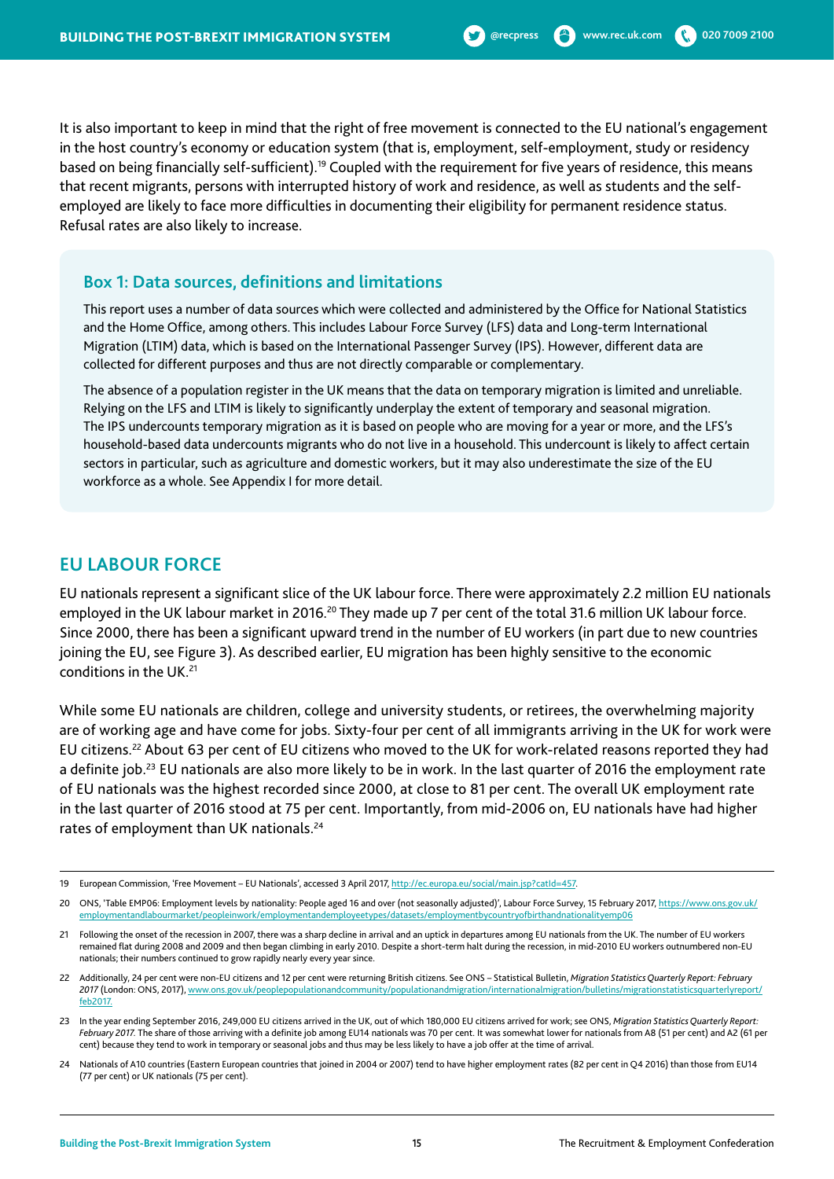It is also important to keep in mind that the right of free movement is connected to the EU national's engagement in the host country's economy or education system (that is, employment, self-employment, study or residency based on being financially self-sufficient).[19] Coupled with the requirement for five years of residence, this means that recent migrants, persons with interrupted history of work and residence, as well as students and the self-employed are likely to face more difficulties in documenting their eligibility for permanent residence status. Refusal rates are also likely to increase.

### Box 1: Data sources, definitions and limitations

This report uses a number of data sources which were collected and administered by the Office for National Statistics and the Home Office, among others. This includes Labour Force Survey (LFS) data and Long-term International Migration (LTIM) data, which is based on the International Passenger Survey (IPS). However, different data are collected for different purposes and thus are not directly comparable or complementary.

The absence of a population register in the UK means that the data on temporary migration is limited and unreliable. Relying on the LFS and LTIM is likely to significantly underplay the extent of temporary and seasonal migration. The IPS undercounts temporary migration as it is based on people who are moving for a year or more, and the LFS's household-based data undercounts migrants who do not live in a household. This undercount is likely to affect certain sectors in particular, such as agriculture and domestic workers, but it may also underestimate the size of the EU workforce as a whole. See Appendix I for more detail.

## EU LABOUR FORCE

EU nationals represent a significant slice of the UK labour force. There were approximately 2.2 million EU nationals employed in the UK labour market in 2016.[20] They made up 7 per cent of the total 31.6 million UK labour force. Since 2000, there has been a significant upward trend in the number of EU workers (in part due to new countries joining the EU, see Figure 3). As described earlier, EU migration has been highly sensitive to the economic conditions in the UK.[21]

While some EU nationals are children, college and university students, or retirees, the overwhelming majority are of working age and have come for jobs. Sixty-four per cent of all immigrants arriving in the UK for work were EU citizens.[22] About 63 per cent of EU citizens who moved to the UK for work-related reasons reported they had a definite job.[23] EU nationals are also more likely to be in work. In the last quarter of 2016 the employment rate of EU nationals was the highest recorded since 2000, at close to 81 per cent. The overall UK employment rate in the last quarter of 2016 stood at 75 per cent. Importantly, from mid-2006 on, EU nationals have had higher rates of employment than UK nationals.[24]

---

19 European Commission, 'Free Movement – EU Nationals', accessed 3 April 2017, http://ec.europa.eu/social/main.jsp?catId=457.

20 ONS, 'Table EMP06: Employment levels by nationality: People aged 16 and over (not seasonally adjusted)', Labour Force Survey, 15 February 2017, https://www.ons.gov.uk/employmentandlabourmarket/peopleinwork/employmentandemployeetypes/datasets/employmentbycountryofbirthandnationalityemp06

21 Following the onset of the recession in 2007, there was a sharp decline in arrival and an uptick in departures among EU nationals from the UK. The number of EU workers remained flat during 2008 and 2009 and then began climbing in early 2010. Despite a short-term halt during the recession, in mid-2006 EU workers outnumbered non-EU nationals; their numbers continued to grow rapidly nearly every year since.

22 Additionally, 24 per cent were non-EU citizens and 12 per cent were returning British citizens. See ONS – Statistical Bulletin, *Migration Statistics Quarterly Report: February 2017* (London: ONS, 2017), www.ons.gov.uk/peoplepopulationandcommunity/populationandmigration/internationalmigration/bulletins/migrationstatisticsquarterlyreport/feb2017.

23 In the year ending September 2016, 249,000 EU citizens arrived in the UK, out of which 180,000 EU citizens arrived for work; see ONS, *Migration Statistics Quarterly Report: February 2017*. The share of those arriving with a definite job among EU14 nationals was 70 per cent. It was somewhat lower for nationals from A8 (51 per cent) and A2 (61 per cent) because they tend to work in temporary or seasonal jobs and thus may be less likely to have a job offer at the time of arrival.

24 Nationals of A10 countries (Eastern European countries that joined in 2004 or 2007) tend to have higher employment rates (82 per cent in Q4 2016) than those from EU14 (77 per cent) or UK nationals (75 per cent).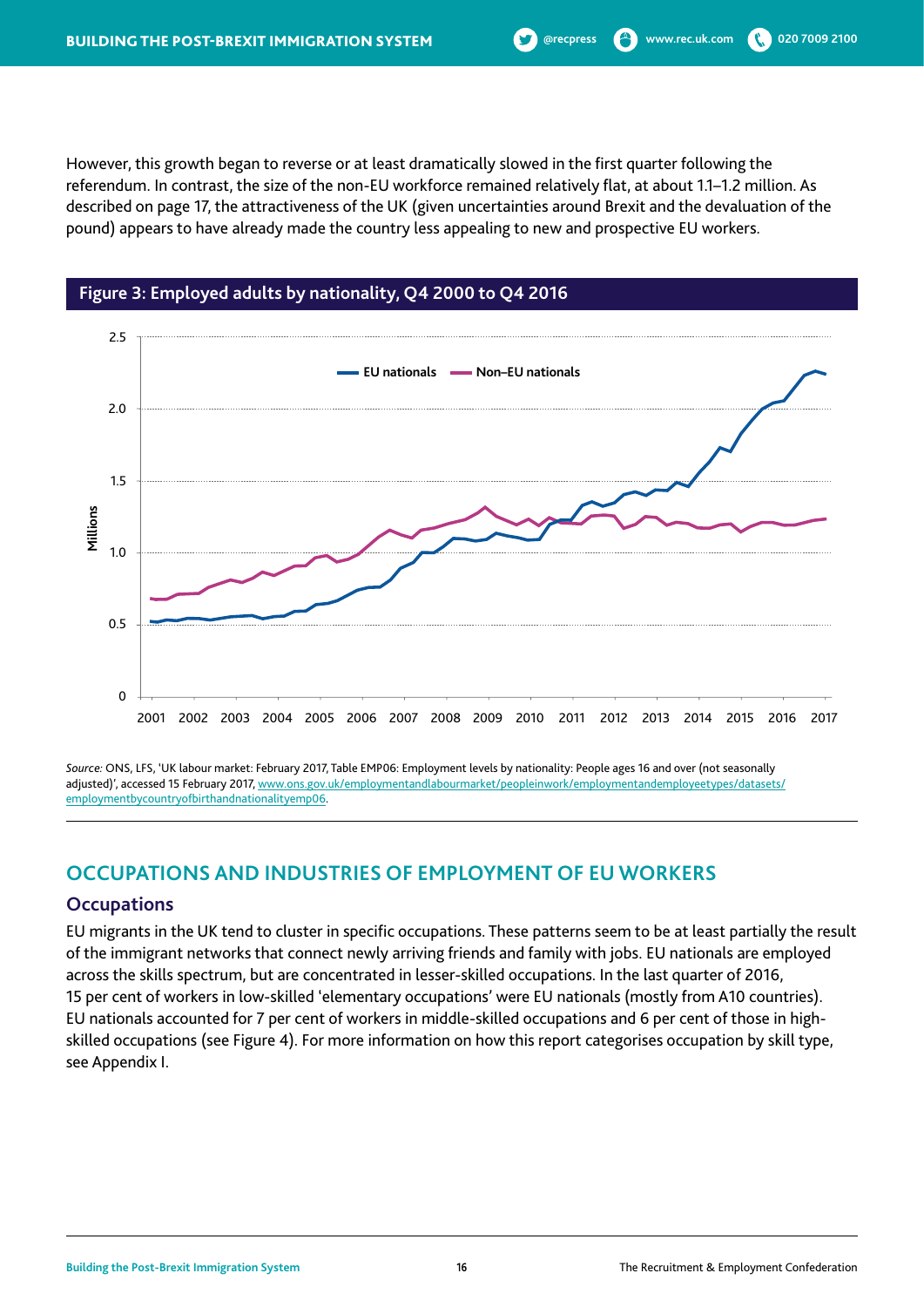However, this growth began to reverse or at least dramatically slowed in the first quarter following the referendum. In contrast, the size of the non-EU workforce remained relatively flat, at about 1.1–1.2 million. As described on page 17, the attractiveness of the UK (given uncertainties around Brexit and the devaluation of the pound) appears to have already made the country less appealing to new and prospective EU workers.

## Figure 3: Employed adults by nationality, Q4 2000 to Q4 2016

EU nationals
Non–EU nationals

Millions

2.5
2.0
1.5
1.0
0.5
0

2001 2002 2003 2004 2005 2006 2007 2008 2009 2010 2011 2012 2013 2014 2015 2016 2017

*Source:* ONS, LFS, 'UK labour market: February 2017, Table EMP06: Employment levels by nationality: People ages 16 and over (not seasonally adjusted)', accessed 15 February 2017, www.ons.gov.uk/employmentandlabourmarket/peopleinwork/employmentandemployeetypes/datasets/employmentbycountryofbirthandnationalityemp06.

## OCCUPATIONS AND INDUSTRIES OF EMPLOYMENT OF EU WORKERS

### Occupations

EU migrants in the UK tend to cluster in specific occupations. These patterns seem to be at least partially the result of the immigrant networks that connect newly arriving friends and family with jobs. EU nationals are employed across the skills spectrum, but are concentrated in lesser-skilled occupations. In the last quarter of 2016, 15 per cent of workers in low-skilled 'elementary occupations' were EU nationals (mostly from A10 countries). EU nationals accounted for 7 per cent of workers in middle-skilled occupations and 6 per cent of those in high-skilled occupations (see Figure 4). For more information on how this report categorises occupation by skill type, see Appendix I.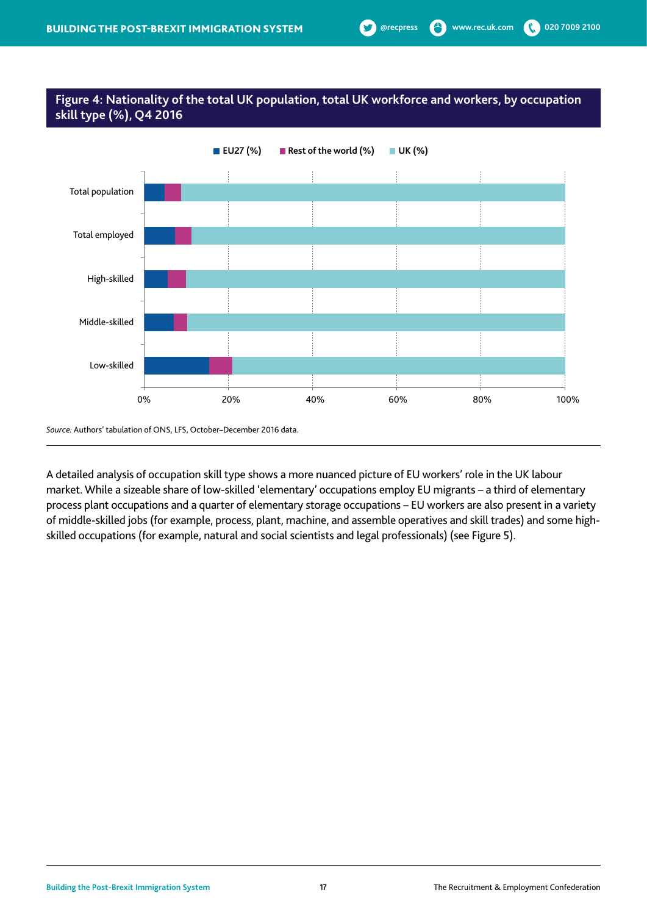**Figure 4: Nationality of the total UK population, total UK workforce and workers, by occupation skill type (%), Q4 2016**

EU27 (%)
Rest of the world (%)
UK (%)

Total population
Total employed
High-skilled
Middle-skilled
Low-skilled

0%
20%
40%
60%
80%
100%

*Source:* Authors' tabulation of ONS, LFS, October–December 2016 data.

A detailed analysis of occupation skill type shows a more nuanced picture of EU workers' role in the UK labour market. While a sizeable share of low-skilled 'elementary' occupations employ EU migrants – a third of elementary process plant occupations and a quarter of elementary storage occupations – EU workers are also present in a variety of middle-skilled jobs (for example, process, plant, machine, and assemble operatives and skill trades) and some high-skilled occupations (for example, natural and social scientists and legal professionals) (see Figure 5).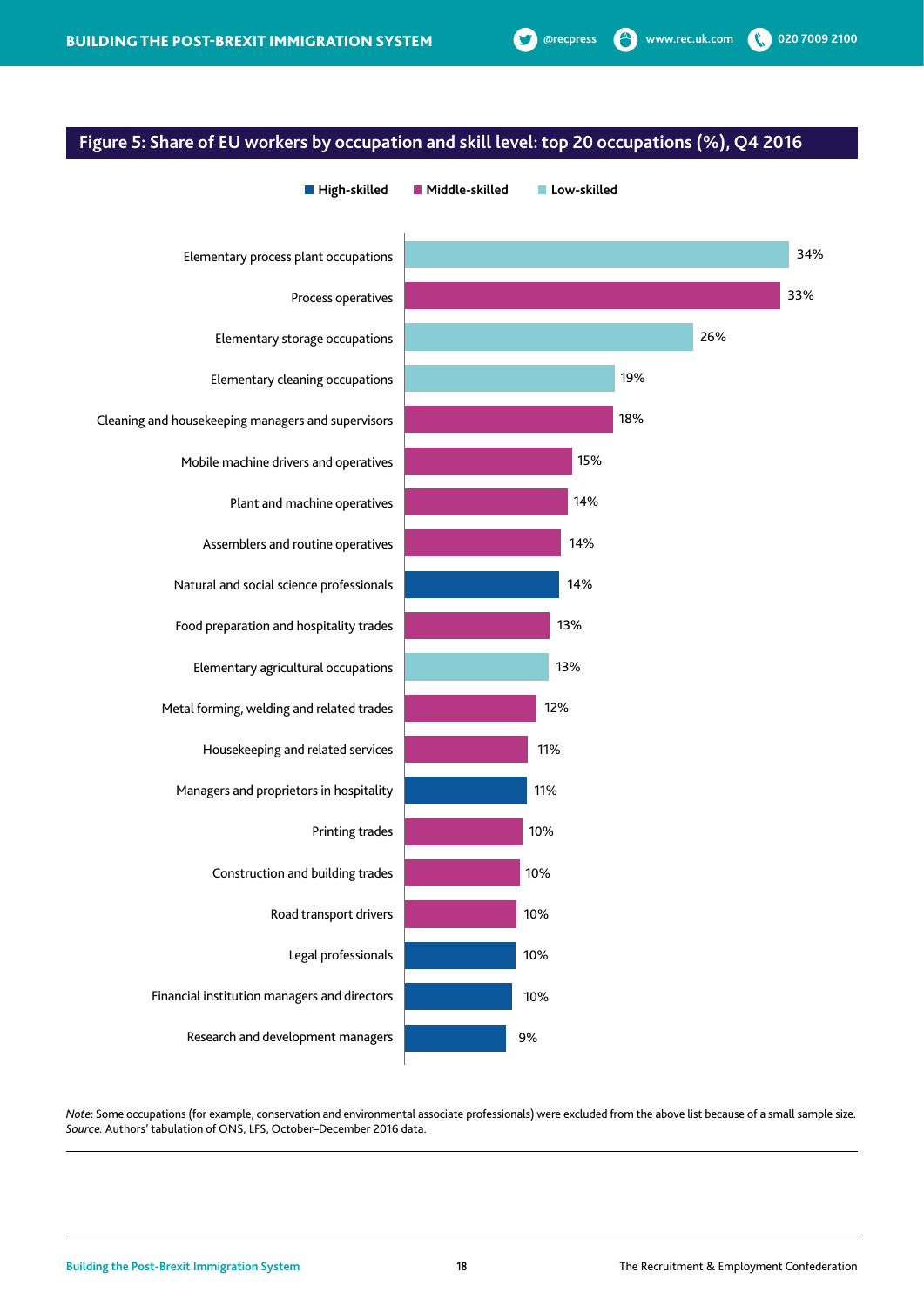## Figure 5: Share of EU workers by occupation and skill level: top 20 occupations (%), Q4 2016

High-skilled
Middle-skilled
Low-skilled

Elementary process plant occupations 34%
Process operatives 33%
Elementary storage occupations 26%
Elementary cleaning occupations 19%
Cleaning and housekeeping managers and supervisors 18%
Mobile machine drivers and operatives 15%
Plant and machine operatives 14%
Assemblers and routine operatives 14%
Natural and social science professionals 14%
Food preparation and hospitality trades 13%
Elementary agricultural occupations 13%
Metal forming, welding and related trades 12%
Housekeeping and related services 11%
Managers and proprietors in hospitality 11%
Printing trades 10%
Construction and building trades 10%
Road transport drivers 10%
Legal professionals 10%
Financial institution managers and directors 10%
Research and development managers 9%

*Note*: Some occupations (for example, conservation and environmental associate professionals) were excluded from the above list because of a small sample size.
*Source:* Authors' tabulation of ONS, LFS, October–December 2016 data.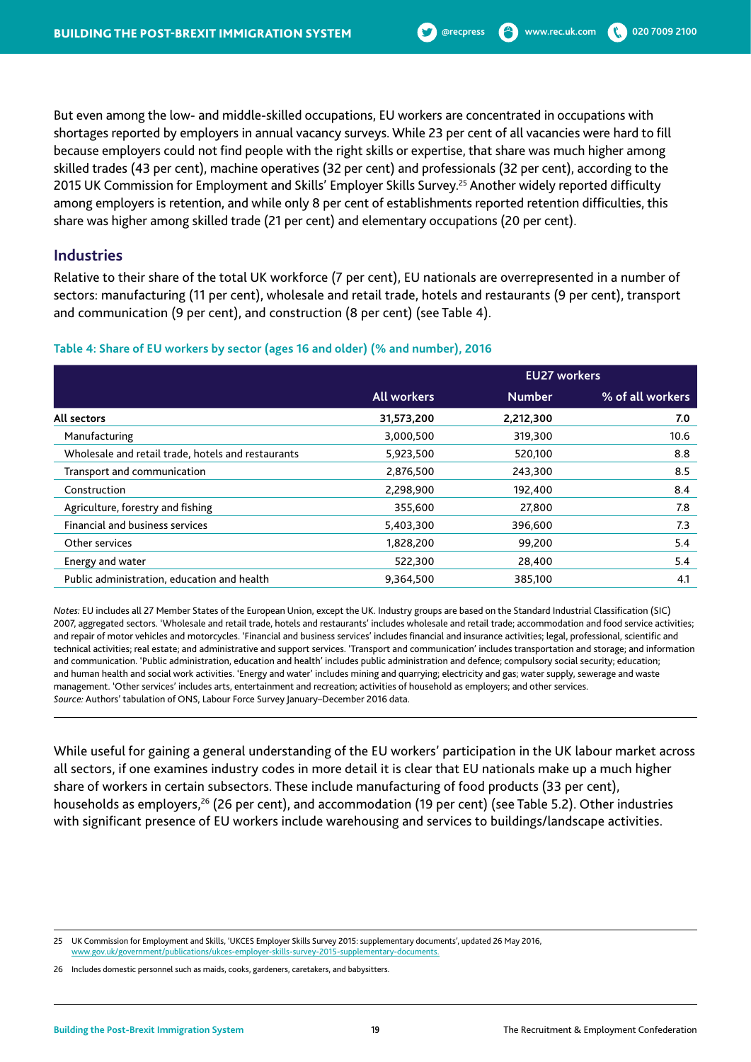But even among the low- and middle-skilled occupations, EU workers are concentrated in occupations with shortages reported by employers in annual vacancy surveys. While 23 per cent of all vacancies were hard to fill because employers could not find people with the right skills or expertise, that share was much higher among skilled trades (43 per cent), machine operatives (32 per cent) and professionals (32 per cent), according to the 2015 UK Commission for Employment and Skills' Employer Skills Survey.[25] Another widely reported difficulty among employers is retention, and while only 8 per cent of establishments reported retention difficulties, this share was higher among skilled trade (21 per cent) and elementary occupations (20 per cent).

## Industries

Relative to their share of the total UK workforce (7 per cent), EU nationals are overrepresented in a number of sectors: manufacturing (11 per cent), wholesale and retail trade, hotels and restaurants (9 per cent), transport and communication (9 per cent), and construction (8 per cent) (see Table 4).

**Table 4: Share of EU workers by sector (ages 16 and older) (% and number), 2016**

| | | EU27 workers | |
|---|---|---|---|
| | All workers | Number | % of all workers |
| **All sectors** | **31,573,200** | **2,212,300** | **7.0** |
| Manufacturing | 3,000,500 | 319,300 | 10.6 |
| Wholesale and retail trade, hotels and restaurants | 5,923,500 | 520,100 | 8.8 |
| Transport and communication | 2,876,500 | 243,300 | 8.5 |
| Construction | 2,298,900 | 192,400 | 8.4 |
| Agriculture, forestry and fishing | 355,600 | 27,800 | 7.8 |
| Financial and business services | 5,403,300 | 396,600 | 7.3 |
| Other services | 1,828,200 | 99,200 | 5.4 |
| Energy and water | 522,300 | 28,400 | 5.4 |
| Public administration, education and health | 9,364,500 | 385,100 | 4.1 |

*Notes:* EU includes all 27 Member States of the European Union, except the UK. Industry groups are based on the Standard Industrial Classification (SIC) 2007, aggregated sectors. 'Wholesale and retail trade, hotels and restaurants' includes wholesale and retail trade; accommodation and food service activities; and repair of motor vehicles and motorcycles. 'Financial and business services' includes financial and insurance activities; legal, professional, scientific and technical activities; real estate; and administrative and support services. 'Transport and communication' includes transportation and storage; and information and communication. 'Public administration, education and health' includes public administration and defence; compulsory social security; education; and human health and social work activities. 'Energy and water' includes mining and quarrying; electricity and gas; water supply, sewerage and waste management. 'Other services' includes arts, entertainment and recreation; activities of household as employers; and other services.
*Source:* Authors' tabulation of ONS, Labour Force Survey January–December 2016 data.

While useful for gaining a general understanding of the EU workers' participation in the UK labour market across all sectors, if one examines industry codes in more detail it is clear that EU nationals make up a much higher share of workers in certain subsectors. These include manufacturing of food products (33 per cent), households as employers,[26] (26 per cent), and accommodation (19 per cent) (see Table 5.2). Other industries with significant presence of EU workers include warehousing and services to buildings/landscape activities.

---

25 UK Commission for Employment and Skills, 'UKCES Employer Skills Survey 2015: supplementary documents', updated 26 May 2016, www.gov.uk/government/publications/ukces-employer-skills-survey-2015-supplementary-documents.

26 Includes domestic personnel such as maids, cooks, gardeners, caretakers, and babysitters.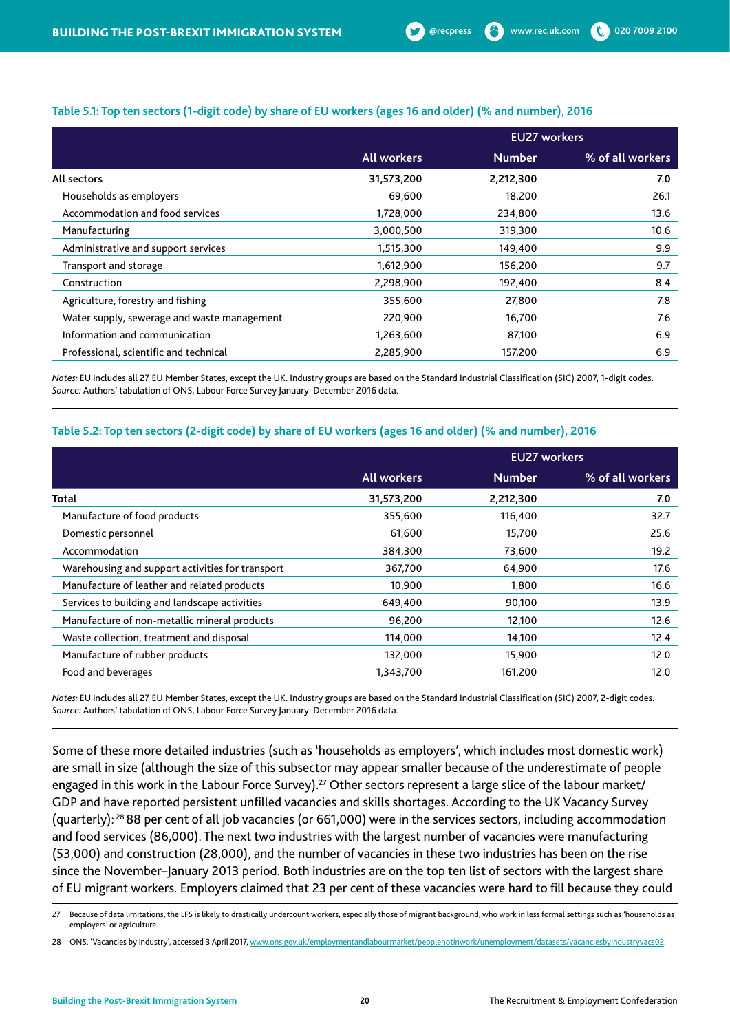Table 5.1: Top ten sectors (1-digit code) by share of EU workers (ages 16 and older) (% and number), 2016

| | | EU27 workers | |
|---|---|---|---|
| | All workers | Number | % of all workers |
| **All sectors** | **31,573,200** | **2,212,300** | **7.0** |
| Households as employers | 69,600 | 18,200 | 26.1 |
| Accommodation and food services | 1,728,000 | 234,800 | 13.6 |
| Manufacturing | 3,000,500 | 319,300 | 10.6 |
| Administrative and support services | 1,515,300 | 149,400 | 9.9 |
| Transport and storage | 1,612,900 | 156,200 | 9.7 |
| Construction | 2,298,900 | 192,400 | 8.4 |
| Agriculture, forestry and fishing | 355,600 | 27,800 | 7.8 |
| Water supply, sewerage and waste management | 220,900 | 16,700 | 7.6 |
| Information and communication | 1,263,600 | 87,100 | 6.9 |
| Professional, scientific and technical | 2,285,900 | 157,200 | 6.9 |

*Notes:* EU includes all 27 EU Member States, except the UK. Industry groups are based on the Standard Industrial Classification (SIC) 2007, 1-digit codes.
*Source:* Authors' tabulation of ONS, Labour Force Survey January–December 2016 data.

Table 5.2: Top ten sectors (2-digit code) by share of EU workers (ages 16 and older) (% and number), 2016

| | | EU27 workers | |
|---|---|---|---|
| | All workers | Number | % of all workers |
| **Total** | **31,573,200** | **2,212,300** | **7.0** |
| Manufacture of food products | 355,600 | 116,400 | 32.7 |
| Domestic personnel | 61,600 | 15,700 | 25.6 |
| Accommodation | 384,300 | 73,600 | 19.2 |
| Warehousing and support activities for transport | 367,700 | 64,900 | 17.6 |
| Manufacture of leather and related products | 10,900 | 1,800 | 16.6 |
| Services to building and landscape activities | 649,400 | 90,100 | 13.9 |
| Manufacture of non-metallic mineral products | 96,200 | 12,100 | 12.6 |
| Waste collection, treatment and disposal | 114,000 | 14,100 | 12.4 |
| Manufacture of rubber products | 132,000 | 15,900 | 12.0 |
| Food and beverages | 1,343,700 | 161,200 | 12.0 |

*Notes:* EU includes all 27 EU Member States, except the UK. Industry groups are based on the Standard Industrial Classification (SIC) 2007, 2-digit codes.
*Source:* Authors' tabulation of ONS, Labour Force Survey January–December 2016 data.

Some of these more detailed industries (such as 'households as employers', which includes most domestic work) are small in size (although the size of this subsector may appear smaller because of the underestimate of people engaged in this work in the Labour Force Survey).[27] Other sectors represent a large slice of the labour market/ GDP and have reported persistent unfilled vacancies and skills shortages. According to the UK Vacancy Survey (quarterly):[28] 88 per cent of all job vacancies (or 661,000) were in the services sectors, including accommodation and food services (86,000). The next two industries with the largest number of vacancies were manufacturing (53,000) and construction (28,000), and the number of vacancies in these two industries has been on the rise since the November–January 2013 period. Both industries are on the top ten list of sectors with the largest share of EU migrant workers. Employers claimed that 23 per cent of these vacancies were hard to fill because they could

27 Because of data limitations, the LFS is likely to drastically undercount workers, especially those of migrant background, who work in less formal settings such as 'households as employers' or agriculture.

28 ONS, 'Vacancies by industry', accessed 3 April 2017, www.ons.gov.uk/employmentandlabourmarket/peoplenotinwork/unemployment/datasets/vacanciesbyindustryvacs02.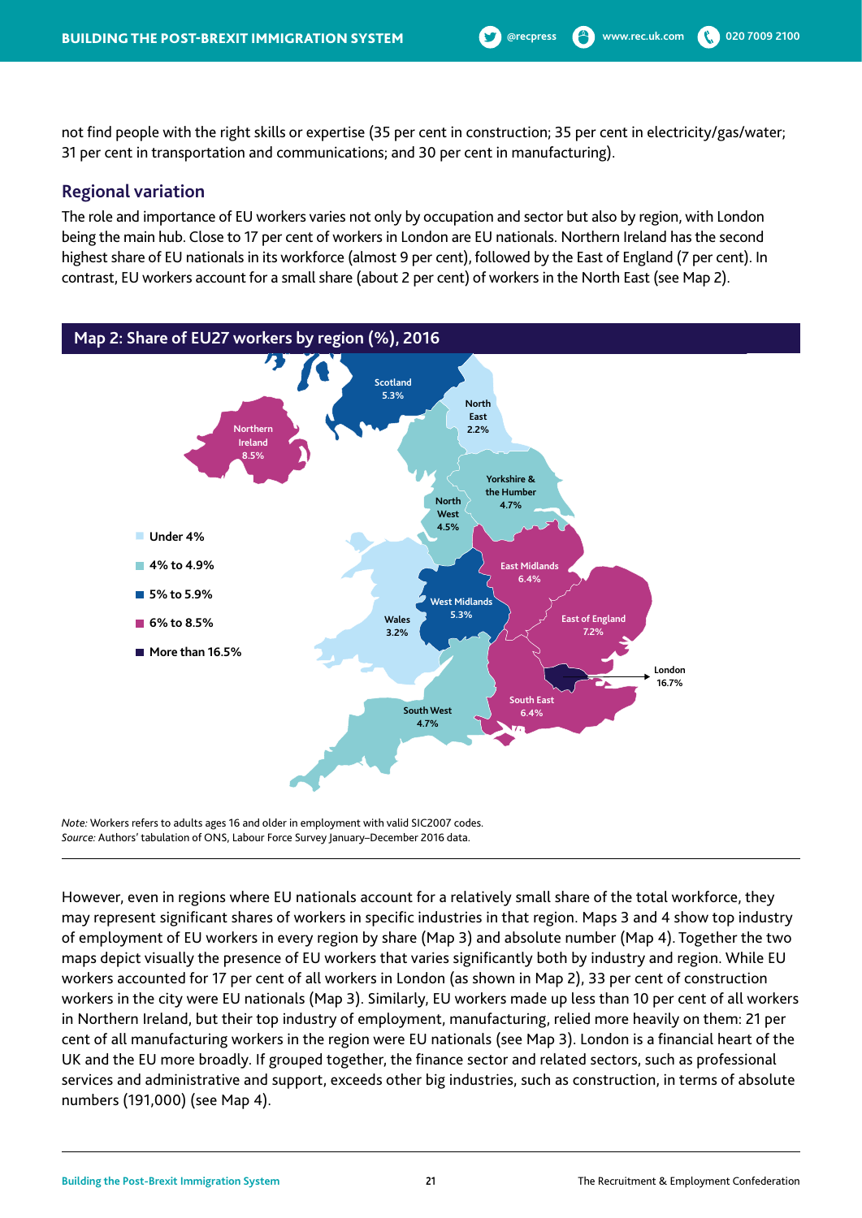not find people with the right skills or expertise (35 per cent in construction; 35 per cent in electricity/gas/water; 31 per cent in transportation and communications; and 30 per cent in manufacturing).

## Regional variation

The role and importance of EU workers varies not only by occupation and sector but also by region, with London being the main hub. Close to 17 per cent of workers in London are EU nationals. Northern Ireland has the second highest share of EU nationals in its workforce (almost 9 per cent), followed by the East of England (7 per cent). In contrast, EU workers account for a small share (about 2 per cent) of workers in the North East (see Map 2).

**Map 2: Share of EU27 workers by region (%), 2016**

| Region | Share (%) |
|---|---|
| Scotland | 5.3% |
| North East | 2.2% |
| Northern Ireland | 8.5% |
| Yorkshire & the Humber | 4.7% |
| North West | 4.5% |
| East Midlands | 6.4% |
| West Midlands | 5.3% |
| Wales | 3.2% |
| East of England | 7.2% |
| London | 16.7% |
| South East | 6.4% |
| South West | 4.7% |

Legend: Under 4%; 4% to 4.9%; 5% to 5.9%; 6% to 8.5%; More than 16.5%

*Note:* Workers refers to adults ages 16 and older in employment with valid SIC2007 codes.
*Source:* Authors' tabulation of ONS, Labour Force Survey January–December 2016 data.

However, even in regions where EU nationals account for a relatively small share of the total workforce, they may represent significant shares of workers in specific industries in that region. Maps 3 and 4 show top industry of employment of EU workers in every region by share (Map 3) and absolute number (Map 4). Together the two maps depict visually the presence of EU workers that varies significantly both by industry and region. While EU workers accounted for 17 per cent of all workers in London (as shown in Map 2), 33 per cent of construction workers in the city were EU nationals (Map 3). Similarly, EU workers made up less than 10 per cent of all workers in Northern Ireland, but their top industry of employment, manufacturing, relied more heavily on them: 21 per cent of all manufacturing workers in the region were EU nationals (see Map 3). London is a financial heart of the UK and the EU more broadly. If grouped together, the finance sector and related sectors, such as professional services and administrative and support, exceeds other big industries, such as construction, in terms of absolute numbers (191,000) (see Map 4).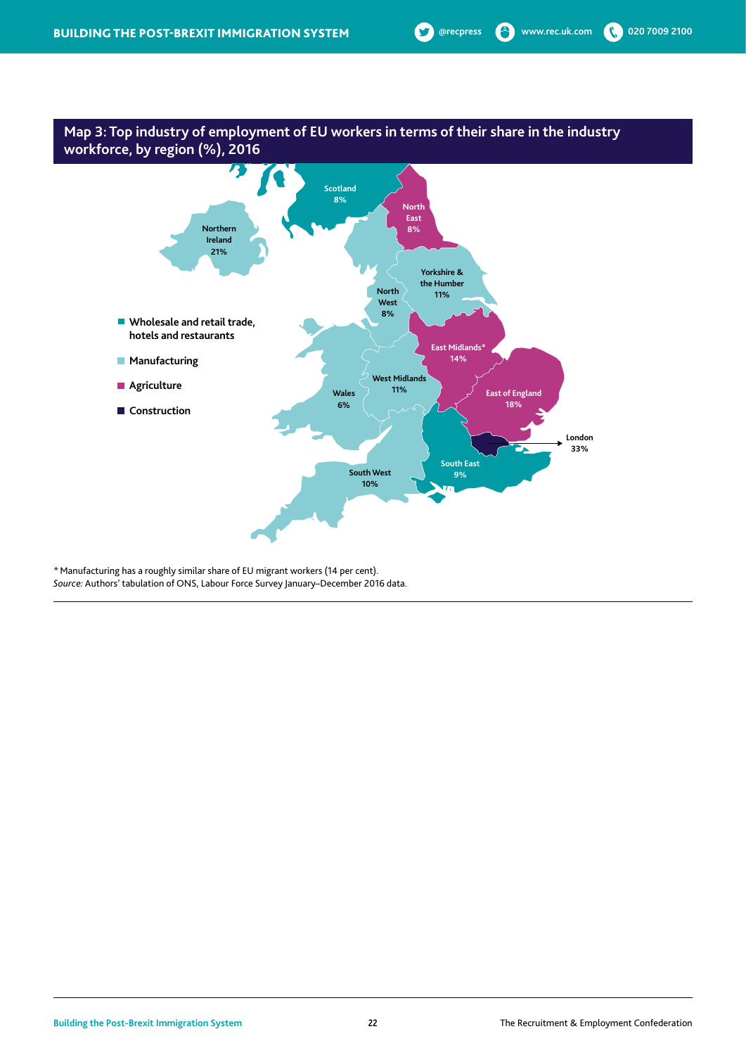## Map 3: Top industry of employment of EU workers in terms of their share in the industry workforce, by region (%), 2016

- Wholesale and retail trade, hotels and restaurants
- Manufacturing
- Agriculture
- Construction

Scotland 8%
Northern Ireland 21%
North East 8%
Yorkshire & the Humber 11%
North West 8%
East Midlands* 14%
West Midlands 11%
Wales 6%
East of England 18%
London 33%
South East 9%
South West 10%

\* Manufacturing has a roughly similar share of EU migrant workers (14 per cent).
*Source:* Authors' tabulation of ONS, Labour Force Survey January–December 2016 data.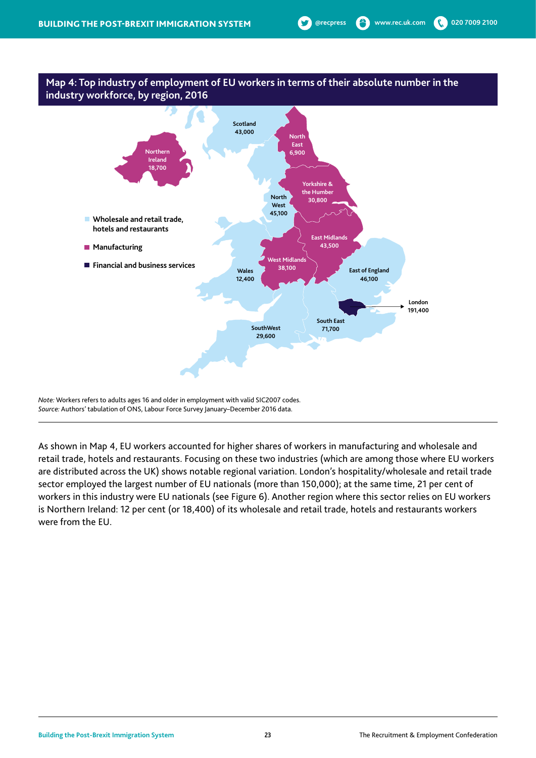## Map 4: Top industry of employment of EU workers in terms of their absolute number in the industry workforce, by region, 2016

Scotland 43,000
North East 6,900
Northern Ireland 18,700
Yorkshire & the Humber 30,800
North West 45,100
East Midlands 43,500
West Midlands 38,100
Wales 12,400
East of England 46,100
London 191,400
South East 71,700
SouthWest 29,600

Wholesale and retail trade, hotels and restaurants
Manufacturing
Financial and business services

*Note:* Workers refers to adults ages 16 and older in employment with valid SIC2007 codes.
*Source:* Authors' tabulation of ONS, Labour Force Survey January–December 2016 data.

As shown in Map 4, EU workers accounted for higher shares of workers in manufacturing and wholesale and retail trade, hotels and restaurants. Focusing on these two industries (which are among those where EU workers are distributed across the UK) shows notable regional variation. London's hospitality/wholesale and retail trade sector employed the largest number of EU nationals (more than 150,000); at the same time, 21 per cent of workers in this industry were EU nationals (see Figure 6). Another region where this sector relies on EU workers is Northern Ireland: 12 per cent (or 18,400) of its wholesale and retail trade, hotels and restaurants workers were from the EU.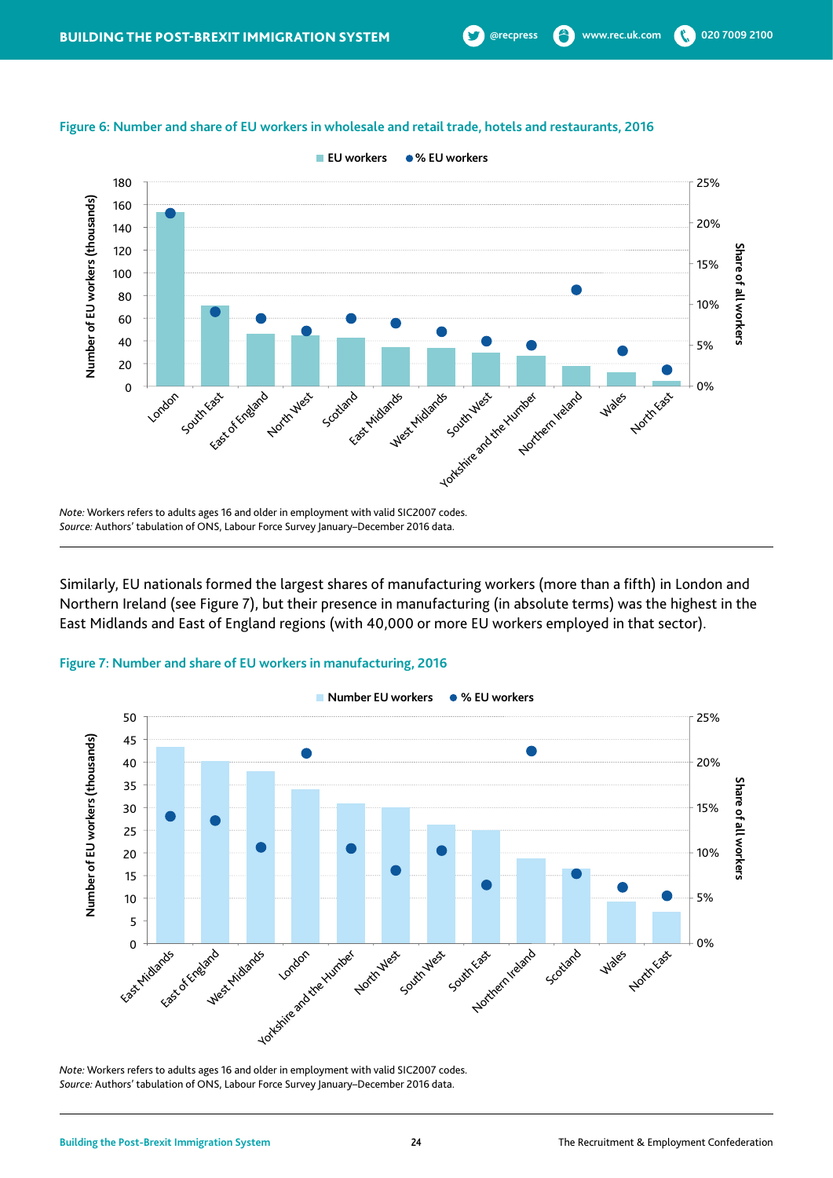**Figure 6: Number and share of EU workers in wholesale and retail trade, hotels and restaurants, 2016**

EU workers
% EU workers

Number of EU workers (thousands)
180
160
140
120
100
80
60
40
20
0

Share of all workers
25%
20%
15%
10%
5%
0%

London
South East
East of England
North West
Scotland
East Midlands
West Midlands
South West
Yorkshire and the Humber
Northern Ireland
Wales
North East

*Note:* Workers refers to adults ages 16 and older in employment with valid SIC2007 codes.
*Source:* Authors' tabulation of ONS, Labour Force Survey January–December 2016 data.

Similarly, EU nationals formed the largest shares of manufacturing workers (more than a fifth) in London and Northern Ireland (see Figure 7), but their presence in manufacturing (in absolute terms) was the highest in the East Midlands and East of England regions (with 40,000 or more EU workers employed in that sector).

**Figure 7: Number and share of EU workers in manufacturing, 2016**

Number EU workers
% EU workers

Number of EU workers (thousands)
50
45
40
35
30
25
20
15
10
5
0

Share of all workers
25%
20%
15%
10%
5%
0%

East Midlands
East of England
West Midlands
London
Yorkshire and the Humber
North West
South West
South East
Northern Ireland
Scotland
Wales
North East

*Note:* Workers refers to adults ages 16 and older in employment with valid SIC2007 codes.
*Source:* Authors' tabulation of ONS, Labour Force Survey January–December 2016 data.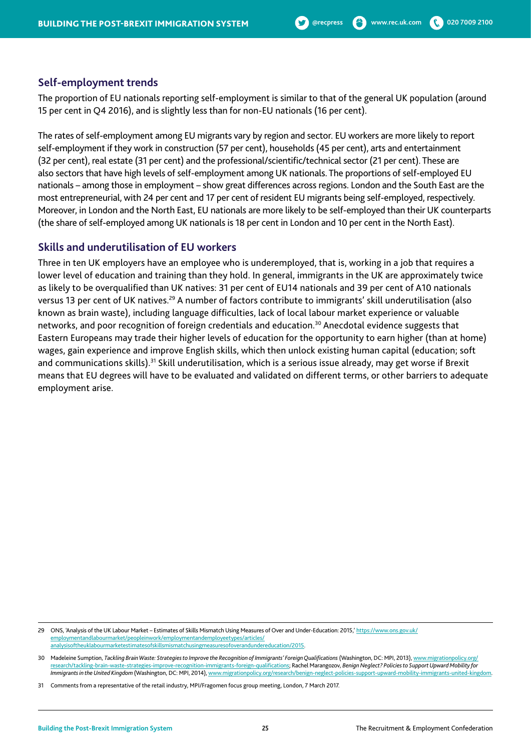## Self-employment trends

The proportion of EU nationals reporting self-employment is similar to that of the general UK population (around 15 per cent in Q4 2016), and is slightly less than for non-EU nationals (16 per cent).

The rates of self-employment among EU migrants vary by region and sector. EU workers are more likely to report self-employment if they work in construction (57 per cent), households (45 per cent), arts and entertainment (32 per cent), real estate (31 per cent) and the professional/scientific/technical sector (21 per cent). These are also sectors that have high levels of self-employment among UK nationals. The proportions of self-employed EU nationals – among those in employment – show great differences across regions. London and the South East are the most entrepreneurial, with 24 per cent and 17 per cent of resident EU migrants being self-employed, respectively. Moreover, in London and the North East, EU nationals are more likely to be self-employed than their UK counterparts (the share of self-employed among UK nationals is 18 per cent in London and 10 per cent in the North East).

## Skills and underutilisation of EU workers

Three in ten UK employers have an employee who is underemployed, that is, working in a job that requires a lower level of education and training than they hold. In general, immigrants in the UK are approximately twice as likely to be overqualified than UK natives: 31 per cent of EU14 nationals and 39 per cent of A10 nationals versus 13 per cent of UK natives.[29] A number of factors contribute to immigrants' skill underutilisation (also known as brain waste), including language difficulties, lack of local labour market experience or valuable networks, and poor recognition of foreign credentials and education.[30] Anecdotal evidence suggests that Eastern Europeans may trade their higher levels of education for the opportunity to earn higher (than at home) wages, gain experience and improve English skills, which then unlock existing human capital (education; soft and communications skills).[31] Skill underutilisation, which is a serious issue already, may get worse if Brexit means that EU degrees will have to be evaluated and validated on different terms, or other barriers to adequate employment arise.

---

29 ONS, 'Analysis of the UK Labour Market – Estimates of Skills Mismatch Using Measures of Over and Under-Education: 2015,' https://www.ons.gov.uk/employmentandlabourmarket/peopleinwork/employmentandemployeetypes/articles/analysisoftheuklabourmarketestimatesofskillsmismatchusingmeasuresofoverandundereducation/2015.

30 Madeleine Sumption, *Tackling Brain Waste: Strategies to Improve the Recognition of Immigrants' Foreign Qualifications* (Washington, DC: MPI, 2013), www.migrationpolicy.org/research/tackling-brain-waste-strategies-improve-recognition-immigrants-foreign-qualifications; Rachel Marangozov, *Benign Neglect? Policies to Support Upward Mobility for Immigrants in the United Kingdom* (Washington, DC: MPI, 2014), www.migrationpolicy.org/research/benign-neglect-policies-support-upward-mobility-immigrants-united-kingdom.

31 Comments from a representative of the retail industry, MPI/Fragomen focus group meeting, London, 7 March 2017.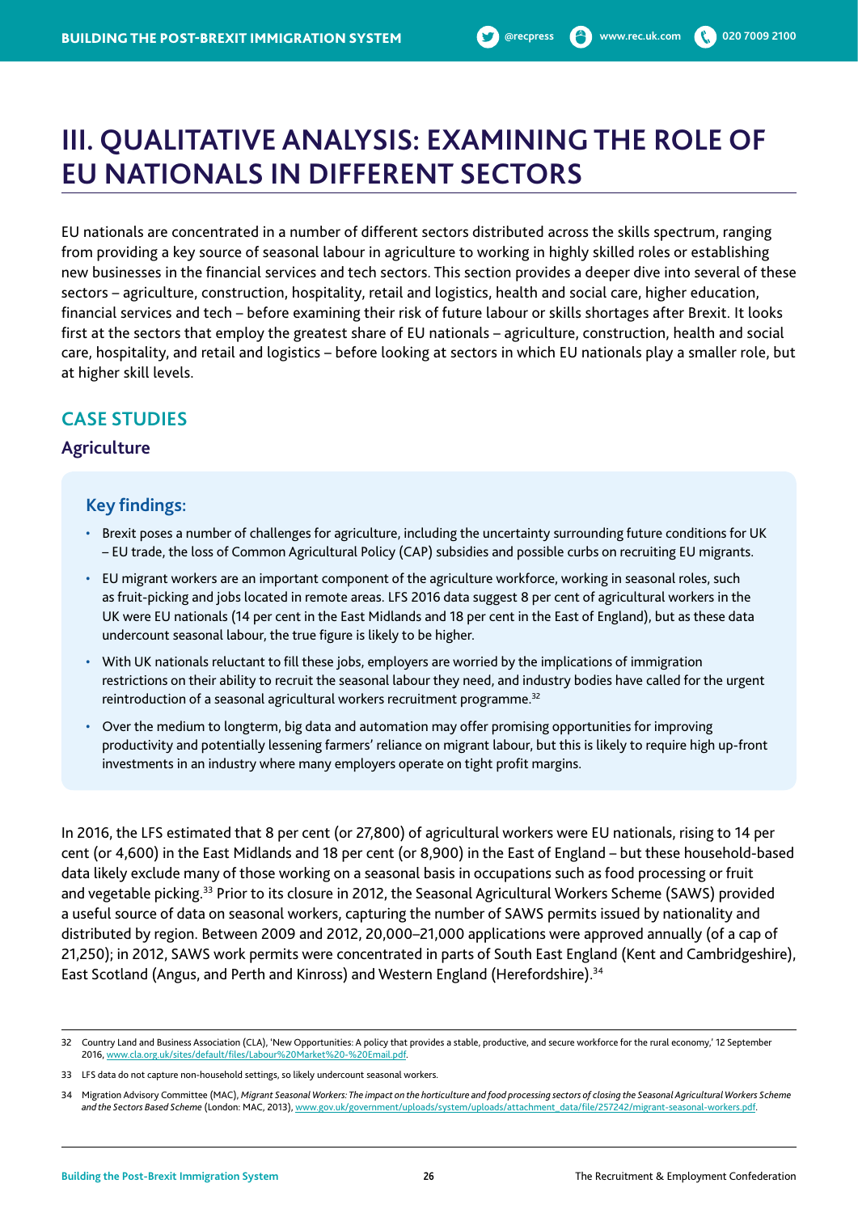# III. QUALITATIVE ANALYSIS: EXAMINING THE ROLE OF EU NATIONALS IN DIFFERENT SECTORS

EU nationals are concentrated in a number of different sectors distributed across the skills spectrum, ranging from providing a key source of seasonal labour in agriculture to working in highly skilled roles or establishing new businesses in the financial services and tech sectors. This section provides a deeper dive into several of these sectors – agriculture, construction, hospitality, retail and logistics, health and social care, higher education, financial services and tech – before examining their risk of future labour or skills shortages after Brexit. It looks first at the sectors that employ the greatest share of EU nationals – agriculture, construction, health and social care, hospitality, and retail and logistics – before looking at sectors in which EU nationals play a smaller role, but at higher skill levels.

## CASE STUDIES

### Agriculture

#### Key findings:

- Brexit poses a number of challenges for agriculture, including the uncertainty surrounding future conditions for UK – EU trade, the loss of Common Agricultural Policy (CAP) subsidies and possible curbs on recruiting EU migrants.
- EU migrant workers are an important component of the agriculture workforce, working in seasonal roles, such as fruit-picking and jobs located in remote areas. LFS 2016 data suggest 8 per cent of agricultural workers in the UK were EU nationals (14 per cent in the East Midlands and 18 per cent in the East of England), but as these data undercount seasonal labour, the true figure is likely to be higher.
- With UK nationals reluctant to fill these jobs, employers are worried by the implications of immigration restrictions on their ability to recruit the seasonal labour they need, and industry bodies have called for the urgent reintroduction of a seasonal agricultural workers recruitment programme.[32]
- Over the medium to longterm, big data and automation may offer promising opportunities for improving productivity and potentially lessening farmers' reliance on migrant labour, but this is likely to require high up-front investments in an industry where many employers operate on tight profit margins.

In 2016, the LFS estimated that 8 per cent (or 27,800) of agricultural workers were EU nationals, rising to 14 per cent (or 4,600) in the East Midlands and 18 per cent (or 8,900) in the East of England – but these household-based data likely exclude many of those working on a seasonal basis in occupations such as food processing or fruit and vegetable picking.[33] Prior to its closure in 2012, the Seasonal Agricultural Workers Scheme (SAWS) provided a useful source of data on seasonal workers, capturing the number of SAWS permits issued by nationality and distributed by region. Between 2009 and 2012, 20,000–21,000 applications were approved annually (of a cap of 21,250); in 2012, SAWS work permits were concentrated in parts of South East England (Kent and Cambridgeshire), East Scotland (Angus, and Perth and Kinross) and Western England (Herefordshire).[34]

---

32 Country Land and Business Association (CLA), 'New Opportunities: A policy that provides a stable, productive, and secure workforce for the rural economy,' 12 September 2016, www.cla.org.uk/sites/default/files/Labour%20Market%20-%20Email.pdf.

33 LFS data do not capture non-household settings, so likely undercount seasonal workers.

34 Migration Advisory Committee (MAC), *Migrant Seasonal Workers: The impact on the horticulture and food processing sectors of closing the Seasonal Agricultural Workers Scheme and the Sectors Based Scheme* (London: MAC, 2013), www.gov.uk/government/uploads/system/uploads/attachment_data/file/257242/migrant-seasonal-workers.pdf.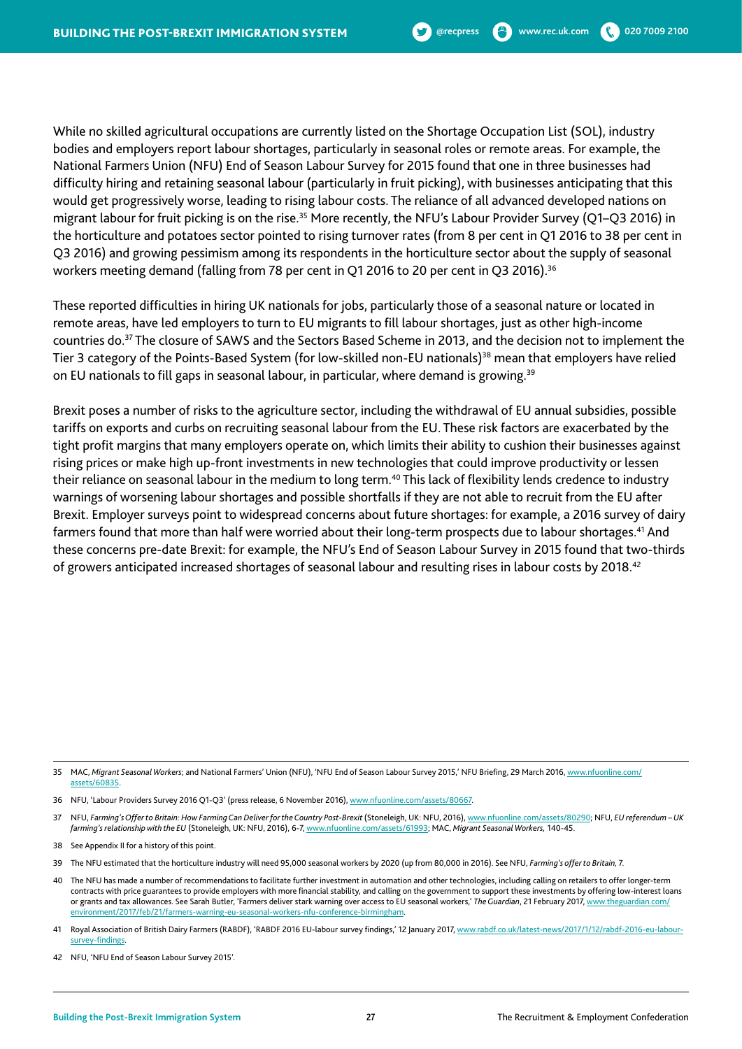While no skilled agricultural occupations are currently listed on the Shortage Occupation List (SOL), industry bodies and employers report labour shortages, particularly in seasonal roles or remote areas. For example, the National Farmers Union (NFU) End of Season Labour Survey for 2015 found that one in three businesses had difficulty hiring and retaining seasonal labour (particularly in fruit picking), with businesses anticipating that this would get progressively worse, leading to rising labour costs. The reliance of all advanced developed nations on migrant labour for fruit picking is on the rise.[35] More recently, the NFU's Labour Provider Survey (Q1–Q3 2016) in the horticulture and potatoes sector pointed to rising turnover rates (from 8 per cent in Q1 2016 to 38 per cent in Q3 2016) and growing pessimism among its respondents in the horticulture sector about the supply of seasonal workers meeting demand (falling from 78 per cent in Q1 2016 to 20 per cent in Q3 2016).[36]

These reported difficulties in hiring UK nationals for jobs, particularly those of a seasonal nature or located in remote areas, have led employers to turn to EU migrants to fill labour shortages, just as other high-income countries do.[37] The closure of SAWS and the Sectors Based Scheme in 2013, and the decision not to implement the Tier 3 category of the Points-Based System (for low-skilled non-EU nationals)[38] mean that employers have relied on EU nationals to fill gaps in seasonal labour, in particular, where demand is growing.[39]

Brexit poses a number of risks to the agriculture sector, including the withdrawal of EU annual subsidies, possible tariffs on exports and curbs on recruiting seasonal labour from the EU. These risk factors are exacerbated by the tight profit margins that many employers operate on, which limits their ability to cushion their businesses against rising prices or make high up-front investments in new technologies that could improve productivity or lessen their reliance on seasonal labour in the medium to long term.[40] This lack of flexibility lends credence to industry warnings of worsening labour shortages and possible shortfalls if they are not able to recruit from the EU after Brexit. Employer surveys point to widespread concerns about future shortages: for example, a 2016 survey of dairy farmers found that more than half were worried about their long-term prospects due to labour shortages.[41] And these concerns pre-date Brexit: for example, the NFU's End of Season Labour Survey in 2015 found that two-thirds of growers anticipated increased shortages of seasonal labour and resulting rises in labour costs by 2018.[42]

---

35 MAC, *Migrant Seasonal Workers*; and National Farmers' Union (NFU), 'NFU End of Season Labour Survey 2015,' NFU Briefing, 29 March 2016, www.nfuonline.com/assets/60835.

36 NFU, 'Labour Providers Survey 2016 Q1-Q3' (press release, 6 November 2016), www.nfuonline.com/assets/80667.

37 NFU, *Farming's Offer to Britain: How Farming Can Deliver for the Country Post-Brexit* (Stoneleigh, UK: NFU, 2016), www.nfuonline.com/assets/80290; NFU, *EU referendum – UK farming's relationship with the EU* (Stoneleigh, UK: NFU, 2016), 6-7, www.nfuonline.com/assets/61993; MAC, *Migrant Seasonal Workers,* 140-45.

38 See Appendix II for a history of this point.

39 The NFU estimated that the horticulture industry will need 95,000 seasonal workers by 2020 (up from 80,000 in 2016). See NFU, *Farming's offer to Britain,* 7.

40 The NFU has made a number of recommendations to facilitate further investment in automation and other technologies, including calling on retailers to offer longer-term contracts with price guarantees to provide employers with more financial stability, and calling on the government to support these investments by offering low-interest loans or grants and tax allowances. See Sarah Butler, 'Farmers deliver stark warning over access to EU seasonal workers,' *The Guardian*, 21 February 2017, www.theguardian.com/environment/2017/feb/21/farmers-warning-eu-seasonal-workers-nfu-conference-birmingham.

41 Royal Association of British Dairy Farmers (RABDF), 'RABDF 2016 EU-labour survey findings,' 12 January 2017, www.rabdf.co.uk/latest-news/2017/1/12/rabdf-2016-eu-labour-survey-findings.

42 NFU, 'NFU End of Season Labour Survey 2015'.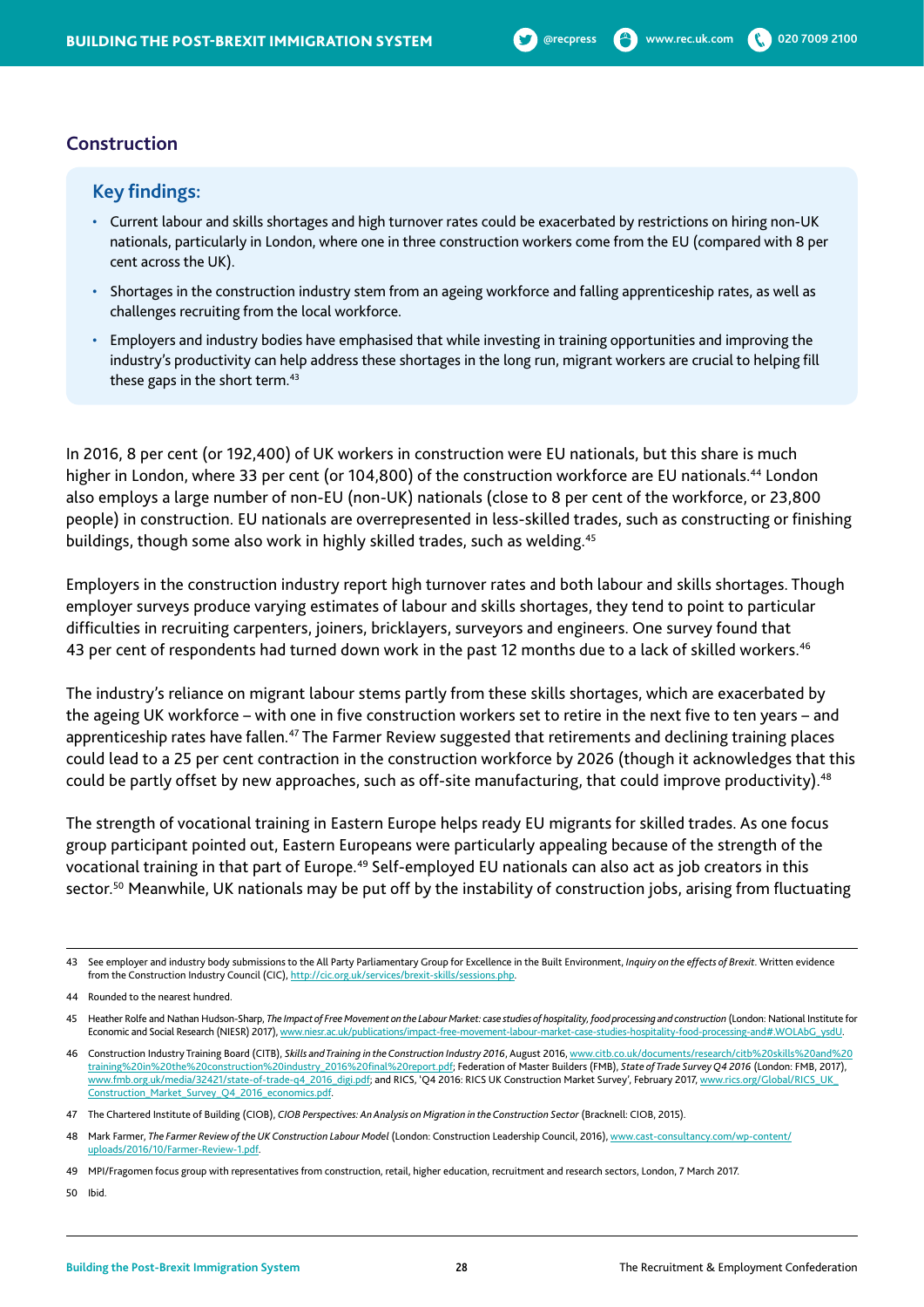## Construction

### Key findings:

- Current labour and skills shortages and high turnover rates could be exacerbated by restrictions on hiring non-UK nationals, particularly in London, where one in three construction workers come from the EU (compared with 8 per cent across the UK).
- Shortages in the construction industry stem from an ageing workforce and falling apprenticeship rates, as well as challenges recruiting from the local workforce.
- Employers and industry bodies have emphasised that while investing in training opportunities and improving the industry's productivity can help address these shortages in the long run, migrant workers are crucial to helping fill these gaps in the short term.[43]

In 2016, 8 per cent (or 192,400) of UK workers in construction were EU nationals, but this share is much higher in London, where 33 per cent (or 104,800) of the construction workforce are EU nationals.[44] London also employs a large number of non-EU (non-UK) nationals (close to 8 per cent of the workforce, or 23,800 people) in construction. EU nationals are overrepresented in less-skilled trades, such as constructing or finishing buildings, though some also work in highly skilled trades, such as welding.[45]

Employers in the construction industry report high turnover rates and both labour and skills shortages. Though employer surveys produce varying estimates of labour and skills shortages, they tend to point to particular difficulties in recruiting carpenters, joiners, bricklayers, surveyors and engineers. One survey found that 43 per cent of respondents had turned down work in the past 12 months due to a lack of skilled workers.[46]

The industry's reliance on migrant labour stems partly from these skills shortages, which are exacerbated by the ageing UK workforce – with one in five construction workers set to retire in the next five to ten years – and apprenticeship rates have fallen.[47] The Farmer Review suggested that retirements and declining training places could lead to a 25 per cent contraction in the construction workforce by 2026 (though it acknowledges that this could be partly offset by new approaches, such as off-site manufacturing, that could improve productivity).[48]

The strength of vocational training in Eastern Europe helps ready EU migrants for skilled trades. As one focus group participant pointed out, Eastern Europeans were particularly appealing because of the strength of the vocational training in that part of Europe.[49] Self-employed EU nationals can also act as job creators in this sector.[50] Meanwhile, UK nationals may be put off by the instability of construction jobs, arising from fluctuating

---

43 See employer and industry body submissions to the All Party Parliamentary Group for Excellence in the Built Environment, *Inquiry on the effects of Brexit*. Written evidence from the Construction Industry Council (CIC), http://cic.org.uk/services/brexit-skills/sessions.php.

44 Rounded to the nearest hundred.

45 Heather Rolfe and Nathan Hudson-Sharp, *The Impact of Free Movement on the Labour Market: case studies of hospitality, food processing and construction* (London: National Institute for Economic and Social Research (NIESR) 2017), www.niesr.ac.uk/publications/impact-free-movement-labour-market-case-studies-hospitality-food-processing-and#.WOLAbG_ysdU.

46 Construction Industry Training Board (CITB), *Skills and Training in the Construction Industry 2016*, August 2016, www.citb.co.uk/documents/research/citb%20skills%20and%20training%20in%20the%20construction%20industry_2016%20final%20report.pdf; Federation of Master Builders (FMB), *State of Trade Survey Q4 2016* (London: FMB, 2017), www.fmb.org.uk/media/32421/state-of-trade-q4_2016_digi.pdf; and RICS, 'Q4 2016: RICS UK Construction Market Survey', February 2017, www.rics.org/Global/RICS_UK_Construction_Market_Survey_Q4_2016_economics.pdf.

47 The Chartered Institute of Building (CIOB), *CIOB Perspectives: An Analysis on Migration in the Construction Sector* (Bracknell: CIOB, 2015).

48 Mark Farmer, *The Farmer Review of the UK Construction Labour Model* (London: Construction Leadership Council, 2016), www.cast-consultancy.com/wp-content/uploads/2016/10/Farmer-Review-1.pdf.

49 MPI/Fragomen focus group with representatives from construction, retail, higher education, recruitment and research sectors, London, 7 March 2017.

50 Ibid.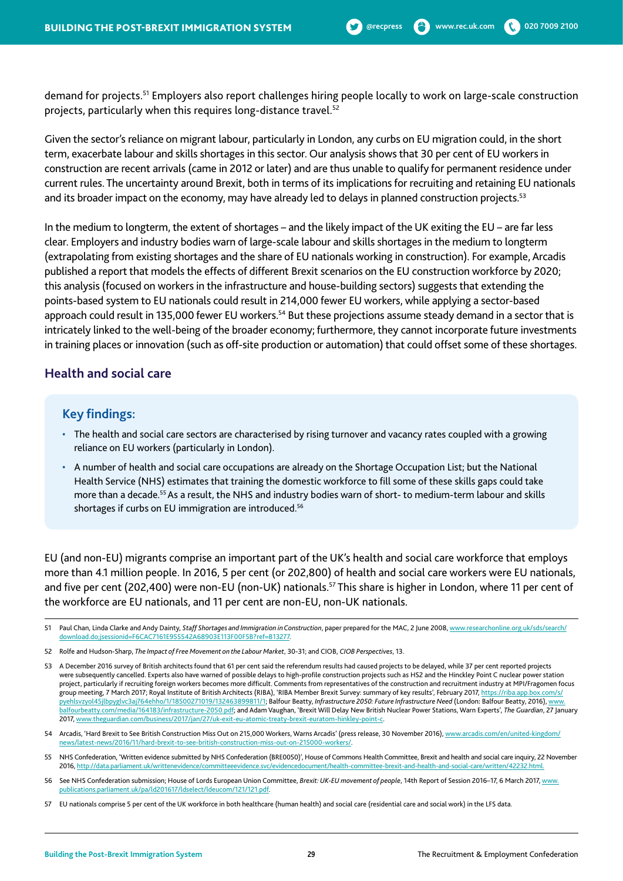demand for projects.[51] Employers also report challenges hiring people locally to work on large-scale construction projects, particularly when this requires long-distance travel.[52]

Given the sector's reliance on migrant labour, particularly in London, any curbs on EU migration could, in the short term, exacerbate labour and skills shortages in this sector. Our analysis shows that 30 per cent of EU workers in construction are recent arrivals (came in 2012 or later) and are thus unable to qualify for permanent residence under current rules. The uncertainty around Brexit, both in terms of its implications for recruiting and retaining EU nationals and its broader impact on the economy, may have already led to delays in planned construction projects.[53]

In the medium to longterm, the extent of shortages – and the likely impact of the UK exiting the EU – are far less clear. Employers and industry bodies warn of large-scale labour and skills shortages in the medium to longterm (extrapolating from existing shortages and the share of EU nationals working in construction). For example, Arcadis published a report that models the effects of different Brexit scenarios on the EU construction workforce by 2020; this analysis (focused on workers in the infrastructure and house-building sectors) suggests that extending the points-based system to EU nationals could result in 214,000 fewer EU workers, while applying a sector-based approach could result in 135,000 fewer EU workers.[54] But these projections assume steady demand in a sector that is intricately linked to the well-being of the broader economy; furthermore, they cannot incorporate future investments in training places or innovation (such as off-site production or automation) that could offset some of these shortages.

### Health and social care

**Key findings:**

- The health and social care sectors are characterised by rising turnover and vacancy rates coupled with a growing reliance on EU workers (particularly in London).
- A number of health and social care occupations are already on the Shortage Occupation List; but the National Health Service (NHS) estimates that training the domestic workforce to fill some of these skills gaps could take more than a decade.[55] As a result, the NHS and industry bodies warn of short- to medium-term labour and skills shortages if curbs on EU immigration are introduced.[56]

EU (and non-EU) migrants comprise an important part of the UK's health and social care workforce that employs more than 4.1 million people. In 2016, 5 per cent (or 202,800) of health and social care workers were EU nationals, and five per cent (202,400) were non-EU (non-UK) nationals.[57] This share is higher in London, where 11 per cent of the workforce are EU nationals, and 11 per cent are non-EU, non-UK nationals.

---

51 Paul Chan, Linda Clarke and Andy Dainty, *Staff Shortages and Immigration in Construction*, paper prepared for the MAC, 2 June 2008, www.researchonline.org.uk/sds/search/download.do;jsessionid=F6CAC7161E955542A68903E113F00F5B?ref=B13277.

52 Rolfe and Hudson-Sharp, *The Impact of Free Movement on the Labour Market*, 30-31; and CIOB, *CIOB Perspectives*, 13.

53 A December 2016 survey of British architects found that 61 per cent said the referendum results had caused projects to be delayed, while 37 per cent reported projects were subsequently cancelled. Experts also have warned of possible delays to high-profile construction projects such as HS2 and the Hinckley Point C nuclear power station project, particularly if recruiting foreign workers becomes more difficult. Comments from representatives of the construction and recruitment industry at MPI/Fragomen focus group meeting, 7 March 2017; Royal Institute of British Architects (RIBA), 'RIBA Member Brexit Survey: summary of key results', February 2017, https://riba.app.box.com/s/pyehlsvzyol45jlbpyglvc3aj764ehho/1/18500271019/132463899811/1; Balfour Beatty, *Infrastructure 2050: Future Infrastructure Need* (London: Balfour Beatty, 2016), www.balfourbeatty.com/media/164183/infrastructure-2050.pdf; and Adam Vaughan, 'Brexit Will Delay New British Nuclear Power Stations, Warn Experts', *The Guardian*, 27 January 2017, www.theguardian.com/business/2017/jan/27/uk-exit-eu-atomic-treaty-brexit-euratom-hinkley-point-c.

54 Arcadis, 'Hard Brexit to See British Construction Miss Out on 215,000 Workers, Warns Arcadis' (press release, 30 November 2016), www.arcadis.com/en/united-kingdom/news/latest-news/2016/11/hard-brexit-to-see-british-construction-miss-out-on-215000-workers/.

55 NHS Confederation, 'Written evidence submitted by NHS Confederation (BRE0050)', House of Commons Health Committee, Brexit and health and social care inquiry, 22 November 2016, http://data.parliament.uk/writtenevidence/committeeevidence.svc/evidencedocument/health-committee-brexit-and-health-and-social-care/written/42232.html.

56 See NHS Confederation submission; House of Lords European Union Committee, *Brexit: UK-EU movement of people*, 14th Report of Session 2016–17, 6 March 2017, www.publications.parliament.uk/pa/ld201617/ldselect/ldeucom/121/121.pdf.

57 EU nationals comprise 5 per cent of the UK workforce in both healthcare (human health) and social care (residential care and social work) in the LFS data.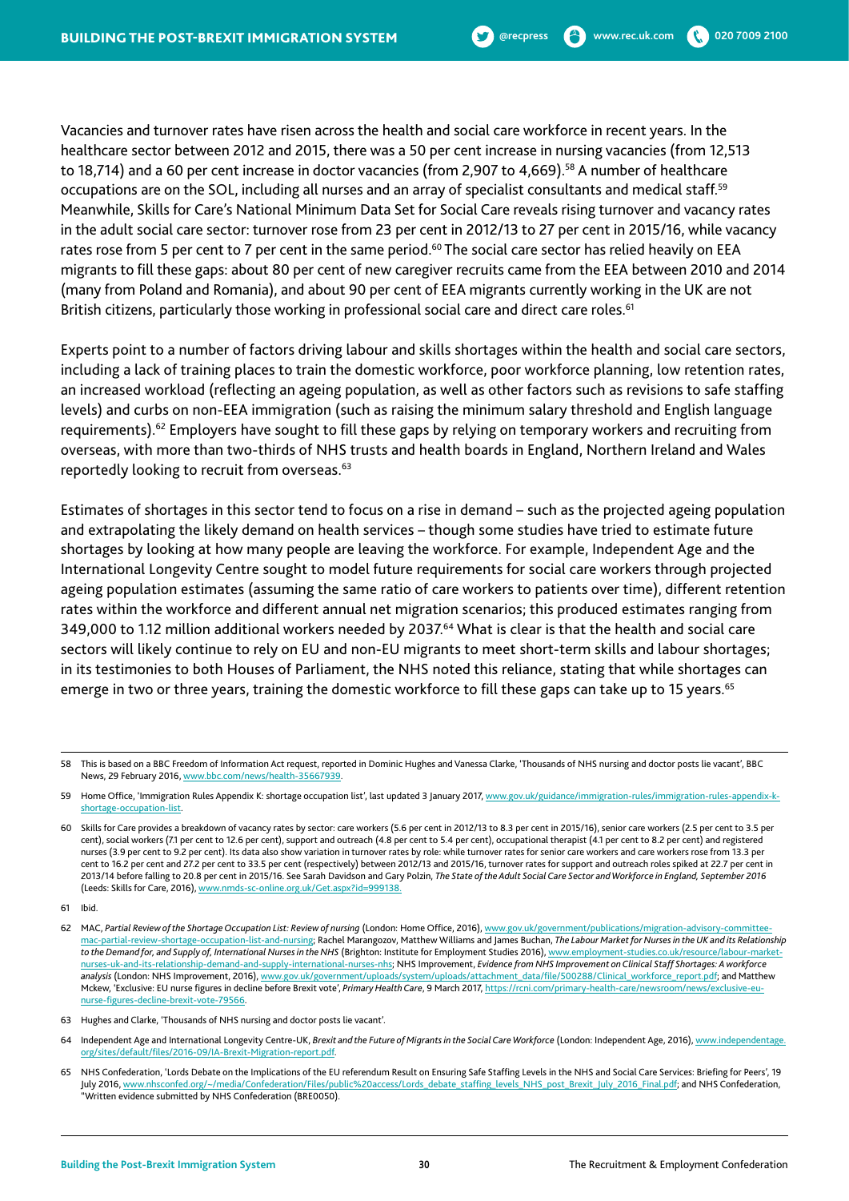Vacancies and turnover rates have risen across the health and social care workforce in recent years. In the healthcare sector between 2012 and 2015, there was a 50 per cent increase in nursing vacancies (from 12,513 to 18,714) and a 60 per cent increase in doctor vacancies (from 2,907 to 4,669).[58] A number of healthcare occupations are on the SOL, including all nurses and an array of specialist consultants and medical staff.[59] Meanwhile, Skills for Care's National Minimum Data Set for Social Care reveals rising turnover and vacancy rates in the adult social care sector: turnover rose from 23 per cent in 2012/13 to 27 per cent in 2015/16, while vacancy rates rose from 5 per cent to 7 per cent in the same period.[60] The social care sector has relied heavily on EEA migrants to fill these gaps: about 80 per cent of new caregiver recruits came from the EEA between 2010 and 2014 (many from Poland and Romania), and about 90 per cent of EEA migrants currently working in the UK are not British citizens, particularly those working in professional social care and direct care roles.[61]

Experts point to a number of factors driving labour and skills shortages within the health and social care sectors, including a lack of training places to train the domestic workforce, poor workforce planning, low retention rates, an increased workload (reflecting an ageing population, as well as other factors such as revisions to safe staffing levels) and curbs on non-EEA immigration (such as raising the minimum salary threshold and English language requirements).[62] Employers have sought to fill these gaps by relying on temporary workers and recruiting from overseas, with more than two-thirds of NHS trusts and health boards in England, Northern Ireland and Wales reportedly looking to recruit from overseas.[63]

Estimates of shortages in this sector tend to focus on a rise in demand – such as the projected ageing population and extrapolating the likely demand on health services – though some studies have tried to estimate future shortages by looking at how many people are leaving the workforce. For example, Independent Age and the International Longevity Centre sought to model future requirements for social care workers through projected ageing population estimates (assuming the same ratio of care workers to patients over time), different retention rates within the workforce and different annual net migration scenarios; this produced estimates ranging from 349,000 to 1.12 million additional workers needed by 2037.[64] What is clear is that the health and social care sectors will likely continue to rely on EU and non-EU migrants to meet short-term skills and labour shortages; in its testimonies to both Houses of Parliament, the NHS noted this reliance, stating that while shortages can emerge in two or three years, training the domestic workforce to fill these gaps can take up to 15 years.[65]

---

58 This is based on a BBC Freedom of Information Act request, reported in Dominic Hughes and Vanessa Clarke, 'Thousands of NHS nursing and doctor posts lie vacant', BBC News, 29 February 2016, www.bbc.com/news/health-35667939.

59 Home Office, 'Immigration Rules Appendix K: shortage occupation list', last updated 3 January 2017, www.gov.uk/guidance/immigration-rules/immigration-rules-appendix-k-shortage-occupation-list.

60 Skills for Care provides a breakdown of vacancy rates by sector: care workers (5.6 per cent in 2012/13 to 8.3 per cent in 2015/16), senior care workers (2.5 per cent to 3.5 per cent), social workers (7.1 per cent to 12.6 per cent), support and outreach (4.8 per cent to 5.4 per cent), occupational therapist (4.1 per cent to 8.2 per cent) and registered nurses (3.9 per cent to 9.2 per cent). Its data also show variation in turnover rates by role: while turnover rates for senior care workers and care workers rose from 13.3 per cent to 16.2 per cent and 27.2 per cent to 33.5 per cent (respectively) between 2012/13 and 2015/16, turnover rates for support and outreach roles spiked at 22.7 per cent in 2013/14 before falling to 20.8 per cent in 2015/16. See Sarah Davidson and Gary Polzin, *The State of the Adult Social Care Sector and Workforce in England, September 2016* (Leeds: Skills for Care, 2016), www.nmds-sc-online.org.uk/Get.aspx?id=999138.

61 Ibid.

62 MAC, *Partial Review of the Shortage Occupation List: Review of nursing* (London: Home Office, 2016), www.gov.uk/government/publications/migration-advisory-committee-mac-partial-review-shortage-occupation-list-and-nursing; Rachel Marangozov, Matthew Williams and James Buchan, *The Labour Market for Nurses in the UK and its Relationship to the Demand for, and Supply of, International Nurses in the NHS* (Brighton: Institute for Employment Studies 2016), www.employment-studies.co.uk/resource/labour-market-nurses-uk-and-its-relationship-demand-and-supply-international-nurses-nhs; NHS Improvement, *Evidence from NHS Improvement on Clinical Staff Shortages: A workforce analysis* (London: NHS Improvement, 2016), www.gov.uk/government/uploads/system/uploads/attachment_data/file/500288/Clinical_workforce_report.pdf; and Matthew Mckew, 'Exclusive: EU nurse figures in decline before Brexit vote', *Primary Health Care*, 9 March 2017, https://rcni.com/primary-health-care/newsroom/news/exclusive-eu-nurse-figures-decline-brexit-vote-79566.

63 Hughes and Clarke, 'Thousands of NHS nursing and doctor posts lie vacant'.

64 Independent Age and International Longevity Centre-UK, *Brexit and the Future of Migrants in the Social Care Workforce* (London: Independent Age, 2016), www.independentage.org/sites/default/files/2016-09/IA-Brexit-Migration-report.pdf.

65 NHS Confederation, 'Lords Debate on the Implications of the EU referendum Result on Ensuring Safe Staffing Levels in the NHS and Social Care Services: Briefing for Peers', 19 July 2016, www.nhsconfed.org/~/media/Confederation/Files/public%20access/Lords_debate_staffing_levels_NHS_post_Brexit_July_2016_Final.pdf; and NHS Confederation, "Written evidence submitted by NHS Confederation (BRE0050).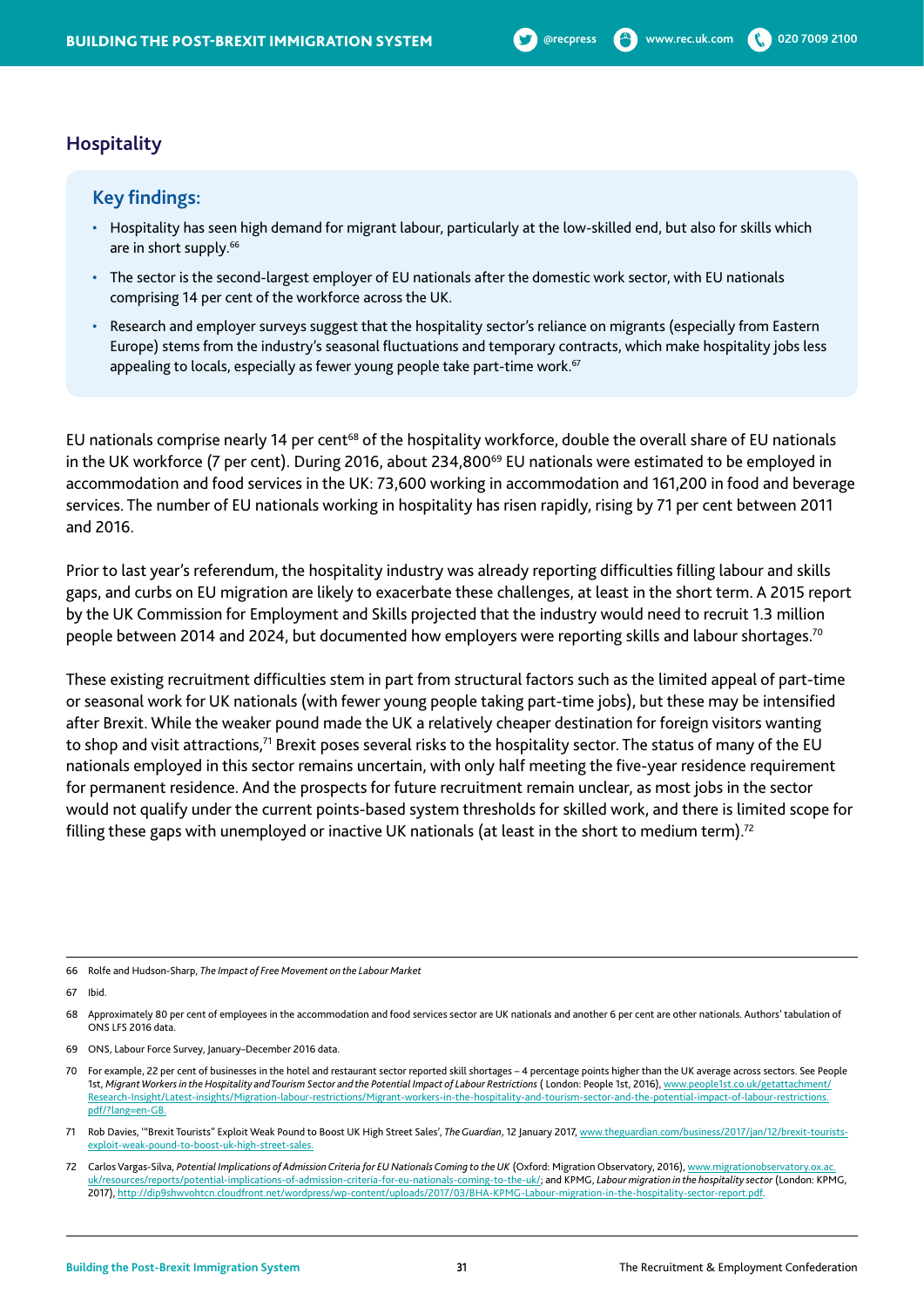## Hospitality

### Key findings:

- Hospitality has seen high demand for migrant labour, particularly at the low-skilled end, but also for skills which are in short supply.[66]
- The sector is the second-largest employer of EU nationals after the domestic work sector, with EU nationals comprising 14 per cent of the workforce across the UK.
- Research and employer surveys suggest that the hospitality sector's reliance on migrants (especially from Eastern Europe) stems from the industry's seasonal fluctuations and temporary contracts, which make hospitality jobs less appealing to locals, especially as fewer young people take part-time work.[67]

EU nationals comprise nearly 14 per cent[68] of the hospitality workforce, double the overall share of EU nationals in the UK workforce (7 per cent). During 2016, about 234,800[69] EU nationals were estimated to be employed in accommodation and food services in the UK: 73,600 working in accommodation and 161,200 in food and beverage services. The number of EU nationals working in hospitality has risen rapidly, rising by 71 per cent between 2011 and 2016.

Prior to last year's referendum, the hospitality industry was already reporting difficulties filling labour and skills gaps, and curbs on EU migration are likely to exacerbate these challenges, at least in the short term. A 2015 report by the UK Commission for Employment and Skills projected that the industry would need to recruit 1.3 million people between 2014 and 2024, but documented how employers were reporting skills and labour shortages.[70]

These existing recruitment difficulties stem in part from structural factors such as the limited appeal of part-time or seasonal work for UK nationals (with fewer young people taking part-time jobs), but these may be intensified after Brexit. While the weaker pound made the UK a relatively cheaper destination for foreign visitors wanting to shop and visit attractions,[71] Brexit poses several risks to the hospitality sector. The status of many of the EU nationals employed in this sector remains uncertain, with only half meeting the five-year residence requirement for permanent residence. And the prospects for future recruitment remain unclear, as most jobs in the sector would not qualify under the current points-based system thresholds for skilled work, and there is limited scope for filling these gaps with unemployed or inactive UK nationals (at least in the short to medium term).[72]

---

66 Rolfe and Hudson-Sharp, *The Impact of Free Movement on the Labour Market*

67 Ibid.

68 Approximately 80 per cent of employees in the accommodation and food services sector are UK nationals and another 6 per cent are other nationals. Authors' tabulation of ONS LFS 2016 data.

69 ONS, Labour Force Survey, January–December 2016 data.

70 For example, 22 per cent of businesses in the hotel and restaurant sector reported skill shortages – 4 percentage points higher than the UK average across sectors. See People 1st, *Migrant Workers in the Hospitality and Tourism Sector and the Potential Impact of Labour Restrictions* ( London: People 1st, 2016), www.people1st.co.uk/getattachment/Research-Insight/Latest-insights/Migration-labour-restrictions/Migrant-workers-in-the-hospitality-and-tourism-sector-and-the-potential-impact-of-labour-restrictions.pdf/?lang=en-GB.

71 Rob Davies, '"Brexit Tourists" Exploit Weak Pound to Boost UK High Street Sales', *The Guardian*, 12 January 2017, www.theguardian.com/business/2017/jan/12/brexit-tourists-exploit-weak-pound-to-boost-uk-high-street-sales.

72 Carlos Vargas-Silva, *Potential Implications of Admission Criteria for EU Nationals Coming to the UK* (Oxford: Migration Observatory, 2016), www.migrationobservatory.ox.ac.uk/resources/reports/potential-implications-of-admission-criteria-for-eu-nationals-coming-to-the-uk/; and KPMG, *Labour migration in the hospitality sector* (London: KPMG, 2017), http://dip9shwvohtcn.cloudfront.net/wordpress/wp-content/uploads/2017/03/BHA-KPMG-Labour-migration-in-the-hospitality-sector-report.pdf.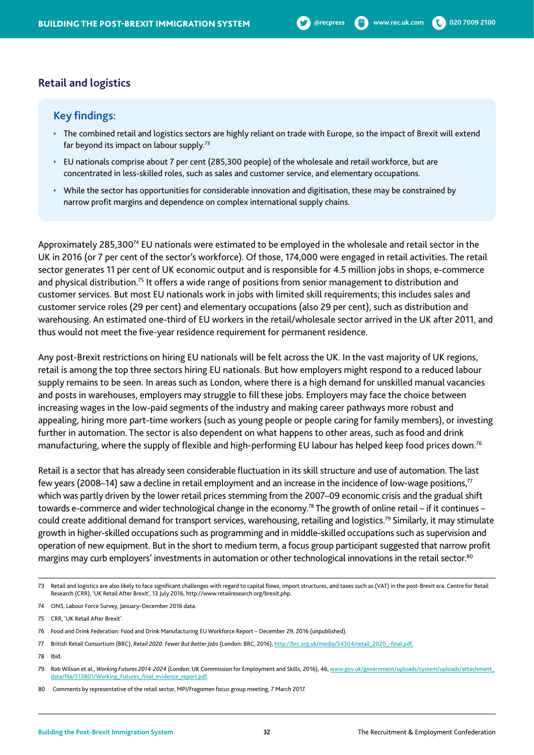## Retail and logistics

### Key findings:

- The combined retail and logistics sectors are highly reliant on trade with Europe, so the impact of Brexit will extend far beyond its impact on labour supply.[73]
- EU nationals comprise about 7 per cent (285,300 people) of the wholesale and retail workforce, but are concentrated in less-skilled roles, such as sales and customer service, and elementary occupations.
- While the sector has opportunities for considerable innovation and digitisation, these may be constrained by narrow profit margins and dependence on complex international supply chains.

Approximately 285,300[74] EU nationals were estimated to be employed in the wholesale and retail sector in the UK in 2016 (or 7 per cent of the sector's workforce). Of those, 174,000 were engaged in retail activities. The retail sector generates 11 per cent of UK economic output and is responsible for 4.5 million jobs in shops, e-commerce and physical distribution.[75] It offers a wide range of positions from senior management to distribution and customer services. But most EU nationals work in jobs with limited skill requirements; this includes sales and customer service roles (29 per cent) and elementary occupations (also 29 per cent), such as distribution and warehousing. An estimated one-third of EU workers in the retail/wholesale sector arrived in the UK after 2011, and thus would not meet the five-year residence requirement for permanent residence.

Any post-Brexit restrictions on hiring EU nationals will be felt across the UK. In the vast majority of UK regions, retail is among the top three sectors hiring EU nationals. But how employers might respond to a reduced labour supply remains to be seen. In areas such as London, where there is a high demand for unskilled manual vacancies and posts in warehouses, employers may struggle to fill these jobs. Employers may face the choice between increasing wages in the low-paid segments of the industry and making career pathways more robust and appealing, hiring more part-time workers (such as young people or people caring for family members), or investing further in automation. The sector is also dependent on what happens to other areas, such as food and drink manufacturing, where the supply of flexible and high-performing EU labour has helped keep food prices down.[76]

Retail is a sector that has already seen considerable fluctuation in its skill structure and use of automation. The last few years (2008–14) saw a decline in retail employment and an increase in the incidence of low-wage positions,[77] which was partly driven by the lower retail prices stemming from the 2007–09 economic crisis and the gradual shift towards e-commerce and wider technological change in the economy.[78] The growth of online retail – if it continues – could create additional demand for transport services, warehousing, retailing and logistics.[79] Similarly, it may stimulate growth in higher-skilled occupations such as programming and in middle-skilled occupations such as supervision and operation of new equipment. But in the short to medium term, a focus group participant suggested that narrow profit margins may curb employers' investments in automation or other technological innovations in the retail sector.[80]

---

73 Retail and logistics are also likely to face significant challenges with regard to capital flows, import structures, and taxes such as (VAT) in the post-Brexit era. Centre for Retail Research (CRR), 'UK Retail After Brexit', 13 July 2016, http://www.retailresearch.org/brexit.php.

74 ONS, Labour Force Survey, January–December 2016 data.

75 CRR, 'UK Retail After Brexit'.

76 Food and Drink Federation: Food and Drink Manufacturing EU Workforce Report – December 29, 2016 (unpublished).

77 British Retail Consortium (BRC), *Retail 2020: Fewer But Better Jobs* (London: BRC, 2016), http://brc.org.uk/media/54304/retail_2020_-final.pdf.

78 Ibid.

79 Rob Wilson et al., *Working Futures 2014-2024* (London: UK Commission for Employment and Skills, 2016), 46, www.gov.uk/government/uploads/system/uploads/attachment_data/file/513801/Working_Futures_final_evidence_report.pdf.

80 Comments by representative of the retail sector, MPI/Fragomen focus group meeting, 7 March 2017.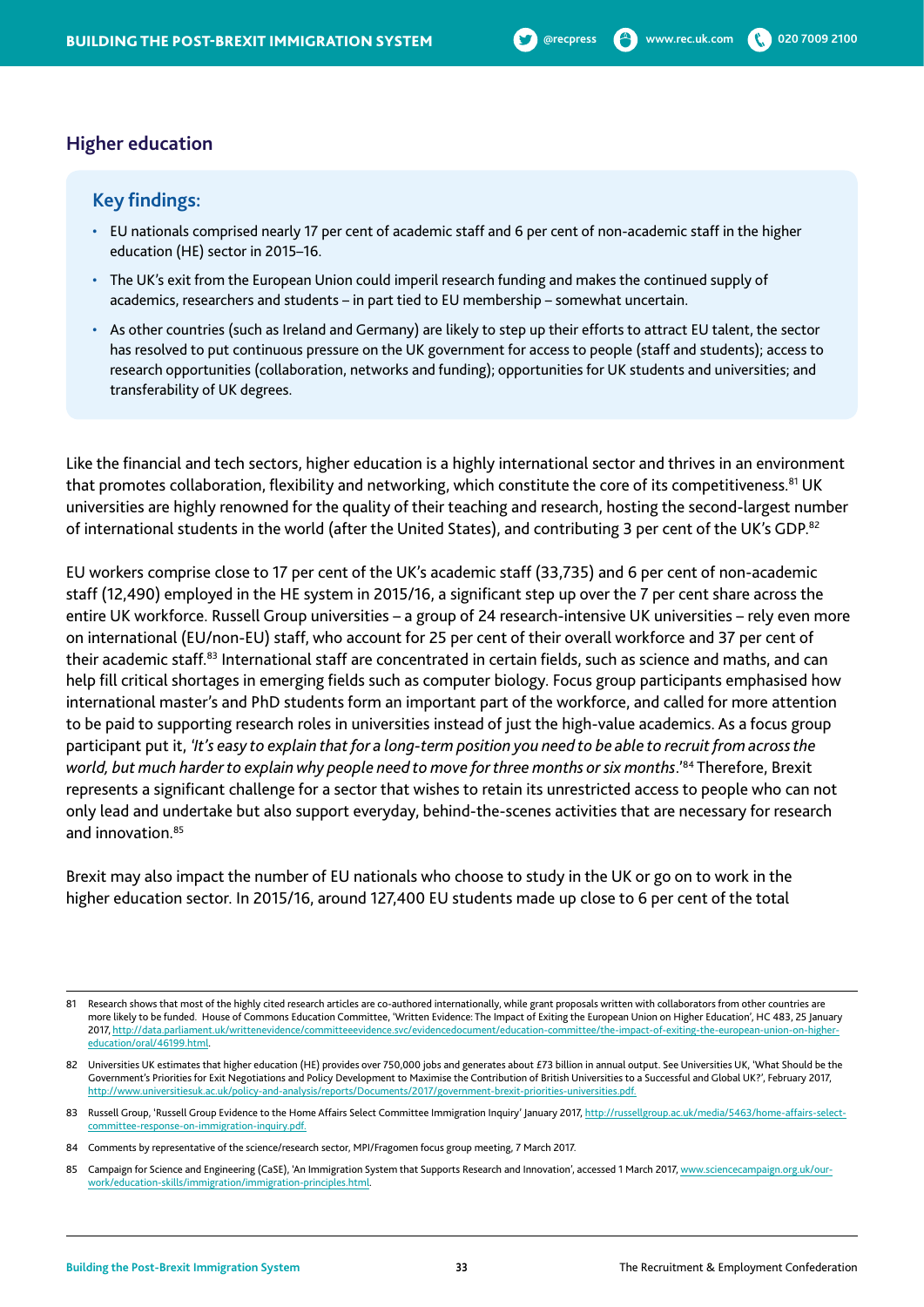## Higher education

### Key findings:

- EU nationals comprised nearly 17 per cent of academic staff and 6 per cent of non-academic staff in the higher education (HE) sector in 2015–16.
- The UK's exit from the European Union could imperil research funding and makes the continued supply of academics, researchers and students – in part tied to EU membership – somewhat uncertain.
- As other countries (such as Ireland and Germany) are likely to step up their efforts to attract EU talent, the sector has resolved to put continuous pressure on the UK government for access to people (staff and students); access to research opportunities (collaboration, networks and funding); opportunities for UK students and universities; and transferability of UK degrees.

Like the financial and tech sectors, higher education is a highly international sector and thrives in an environment that promotes collaboration, flexibility and networking, which constitute the core of its competitiveness.[81] UK universities are highly renowned for the quality of their teaching and research, hosting the second-largest number of international students in the world (after the United States), and contributing 3 per cent of the UK's GDP.[82]

EU workers comprise close to 17 per cent of the UK's academic staff (33,735) and 6 per cent of non-academic staff (12,490) employed in the HE system in 2015/16, a significant step up over the 7 per cent share across the entire UK workforce. Russell Group universities – a group of 24 research-intensive UK universities – rely even more on international (EU/non-EU) staff, who account for 25 per cent of their overall workforce and 37 per cent of their academic staff.[83] International staff are concentrated in certain fields, such as science and maths, and can help fill critical shortages in emerging fields such as computer biology. Focus group participants emphasised how international master's and PhD students form an important part of the workforce, and called for more attention to be paid to supporting research roles in universities instead of just the high-value academics. As a focus group participant put it, *'It's easy to explain that for a long-term position you need to be able to recruit from across the world, but much harder to explain why people need to move for three months or six months*.'[84] Therefore, Brexit represents a significant challenge for a sector that wishes to retain its unrestricted access to people who can not only lead and undertake but also support everyday, behind-the-scenes activities that are necessary for research and innovation.[85]

Brexit may also impact the number of EU nationals who choose to study in the UK or go on to work in the higher education sector. In 2015/16, around 127,400 EU students made up close to 6 per cent of the total

---

81 Research shows that most of the highly cited research articles are co-authored internationally, while grant proposals written with collaborators from other countries are more likely to be funded. House of Commons Education Committee, 'Written Evidence: The Impact of Exiting the European Union on Higher Education', HC 483, 25 January 2017, http://data.parliament.uk/writtenevidence/committeeevidence.svc/evidencedocument/education-committee/the-impact-of-exiting-the-european-union-on-higher-education/oral/46199.html.

82 Universities UK estimates that higher education (HE) provides over 750,000 jobs and generates about £73 billion in annual output. See Universities UK, 'What Should be the Government's Priorities for Exit Negotiations and Policy Development to Maximise the Contribution of British Universities to a Successful and Global UK?', February 2017, http://www.universitiesuk.ac.uk/policy-and-analysis/reports/Documents/2017/government-brexit-priorities-universities.pdf.

83 Russell Group, 'Russell Group Evidence to the Home Affairs Select Committee Immigration Inquiry' January 2017, http://russellgroup.ac.uk/media/5463/home-affairs-select-committee-response-on-immigration-inquiry.pdf.

84 Comments by representative of the science/research sector, MPI/Fragomen focus group meeting, 7 March 2017.

85 Campaign for Science and Engineering (CaSE), 'An Immigration System that Supports Research and Innovation', accessed 1 March 2017, www.sciencecampaign.org.uk/our-work/education-skills/immigration/immigration-principles.html.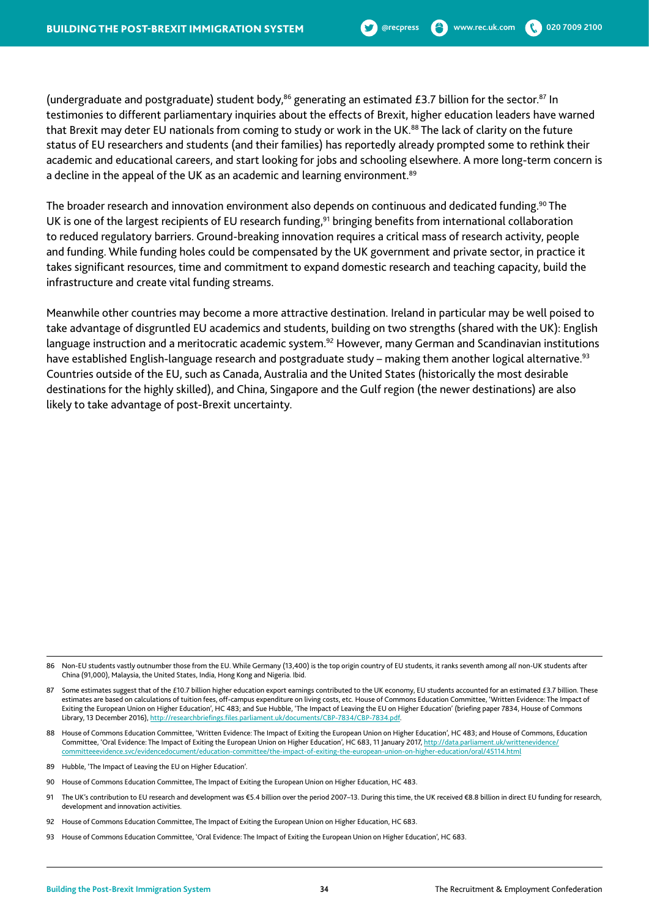(undergraduate and postgraduate) student body,[86] generating an estimated £3.7 billion for the sector.[87] In testimonies to different parliamentary inquiries about the effects of Brexit, higher education leaders have warned that Brexit may deter EU nationals from coming to study or work in the UK.[88] The lack of clarity on the future status of EU researchers and students (and their families) has reportedly already prompted some to rethink their academic and educational careers, and start looking for jobs and schooling elsewhere. A more long-term concern is a decline in the appeal of the UK as an academic and learning environment.[89]

The broader research and innovation environment also depends on continuous and dedicated funding.[90] The UK is one of the largest recipients of EU research funding,[91] bringing benefits from international collaboration to reduced regulatory barriers. Ground-breaking innovation requires a critical mass of research activity, people and funding. While funding holes could be compensated by the UK government and private sector, in practice it takes significant resources, time and commitment to expand domestic research and teaching capacity, build the infrastructure and create vital funding streams.

Meanwhile other countries may become a more attractive destination. Ireland in particular may be well poised to take advantage of disgruntled EU academics and students, building on two strengths (shared with the UK): English language instruction and a meritocratic academic system.[92] However, many German and Scandinavian institutions have established English-language research and postgraduate study – making them another logical alternative.[93] Countries outside of the EU, such as Canada, Australia and the United States (historically the most desirable destinations for the highly skilled), and China, Singapore and the Gulf region (the newer destinations) are also likely to take advantage of post-Brexit uncertainty.

---

86 Non-EU students vastly outnumber those from the EU. While Germany (13,400) is the top origin country of EU students, it ranks seventh among *all* non-UK students after China (91,000), Malaysia, the United States, India, Hong Kong and Nigeria. Ibid.

87 Some estimates suggest that of the £10.7 billion higher education export earnings contributed to the UK economy, EU students accounted for an estimated £3.7 billion. These estimates are based on calculations of tuition fees, off-campus expenditure on living costs, etc. House of Commons Education Committee, 'Written Evidence: The Impact of Exiting the European Union on Higher Education', HC 483; and Sue Hubble, 'The Impact of Leaving the EU on Higher Education' (briefing paper 7834, House of Commons Library, 13 December 2016), http://researchbriefings.files.parliament.uk/documents/CBP-7834/CBP-7834.pdf.

88 House of Commons Education Committee, 'Written Evidence: The Impact of Exiting the European Union on Higher Education', HC 483; and House of Commons, Education Committee, 'Oral Evidence: The Impact of Exiting the European Union on Higher Education', HC 683, 11 January 2017, http://data.parliament.uk/writtenevidence/committeeevidence.svc/evidencedocument/education-committee/the-impact-of-exiting-the-european-union-on-higher-education/oral/45114.html

89 Hubble, 'The Impact of Leaving the EU on Higher Education'.

90 House of Commons Education Committee, The Impact of Exiting the European Union on Higher Education, HC 483.

91 The UK's contribution to EU research and development was €5.4 billion over the period 2007–13. During this time, the UK received €8.8 billion in direct EU funding for research, development and innovation activities.

92 House of Commons Education Committee, The Impact of Exiting the European Union on Higher Education, HC 683.

93 House of Commons Education Committee, 'Oral Evidence: The Impact of Exiting the European Union on Higher Education', HC 683.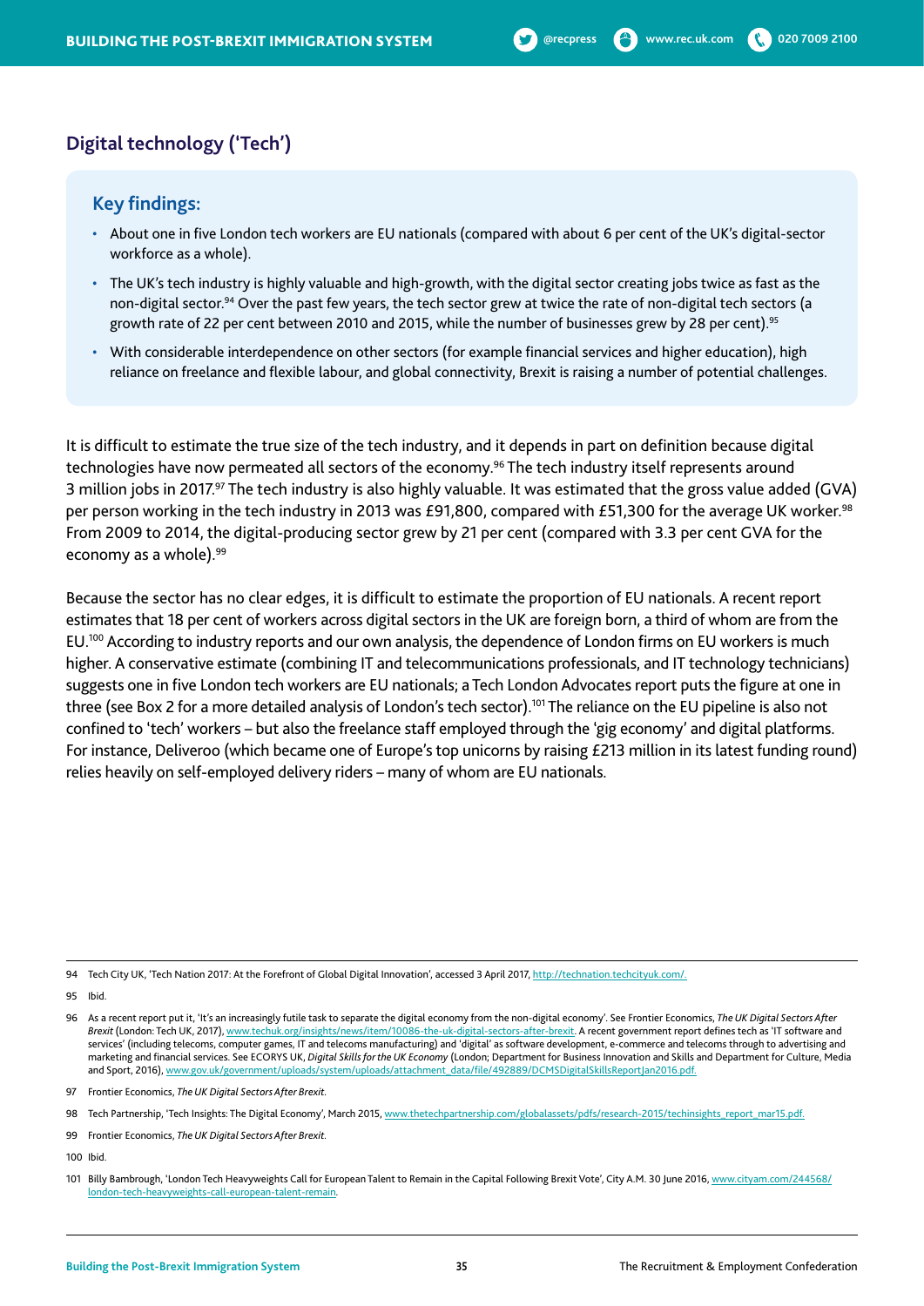## Digital technology ('Tech')

### Key findings:

- About one in five London tech workers are EU nationals (compared with about 6 per cent of the UK's digital-sector workforce as a whole).
- The UK's tech industry is highly valuable and high-growth, with the digital sector creating jobs twice as fast as the non-digital sector.[94] Over the past few years, the tech sector grew at twice the rate of non-digital tech sectors (a growth rate of 22 per cent between 2010 and 2015, while the number of businesses grew by 28 per cent).[95]
- With considerable interdependence on other sectors (for example financial services and higher education), high reliance on freelance and flexible labour, and global connectivity, Brexit is raising a number of potential challenges.

It is difficult to estimate the true size of the tech industry, and it depends in part on definition because digital technologies have now permeated all sectors of the economy.[96] The tech industry itself represents around 3 million jobs in 2017.[97] The tech industry is also highly valuable. It was estimated that the gross value added (GVA) per person working in the tech industry in 2013 was £91,800, compared with £51,300 for the average UK worker.[98] From 2009 to 2014, the digital-producing sector grew by 21 per cent (compared with 3.3 per cent GVA for the economy as a whole).[99]

Because the sector has no clear edges, it is difficult to estimate the proportion of EU nationals. A recent report estimates that 18 per cent of workers across digital sectors in the UK are foreign born, a third of whom are from the EU.[100] According to industry reports and our own analysis, the dependence of London firms on EU workers is much higher. A conservative estimate (combining IT and telecommunications professionals, and IT technology technicians) suggests one in five London tech workers are EU nationals; a Tech London Advocates report puts the figure at one in three (see Box 2 for a more detailed analysis of London's tech sector).[101] The reliance on the EU pipeline is also not confined to 'tech' workers – but also the freelance staff employed through the 'gig economy' and digital platforms. For instance, Deliveroo (which became one of Europe's top unicorns by raising £213 million in its latest funding round) relies heavily on self-employed delivery riders – many of whom are EU nationals.

---

94 Tech City UK, 'Tech Nation 2017: At the Forefront of Global Digital Innovation', accessed 3 April 2017, http://technation.techcityuk.com/.

95 Ibid.

96 As a recent report put it, 'It's an increasingly futile task to separate the digital economy from the non-digital economy'. See Frontier Economics, *The UK Digital Sectors After Brexit* (London: Tech UK, 2017), www.techuk.org/insights/news/item/10086-the-uk-digital-sectors-after-brexit. A recent government report defines tech as 'IT software and services' (including telecoms, computer games, IT and telecoms manufacturing) and 'digital' as software development, e-commerce and telecoms through to advertising and marketing and financial services. See ECORYS UK, *Digital Skills for the UK Economy* (London; Department for Business Innovation and Skills and Department for Culture, Media and Sport, 2016), www.gov.uk/government/uploads/system/uploads/attachment_data/file/492889/DCMSDigitalSkillsReportJan2016.pdf.

97 Frontier Economics, *The UK Digital Sectors After Brexit*.

98 Tech Partnership, 'Tech Insights: The Digital Economy', March 2015, www.thetechpartnership.com/globalassets/pdfs/research-2015/techinsights_report_mar15.pdf.

99 Frontier Economics, *The UK Digital Sectors After Brexit*.

100 Ibid.

101 Billy Bambrough, 'London Tech Heavyweights Call for European Talent to Remain in the Capital Following Brexit Vote', City A.M. 30 June 2016, www.cityam.com/244568/london-tech-heavyweights-call-european-talent-remain.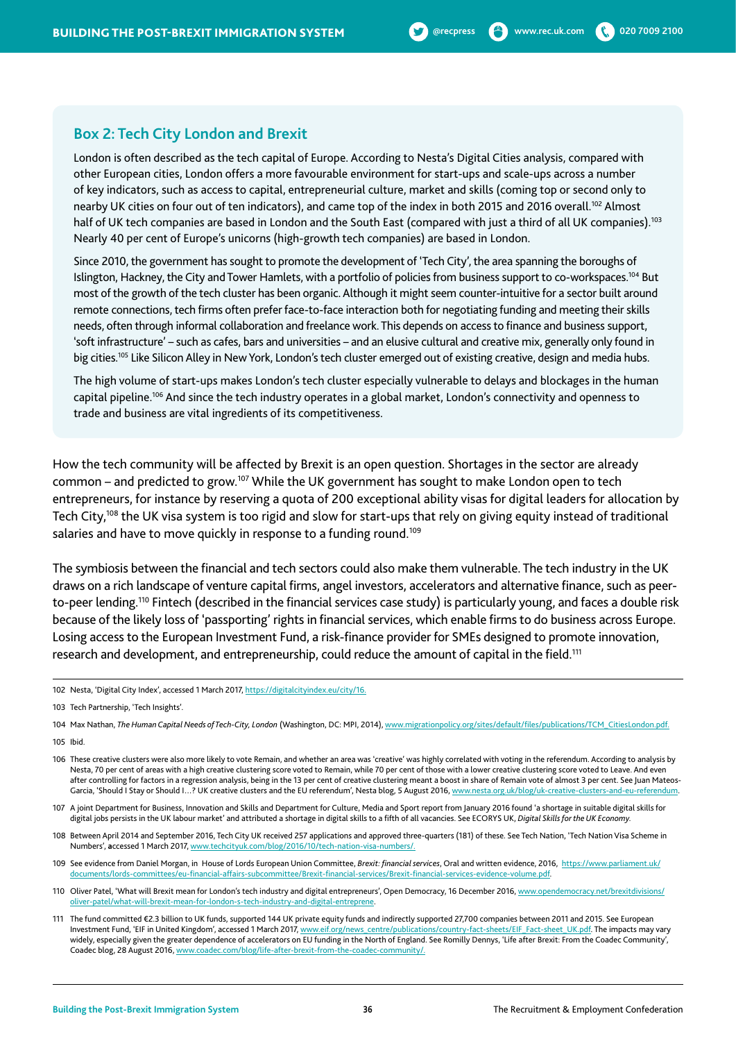## Box 2: Tech City London and Brexit

London is often described as the tech capital of Europe. According to Nesta's Digital Cities analysis, compared with other European cities, London offers a more favourable environment for start-ups and scale-ups across a number of key indicators, such as access to capital, entrepreneurial culture, market and skills (coming top or second only to nearby UK cities on four out of ten indicators), and came top of the index in both 2015 and 2016 overall.[102] Almost half of UK tech companies are based in London and the South East (compared with just a third of all UK companies).[103] Nearly 40 per cent of Europe's unicorns (high-growth tech companies) are based in London.

Since 2010, the government has sought to promote the development of 'Tech City', the area spanning the boroughs of Islington, Hackney, the City and Tower Hamlets, with a portfolio of policies from business support to co-workspaces.[104] But most of the growth of the tech cluster has been organic. Although it might seem counter-intuitive for a sector built around remote connections, tech firms often prefer face-to-face interaction both for negotiating funding and meeting their skills needs, often through informal collaboration and freelance work. This depends on access to finance and business support, 'soft infrastructure' – such as cafes, bars and universities – and an elusive cultural and creative mix, generally only found in big cities.[105] Like Silicon Alley in New York, London's tech cluster emerged out of existing creative, design and media hubs.

The high volume of start-ups makes London's tech cluster especially vulnerable to delays and blockages in the human capital pipeline.[106] And since the tech industry operates in a global market, London's connectivity and openness to trade and business are vital ingredients of its competitiveness.

How the tech community will be affected by Brexit is an open question. Shortages in the sector are already common – and predicted to grow.[107] While the UK government has sought to make London open to tech entrepreneurs, for instance by reserving a quota of 200 exceptional ability visas for digital leaders for allocation by Tech City,[108] the UK visa system is too rigid and slow for start-ups that rely on giving equity instead of traditional salaries and have to move quickly in response to a funding round.[109]

The symbiosis between the financial and tech sectors could also make them vulnerable. The tech industry in the UK draws on a rich landscape of venture capital firms, angel investors, accelerators and alternative finance, such as peer-to-peer lending.[110] Fintech (described in the financial services case study) is particularly young, and faces a double risk because of the likely loss of 'passporting' rights in financial services, which enable firms to do business across Europe. Losing access to the European Investment Fund, a risk-finance provider for SMEs designed to promote innovation, research and development, and entrepreneurship, could reduce the amount of capital in the field.[111]

---

102 Nesta, 'Digital City Index', accessed 1 March 2017, https://digitalcityindex.eu/city/16.

103 Tech Partnership, 'Tech Insights'.

104 Max Nathan, *The Human Capital Needs of Tech-City, London* (Washington, DC: MPI, 2014), www.migrationpolicy.org/sites/default/files/publications/TCM_CitiesLondon.pdf.

105 Ibid.

106 These creative clusters were also more likely to vote Remain, and whether an area was 'creative' was highly correlated with voting in the referendum. According to analysis by Nesta, 70 per cent of areas with a high creative clustering score voted to Remain, while 70 per cent of those with a lower creative clustering score voted to Leave. And even after controlling for factors in a regression analysis, being in the 13 per cent of creative clustering meant a boost in share of Remain vote of almost 3 per cent. See Juan Mateos-Garcia, 'Should I Stay or Should I…? UK creative clusters and the EU referendum', Nesta blog, 5 August 2016, www.nesta.org.uk/blog/uk-creative-clusters-and-eu-referendum.

107 A joint Department for Business, Innovation and Skills and Department for Culture, Media and Sport report from January 2016 found 'a shortage in suitable digital skills for digital jobs persists in the UK labour market' and attributed a shortage in digital skills to a fifth of all vacancies. See ECORYS UK, *Digital Skills for the UK Economy.*

108 Between April 2014 and September 2016, Tech City UK received 257 applications and approved three-quarters (181) of these. See Tech Nation, 'Tech Nation Visa Scheme in Numbers', accessed 1 March 2017, www.techcityuk.com/blog/2016/10/tech-nation-visa-numbers/.

109 See evidence from Daniel Morgan, in House of Lords European Union Committee, *Brexit: financial services*, Oral and written evidence, 2016, https://www.parliament.uk/documents/lords-committees/eu-financial-affairs-subcommittee/Brexit-financial-services/Brexit-financial-services-evidence-volume.pdf.

110 Oliver Patel, 'What will Brexit mean for London's tech industry and digital entrepreneurs', Open Democracy, 16 December 2016, www.opendemocracy.net/brexitdivisions/oliver-patel/what-will-brexit-mean-for-london-s-tech-industry-and-digital-entreprene.

111 The fund committed €2.3 billion to UK funds, supported 144 UK private equity funds and indirectly supported 27,700 companies between 2011 and 2015. See European Investment Fund, 'EIF in United Kingdom', accessed 1 March 2017, www.eif.org/news_centre/publications/country-fact-sheets/EIF_Fact-sheet_UK.pdf. The impacts may vary widely, especially given the greater dependence of accelerators on EU funding in the North of England. See Romilly Dennys, 'Life after Brexit: From the Coadec Community', Coadec blog, 28 August 2016, www.coadec.com/blog/life-after-brexit-from-the-coadec-community/.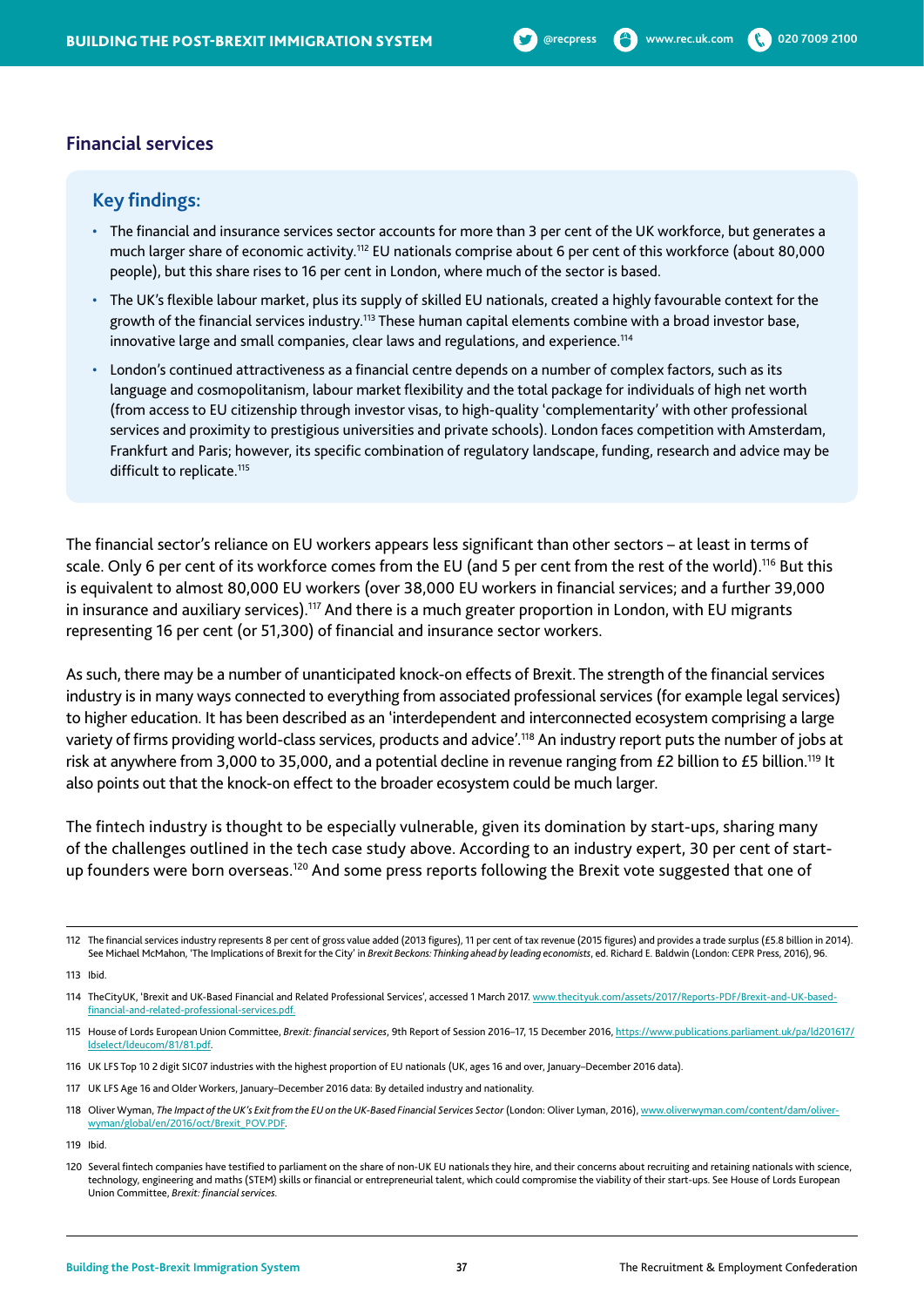## Financial services

### Key findings:

- The financial and insurance services sector accounts for more than 3 per cent of the UK workforce, but generates a much larger share of economic activity.[112] EU nationals comprise about 6 per cent of this workforce (about 80,000 people), but this share rises to 16 per cent in London, where much of the sector is based.
- The UK's flexible labour market, plus its supply of skilled EU nationals, created a highly favourable context for the growth of the financial services industry.[113] These human capital elements combine with a broad investor base, innovative large and small companies, clear laws and regulations, and experience.[114]
- London's continued attractiveness as a financial centre depends on a number of complex factors, such as its language and cosmopolitanism, labour market flexibility and the total package for individuals of high net worth (from access to EU citizenship through investor visas, to high-quality 'complementarity' with other professional services and proximity to prestigious universities and private schools). London faces competition with Amsterdam, Frankfurt and Paris; however, its specific combination of regulatory landscape, funding, research and advice may be difficult to replicate.[115]

The financial sector's reliance on EU workers appears less significant than other sectors – at least in terms of scale. Only 6 per cent of its workforce comes from the EU (and 5 per cent from the rest of the world).[116] But this is equivalent to almost 80,000 EU workers (over 38,000 EU workers in financial services; and a further 39,000 in insurance and auxiliary services).[117] And there is a much greater proportion in London, with EU migrants representing 16 per cent (or 51,300) of financial and insurance sector workers.

As such, there may be a number of unanticipated knock-on effects of Brexit. The strength of the financial services industry is in many ways connected to everything from associated professional services (for example legal services) to higher education. It has been described as an 'interdependent and interconnected ecosystem comprising a large variety of firms providing world-class services, products and advice'.[118] An industry report puts the number of jobs at risk at anywhere from 3,000 to 35,000, and a potential decline in revenue ranging from £2 billion to £5 billion.[119] It also points out that the knock-on effect to the broader ecosystem could be much larger.

The fintech industry is thought to be especially vulnerable, given its domination by start-ups, sharing many of the challenges outlined in the tech case study above. According to an industry expert, 30 per cent of start-up founders were born overseas.[120] And some press reports following the Brexit vote suggested that one of

---

112 The financial services industry represents 8 per cent of gross value added (2013 figures), 11 per cent of tax revenue (2015 figures) and provides a trade surplus (£5.8 billion in 2014). See Michael McMahon, 'The Implications of Brexit for the City' in *Brexit Beckons: Thinking ahead by leading economists*, ed. Richard E. Baldwin (London: CEPR Press, 2016), 96.

113 Ibid.

114 TheCityUK, 'Brexit and UK-Based Financial and Related Professional Services', accessed 1 March 2017. www.thecityuk.com/assets/2017/Reports-PDF/Brexit-and-UK-based-financial-and-related-professional-services.pdf.

115 House of Lords European Union Committee, *Brexit: financial services*, 9th Report of Session 2016–17, 15 December 2016, https://www.publications.parliament.uk/pa/ld201617/ldselect/ldeucom/81/81.pdf.

116 UK LFS Top 10 2 digit SIC07 industries with the highest proportion of EU nationals (UK, ages 16 and over, January–December 2016 data).

117 UK LFS Age 16 and Older Workers, January–December 2016 data: By detailed industry and nationality.

118 Oliver Wyman, *The Impact of the UK's Exit from the EU on the UK-Based Financial Services Sector* (London: Oliver Lyman, 2016), www.oliverwyman.com/content/dam/oliver-wyman/global/en/2016/oct/Brexit_POV.PDF.

119 Ibid.

120 Several fintech companies have testified to parliament on the share of non-UK EU nationals they hire, and their concerns about recruiting and retaining nationals with science, technology, engineering and maths (STEM) skills or financial or entrepreneurial talent, which could compromise the viability of their start-ups. See House of Lords European Union Committee, *Brexit: financial services*.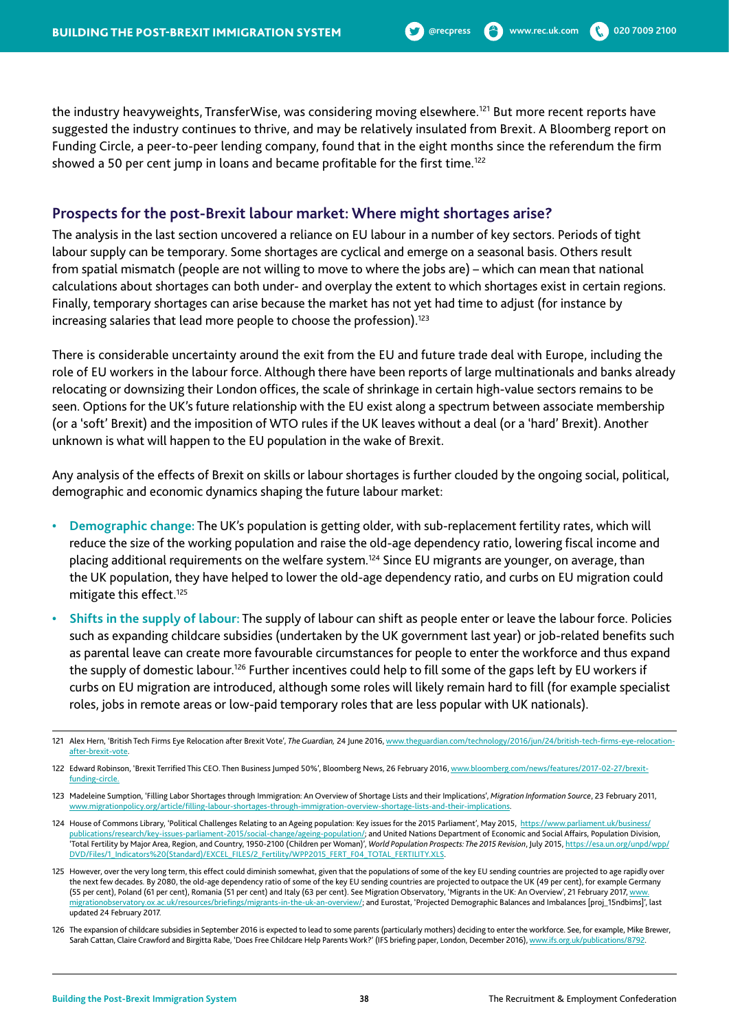the industry heavyweights, TransferWise, was considering moving elsewhere.[121] But more recent reports have suggested the industry continues to thrive, and may be relatively insulated from Brexit. A Bloomberg report on Funding Circle, a peer-to-peer lending company, found that in the eight months since the referendum the firm showed a 50 per cent jump in loans and became profitable for the first time.[122]

## Prospects for the post-Brexit labour market: Where might shortages arise?

The analysis in the last section uncovered a reliance on EU labour in a number of key sectors. Periods of tight labour supply can be temporary. Some shortages are cyclical and emerge on a seasonal basis. Others result from spatial mismatch (people are not willing to move to where the jobs are) – which can mean that national calculations about shortages can both under- and overplay the extent to which shortages exist in certain regions. Finally, temporary shortages can arise because the market has not yet had time to adjust (for instance by increasing salaries that lead more people to choose the profession).[123]

There is considerable uncertainty around the exit from the EU and future trade deal with Europe, including the role of EU workers in the labour force. Although there have been reports of large multinationals and banks already relocating or downsizing their London offices, the scale of shrinkage in certain high-value sectors remains to be seen. Options for the UK's future relationship with the EU exist along a spectrum between associate membership (or a 'soft' Brexit) and the imposition of WTO rules if the UK leaves without a deal (or a 'hard' Brexit). Another unknown is what will happen to the EU population in the wake of Brexit.

Any analysis of the effects of Brexit on skills or labour shortages is further clouded by the ongoing social, political, demographic and economic dynamics shaping the future labour market:

- **Demographic change:** The UK's population is getting older, with sub-replacement fertility rates, which will reduce the size of the working population and raise the old-age dependency ratio, lowering fiscal income and placing additional requirements on the welfare system.[124] Since EU migrants are younger, on average, than the UK population, they have helped to lower the old-age dependency ratio, and curbs on EU migration could mitigate this effect.[125]
- **Shifts in the supply of labour:** The supply of labour can shift as people enter or leave the labour force. Policies such as expanding childcare subsidies (undertaken by the UK government last year) or job-related benefits such as parental leave can create more favourable circumstances for people to enter the workforce and thus expand the supply of domestic labour.[126] Further incentives could help to fill some of the gaps left by EU workers if curbs on EU migration are introduced, although some roles will likely remain hard to fill (for example specialist roles, jobs in remote areas or low-paid temporary roles that are less popular with UK nationals).

---

121 Alex Hern, 'British Tech Firms Eye Relocation after Brexit Vote', *The Guardian,* 24 June 2016, www.theguardian.com/technology/2016/jun/24/british-tech-firms-eye-relocation-after-brexit-vote.

122 Edward Robinson, 'Brexit Terrified This CEO. Then Business Jumped 50%', Bloomberg News, 26 February 2016, www.bloomberg.com/news/features/2017-02-27/brexit-funding-circle.

123 Madeleine Sumption, 'Filling Labor Shortages through Immigration: An Overview of Shortage Lists and their Implications', *Migration Information Source*, 23 February 2011, www.migrationpolicy.org/article/filling-labour-shortages-through-immigration-overview-shortage-lists-and-their-implications.

124 House of Commons Library, 'Political Challenges Relating to an Ageing population: Key issues for the 2015 Parliament', May 2015, https://www.parliament.uk/business/publications/research/key-issues-parliament-2015/social-change/ageing-population/; and United Nations Department of Economic and Social Affairs, Population Division, 'Total Fertility by Major Area, Region, and Country, 1950-2100 (Children per Woman)', *World Population Prospects: The 2015 Revision*, July 2015, https://esa.un.org/unpd/wpp/DVD/Files/1_Indicators%20(Standard)/EXCEL_FILES/2_Fertility/WPP2015_FERT_F04_TOTAL_FERTILITY.XLS.

125 However, over the very long term, this effect could diminish somewhat, given that the populations of some of the key EU sending countries are projected to age rapidly over the next few decades. By 2080, the old-age dependency ratio of some of the key EU sending countries are projected to outpace the UK (49 per cent), for example Germany (55 per cent), Poland (61 per cent), Romania (51 per cent) and Italy (63 per cent). See Migration Observatory, 'Migrants in the UK: An Overview', 21 February 2017, www.migrationobservatory.ox.ac.uk/resources/briefings/migrants-in-the-uk-an-overview/; and Eurostat, 'Projected Demographic Balances and Imbalances [proj_15ndbims]', last updated 24 February 2017.

126 The expansion of childcare subsidies in September 2016 is expected to lead to some parents (particularly mothers) deciding to enter the workforce. See, for example, Mike Brewer, Sarah Cattan, Claire Crawford and Birgitta Rabe, 'Does Free Childcare Help Parents Work?' (IFS briefing paper, London, December 2016), www.ifs.org.uk/publications/8792.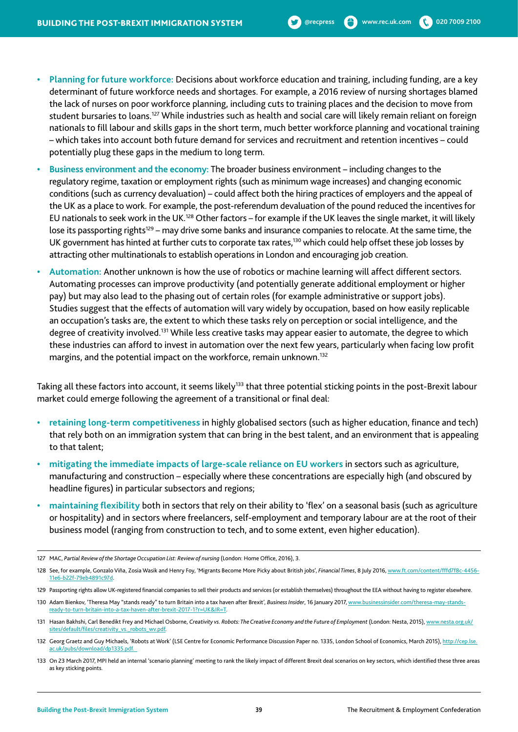- **Planning for future workforce:** Decisions about workforce education and training, including funding, are a key determinant of future workforce needs and shortages. For example, a 2016 review of nursing shortages blamed the lack of nurses on poor workforce planning, including cuts to training places and the decision to move from student bursaries to loans.[127] While industries such as health and social care will likely remain reliant on foreign nationals to fill labour and skills gaps in the short term, much better workforce planning and vocational training – which takes into account both future demand for services and recruitment and retention incentives – could potentially plug these gaps in the medium to long term.
- **Business environment and the economy:** The broader business environment – including changes to the regulatory regime, taxation or employment rights (such as minimum wage increases) and changing economic conditions (such as currency devaluation) – could affect both the hiring practices of employers and the appeal of the UK as a place to work. For example, the post-referendum devaluation of the pound reduced the incentives for EU nationals to seek work in the UK.[128] Other factors – for example if the UK leaves the single market, it will likely lose its passporting rights[129] – may drive some banks and insurance companies to relocate. At the same time, the UK government has hinted at further cuts to corporate tax rates,[130] which could help offset these job losses by attracting other multinationals to establish operations in London and encouraging job creation.
- **Automation:** Another unknown is how the use of robotics or machine learning will affect different sectors. Automating processes can improve productivity (and potentially generate additional employment or higher pay) but may also lead to the phasing out of certain roles (for example administrative or support jobs). Studies suggest that the effects of automation will vary widely by occupation, based on how easily replicable an occupation's tasks are, the extent to which these tasks rely on perception or social intelligence, and the degree of creativity involved.[131] While less creative tasks may appear easier to automate, the degree to which these industries can afford to invest in automation over the next few years, particularly when facing low profit margins, and the potential impact on the workforce, remain unknown.[132]

Taking all these factors into account, it seems likely[133] that three potential sticking points in the post-Brexit labour market could emerge following the agreement of a transitional or final deal:

- **retaining long-term competitiveness** in highly globalised sectors (such as higher education, finance and tech) that rely both on an immigration system that can bring in the best talent, and an environment that is appealing to that talent;
- **mitigating the immediate impacts of large-scale reliance on EU workers** in sectors such as agriculture, manufacturing and construction – especially where these concentrations are especially high (and obscured by headline figures) in particular subsectors and regions;
- **maintaining flexibility** both in sectors that rely on their ability to 'flex' on a seasonal basis (such as agriculture or hospitality) and in sectors where freelancers, self-employment and temporary labour are at the root of their business model (ranging from construction to tech, and to some extent, even higher education).

---

127 MAC, *Partial Review of the Shortage Occupation List: Review of nursing* (London: Home Office, 2016), 3.

128 See, for example, Gonzalo Viña, Zosia Wasik and Henry Foy, 'Migrants Become More Picky about British jobs', *Financial Times*, 8 July 2016, www.ft.com/content/fffd7f8c-4456-11e6-b22f-79eb4891c97d.

129 Passporting rights allow UK-registered financial companies to sell their products and services (or establish themselves) throughout the EEA without having to register elsewhere.

130 Adam Bienkov, 'Theresa May "stands ready" to turn Britain into a tax haven after Brexit', *Business Insider*, 16 January 2017, www.businessinsider.com/theresa-may-stands-ready-to-turn-britain-into-a-tax-haven-after-brexit-2017-1?r=UK&IR=T.

131 Hasan Bakhshi, Carl Benedikt Frey and Michael Osborne, *Creativity vs. Robots: The Creative Economy and the Future of Employment* (London: Nesta, 2015), www.nesta.org.uk/sites/default/files/creativity_vs._robots_wv.pdf.

132 Georg Graetz and Guy Michaels, 'Robots at Work' (LSE Centre for Economic Performance Discussion Paper no. 1335, London School of Economics, March 2015), http://cep.lse.ac.uk/pubs/download/dp1335.pdf.

133 On 23 March 2017, MPI held an internal 'scenario planning' meeting to rank the likely impact of different Brexit deal scenarios on key sectors, which identified these three areas as key sticking points.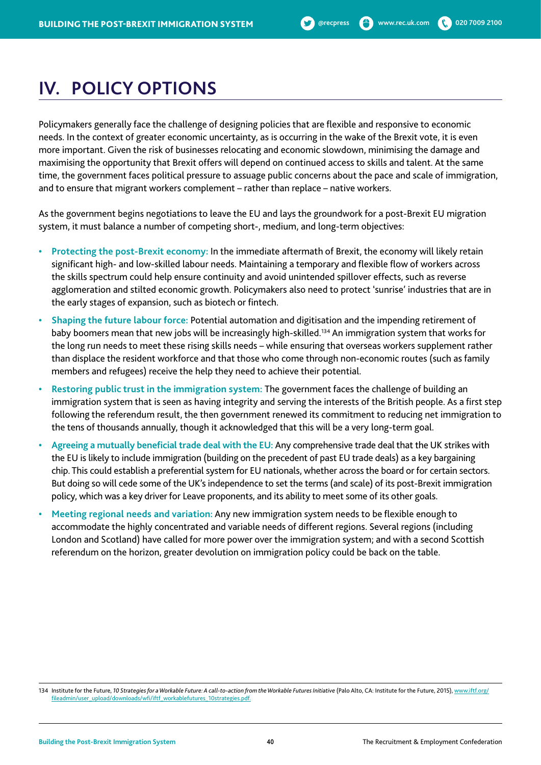# IV. POLICY OPTIONS

Policymakers generally face the challenge of designing policies that are flexible and responsive to economic needs. In the context of greater economic uncertainty, as is occurring in the wake of the Brexit vote, it is even more important. Given the risk of businesses relocating and economic slowdown, minimising the damage and maximising the opportunity that Brexit offers will depend on continued access to skills and talent. At the same time, the government faces political pressure to assuage public concerns about the pace and scale of immigration, and to ensure that migrant workers complement – rather than replace – native workers.

As the government begins negotiations to leave the EU and lays the groundwork for a post-Brexit EU migration system, it must balance a number of competing short-, medium, and long-term objectives:

- **Protecting the post-Brexit economy:** In the immediate aftermath of Brexit, the economy will likely retain significant high- and low-skilled labour needs. Maintaining a temporary and flexible flow of workers across the skills spectrum could help ensure continuity and avoid unintended spillover effects, such as reverse agglomeration and stilted economic growth. Policymakers also need to protect 'sunrise' industries that are in the early stages of expansion, such as biotech or fintech.
- **Shaping the future labour force:** Potential automation and digitisation and the impending retirement of baby boomers mean that new jobs will be increasingly high-skilled.[134] An immigration system that works for the long run needs to meet these rising skills needs – while ensuring that overseas workers supplement rather than displace the resident workforce and that those who come through non-economic routes (such as family members and refugees) receive the help they need to achieve their potential.
- **Restoring public trust in the immigration system:** The government faces the challenge of building an immigration system that is seen as having integrity and serving the interests of the British people. As a first step following the referendum result, the then government renewed its commitment to reducing net immigration to the tens of thousands annually, though it acknowledged that this will be a very long-term goal.
- **Agreeing a mutually beneficial trade deal with the EU:** Any comprehensive trade deal that the UK strikes with the EU is likely to include immigration (building on the precedent of past EU trade deals) as a key bargaining chip. This could establish a preferential system for EU nationals, whether across the board or for certain sectors. But doing so will cede some of the UK's independence to set the terms (and scale) of its post-Brexit immigration policy, which was a key driver for Leave proponents, and its ability to meet some of its other goals.
- **Meeting regional needs and variation:** Any new immigration system needs to be flexible enough to accommodate the highly concentrated and variable needs of different regions. Several regions (including London and Scotland) have called for more power over the immigration system; and with a second Scottish referendum on the horizon, greater devolution on immigration policy could be back on the table.

---

134 Institute for the Future, *10 Strategies for a Workable Future: A call-to-action from the Workable Futures Initiative* (Palo Alto, CA: Institute for the Future, 2015), www.iftf.org/fileadmin/user_upload/downloads/wfi/iftf_workablefutures_10strategies.pdf.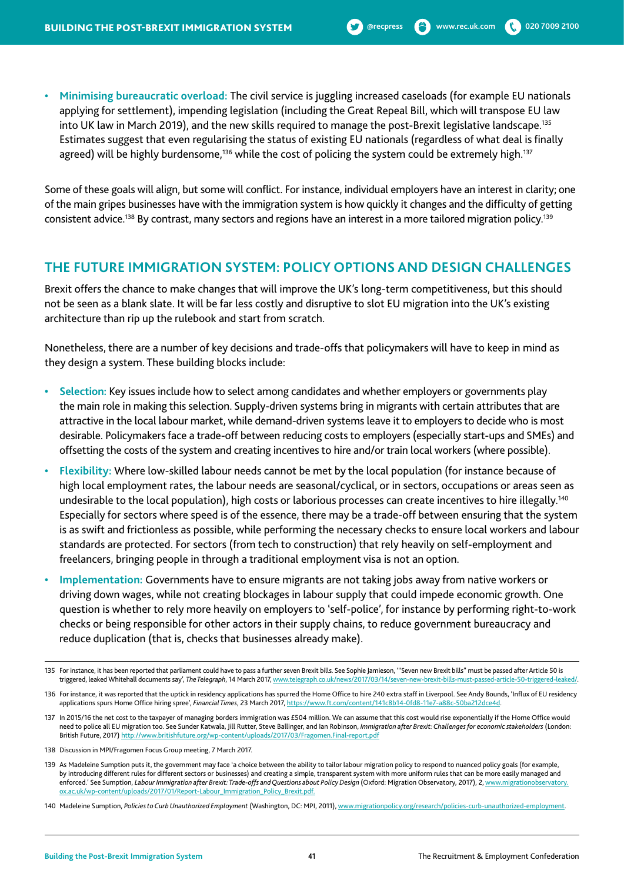- **Minimising bureaucratic overload:** The civil service is juggling increased caseloads (for example EU nationals applying for settlement), impending legislation (including the Great Repeal Bill, which will transpose EU law into UK law in March 2019), and the new skills required to manage the post-Brexit legislative landscape.[135] Estimates suggest that even regularising the status of existing EU nationals (regardless of what deal is finally agreed) will be highly burdensome,[136] while the cost of policing the system could be extremely high.[137]

Some of these goals will align, but some will conflict. For instance, individual employers have an interest in clarity; one of the main gripes businesses have with the immigration system is how quickly it changes and the difficulty of getting consistent advice.[138] By contrast, many sectors and regions have an interest in a more tailored migration policy.[139]

## THE FUTURE IMMIGRATION SYSTEM: POLICY OPTIONS AND DESIGN CHALLENGES

Brexit offers the chance to make changes that will improve the UK's long-term competitiveness, but this should not be seen as a blank slate. It will be far less costly and disruptive to slot EU migration into the UK's existing architecture than rip up the rulebook and start from scratch.

Nonetheless, there are a number of key decisions and trade-offs that policymakers will have to keep in mind as they design a system. These building blocks include:

- **Selection:** Key issues include how to select among candidates and whether employers or governments play the main role in making this selection. Supply-driven systems bring in migrants with certain attributes that are attractive in the local labour market, while demand-driven systems leave it to employers to decide who is most desirable. Policymakers face a trade-off between reducing costs to employers (especially start-ups and SMEs) and offsetting the costs of the system and creating incentives to hire and/or train local workers (where possible).
- **Flexibility:** Where low-skilled labour needs cannot be met by the local population (for instance because of high local employment rates, the labour needs are seasonal/cyclical, or in sectors, occupations or areas seen as undesirable to the local population), high costs or laborious processes can create incentives to hire illegally.[140] Especially for sectors where speed is of the essence, there may be a trade-off between ensuring that the system is as swift and frictionless as possible, while performing the necessary checks to ensure local workers and labour standards are protected. For sectors (from tech to construction) that rely heavily on self-employment and freelancers, bringing people in through a traditional employment visa is not an option.
- **Implementation:** Governments have to ensure migrants are not taking jobs away from native workers or driving down wages, while not creating blockages in labour supply that could impede economic growth. One question is whether to rely more heavily on employers to 'self-police', for instance by performing right-to-work checks or being responsible for other actors in their supply chains, to reduce government bureaucracy and reduce duplication (that is, checks that businesses already make).

---

135 For instance, it has been reported that parliament could have to pass a further seven Brexit bills. See Sophie Jamieson, '"Seven new Brexit bills" must be passed after Article 50 is triggered, leaked Whitehall documents say', *The Telegraph*, 14 March 2017, www.telegraph.co.uk/news/2017/03/14/seven-new-brexit-bills-must-passed-article-50-triggered-leaked/.

136 For instance, it was reported that the uptick in residency applications has spurred the Home Office to hire 240 extra staff in Liverpool. See Andy Bounds, 'Influx of EU residency applications spurs Home Office hiring spree', *Financial Times*, 23 March 2017, https://www.ft.com/content/141c8b14-0fd8-11e7-a88c-50ba212dce4d.

137 In 2015/16 the net cost to the taxpayer of managing borders immigration was £504 million. We can assume that this cost would rise exponentially if the Home Office would need to police all EU migration too. See Sunder Katwala, Jill Rutter, Steve Ballinger, and Ian Robinson, *Immigration after Brexit: Challenges for economic stakeholders* (London: British Future, 2017) http://www.britishfuture.org/wp-content/uploads/2017/03/Fragomen.Final-report.pdf

138 Discussion in MPI/Fragomen Focus Group meeting, 7 March 2017.

139 As Madeleine Sumption puts it, the government may face 'a choice between the ability to tailor labour migration policy to respond to nuanced policy goals (for example, by introducing different rules for different sectors or businesses) and creating a simple, transparent system with more uniform rules that can be more easily managed and enforced.' See Sumption, *Labour Immigration after Brexit: Trade-offs and Questions about Policy Design* (Oxford: Migration Observatory, 2017), 2, www.migrationobservatory.ox.ac.uk/wp-content/uploads/2017/01/Report-Labour_Immigration_Policy_Brexit.pdf.

140 Madeleine Sumption, *Policies to Curb Unauthorized Employment* (Washington, DC: MPI, 2011), www.migrationpolicy.org/research/policies-curb-unauthorized-employment.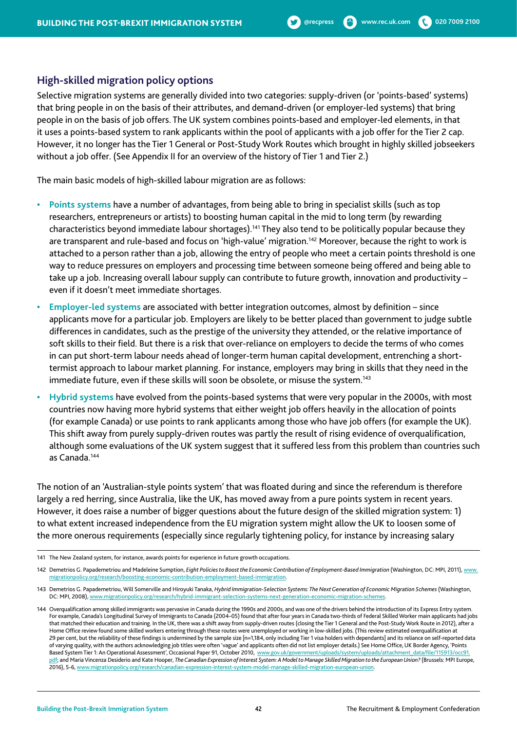## High-skilled migration policy options

Selective migration systems are generally divided into two categories: supply-driven (or 'points-based' systems) that bring people in on the basis of their attributes, and demand-driven (or employer-led systems) that bring people in on the basis of job offers. The UK system combines points-based and employer-led elements, in that it uses a points-based system to rank applicants within the pool of applicants with a job offer for the Tier 2 cap. However, it no longer has the Tier 1 General or Post-Study Work Routes which brought in highly skilled jobseekers without a job offer. (See Appendix II for an overview of the history of Tier 1 and Tier 2.)

The main basic models of high-skilled labour migration are as follows:

- **Points systems** have a number of advantages, from being able to bring in specialist skills (such as top researchers, entrepreneurs or artists) to boosting human capital in the mid to long term (by rewarding characteristics beyond immediate labour shortages).[141] They also tend to be politically popular because they are transparent and rule-based and focus on 'high-value' migration.[142] Moreover, because the right to work is attached to a person rather than a job, allowing the entry of people who meet a certain points threshold is one way to reduce pressures on employers and processing time between someone being offered and being able to take up a job. Increasing overall labour supply can contribute to future growth, innovation and productivity – even if it doesn't meet immediate shortages.
- **Employer-led systems** are associated with better integration outcomes, almost by definition – since applicants move for a particular job. Employers are likely to be better placed than government to judge subtle differences in candidates, such as the prestige of the university they attended, or the relative importance of soft skills to their field. But there is a risk that over-reliance on employers to decide the terms of who comes in can put short-term labour needs ahead of longer-term human capital development, entrenching a short-termist approach to labour market planning. For instance, employers may bring in skills that they need in the immediate future, even if these skills will soon be obsolete, or misuse the system.[143]
- **Hybrid systems** have evolved from the points-based systems that were very popular in the 2000s, with most countries now having more hybrid systems that either weight job offers heavily in the allocation of points (for example Canada) or use points to rank applicants among those who have job offers (for example the UK). This shift away from purely supply-driven routes was partly the result of rising evidence of overqualification, although some evaluations of the UK system suggest that it suffered less from this problem than countries such as Canada.[144]

The notion of an 'Australian-style points system' that was floated during and since the referendum is therefore largely a red herring, since Australia, like the UK, has moved away from a pure points system in recent years. However, it does raise a number of bigger questions about the future design of the skilled migration system: 1) to what extent increased independence from the EU migration system might allow the UK to loosen some of the more onerous requirements (especially since regularly tightening policy, for instance by increasing salary

---

141 The New Zealand system, for instance, awards points for experience in future growth occupations.

142 Demetrios G. Papademetriou and Madeleine Sumption, *Eight Policies to Boost the Economic Contribution of Employment-Based Immigration* (Washington, DC: MPI, 2011), www.migrationpolicy.org/research/boosting-economic-contribution-employment-based-immigration.

143 Demetrios G. Papademetriou, Will Somerville and Hiroyuki Tanaka, *Hybrid Immigration-Selection Systems: The Next Generation of Economic Migration Schemes* (Washington, DC: MPI, 2008), www.migrationpolicy.org/research/hybrid-immigrant-selection-systems-next-generation-economic-migration-schemes.

144 Overqualification among skilled immigrants was pervasive in Canada during the 1990s and 2000s, and was one of the drivers behind the introduction of its Express Entry system. For example, Canada's Longitudinal Survey of Immigrants to Canada (2004–05) found that after four years in Canada two-thirds of Federal Skilled Worker main applicants had jobs that matched their education and training. In the UK, there was a shift away from supply-driven routes (closing the Tier 1 General and the Post-Study Work Route in 2012), after a Home Office review found some skilled workers entering through these routes were unemployed or working in low-skilled jobs. (This review estimated overqualification at 29 per cent, but the reliability of these findings is undermined by the sample size [n=1,184, only including Tier 1 visa holders with dependants] and its reliance on self-reported data of varying quality, with the authors acknowledging job titles were often 'vague' and applicants often did not list employer details.) See Home Office, UK Border Agency, 'Points Based System Tier 1: An Operational Assessment', Occasional Paper 91, October 2010, www.gov.uk/government/uploads/system/uploads/attachment_data/file/115913/occ91.pdf; and Maria Vincenza Desiderio and Kate Hooper, *The Canadian Expression of Interest System: A Model to Manage Skilled Migration to the European Union?* (Brussels: MPI Europe, 2016), 5-6, www.migrationpolicy.org/research/canadian-expression-interest-system-model-manage-skilled-migration-european-union.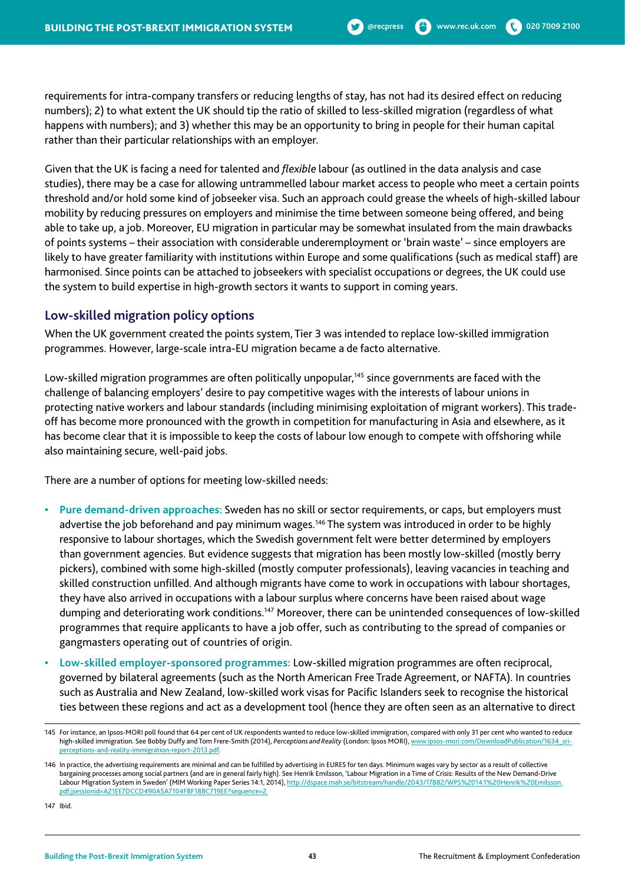requirements for intra-company transfers or reducing lengths of stay, has not had its desired effect on reducing numbers); 2) to what extent the UK should tip the ratio of skilled to less-skilled migration (regardless of what happens with numbers); and 3) whether this may be an opportunity to bring in people for their human capital rather than their particular relationships with an employer.

Given that the UK is facing a need for talented and *flexible* labour (as outlined in the data analysis and case studies), there may be a case for allowing untrammelled labour market access to people who meet a certain points threshold and/or hold some kind of jobseeker visa. Such an approach could grease the wheels of high-skilled labour mobility by reducing pressures on employers and minimise the time between someone being offered, and being able to take up, a job. Moreover, EU migration in particular may be somewhat insulated from the main drawbacks of points systems – their association with considerable underemployment or 'brain waste' – since employers are likely to have greater familiarity with institutions within Europe and some qualifications (such as medical staff) are harmonised. Since points can be attached to jobseekers with specialist occupations or degrees, the UK could use the system to build expertise in high-growth sectors it wants to support in coming years.

## Low-skilled migration policy options

When the UK government created the points system, Tier 3 was intended to replace low-skilled immigration programmes. However, large-scale intra-EU migration became a de facto alternative.

Low-skilled migration programmes are often politically unpopular,[145] since governments are faced with the challenge of balancing employers' desire to pay competitive wages with the interests of labour unions in protecting native workers and labour standards (including minimising exploitation of migrant workers). This trade-off has become more pronounced with the growth in competition for manufacturing in Asia and elsewhere, as it has become clear that it is impossible to keep the costs of labour low enough to compete with offshoring while also maintaining secure, well-paid jobs.

There are a number of options for meeting low-skilled needs:

- **Pure demand-driven approaches:** Sweden has no skill or sector requirements, or caps, but employers must advertise the job beforehand and pay minimum wages.[146] The system was introduced in order to be highly responsive to labour shortages, which the Swedish government felt were better determined by employers than government agencies. But evidence suggests that migration has been mostly low-skilled (mostly berry pickers), combined with some high-skilled (mostly computer professionals), leaving vacancies in teaching and skilled construction unfilled. And although migrants have come to work in occupations with labour shortages, they have also arrived in occupations with a labour surplus where concerns have been raised about wage dumping and deteriorating work conditions.[147] Moreover, there can be unintended consequences of low-skilled programmes that require applicants to have a job offer, such as contributing to the spread of companies or gangmasters operating out of countries of origin.
- **Low-skilled employer-sponsored programmes:** Low-skilled migration programmes are often reciprocal, governed by bilateral agreements (such as the North American Free Trade Agreement, or NAFTA). In countries such as Australia and New Zealand, low-skilled work visas for Pacific Islanders seek to recognise the historical ties between these regions and act as a development tool (hence they are often seen as an alternative to direct

---

145 For instance, an Ipsos-MORI poll found that 64 per cent of UK respondents wanted to reduce low-skilled immigration, compared with only 31 per cent who wanted to reduce high-skilled immigration. See Bobby Duffy and Tom Frere-Smith (2014), *Perceptions and Reality* (London: Ipsos MORI), www.ipsos-mori.com/DownloadPublication/1634_sri-perceptions-and-reality-immigration-report-2013.pdf.

146 In practice, the advertising requirements are minimal and can be fulfilled by advertising in EURES for ten days. Minimum wages vary by sector as a result of collective bargaining processes among social partners (and are in general fairly high). See Henrik Emilsson, 'Labour Migration in a Time of Crisis: Results of the New Demand-Drive Labour Migration System in Sweden' (MIM Working Paper Series 14:1, 2014), http://dspace.mah.se/bitstream/handle/2043/17882/WPS%2014.1%20Henrik%20Emilsson.pdf;jsessionid=A21EE7DCCD490A5A7104FBF188C719EE?sequence=2.

147 Ibid.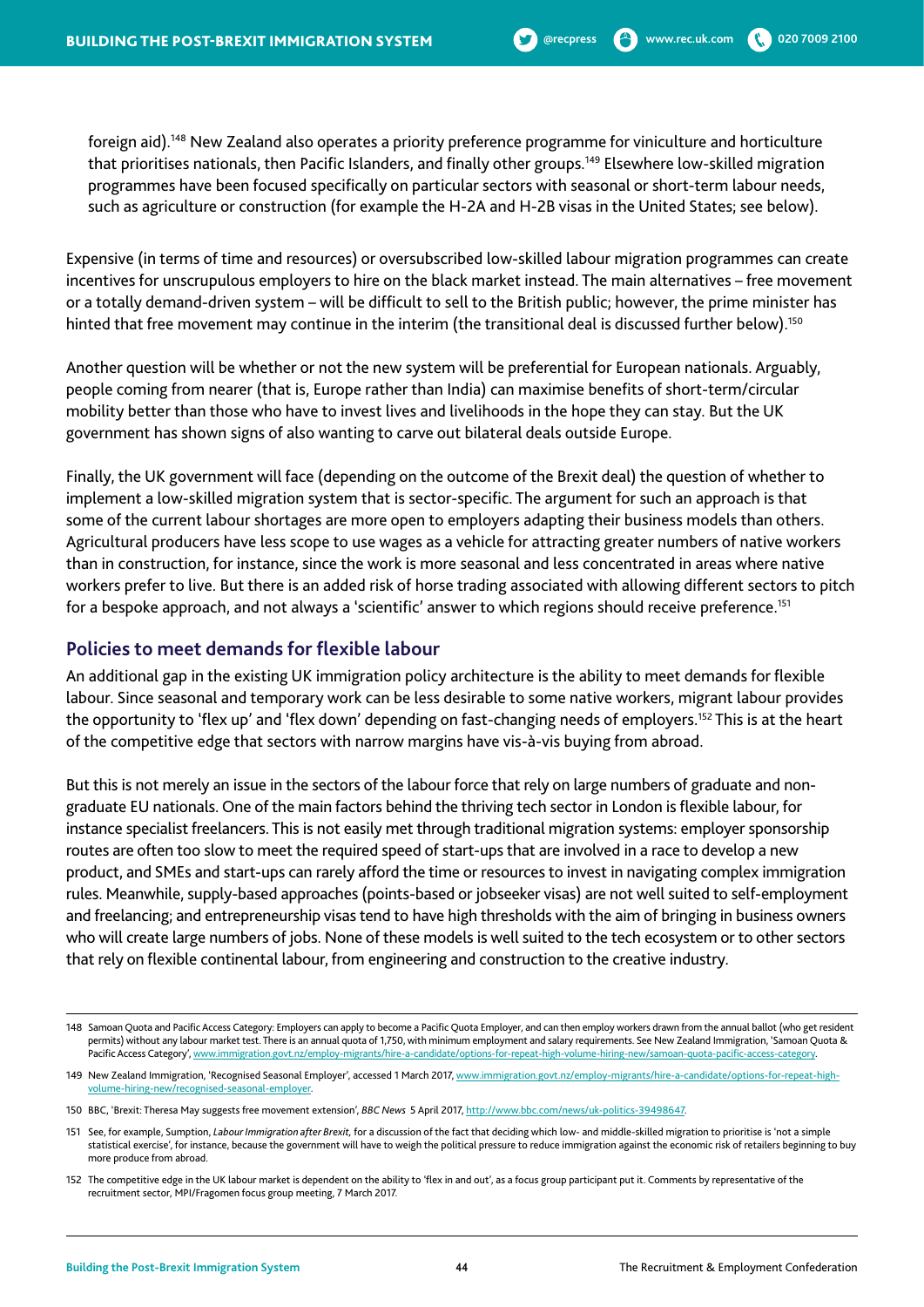foreign aid).[148] New Zealand also operates a priority preference programme for viniculture and horticulture that prioritises nationals, then Pacific Islanders, and finally other groups.[149] Elsewhere low-skilled migration programmes have been focused specifically on particular sectors with seasonal or short-term labour needs, such as agriculture or construction (for example the H-2A and H-2B visas in the United States; see below).

Expensive (in terms of time and resources) or oversubscribed low-skilled labour migration programmes can create incentives for unscrupulous employers to hire on the black market instead. The main alternatives – free movement or a totally demand-driven system – will be difficult to sell to the British public; however, the prime minister has hinted that free movement may continue in the interim (the transitional deal is discussed further below).[150]

Another question will be whether or not the new system will be preferential for European nationals. Arguably, people coming from nearer (that is, Europe rather than India) can maximise benefits of short-term/circular mobility better than those who have to invest lives and livelihoods in the hope they can stay. But the UK government has shown signs of also wanting to carve out bilateral deals outside Europe.

Finally, the UK government will face (depending on the outcome of the Brexit deal) the question of whether to implement a low-skilled migration system that is sector-specific. The argument for such an approach is that some of the current labour shortages are more open to employers adapting their business models than others. Agricultural producers have less scope to use wages as a vehicle for attracting greater numbers of native workers than in construction, for instance, since the work is more seasonal and less concentrated in areas where native workers prefer to live. But there is an added risk of horse trading associated with allowing different sectors to pitch for a bespoke approach, and not always a 'scientific' answer to which regions should receive preference.[151]

## Policies to meet demands for flexible labour

An additional gap in the existing UK immigration policy architecture is the ability to meet demands for flexible labour. Since seasonal and temporary work can be less desirable to some native workers, migrant labour provides the opportunity to 'flex up' and 'flex down' depending on fast-changing needs of employers.[152] This is at the heart of the competitive edge that sectors with narrow margins have vis-à-vis buying from abroad.

But this is not merely an issue in the sectors of the labour force that rely on large numbers of graduate and non-graduate EU nationals. One of the main factors behind the thriving tech sector in London is flexible labour, for instance specialist freelancers. This is not easily met through traditional migration systems: employer sponsorship routes are often too slow to meet the required speed of start-ups that are involved in a race to develop a new product, and SMEs and start-ups can rarely afford the time or resources to invest in navigating complex immigration rules. Meanwhile, supply-based approaches (points-based or jobseeker visas) are not well suited to self-employment and freelancing; and entrepreneurship visas tend to have high thresholds with the aim of bringing in business owners who will create large numbers of jobs. None of these models is well suited to the tech ecosystem or to other sectors that rely on flexible continental labour, from engineering and construction to the creative industry.

---

148 Samoan Quota and Pacific Access Category: Employers can apply to become a Pacific Quota Employer, and can then employ workers drawn from the annual ballot (who get resident permits) without any labour market test. There is an annual quota of 1,750, with minimum employment and salary requirements. See New Zealand Immigration, 'Samoan Quota & Pacific Access Category', www.immigration.govt.nz/employ-migrants/hire-a-candidate/options-for-repeat-high-volume-hiring-new/samoan-quota-pacific-access-category.

149 New Zealand Immigration, 'Recognised Seasonal Employer', accessed 1 March 2017, www.immigration.govt.nz/employ-migrants/hire-a-candidate/options-for-repeat-high-volume-hiring-new/recognised-seasonal-employer.

150 BBC, 'Brexit: Theresa May suggests free movement extension', *BBC News* 5 April 2017, http://www.bbc.com/news/uk-politics-39498647.

151 See, for example, Sumption, *Labour Immigration after Brexit*, for a discussion of the fact that deciding which low- and middle-skilled migration to prioritise is 'not a simple statistical exercise', for instance, because the government will have to weigh the political pressure to reduce immigration against the economic risk of retailers beginning to buy more produce from abroad.

152 The competitive edge in the UK labour market is dependent on the ability to 'flex in and out', as a focus group participant put it. Comments by representative of the recruitment sector, MPI/Fragomen focus group meeting, 7 March 2017.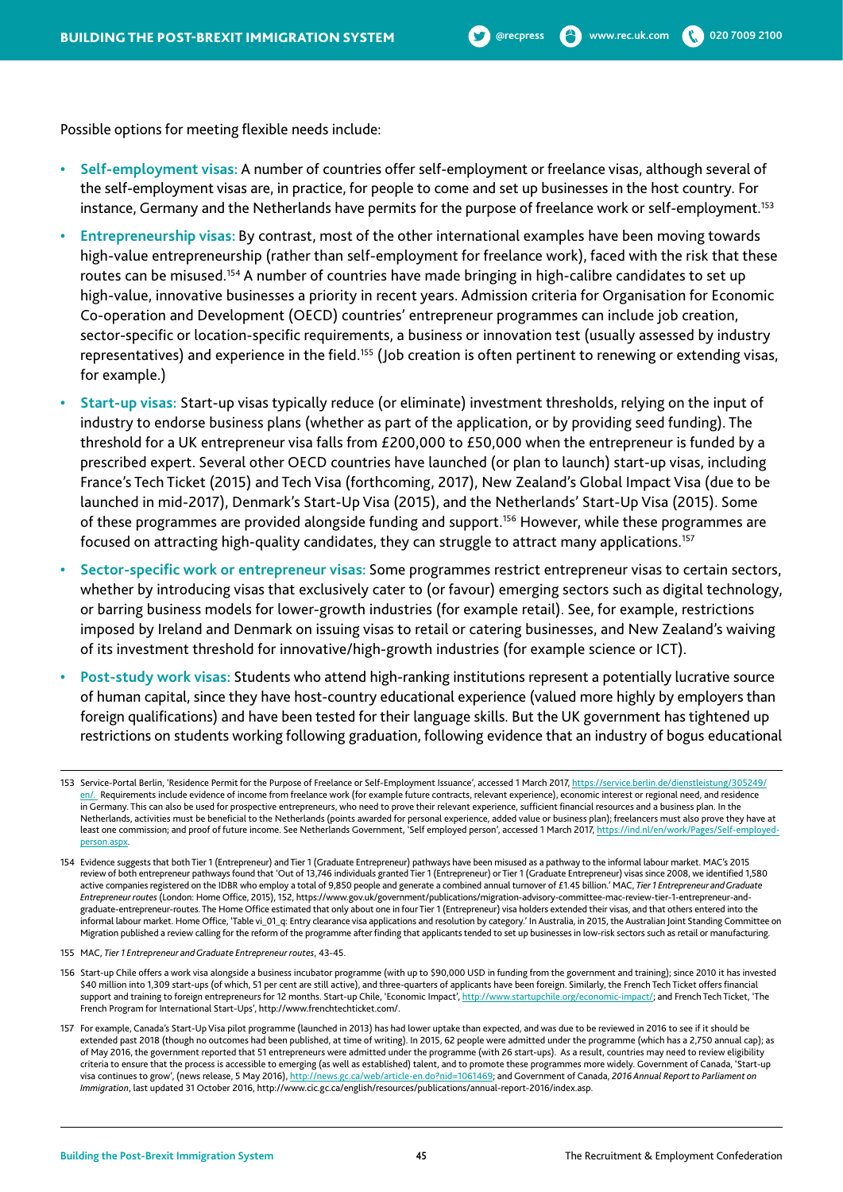Possible options for meeting flexible needs include:

- **Self-employment visas:** A number of countries offer self-employment or freelance visas, although several of the self-employment visas are, in practice, for people to come and set up businesses in the host country. For instance, Germany and the Netherlands have permits for the purpose of freelance work or self-employment.[153]
- **Entrepreneurship visas:** By contrast, most of the other international examples have been moving towards high-value entrepreneurship (rather than self-employment for freelance work), faced with the risk that these routes can be misused.[154] A number of countries have made bringing in high-calibre candidates to set up high-value, innovative businesses a priority in recent years. Admission criteria for Organisation for Economic Co-operation and Development (OECD) countries' entrepreneur programmes can include job creation, sector-specific or location-specific requirements, a business or innovation test (usually assessed by industry representatives) and experience in the field.[155] (Job creation is often pertinent to renewing or extending visas, for example.)
- **Start-up visas:** Start-up visas typically reduce (or eliminate) investment thresholds, relying on the input of industry to endorse business plans (whether as part of the application, or by providing seed funding). The threshold for a UK entrepreneur visa falls from £200,000 to £50,000 when the entrepreneur is funded by a prescribed expert. Several other OECD countries have launched (or plan to launch) start-up visas, including France's Tech Ticket (2015) and Tech Visa (forthcoming, 2017), New Zealand's Global Impact Visa (due to be launched in mid-2017), Denmark's Start-Up Visa (2015), and the Netherlands' Start-Up Visa (2015). Some of these programmes are provided alongside funding and support.[156] However, while these programmes are focused on attracting high-quality candidates, they can struggle to attract many applications.[157]
- **Sector-specific work or entrepreneur visas:** Some programmes restrict entrepreneur visas to certain sectors, whether by introducing visas that exclusively cater to (or favour) emerging sectors such as digital technology, or barring business models for lower-growth industries (for example retail). See, for example, restrictions imposed by Ireland and Denmark on issuing visas to retail or catering businesses, and New Zealand's waiving of its investment threshold for innovative/high-growth industries (for example science or ICT).
- **Post-study work visas:** Students who attend high-ranking institutions represent a potentially lucrative source of human capital, since they have host-country educational experience (valued more highly by employers than foreign qualifications) and have been tested for their language skills. But the UK government has tightened up restrictions on students working following graduation, following evidence that an industry of bogus educational

---

153 Service-Portal Berlin, 'Residence Permit for the Purpose of Freelance or Self-Employment Issuance', accessed 1 March 2017, https://service.berlin.de/dienstleistung/305249/en/. Requirements include evidence of income from freelance work (for example future contracts, relevant experience), economic interest or regional need, and residence in Germany. This can also be used for prospective entrepreneurs, who need to prove their relevant experience, sufficient financial resources and a business plan. In the Netherlands, activities must be beneficial to the Netherlands (points awarded for personal experience, added value or business plan); freelancers must also prove they have at least one commission; and proof of future income. See Netherlands Government, 'Self employed person', accessed 1 March 2017, https://ind.nl/en/work/Pages/Self-employed-person.aspx.

154 Evidence suggests that both Tier 1 (Entrepreneur) and Tier 1 (Graduate Entrepreneur) pathways have been misused as a pathway to the informal labour market. MAC's 2015 review of both entrepreneur pathways found that 'Out of 13,746 individuals granted Tier 1 (Entrepreneur) or Tier 1 (Graduate Entrepreneur) visas since 2008, we identified 1,580 active companies registered on the IDBR who employ a total of 9,850 people and generate a combined annual turnover of £1.45 billion.' MAC, *Tier 1 Entrepreneur and Graduate Entrepreneur routes* (London: Home Office, 2015), 152, https://www.gov.uk/government/publications/migration-advisory-committee-mac-review-tier-1-entrepreneur-and-graduate-entrepreneur-routes. The Home Office estimated that only about one in four Tier 1 (Entrepreneur) visa holders extended their visas, and that others entered into the informal labour market. Home Office, 'Table vi_01_q: Entry clearance visa applications and resolution by category.' In Australia, in 2015, the Australian Joint Standing Committee on Migration published a review calling for the reform of the programme after finding that applicants tended to set up businesses in low-risk sectors such as retail or manufacturing.

155 MAC, *Tier 1 Entrepreneur and Graduate Entrepreneur routes*, 43-45.

156 Start-up Chile offers a work visa alongside a business incubator programme (with up to $90,000 USD in funding from the government and training); since 2010 it has invested $40 million into 1,309 start-ups (of which, 51 per cent are still active), and three-quarters of applicants have been foreign. Similarly, the French Tech Ticket offers financial support and training to foreign entrepreneurs for 12 months. Start-up Chile, 'Economic Impact', http://www.startupchile.org/economic-impact/; and French Tech Ticket, 'The French Program for International Start-Ups', http://www.frenchtechticket.com/.

157 For example, Canada's Start-Up Visa pilot programme (launched in 2013) has had lower uptake than expected, and was due to be reviewed in 2016 to see if it should be extended past 2018 (though no outcomes had been published, at time of writing). In 2015, 62 people were admitted under the programme (which has a 2,750 annual cap); as of May 2016, the government reported that 51 entrepreneurs were admitted under the programme (with 26 start-ups). As a result, countries may need to review eligibility criteria to ensure that the process is accessible to emerging (as well as established) talent, and to promote these programmes more widely. Government of Canada, 'Start-up visa continues to grow', (news release, 5 May 2016), http://news.gc.ca/web/article-en.do?nid=1061469; and Government of Canada, *2016 Annual Report to Parliament on Immigration*, last updated 31 October 2016, http://www.cic.gc.ca/english/resources/publications/annual-report-2016/index.asp.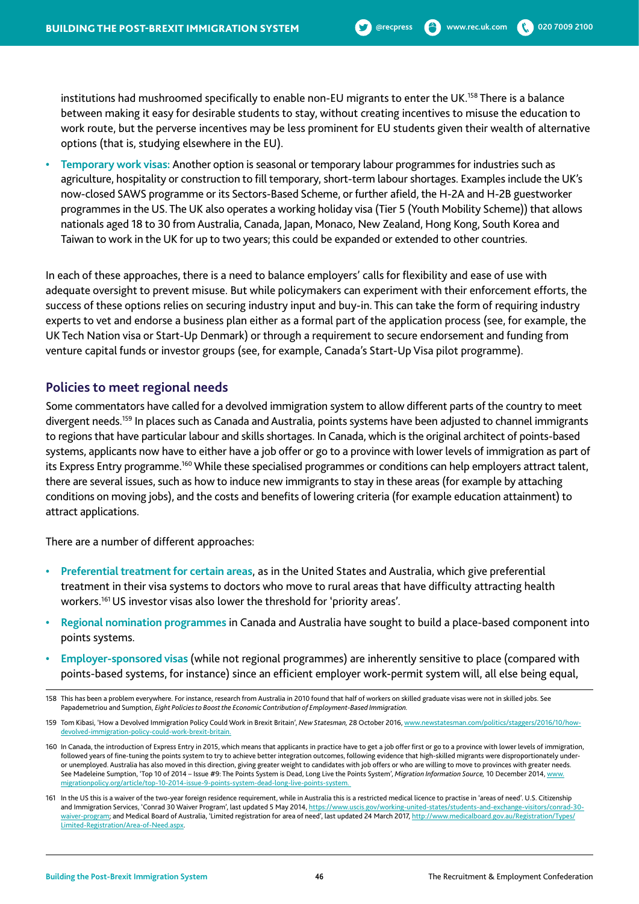institutions had mushroomed specifically to enable non-EU migrants to enter the UK.[158] There is a balance between making it easy for desirable students to stay, without creating incentives to misuse the education to work route, but the perverse incentives may be less prominent for EU students given their wealth of alternative options (that is, studying elsewhere in the EU).

- **Temporary work visas:** Another option is seasonal or temporary labour programmes for industries such as agriculture, hospitality or construction to fill temporary, short-term labour shortages. Examples include the UK's now-closed SAWS programme or its Sectors-Based Scheme, or further afield, the H-2A and H-2B guestworker programmes in the US. The UK also operates a working holiday visa (Tier 5 (Youth Mobility Scheme)) that allows nationals aged 18 to 30 from Australia, Canada, Japan, Monaco, New Zealand, Hong Kong, South Korea and Taiwan to work in the UK for up to two years; this could be expanded or extended to other countries.

In each of these approaches, there is a need to balance employers' calls for flexibility and ease of use with adequate oversight to prevent misuse. But while policymakers can experiment with their enforcement efforts, the success of these options relies on securing industry input and buy-in. This can take the form of requiring industry experts to vet and endorse a business plan either as a formal part of the application process (see, for example, the UK Tech Nation visa or Start-Up Denmark) or through a requirement to secure endorsement and funding from venture capital funds or investor groups (see, for example, Canada's Start-Up Visa pilot programme).

## Policies to meet regional needs

Some commentators have called for a devolved immigration system to allow different parts of the country to meet divergent needs.[159] In places such as Canada and Australia, points systems have been adjusted to channel immigrants to regions that have particular labour and skills shortages. In Canada, which is the original architect of points-based systems, applicants now have to either have a job offer or go to a province with lower levels of immigration as part of its Express Entry programme.[160] While these specialised programmes or conditions can help employers attract talent, there are several issues, such as how to induce new immigrants to stay in these areas (for example by attaching conditions on moving jobs), and the costs and benefits of lowering criteria (for example education attainment) to attract applications.

There are a number of different approaches:

- **Preferential treatment for certain areas**, as in the United States and Australia, which give preferential treatment in their visa systems to doctors who move to rural areas that have difficulty attracting health workers.[161] US investor visas also lower the threshold for 'priority areas'.
- **Regional nomination programmes** in Canada and Australia have sought to build a place-based component into points systems.
- **Employer-sponsored visas** (while not regional programmes) are inherently sensitive to place (compared with points-based systems, for instance) since an efficient employer work-permit system will, all else being equal,

---

158 This has been a problem everywhere. For instance, research from Australia in 2010 found that half of workers on skilled graduate visas were not in skilled jobs. See Papademetriou and Sumption, *Eight Policies to Boost the Economic Contribution of Employment-Based Immigration.*

159 Tom Kibasi, 'How a Devolved Immigration Policy Could Work in Brexit Britain', *New Statesman,* 28 October 2016, www.newstatesman.com/politics/staggers/2016/10/how-devolved-immigration-policy-could-work-brexit-britain.

160 In Canada, the introduction of Express Entry in 2015, which means that applicants in practice have to get a job offer first or go to a province with lower levels of immigration, followed years of fine-tuning the points system to try to achieve better integration outcomes, following evidence that high-skilled migrants were disproportionately under- or unemployed. Australia has also moved in this direction, giving greater weight to candidates with job offers or who are willing to move to provinces with greater needs. See Madeleine Sumption, 'Top 10 of 2014 – Issue #9: The Points System is Dead, Long Live the Points System', *Migration Information Source,* 10 December 2014, www.migrationpolicy.org/article/top-10-2014-issue-9-points-system-dead-long-live-points-system.

161 In the US this is a waiver of the two-year foreign residence requirement, while in Australia this is a restricted medical licence to practise in 'areas of need'. U.S. Citizenship and Immigration Services, 'Conrad 30 Waiver Program', last updated 5 May 2014, https://www.uscis.gov/working-united-states/students-and-exchange-visitors/conrad-30-waiver-program; and Medical Board of Australia, 'Limited registration for area of need', last updated 24 March 2017, http://www.medicalboard.gov.au/Registration/Types/Limited-Registration/Area-of-Need.aspx.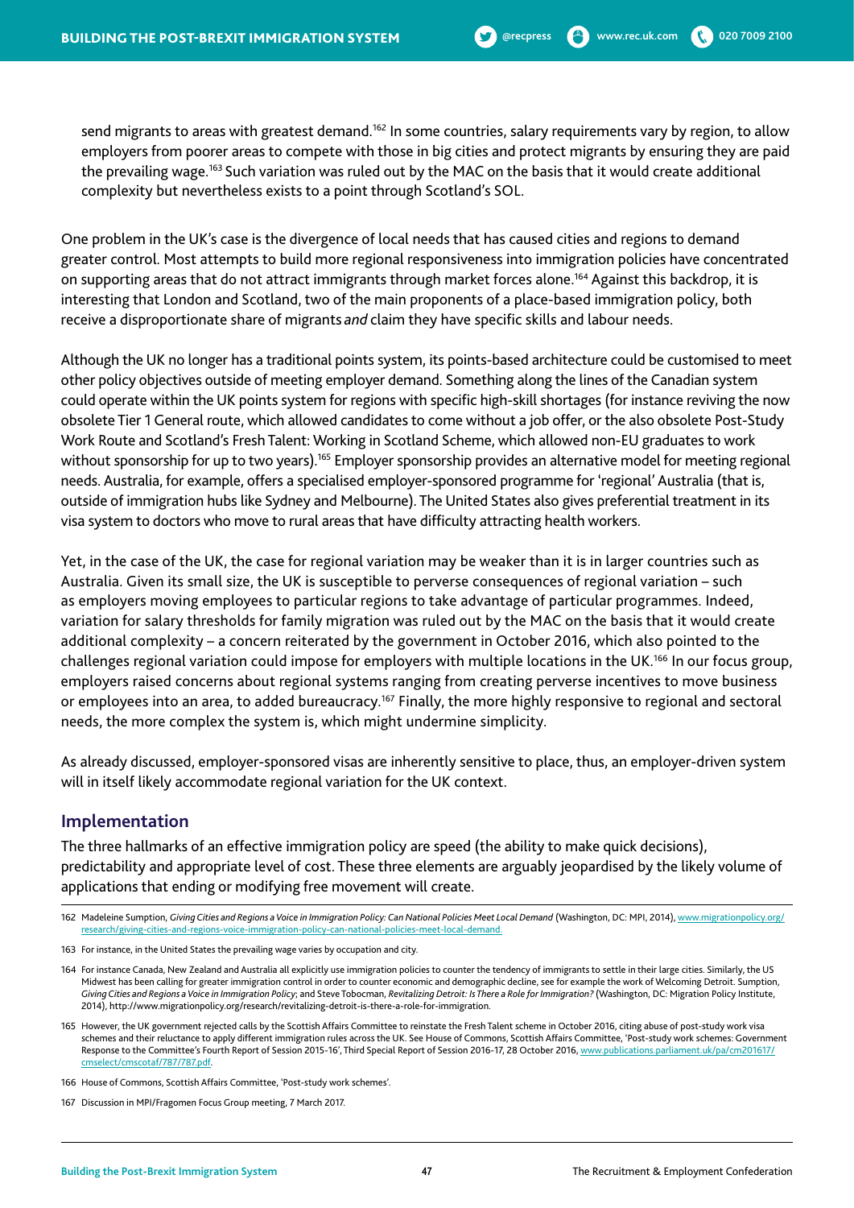send migrants to areas with greatest demand.[162] In some countries, salary requirements vary by region, to allow employers from poorer areas to compete with those in big cities and protect migrants by ensuring they are paid the prevailing wage.[163] Such variation was ruled out by the MAC on the basis that it would create additional complexity but nevertheless exists to a point through Scotland's SOL.

One problem in the UK's case is the divergence of local needs that has caused cities and regions to demand greater control. Most attempts to build more regional responsiveness into immigration policies have concentrated on supporting areas that do not attract immigrants through market forces alone.[164] Against this backdrop, it is interesting that London and Scotland, two of the main proponents of a place-based immigration policy, both receive a disproportionate share of migrants *and* claim they have specific skills and labour needs.

Although the UK no longer has a traditional points system, its points-based architecture could be customised to meet other policy objectives outside of meeting employer demand. Something along the lines of the Canadian system could operate within the UK points system for regions with specific high-skill shortages (for instance reviving the now obsolete Tier 1 General route, which allowed candidates to come without a job offer, or the also obsolete Post-Study Work Route and Scotland's Fresh Talent: Working in Scotland Scheme, which allowed non-EU graduates to work without sponsorship for up to two years).[165] Employer sponsorship provides an alternative model for meeting regional needs. Australia, for example, offers a specialised employer-sponsored programme for 'regional' Australia (that is, outside of immigration hubs like Sydney and Melbourne). The United States also gives preferential treatment in its visa system to doctors who move to rural areas that have difficulty attracting health workers.

Yet, in the case of the UK, the case for regional variation may be weaker than it is in larger countries such as Australia. Given its small size, the UK is susceptible to perverse consequences of regional variation – such as employers moving employees to particular regions to take advantage of particular programmes. Indeed, variation for salary thresholds for family migration was ruled out by the MAC on the basis that it would create additional complexity – a concern reiterated by the government in October 2016, which also pointed to the challenges regional variation could impose for employers with multiple locations in the UK.[166] In our focus group, employers raised concerns about regional systems ranging from creating perverse incentives to move business or employees into an area, to added bureaucracy.[167] Finally, the more highly responsive to regional and sectoral needs, the more complex the system is, which might undermine simplicity.

As already discussed, employer-sponsored visas are inherently sensitive to place, thus, an employer-driven system will in itself likely accommodate regional variation for the UK context.

## Implementation

The three hallmarks of an effective immigration policy are speed (the ability to make quick decisions), predictability and appropriate level of cost. These three elements are arguably jeopardised by the likely volume of applications that ending or modifying free movement will create.

---

162 Madeleine Sumption, *Giving Cities and Regions a Voice in Immigration Policy: Can National Policies Meet Local Demand* (Washington, DC: MPI, 2014), www.migrationpolicy.org/research/giving-cities-and-regions-voice-immigration-policy-can-national-policies-meet-local-demand.

163 For instance, in the United States the prevailing wage varies by occupation and city.

164 For instance Canada, New Zealand and Australia all explicitly use immigration policies to counter the tendency of immigrants to settle in their large cities. Similarly, the US Midwest has been calling for greater immigration control in order to counter economic and demographic decline, see for example the work of Welcoming Detroit. Sumption, *Giving Cities and Regions a Voice in Immigration Policy*; and Steve Tobocman, *Revitalizing Detroit: Is There a Role for Immigration?* (Washington, DC: Migration Policy Institute, 2014), http://www.migrationpolicy.org/research/revitalizing-detroit-is-there-a-role-for-immigration.

165 However, the UK government rejected calls by the Scottish Affairs Committee to reinstate the Fresh Talent scheme in October 2016, citing abuse of post-study work visa schemes and their reluctance to apply different immigration rules across the UK. See House of Commons, Scottish Affairs Committee, 'Post-study work schemes: Government Response to the Committee's Fourth Report of Session 2015-16', Third Special Report of Session 2016-17, 28 October 2016, www.publications.parliament.uk/pa/cm201617/cmselect/cmscotaf/787/787.pdf.

166 House of Commons, Scottish Affairs Committee, 'Post-study work schemes'.

167 Discussion in MPI/Fragomen Focus Group meeting, 7 March 2017.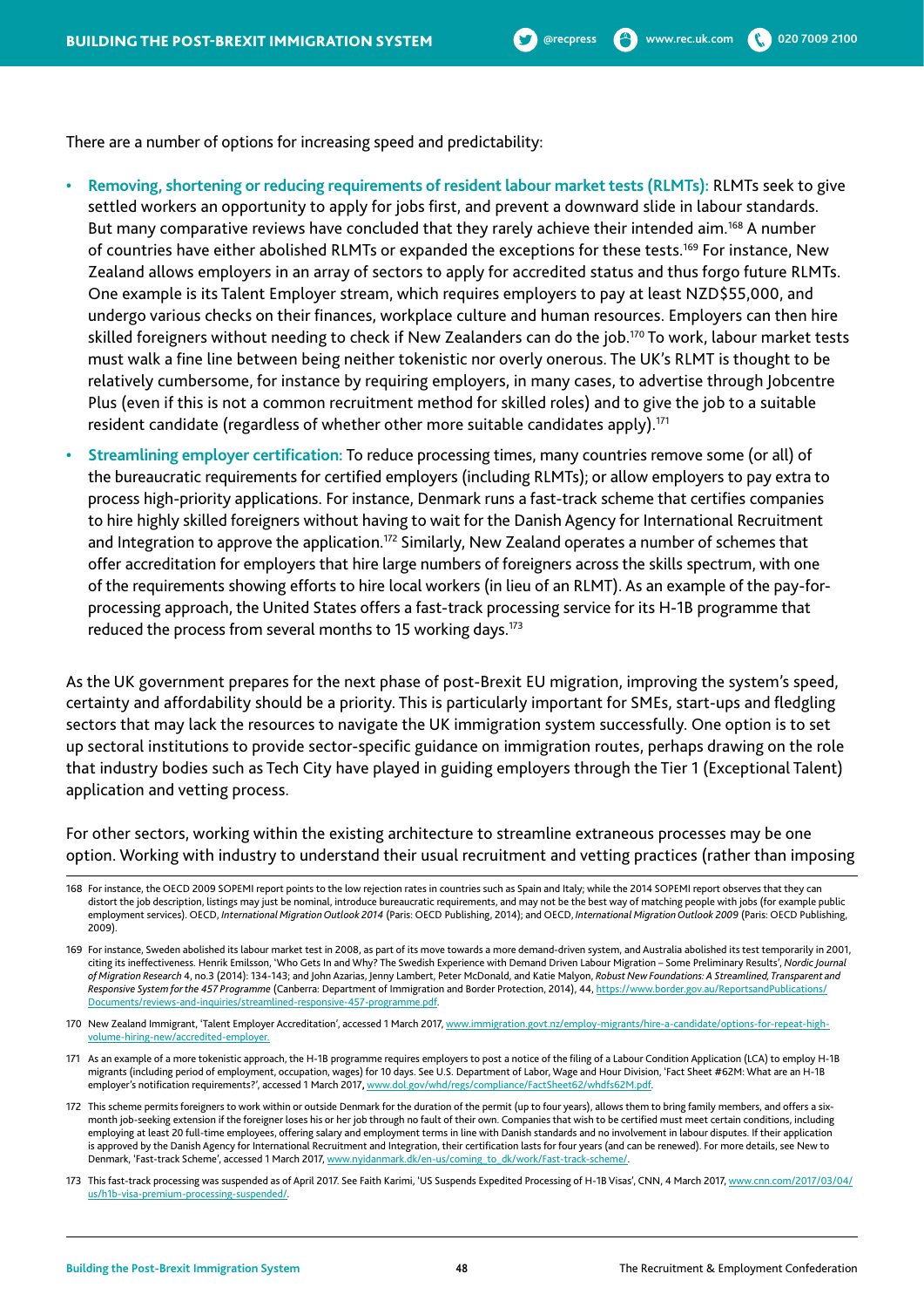There are a number of options for increasing speed and predictability:

- **Removing, shortening or reducing requirements of resident labour market tests (RLMTs):** RLMTs seek to give settled workers an opportunity to apply for jobs first, and prevent a downward slide in labour standards. But many comparative reviews have concluded that they rarely achieve their intended aim.[168] A number of countries have either abolished RLMTs or expanded the exceptions for these tests.[169] For instance, New Zealand allows employers in an array of sectors to apply for accredited status and thus forgo future RLMTs. One example is its Talent Employer stream, which requires employers to pay at least NZD$55,000, and undergo various checks on their finances, workplace culture and human resources. Employers can then hire skilled foreigners without needing to check if New Zealanders can do the job.[170] To work, labour market tests must walk a fine line between being neither tokenistic nor overly onerous. The UK's RLMT is thought to be relatively cumbersome, for instance by requiring employers, in many cases, to advertise through Jobcentre Plus (even if this is not a common recruitment method for skilled roles) and to give the job to a suitable resident candidate (regardless of whether other more suitable candidates apply).[171]
- **Streamlining employer certification:** To reduce processing times, many countries remove some (or all) of the bureaucratic requirements for certified employers (including RLMTs); or allow employers to pay extra to process high-priority applications. For instance, Denmark runs a fast-track scheme that certifies companies to hire highly skilled foreigners without having to wait for the Danish Agency for International Recruitment and Integration to approve the application.[172] Similarly, New Zealand operates a number of schemes that offer accreditation for employers that hire large numbers of foreigners across the skills spectrum, with one of the requirements showing efforts to hire local workers (in lieu of an RLMT). As an example of the pay-for-processing approach, the United States offers a fast-track processing service for its H-1B programme that reduced the process from several months to 15 working days.[173]

As the UK government prepares for the next phase of post-Brexit EU migration, improving the system's speed, certainty and affordability should be a priority. This is particularly important for SMEs, start-ups and fledgling sectors that may lack the resources to navigate the UK immigration system successfully. One option is to set up sectoral institutions to provide sector-specific guidance on immigration routes, perhaps drawing on the role that industry bodies such as Tech City have played in guiding employers through the Tier 1 (Exceptional Talent) application and vetting process.

For other sectors, working within the existing architecture to streamline extraneous processes may be one option. Working with industry to understand their usual recruitment and vetting practices (rather than imposing

---

168 For instance, the OECD 2009 SOPEMI report points to the low rejection rates in countries such as Spain and Italy; while the 2014 SOPEMI report observes that they can distort the job description, listings may just be nominal, introduce bureaucratic requirements, and may not be the best way of matching people with jobs (for example public employment services). OECD, *International Migration Outlook 2014* (Paris: OECD Publishing, 2014); and OECD, *International Migration Outlook 2009* (Paris: OECD Publishing, 2009).

169 For instance, Sweden abolished its labour market test in 2008, as part of its move towards a more demand-driven system, and Australia abolished its test temporarily in 2001, citing its ineffectiveness. Henrik Emilsson, 'Who Gets In and Why? The Swedish Experience with Demand Driven Labour Migration – Some Preliminary Results', *Nordic Journal of Migration Research* 4, no.3 (2014): 134-143; and John Azarias, Jenny Lambert, Peter McDonald, and Katie Malyon, *Robust New Foundations: A Streamlined, Transparent and Responsive System for the 457 Programme* (Canberra: Department of Immigration and Border Protection, 2014), 44, https://www.border.gov.au/ReportsandPublications/Documents/reviews-and-inquiries/streamlined-responsive-457-programme.pdf.

170 New Zealand Immigrant, 'Talent Employer Accreditation', accessed 1 March 2017, www.immigration.govt.nz/employ-migrants/hire-a-candidate/options-for-repeat-high-volume-hiring-new/accredited-employer.

171 As an example of a more tokenistic approach, the H-1B programme requires employers to post a notice of the filing of a Labour Condition Application (LCA) to employ H-1B migrants (including period of employment, occupation, wages) for 10 days. See U.S. Department of Labor, Wage and Hour Division, 'Fact Sheet #62M: What are an H-1B employer's notification requirements?', accessed 1 March 2017, www.dol.gov/whd/regs/compliance/FactSheet62/whdfs62M.pdf.

172 This scheme permits foreigners to work within or outside Denmark for the duration of the permit (up to four years), allows them to bring family members, and offers a six-month job-seeking extension if the foreigner loses his or her job through no fault of their own. Companies that wish to be certified must meet certain conditions, including employing at least 20 full-time employees, offering salary and employment terms in line with Danish standards and no involvement in labour disputes. If their application is approved by the Danish Agency for International Recruitment and Integration, their certification lasts for four years (and can be renewed). For more details, see New to Denmark, 'Fast-track Scheme', accessed 1 March 2017, www.nyidanmark.dk/en-us/coming_to_dk/work/Fast-track-scheme/.

173 This fast-track processing was suspended as of April 2017. See Faith Karimi, 'US Suspends Expedited Processing of H-1B Visas', CNN, 4 March 2017, www.cnn.com/2017/03/04/us/h1b-visa-premium-processing-suspended/.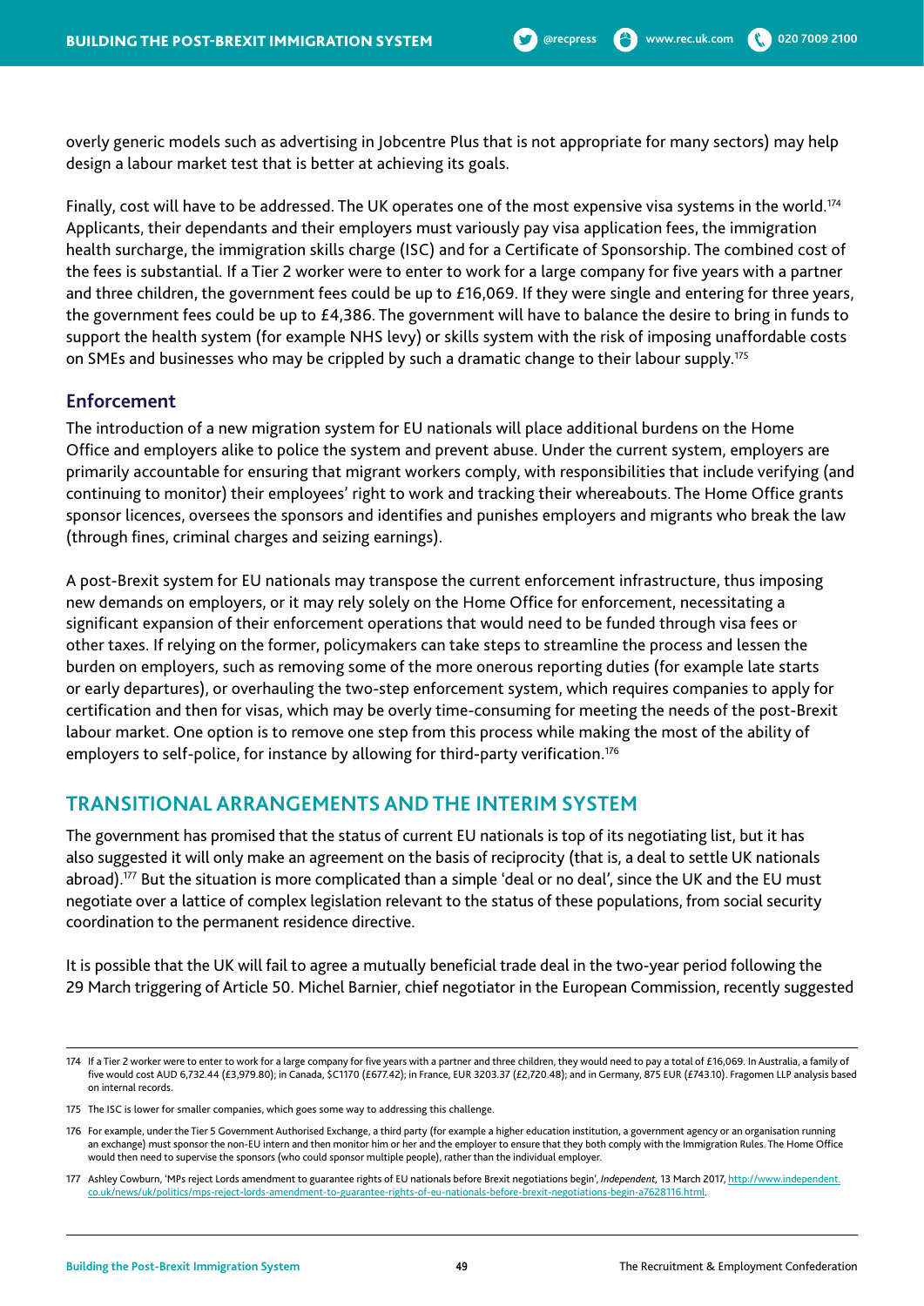overly generic models such as advertising in Jobcentre Plus that is not appropriate for many sectors) may help design a labour market test that is better at achieving its goals.

Finally, cost will have to be addressed. The UK operates one of the most expensive visa systems in the world.[174] Applicants, their dependants and their employers must variously pay visa application fees, the immigration health surcharge, the immigration skills charge (ISC) and for a Certificate of Sponsorship. The combined cost of the fees is substantial. If a Tier 2 worker were to enter to work for a large company for five years with a partner and three children, the government fees could be up to £16,069. If they were single and entering for three years, the government fees could be up to £4,386. The government will have to balance the desire to bring in funds to support the health system (for example NHS levy) or skills system with the risk of imposing unaffordable costs on SMEs and businesses who may be crippled by such a dramatic change to their labour supply.[175]

### Enforcement

The introduction of a new migration system for EU nationals will place additional burdens on the Home Office and employers alike to police the system and prevent abuse. Under the current system, employers are primarily accountable for ensuring that migrant workers comply, with responsibilities that include verifying (and continuing to monitor) their employees' right to work and tracking their whereabouts. The Home Office grants sponsor licences, oversees the sponsors and identifies and punishes employers and migrants who break the law (through fines, criminal charges and seizing earnings).

A post-Brexit system for EU nationals may transpose the current enforcement infrastructure, thus imposing new demands on employers, or it may rely solely on the Home Office for enforcement, necessitating a significant expansion of their enforcement operations that would need to be funded through visa fees or other taxes. If relying on the former, policymakers can take steps to streamline the process and lessen the burden on employers, such as removing some of the more onerous reporting duties (for example late starts or early departures), or overhauling the two-step enforcement system, which requires companies to apply for certification and then for visas, which may be overly time-consuming for meeting the needs of the post-Brexit labour market. One option is to remove one step from this process while making the most of the ability of employers to self-police, for instance by allowing for third-party verification.[176]

## TRANSITIONAL ARRANGEMENTS AND THE INTERIM SYSTEM

The government has promised that the status of current EU nationals is top of its negotiating list, but it has also suggested it will only make an agreement on the basis of reciprocity (that is, a deal to settle UK nationals abroad).[177] But the situation is more complicated than a simple 'deal or no deal', since the UK and the EU must negotiate over a lattice of complex legislation relevant to the status of these populations, from social security coordination to the permanent residence directive.

It is possible that the UK will fail to agree a mutually beneficial trade deal in the two-year period following the 29 March triggering of Article 50. Michel Barnier, chief negotiator in the European Commission, recently suggested

---

174 If a Tier 2 worker were to enter to work for a large company for five years with a partner and three children, they would need to pay a total of £16,069. In Australia, a family of five would cost AUD 6,732.44 (£3,979.80); in Canada, $C1170 (£677.42); in France, EUR 3203.37 (£2,720.48); and in Germany, 875 EUR (£743.10). Fragomen LLP analysis based on internal records.

175 The ISC is lower for smaller companies, which goes some way to addressing this challenge.

176 For example, under the Tier 5 Government Authorised Exchange, a third party (for example a higher education institution, a government agency or an organisation running an exchange) must sponsor the non-EU intern and then monitor him or her and the employer to ensure that they both comply with the Immigration Rules. The Home Office would then need to supervise the sponsors (who could sponsor multiple people), rather than the individual employer.

177 Ashley Cowburn, 'MPs reject Lords amendment to guarantee rights of EU nationals before Brexit negotiations begin', *Independent*, 13 March 2017, http://www.independent.co.uk/news/uk/politics/mps-reject-lords-amendment-to-guarantee-rights-of-eu-nationals-before-brexit-negotiations-begin-a7628116.html.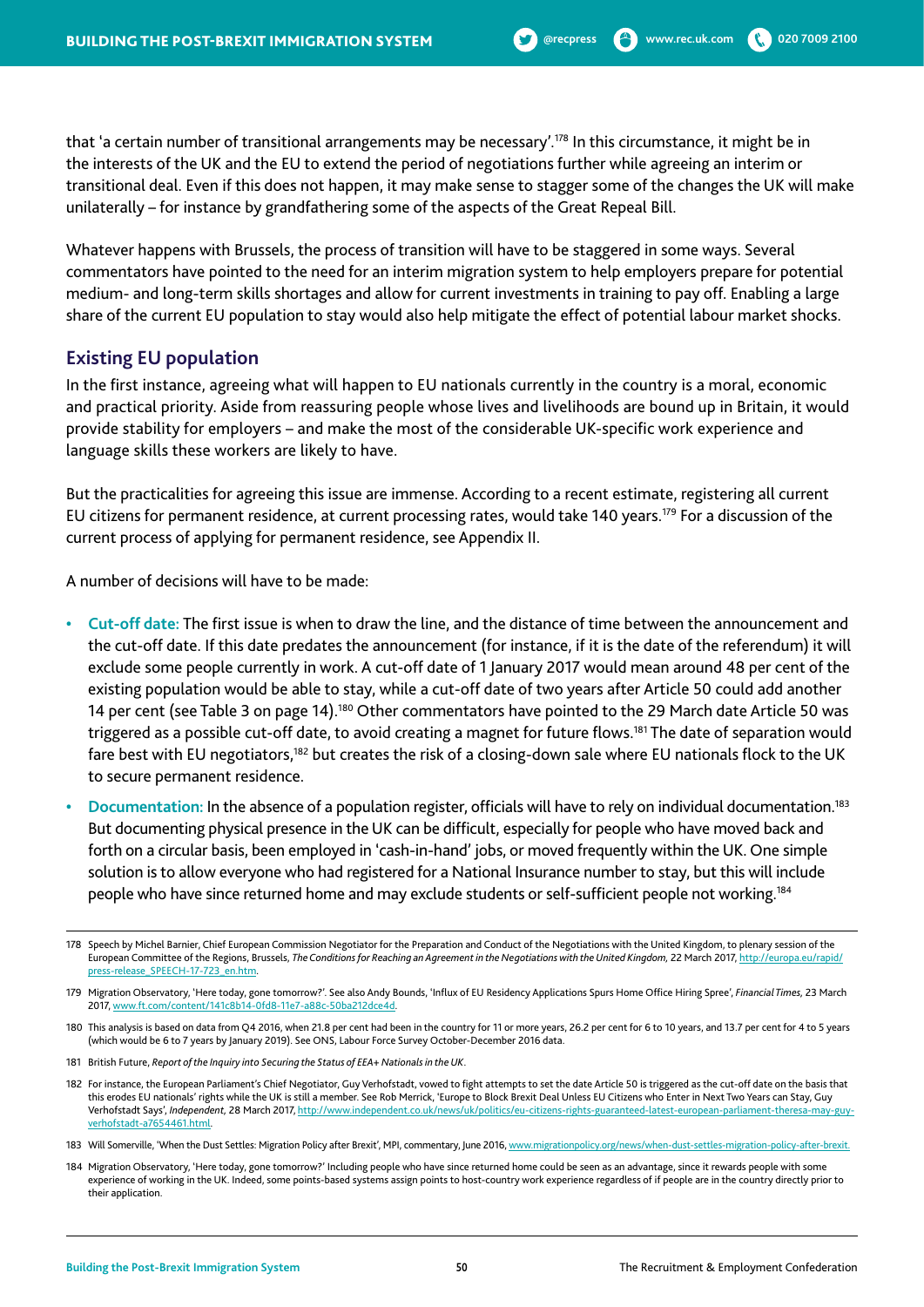that 'a certain number of transitional arrangements may be necessary'.[178] In this circumstance, it might be in the interests of the UK and the EU to extend the period of negotiations further while agreeing an interim or transitional deal. Even if this does not happen, it may make sense to stagger some of the changes the UK will make unilaterally – for instance by grandfathering some of the aspects of the Great Repeal Bill.

Whatever happens with Brussels, the process of transition will have to be staggered in some ways. Several commentators have pointed to the need for an interim migration system to help employers prepare for potential medium- and long-term skills shortages and allow for current investments in training to pay off. Enabling a large share of the current EU population to stay would also help mitigate the effect of potential labour market shocks.

## Existing EU population

In the first instance, agreeing what will happen to EU nationals currently in the country is a moral, economic and practical priority. Aside from reassuring people whose lives and livelihoods are bound up in Britain, it would provide stability for employers – and make the most of the considerable UK-specific work experience and language skills these workers are likely to have.

But the practicalities for agreeing this issue are immense. According to a recent estimate, registering all current EU citizens for permanent residence, at current processing rates, would take 140 years.[179] For a discussion of the current process of applying for permanent residence, see Appendix II.

A number of decisions will have to be made:

- **Cut-off date:** The first issue is when to draw the line, and the distance of time between the announcement and the cut-off date. If this date predates the announcement (for instance, if it is the date of the referendum) it will exclude some people currently in work. A cut-off date of 1 January 2017 would mean around 48 per cent of the existing population would be able to stay, while a cut-off date of two years after Article 50 could add another 14 per cent (see Table 3 on page 14).[180] Other commentators have pointed to the 29 March date Article 50 was triggered as a possible cut-off date, to avoid creating a magnet for future flows.[181] The date of separation would fare best with EU negotiators,[182] but creates the risk of a closing-down sale where EU nationals flock to the UK to secure permanent residence.
- **Documentation:** In the absence of a population register, officials will have to rely on individual documentation.[183] But documenting physical presence in the UK can be difficult, especially for people who have moved back and forth on a circular basis, been employed in 'cash-in-hand' jobs, or moved frequently within the UK. One simple solution is to allow everyone who had registered for a National Insurance number to stay, but this will include people who have since returned home and may exclude students or self-sufficient people not working.[184]

---

178 Speech by Michel Barnier, Chief European Commission Negotiator for the Preparation and Conduct of the Negotiations with the United Kingdom, to plenary session of the European Committee of the Regions, Brussels, *The Conditions for Reaching an Agreement in the Negotiations with the United Kingdom*, 22 March 2017, http://europa.eu/rapid/press-release_SPEECH-17-723_en.htm.

179 Migration Observatory, 'Here today, gone tomorrow?'. See also Andy Bounds, 'Influx of EU Residency Applications Spurs Home Office Hiring Spree', *Financial Times*, 23 March 2017, www.ft.com/content/141c8b14-0fd8-11e7-a88c-50ba212dce4d.

180 This analysis is based on data from Q4 2016, when 21.8 per cent had been in the country for 11 or more years, 26.2 per cent for 6 to 10 years, and 13.7 per cent for 4 to 5 years (which would be 6 to 7 years by January 2019). See ONS, Labour Force Survey October-December 2016 data.

181 British Future, *Report of the Inquiry into Securing the Status of EEA+ Nationals in the UK*.

182 For instance, the European Parliament's Chief Negotiator, Guy Verhofstadt, vowed to fight attempts to set the date Article 50 is triggered as the cut-off date on the basis that this erodes EU nationals' rights while the UK is still a member. See Rob Merrick, 'Europe to Block Brexit Deal Unless EU Citizens who Enter in Next Two Years can Stay, Guy Verhofstadt Says', *Independent*, 28 March 2017, http://www.independent.co.uk/news/uk/politics/eu-citizens-rights-guaranteed-latest-european-parliament-theresa-may-guy-verhofstadt-a7654461.html.

183 Will Somerville, 'When the Dust Settles: Migration Policy after Brexit', MPI, commentary, June 2016, www.migrationpolicy.org/news/when-dust-settles-migration-policy-after-brexit.

184 Migration Observatory, 'Here today, gone tomorrow?' Including people who have since returned home could be seen as an advantage, since it rewards people with some experience of working in the UK. Indeed, some points-based systems assign points to host-country work experience regardless of if people are in the country directly prior to their application.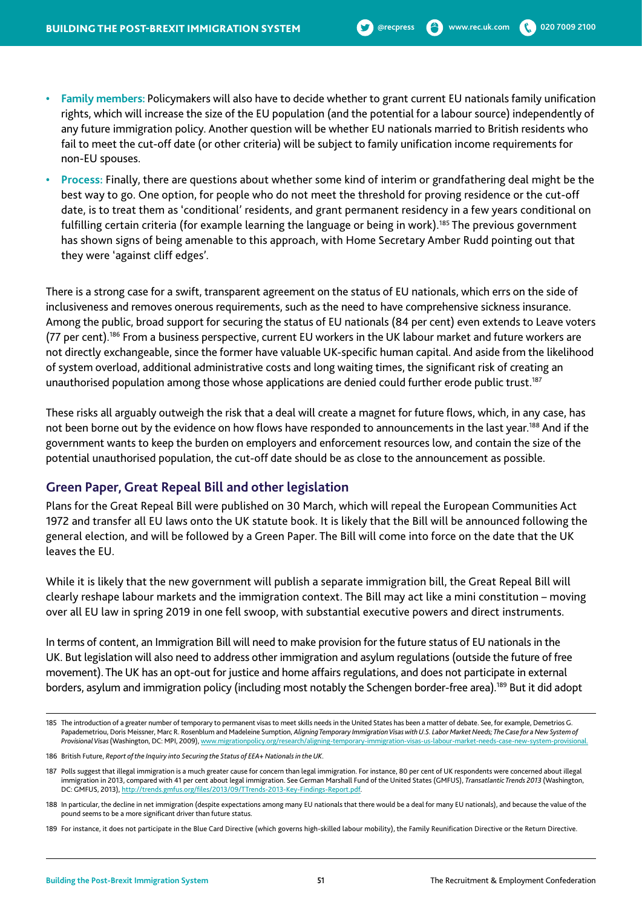- **Family members:** Policymakers will also have to decide whether to grant current EU nationals family unification rights, which will increase the size of the EU population (and the potential for a labour source) independently of any future immigration policy. Another question will be whether EU nationals married to British residents who fail to meet the cut-off date (or other criteria) will be subject to family unification income requirements for non-EU spouses.
- **Process:** Finally, there are questions about whether some kind of interim or grandfathering deal might be the best way to go. One option, for people who do not meet the threshold for proving residence or the cut-off date, is to treat them as 'conditional' residents, and grant permanent residency in a few years conditional on fulfilling certain criteria (for example learning the language or being in work).[185] The previous government has shown signs of being amenable to this approach, with Home Secretary Amber Rudd pointing out that they were 'against cliff edges'.

There is a strong case for a swift, transparent agreement on the status of EU nationals, which errs on the side of inclusiveness and removes onerous requirements, such as the need to have comprehensive sickness insurance. Among the public, broad support for securing the status of EU nationals (84 per cent) even extends to Leave voters (77 per cent).[186] From a business perspective, current EU workers in the UK labour market and future workers are not directly exchangeable, since the former have valuable UK-specific human capital. And aside from the likelihood of system overload, additional administrative costs and long waiting times, the significant risk of creating an unauthorised population among those whose applications are denied could further erode public trust.[187]

These risks all arguably outweigh the risk that a deal will create a magnet for future flows, which, in any case, has not been borne out by the evidence on how flows have responded to announcements in the last year.[188] And if the government wants to keep the burden on employers and enforcement resources low, and contain the size of the potential unauthorised population, the cut-off date should be as close to the announcement as possible.

## Green Paper, Great Repeal Bill and other legislation

Plans for the Great Repeal Bill were published on 30 March, which will repeal the European Communities Act 1972 and transfer all EU laws onto the UK statute book. It is likely that the Bill will be announced following the general election, and will be followed by a Green Paper. The Bill will come into force on the date that the UK leaves the EU.

While it is likely that the new government will publish a separate immigration bill, the Great Repeal Bill will clearly reshape labour markets and the immigration context. The Bill may act like a mini constitution – moving over all EU law in spring 2019 in one fell swoop, with substantial executive powers and direct instruments.

In terms of content, an Immigration Bill will need to make provision for the future status of EU nationals in the UK. But legislation will also need to address other immigration and asylum regulations (outside the future of free movement). The UK has an opt-out for justice and home affairs regulations, and does not participate in external borders, asylum and immigration policy (including most notably the Schengen border-free area).[189] But it did adopt

---

185 The introduction of a greater number of temporary to permanent visas to meet skills needs in the United States has been a matter of debate. See, for example, Demetrios G. Papademetriou, Doris Meissner, Marc R. Rosenblum and Madeleine Sumption, *Aligning Temporary Immigration Visas with U.S. Labor Market Needs; The Case for a New System of Provisional Visas* (Washington, DC: MPI, 2009), www.migrationpolicy.org/research/aligning-temporary-immigration-visas-us-labour-market-needs-case-new-system-provisional.

186 British Future, *Report of the Inquiry into Securing the Status of EEA+ Nationals in the UK*.

187 Polls suggest that illegal immigration is a much greater cause for concern than legal immigration. For instance, 80 per cent of UK respondents were concerned about illegal immigration in 2013, compared with 41 per cent about legal immigration. See German Marshall Fund of the United States (GMFUS), *Transatlantic Trends 2013* (Washington, DC: GMFUS, 2013), http://trends.gmfus.org/files/2013/09/TTrends-2013-Key-Findings-Report.pdf.

188 In particular, the decline in net immigration (despite expectations among many EU nationals that there would be a deal for many EU nationals), and because the value of the pound seems to be a more significant driver than future status.

189 For instance, it does not participate in the Blue Card Directive (which governs high-skilled labour mobility), the Family Reunification Directive or the Return Directive.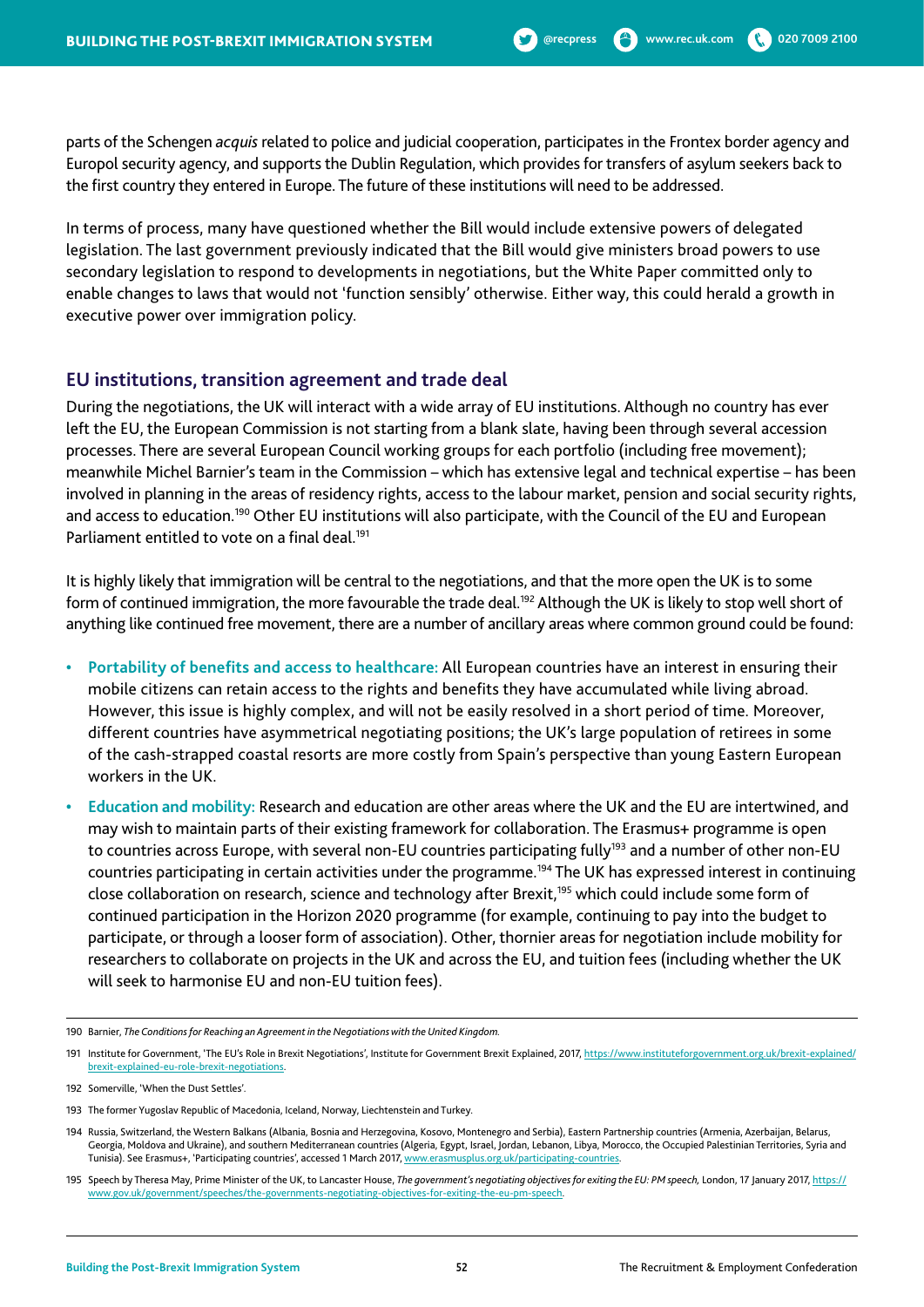parts of the Schengen *acquis* related to police and judicial cooperation, participates in the Frontex border agency and Europol security agency, and supports the Dublin Regulation, which provides for transfers of asylum seekers back to the first country they entered in Europe. The future of these institutions will need to be addressed.

In terms of process, many have questioned whether the Bill would include extensive powers of delegated legislation. The last government previously indicated that the Bill would give ministers broad powers to use secondary legislation to respond to developments in negotiations, but the White Paper committed only to enable changes to laws that would not 'function sensibly' otherwise. Either way, this could herald a growth in executive power over immigration policy.

## EU institutions, transition agreement and trade deal

During the negotiations, the UK will interact with a wide array of EU institutions. Although no country has ever left the EU, the European Commission is not starting from a blank slate, having been through several accession processes. There are several European Council working groups for each portfolio (including free movement); meanwhile Michel Barnier's team in the Commission – which has extensive legal and technical expertise – has been involved in planning in the areas of residency rights, access to the labour market, pension and social security rights, and access to education.[190] Other EU institutions will also participate, with the Council of the EU and European Parliament entitled to vote on a final deal.[191]

It is highly likely that immigration will be central to the negotiations, and that the more open the UK is to some form of continued immigration, the more favourable the trade deal.[192] Although the UK is likely to stop well short of anything like continued free movement, there are a number of ancillary areas where common ground could be found:

- **Portability of benefits and access to healthcare:** All European countries have an interest in ensuring their mobile citizens can retain access to the rights and benefits they have accumulated while living abroad. However, this issue is highly complex, and will not be easily resolved in a short period of time. Moreover, different countries have asymmetrical negotiating positions; the UK's large population of retirees in some of the cash-strapped coastal resorts are more costly from Spain's perspective than young Eastern European workers in the UK.
- **Education and mobility:** Research and education are other areas where the UK and the EU are intertwined, and may wish to maintain parts of their existing framework for collaboration. The Erasmus+ programme is open to countries across Europe, with several non-EU countries participating fully[193] and a number of other non-EU countries participating in certain activities under the programme.[194] The UK has expressed interest in continuing close collaboration on research, science and technology after Brexit,[195] which could include some form of continued participation in the Horizon 2020 programme (for example, continuing to pay into the budget to participate, or through a looser form of association). Other, thornier areas for negotiation include mobility for researchers to collaborate on projects in the UK and across the EU, and tuition fees (including whether the UK will seek to harmonise EU and non-EU tuition fees).

---

190 Barnier, *The Conditions for Reaching an Agreement in the Negotiations with the United Kingdom.*

191 Institute for Government, 'The EU's Role in Brexit Negotiations', Institute for Government Brexit Explained, 2017, https://www.instituteforgovernment.org.uk/brexit-explained/brexit-explained-eu-role-brexit-negotiations.

192 Somerville, 'When the Dust Settles'.

193 The former Yugoslav Republic of Macedonia, Iceland, Norway, Liechtenstein and Turkey.

194 Russia, Switzerland, the Western Balkans (Albania, Bosnia and Herzegovina, Kosovo, Montenegro and Serbia), Eastern Partnership countries (Armenia, Azerbaijan, Belarus, Georgia, Moldova and Ukraine), and southern Mediterranean countries (Algeria, Egypt, Israel, Jordan, Lebanon, Libya, Morocco, the Occupied Palestinian Territories, Syria and Tunisia). See Erasmus+, 'Participating countries', accessed 1 March 2017, www.erasmusplus.org.uk/participating-countries.

195 Speech by Theresa May, Prime Minister of the UK, to Lancaster House, *The government's negotiating objectives for exiting the EU: PM speech,* London, 17 January 2017, https://www.gov.uk/government/speeches/the-governments-negotiating-objectives-for-exiting-the-eu-pm-speech.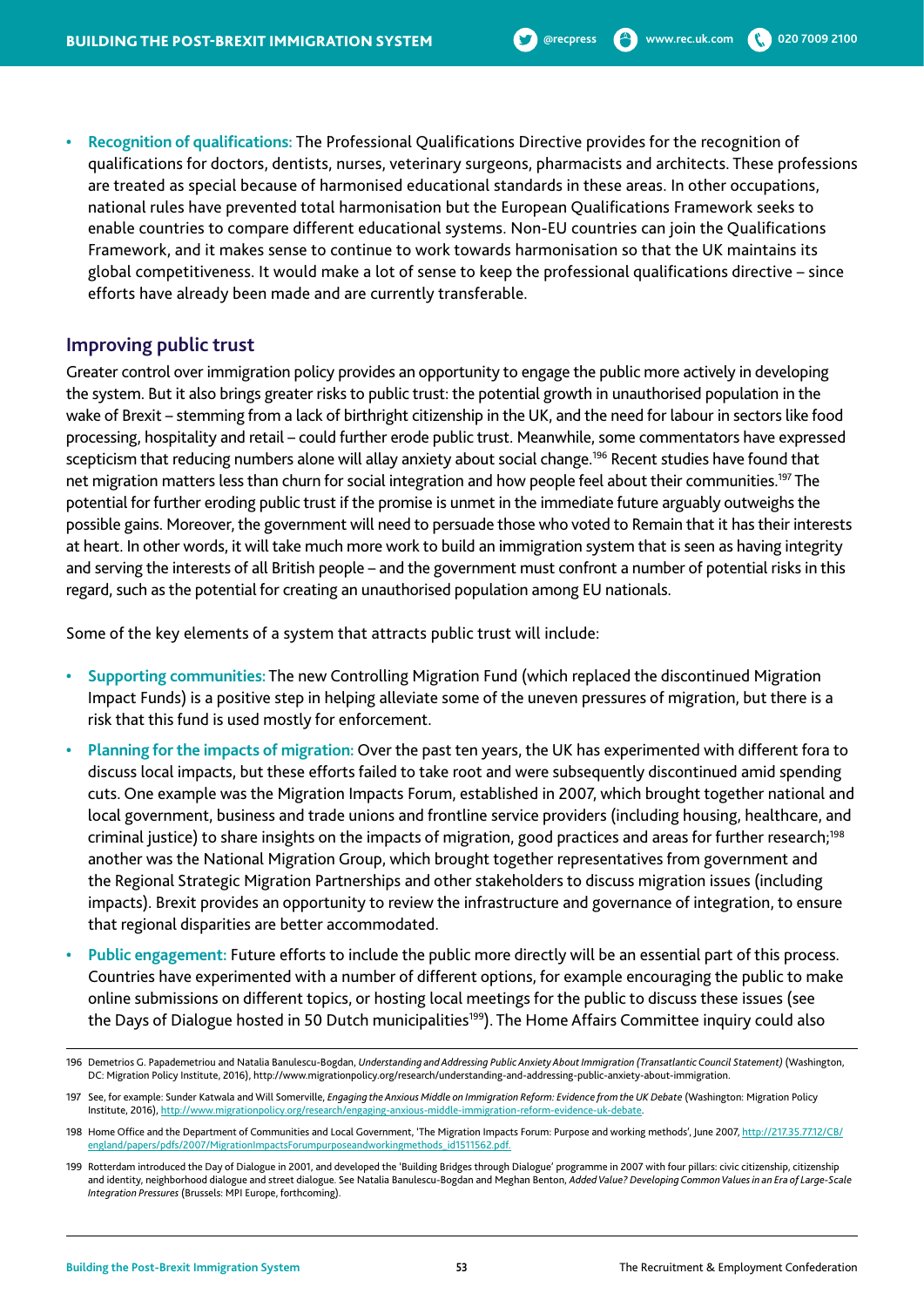- **Recognition of qualifications:** The Professional Qualifications Directive provides for the recognition of qualifications for doctors, dentists, nurses, veterinary surgeons, pharmacists and architects. These professions are treated as special because of harmonised educational standards in these areas. In other occupations, national rules have prevented total harmonisation but the European Qualifications Framework seeks to enable countries to compare different educational systems. Non-EU countries can join the Qualifications Framework, and it makes sense to continue to work towards harmonisation so that the UK maintains its global competitiveness. It would make a lot of sense to keep the professional qualifications directive – since efforts have already been made and are currently transferable.

## Improving public trust

Greater control over immigration policy provides an opportunity to engage the public more actively in developing the system. But it also brings greater risks to public trust: the potential growth in unauthorised population in the wake of Brexit – stemming from a lack of birthright citizenship in the UK, and the need for labour in sectors like food processing, hospitality and retail – could further erode public trust. Meanwhile, some commentators have expressed scepticism that reducing numbers alone will allay anxiety about social change.[196] Recent studies have found that net migration matters less than churn for social integration and how people feel about their communities.[197] The potential for further eroding public trust if the promise is unmet in the immediate future arguably outweighs the possible gains. Moreover, the government will need to persuade those who voted to Remain that it has their interests at heart. In other words, it will take much more work to build an immigration system that is seen as having integrity and serving the interests of all British people – and the government must confront a number of potential risks in this regard, such as the potential for creating an unauthorised population among EU nationals.

Some of the key elements of a system that attracts public trust will include:

- **Supporting communities:** The new Controlling Migration Fund (which replaced the discontinued Migration Impact Funds) is a positive step in helping alleviate some of the uneven pressures of migration, but there is a risk that this fund is used mostly for enforcement.
- **Planning for the impacts of migration:** Over the past ten years, the UK has experimented with different fora to discuss local impacts, but these efforts failed to take root and were subsequently discontinued amid spending cuts. One example was the Migration Impacts Forum, established in 2007, which brought together national and local government, business and trade unions and frontline service providers (including housing, healthcare, and criminal justice) to share insights on the impacts of migration, good practices and areas for further research;[198] another was the National Migration Group, which brought together representatives from government and the Regional Strategic Migration Partnerships and other stakeholders to discuss migration issues (including impacts). Brexit provides an opportunity to review the infrastructure and governance of integration, to ensure that regional disparities are better accommodated.
- **Public engagement:** Future efforts to include the public more directly will be an essential part of this process. Countries have experimented with a number of different options, for example encouraging the public to make online submissions on different topics, or hosting local meetings for the public to discuss these issues (see the Days of Dialogue hosted in 50 Dutch municipalities[199]). The Home Affairs Committee inquiry could also

---

196 Demetrios G. Papademetriou and Natalia Banulescu-Bogdan, *Understanding and Addressing Public Anxiety About Immigration (Transatlantic Council Statement)* (Washington, DC: Migration Policy Institute, 2016), http://www.migrationpolicy.org/research/understanding-and-addressing-public-anxiety-about-immigration.

197 See, for example: Sunder Katwala and Will Somerville, *Engaging the Anxious Middle on Immigration Reform: Evidence from the UK Debate* (Washington: Migration Policy Institute, 2016), http://www.migrationpolicy.org/research/engaging-anxious-middle-immigration-reform-evidence-uk-debate.

198 Home Office and the Department of Communities and Local Government, 'The Migration Impacts Forum: Purpose and working methods', June 2007, http://217.35.77.12/CB/england/papers/pdfs/2007/MigrationImpactsForumpurposeandworkingmethods_id1511562.pdf.

199 Rotterdam introduced the Day of Dialogue in 2001, and developed the 'Building Bridges through Dialogue' programme in 2007 with four pillars: civic citizenship, citizenship and identity, neighborhood dialogue and street dialogue. See Natalia Banulescu-Bogdan and Meghan Benton, *Added Value? Developing Common Values in an Era of Large-Scale Integration Pressures* (Brussels: MPI Europe, forthcoming).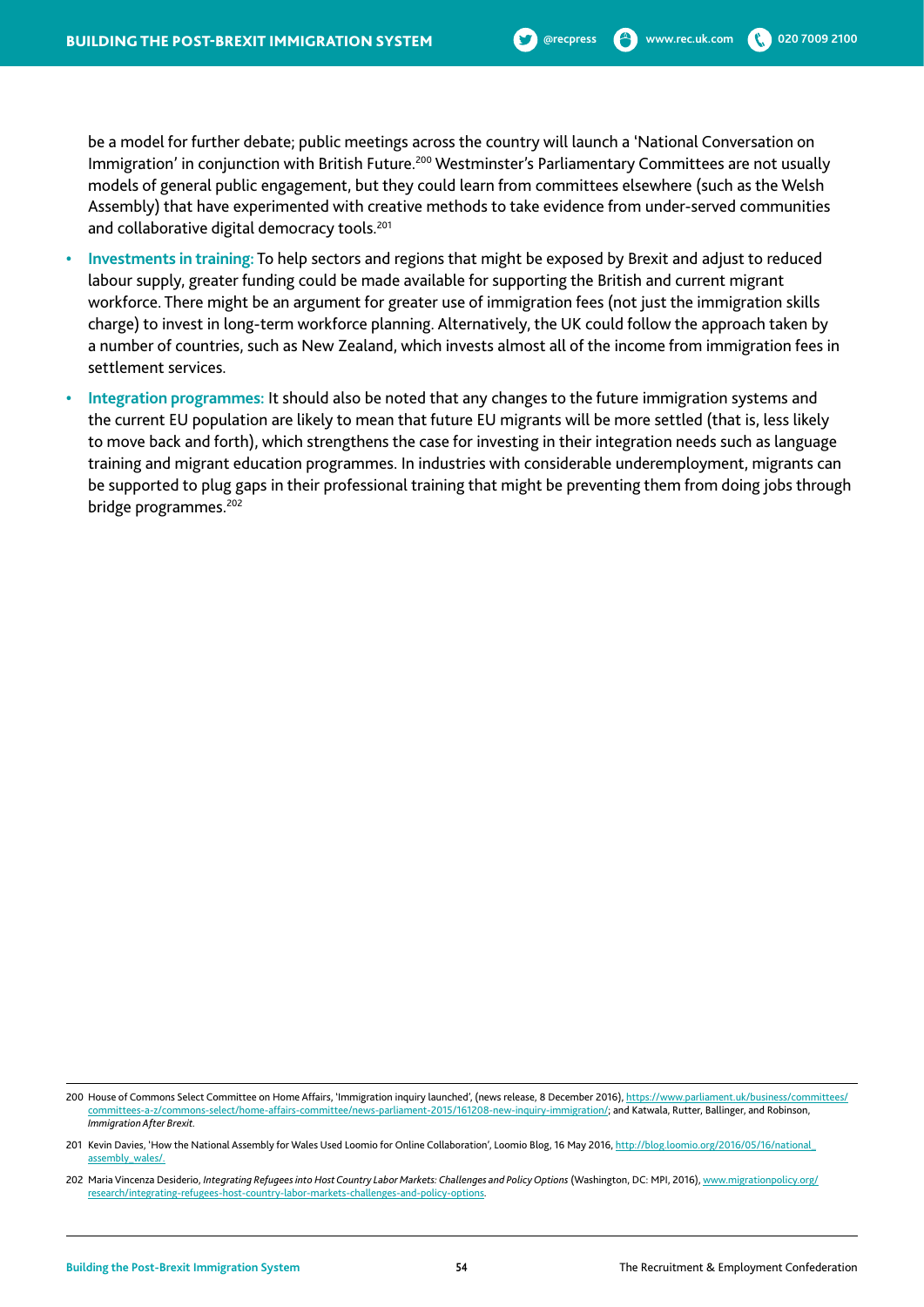be a model for further debate; public meetings across the country will launch a 'National Conversation on Immigration' in conjunction with British Future.[200] Westminster's Parliamentary Committees are not usually models of general public engagement, but they could learn from committees elsewhere (such as the Welsh Assembly) that have experimented with creative methods to take evidence from under-served communities and collaborative digital democracy tools.[201]

- **Investments in training:** To help sectors and regions that might be exposed by Brexit and adjust to reduced labour supply, greater funding could be made available for supporting the British and current migrant workforce. There might be an argument for greater use of immigration fees (not just the immigration skills charge) to invest in long-term workforce planning. Alternatively, the UK could follow the approach taken by a number of countries, such as New Zealand, which invests almost all of the income from immigration fees in settlement services.
- **Integration programmes:** It should also be noted that any changes to the future immigration systems and the current EU population are likely to mean that future EU migrants will be more settled (that is, less likely to move back and forth), which strengthens the case for investing in their integration needs such as language training and migrant education programmes. In industries with considerable underemployment, migrants can be supported to plug gaps in their professional training that might be preventing them from doing jobs through bridge programmes.[202]

---

200 House of Commons Select Committee on Home Affairs, 'Immigration inquiry launched', (news release, 8 December 2016), https://www.parliament.uk/business/committees/committees-a-z/commons-select/home-affairs-committee/news-parliament-2015/161208-new-inquiry-immigration/; and Katwala, Rutter, Ballinger, and Robinson, *Immigration After Brexit*.

201 Kevin Davies, 'How the National Assembly for Wales Used Loomio for Online Collaboration', Loomio Blog, 16 May 2016, http://blog.loomio.org/2016/05/16/national_assembly_wales/.

202 Maria Vincenza Desiderio, *Integrating Refugees into Host Country Labor Markets: Challenges and Policy Options* (Washington, DC: MPI, 2016), www.migrationpolicy.org/research/integrating-refugees-host-country-labor-markets-challenges-and-policy-options.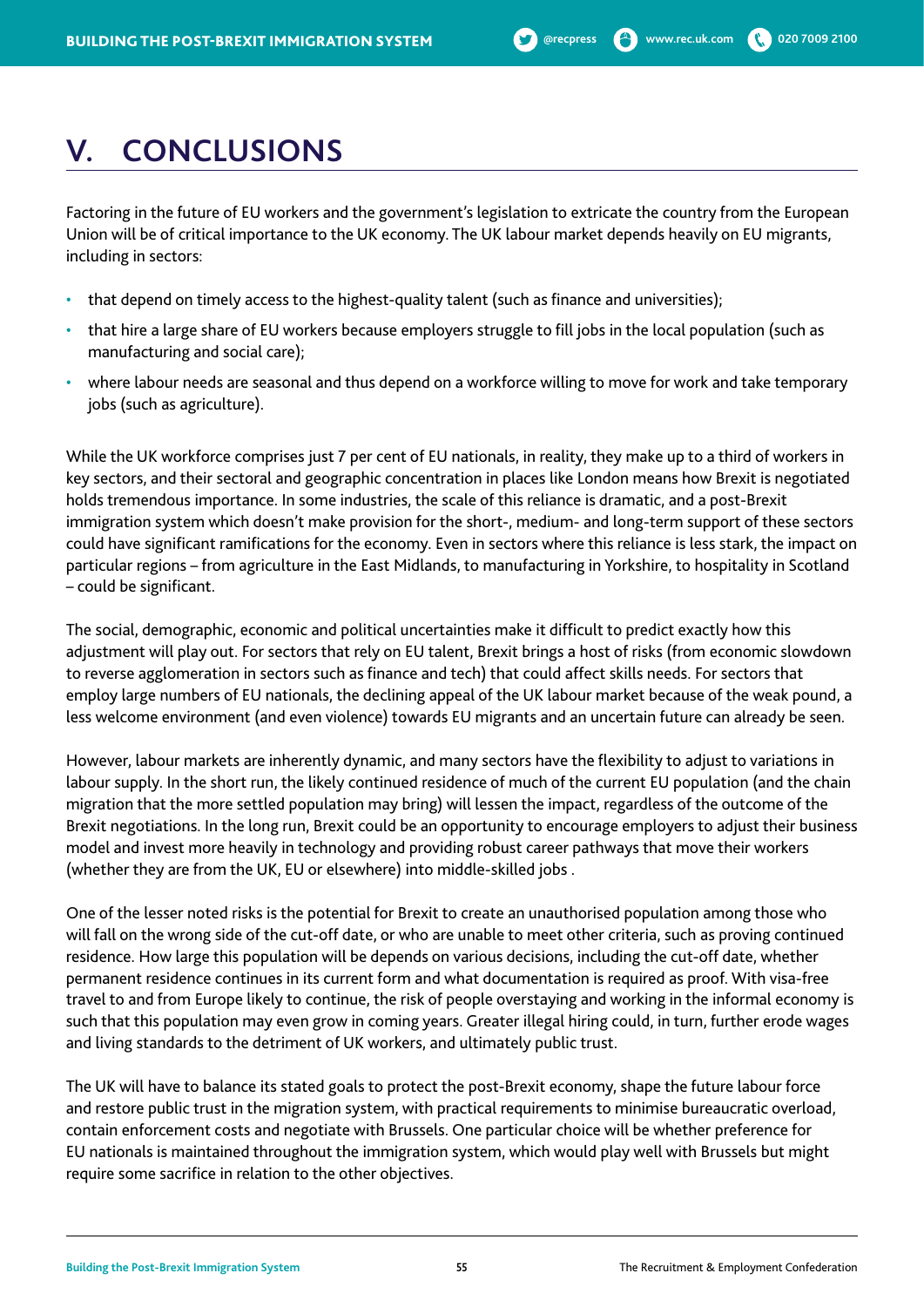# V. CONCLUSIONS

Factoring in the future of EU workers and the government's legislation to extricate the country from the European Union will be of critical importance to the UK economy. The UK labour market depends heavily on EU migrants, including in sectors:

- that depend on timely access to the highest-quality talent (such as finance and universities);
- that hire a large share of EU workers because employers struggle to fill jobs in the local population (such as manufacturing and social care);
- where labour needs are seasonal and thus depend on a workforce willing to move for work and take temporary jobs (such as agriculture).

While the UK workforce comprises just 7 per cent of EU nationals, in reality, they make up to a third of workers in key sectors, and their sectoral and geographic concentration in places like London means how Brexit is negotiated holds tremendous importance. In some industries, the scale of this reliance is dramatic, and a post-Brexit immigration system which doesn't make provision for the short-, medium- and long-term support of these sectors could have significant ramifications for the economy. Even in sectors where this reliance is less stark, the impact on particular regions – from agriculture in the East Midlands, to manufacturing in Yorkshire, to hospitality in Scotland – could be significant.

The social, demographic, economic and political uncertainties make it difficult to predict exactly how this adjustment will play out. For sectors that rely on EU talent, Brexit brings a host of risks (from economic slowdown to reverse agglomeration in sectors such as finance and tech) that could affect skills needs. For sectors that employ large numbers of EU nationals, the declining appeal of the UK labour market because of the weak pound, a less welcome environment (and even violence) towards EU migrants and an uncertain future can already be seen.

However, labour markets are inherently dynamic, and many sectors have the flexibility to adjust to variations in labour supply. In the short run, the likely continued residence of much of the current EU population (and the chain migration that the more settled population may bring) will lessen the impact, regardless of the outcome of the Brexit negotiations. In the long run, Brexit could be an opportunity to encourage employers to adjust their business model and invest more heavily in technology and providing robust career pathways that move their workers (whether they are from the UK, EU or elsewhere) into middle-skilled jobs .

One of the lesser noted risks is the potential for Brexit to create an unauthorised population among those who will fall on the wrong side of the cut-off date, or who are unable to meet other criteria, such as proving continued residence. How large this population will be depends on various decisions, including the cut-off date, whether permanent residence continues in its current form and what documentation is required as proof. With visa-free travel to and from Europe likely to continue, the risk of people overstaying and working in the informal economy is such that this population may even grow in coming years. Greater illegal hiring could, in turn, further erode wages and living standards to the detriment of UK workers, and ultimately public trust.

The UK will have to balance its stated goals to protect the post-Brexit economy, shape the future labour force and restore public trust in the migration system, with practical requirements to minimise bureaucratic overload, contain enforcement costs and negotiate with Brussels. One particular choice will be whether preference for EU nationals is maintained throughout the immigration system, which would play well with Brussels but might require some sacrifice in relation to the other objectives.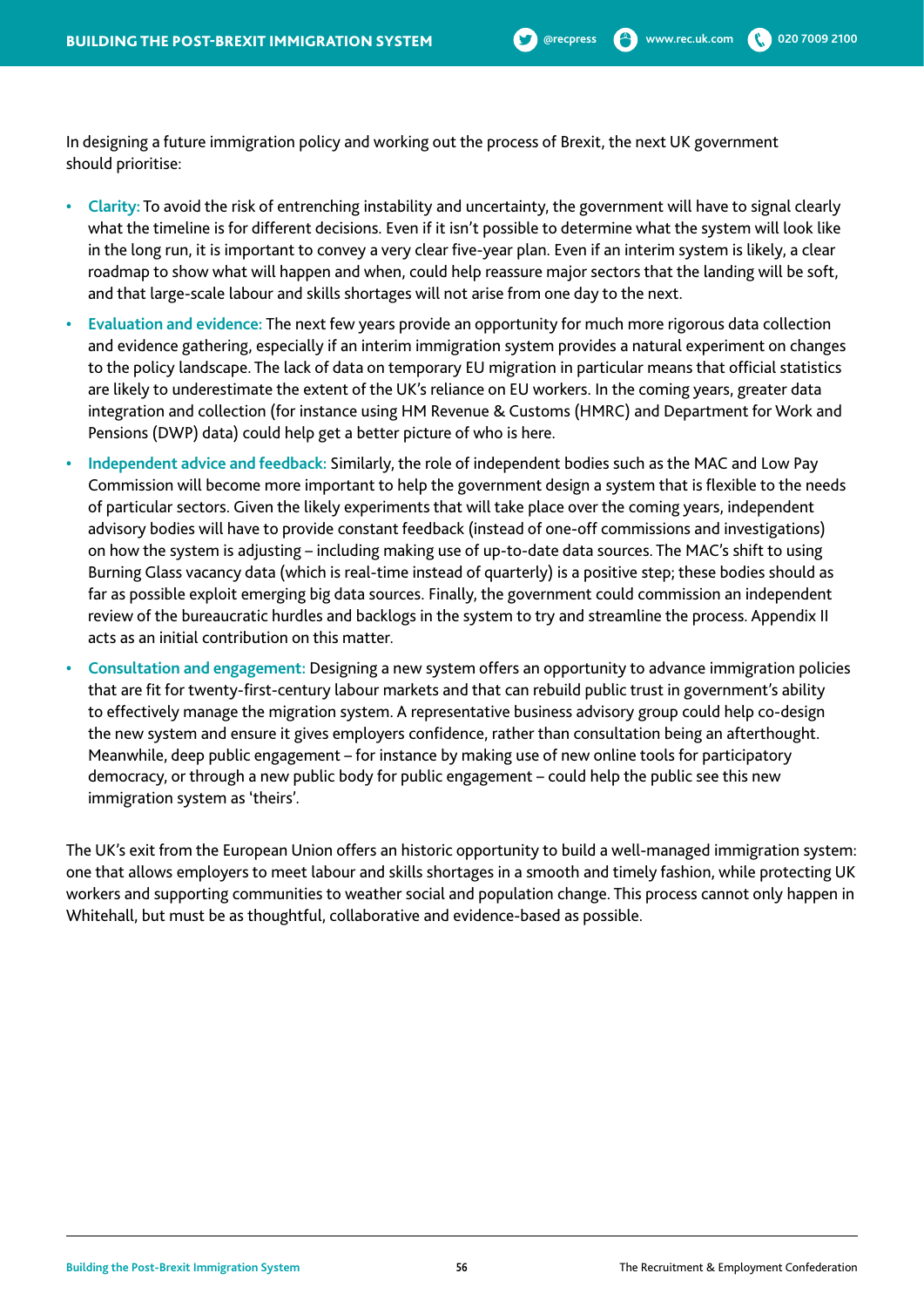In designing a future immigration policy and working out the process of Brexit, the next UK government should prioritise:

- **Clarity:** To avoid the risk of entrenching instability and uncertainty, the government will have to signal clearly what the timeline is for different decisions. Even if it isn't possible to determine what the system will look like in the long run, it is important to convey a very clear five-year plan. Even if an interim system is likely, a clear roadmap to show what will happen and when, could help reassure major sectors that the landing will be soft, and that large-scale labour and skills shortages will not arise from one day to the next.
- **Evaluation and evidence:** The next few years provide an opportunity for much more rigorous data collection and evidence gathering, especially if an interim immigration system provides a natural experiment on changes to the policy landscape. The lack of data on temporary EU migration in particular means that official statistics are likely to underestimate the extent of the UK's reliance on EU workers. In the coming years, greater data integration and collection (for instance using HM Revenue & Customs (HMRC) and Department for Work and Pensions (DWP) data) could help get a better picture of who is here.
- **Independent advice and feedback:** Similarly, the role of independent bodies such as the MAC and Low Pay Commission will become more important to help the government design a system that is flexible to the needs of particular sectors. Given the likely experiments that will take place over the coming years, independent advisory bodies will have to provide constant feedback (instead of one-off commissions and investigations) on how the system is adjusting – including making use of up-to-date data sources. The MAC's shift to using Burning Glass vacancy data (which is real-time instead of quarterly) is a positive step; these bodies should as far as possible exploit emerging big data sources. Finally, the government could commission an independent review of the bureaucratic hurdles and backlogs in the system to try and streamline the process. Appendix II acts as an initial contribution on this matter.
- **Consultation and engagement:** Designing a new system offers an opportunity to advance immigration policies that are fit for twenty-first-century labour markets and that can rebuild public trust in government's ability to effectively manage the migration system. A representative business advisory group could help co-design the new system and ensure it gives employers confidence, rather than consultation being an afterthought. Meanwhile, deep public engagement – for instance by making use of new online tools for participatory democracy, or through a new public body for public engagement – could help the public see this new immigration system as 'theirs'.

The UK's exit from the European Union offers an historic opportunity to build a well-managed immigration system: one that allows employers to meet labour and skills shortages in a smooth and timely fashion, while protecting UK workers and supporting communities to weather social and population change. This process cannot only happen in Whitehall, but must be as thoughtful, collaborative and evidence-based as possible.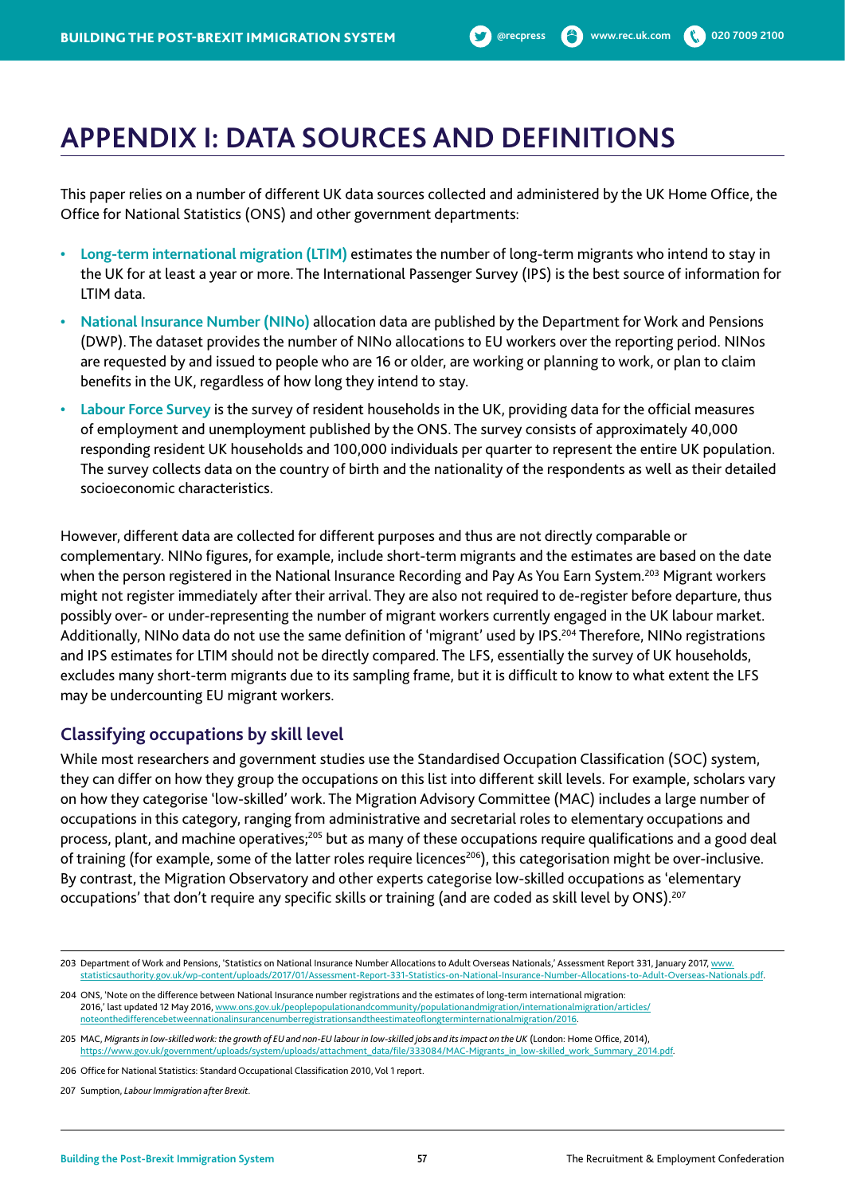# APPENDIX I: DATA SOURCES AND DEFINITIONS

This paper relies on a number of different UK data sources collected and administered by the UK Home Office, the Office for National Statistics (ONS) and other government departments:

- **Long-term international migration (LTIM)** estimates the number of long-term migrants who intend to stay in the UK for at least a year or more. The International Passenger Survey (IPS) is the best source of information for LTIM data.
- **National Insurance Number (NINo)** allocation data are published by the Department for Work and Pensions (DWP). The dataset provides the number of NINo allocations to EU workers over the reporting period. NINos are requested by and issued to people who are 16 or older, are working or planning to work, or plan to claim benefits in the UK, regardless of how long they intend to stay.
- **Labour Force Survey** is the survey of resident households in the UK, providing data for the official measures of employment and unemployment published by the ONS. The survey consists of approximately 40,000 responding resident UK households and 100,000 individuals per quarter to represent the entire UK population. The survey collects data on the country of birth and the nationality of the respondents as well as their detailed socioeconomic characteristics.

However, different data are collected for different purposes and thus are not directly comparable or complementary. NINo figures, for example, include short-term migrants and the estimates are based on the date when the person registered in the National Insurance Recording and Pay As You Earn System.[203] Migrant workers might not register immediately after their arrival. They are also not required to de-register before departure, thus possibly over- or under-representing the number of migrant workers currently engaged in the UK labour market. Additionally, NINo data do not use the same definition of 'migrant' used by IPS.[204] Therefore, NINo registrations and IPS estimates for LTIM should not be directly compared. The LFS, essentially the survey of UK households, excludes many short-term migrants due to its sampling frame, but it is difficult to know to what extent the LFS may be undercounting EU migrant workers.

## Classifying occupations by skill level

While most researchers and government studies use the Standardised Occupation Classification (SOC) system, they can differ on how they group the occupations on this list into different skill levels. For example, scholars vary on how they categorise 'low-skilled' work. The Migration Advisory Committee (MAC) includes a large number of occupations in this category, ranging from administrative and secretarial roles to elementary occupations and process, plant, and machine operatives;[205] but as many of these occupations require qualifications and a good deal of training (for example, some of the latter roles require licences[206]), this categorisation might be over-inclusive. By contrast, the Migration Observatory and other experts categorise low-skilled occupations as 'elementary occupations' that don't require any specific skills or training (and are coded as skill level by ONS).[207]

---

203 Department of Work and Pensions, 'Statistics on National Insurance Number Allocations to Adult Overseas Nationals,' Assessment Report 331, January 2017, www.statisticsauthority.gov.uk/wp-content/uploads/2017/01/Assessment-Report-331-Statistics-on-National-Insurance-Number-Allocations-to-Adult-Overseas-Nationals.pdf.

204 ONS, 'Note on the difference between National Insurance number registrations and the estimates of long-term international migration: 2016,' last updated 12 May 2016, www.ons.gov.uk/peoplepopulationandcommunity/populationandmigration/internationalmigration/articles/noteonthedifferencebetweennationalinsurancenumberregistrationsandtheestimateoflongterminternationalmigration/2016.

205 MAC, *Migrants in low-skilled work: the growth of EU and non-EU labour in low-skilled jobs and its impact on the UK* (London: Home Office, 2014), https://www.gov.uk/government/uploads/system/uploads/attachment_data/file/333084/MAC-Migrants_in_low-skilled_work_Summary_2014.pdf.

206 Office for National Statistics: Standard Occupational Classification 2010, Vol 1 report.

207 Sumption, *Labour Immigration after Brexit*.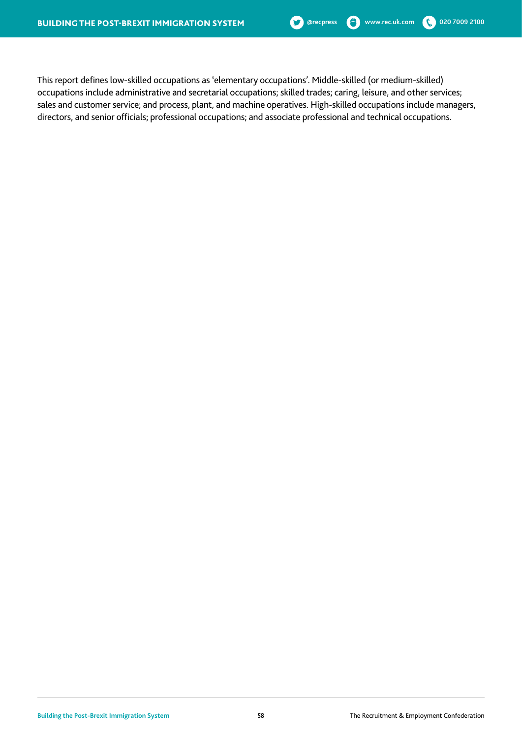This report defines low-skilled occupations as 'elementary occupations'. Middle-skilled (or medium-skilled) occupations include administrative and secretarial occupations; skilled trades; caring, leisure, and other services; sales and customer service; and process, plant, and machine operatives. High-skilled occupations include managers, directors, and senior officials; professional occupations; and associate professional and technical occupations.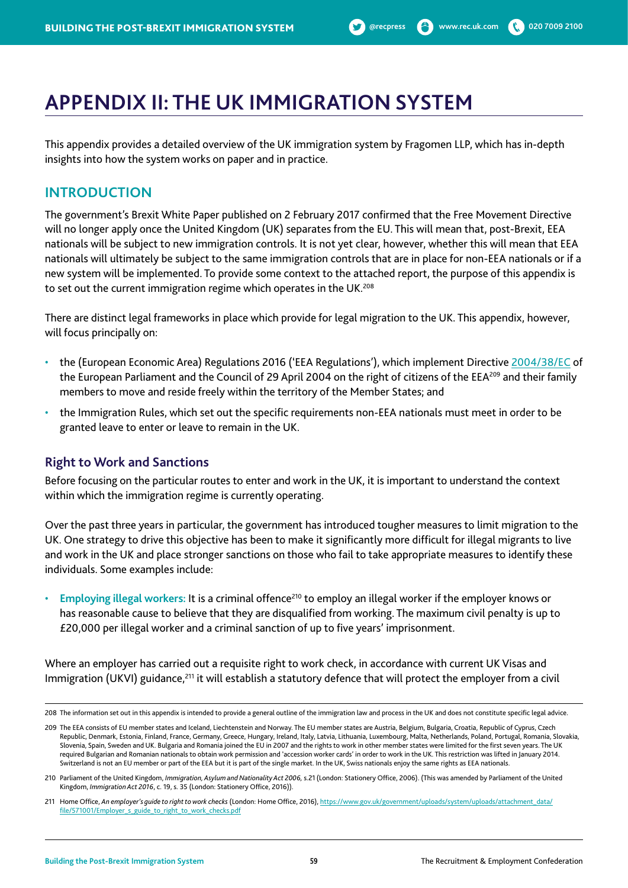# APPENDIX II: THE UK IMMIGRATION SYSTEM

This appendix provides a detailed overview of the UK immigration system by Fragomen LLP, which has in-depth insights into how the system works on paper and in practice.

## INTRODUCTION

The government's Brexit White Paper published on 2 February 2017 confirmed that the Free Movement Directive will no longer apply once the United Kingdom (UK) separates from the EU. This will mean that, post-Brexit, EEA nationals will be subject to new immigration controls. It is not yet clear, however, whether this will mean that EEA nationals will ultimately be subject to the same immigration controls that are in place for non-EEA nationals or if a new system will be implemented. To provide some context to the attached report, the purpose of this appendix is to set out the current immigration regime which operates in the UK.[208]

There are distinct legal frameworks in place which provide for legal migration to the UK. This appendix, however, will focus principally on:

- the (European Economic Area) Regulations 2016 ('EEA Regulations'), which implement Directive 2004/38/EC of the European Parliament and the Council of 29 April 2004 on the right of citizens of the EEA[209] and their family members to move and reside freely within the territory of the Member States; and
- the Immigration Rules, which set out the specific requirements non-EEA nationals must meet in order to be granted leave to enter or leave to remain in the UK.

### Right to Work and Sanctions

Before focusing on the particular routes to enter and work in the UK, it is important to understand the context within which the immigration regime is currently operating.

Over the past three years in particular, the government has introduced tougher measures to limit migration to the UK. One strategy to drive this objective has been to make it significantly more difficult for illegal migrants to live and work in the UK and place stronger sanctions on those who fail to take appropriate measures to identify these individuals. Some examples include:

- **Employing illegal workers:** It is a criminal offence[210] to employ an illegal worker if the employer knows or has reasonable cause to believe that they are disqualified from working. The maximum civil penalty is up to £20,000 per illegal worker and a criminal sanction of up to five years' imprisonment.

Where an employer has carried out a requisite right to work check, in accordance with current UK Visas and Immigration (UKVI) guidance,[211] it will establish a statutory defence that will protect the employer from a civil

---

208 The information set out in this appendix is intended to provide a general outline of the immigration law and process in the UK and does not constitute specific legal advice.

209 The EEA consists of EU member states and Iceland, Liechtenstein and Norway. The EU member states are Austria, Belgium, Bulgaria, Croatia, Republic of Cyprus, Czech Republic, Denmark, Estonia, Finland, France, Germany, Greece, Hungary, Ireland, Italy, Latvia, Lithuania, Luxembourg, Malta, Netherlands, Poland, Portugal, Romania, Slovakia, Slovenia, Spain, Sweden and UK. Bulgaria and Romania joined the EU in 2007 and the rights to work in other member states were limited for the first seven years. The UK required Bulgarian and Romanian nationals to obtain work permission and 'accession worker cards' in order to work in the UK. This restriction was lifted in January 2014. Switzerland is not an EU member or part of the EEA but it is part of the single market. In the UK, Swiss nationals enjoy the same rights as EEA nationals.

210 Parliament of the United Kingdom, *Immigration, Asylum and Nationality Act 2006,* s.21 (London: Stationery Office, 2006). (This was amended by Parliament of the United Kingdom, *Immigration Act 2016*, c. 19, s. 35 (London: Stationery Office, 2016)).

211 Home Office, *An employer's guide to right to work checks* (London: Home Office, 2016), https://www.gov.uk/government/uploads/system/uploads/attachment_data/file/571001/Employer_s_guide_to_right_to_work_checks.pdf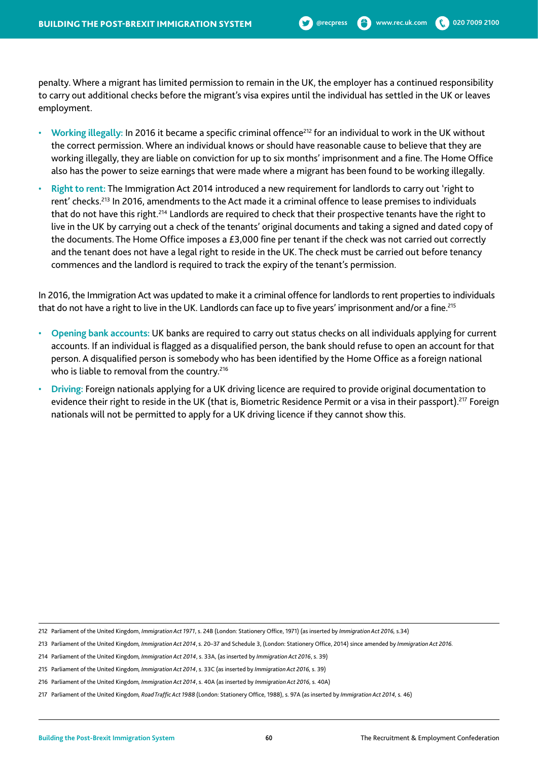penalty. Where a migrant has limited permission to remain in the UK, the employer has a continued responsibility to carry out additional checks before the migrant's visa expires until the individual has settled in the UK or leaves employment.

- **Working illegally:** In 2016 it became a specific criminal offence[212] for an individual to work in the UK without the correct permission. Where an individual knows or should have reasonable cause to believe that they are working illegally, they are liable on conviction for up to six months' imprisonment and a fine. The Home Office also has the power to seize earnings that were made where a migrant has been found to be working illegally.
- **Right to rent:** The Immigration Act 2014 introduced a new requirement for landlords to carry out 'right to rent' checks.[213] In 2016, amendments to the Act made it a criminal offence to lease premises to individuals that do not have this right.[214] Landlords are required to check that their prospective tenants have the right to live in the UK by carrying out a check of the tenants' original documents and taking a signed and dated copy of the documents. The Home Office imposes a £3,000 fine per tenant if the check was not carried out correctly and the tenant does not have a legal right to reside in the UK. The check must be carried out before tenancy commences and the landlord is required to track the expiry of the tenant's permission.

In 2016, the Immigration Act was updated to make it a criminal offence for landlords to rent properties to individuals that do not have a right to live in the UK. Landlords can face up to five years' imprisonment and/or a fine.[215]

- **Opening bank accounts:** UK banks are required to carry out status checks on all individuals applying for current accounts. If an individual is flagged as a disqualified person, the bank should refuse to open an account for that person. A disqualified person is somebody who has been identified by the Home Office as a foreign national who is liable to removal from the country.[216]
- **Driving:** Foreign nationals applying for a UK driving licence are required to provide original documentation to evidence their right to reside in the UK (that is, Biometric Residence Permit or a visa in their passport).[217] Foreign nationals will not be permitted to apply for a UK driving licence if they cannot show this.

---

212 Parliament of the United Kingdom, *Immigration Act 1971*, s. 24B (London: Stationery Office, 1971) (as inserted by *Immigration Act 2016*, s.34)

213 Parliament of the United Kingdom, *Immigration Act 2014*, s. 20–37 and Schedule 3, (London: Stationery Office, 2014) since amended by *Immigration Act 2016*.

214 Parliament of the United Kingdom, *Immigration Act 2014*, s. 33A, (as inserted by *Immigration Act 2016*, s. 39)

215 Parliament of the United Kingdom, *Immigration Act 2014*, s. 33C (as inserted by *Immigration Act 2016*, s. 39)

216 Parliament of the United Kingdom, *Immigration Act 2014*, s. 40A (as inserted by *Immigration Act 2016*, s. 40A)

217 Parliament of the United Kingdom, *Road Traffic Act 1988* (London: Stationery Office, 1988), s. 97A (as inserted by *Immigration Act 2014*, s. 46)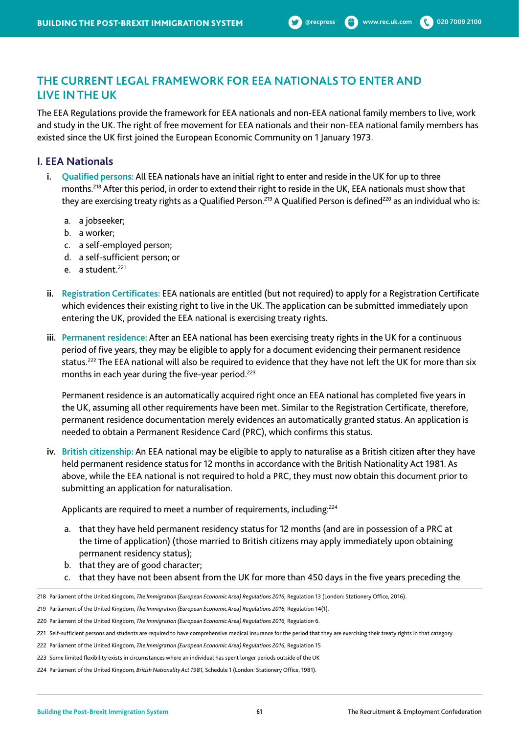## THE CURRENT LEGAL FRAMEWORK FOR EEA NATIONALS TO ENTER AND LIVE IN THE UK

The EEA Regulations provide the framework for EEA nationals and non-EEA national family members to live, work and study in the UK. The right of free movement for EEA nationals and their non-EEA national family members has existed since the UK first joined the European Economic Community on 1 January 1973.

### I. EEA Nationals

**i.** **Qualified persons:** All EEA nationals have an initial right to enter and reside in the UK for up to three months.[218] After this period, in order to extend their right to reside in the UK, EEA nationals must show that they are exercising treaty rights as a Qualified Person.[219] A Qualified Person is defined[220] as an individual who is:

a. a jobseeker;
b. a worker;
c. a self-employed person;
d. a self-sufficient person; or
e. a student.[221]

**ii.** **Registration Certificates:** EEA nationals are entitled (but not required) to apply for a Registration Certificate which evidences their existing right to live in the UK. The application can be submitted immediately upon entering the UK, provided the EEA national is exercising treaty rights.

**iii.** **Permanent residence:** After an EEA national has been exercising treaty rights in the UK for a continuous period of five years, they may be eligible to apply for a document evidencing their permanent residence status.[222] The EEA national will also be required to evidence that they have not left the UK for more than six months in each year during the five-year period.[223]

Permanent residence is an automatically acquired right once an EEA national has completed five years in the UK, assuming all other requirements have been met. Similar to the Registration Certificate, therefore, permanent residence documentation merely evidences an automatically granted status. An application is needed to obtain a Permanent Residence Card (PRC), which confirms this status.

**iv.** **British citizenship:** An EEA national may be eligible to apply to naturalise as a British citizen after they have held permanent residence status for 12 months in accordance with the British Nationality Act 1981. As above, while the EEA national is not required to hold a PRC, they must now obtain this document prior to submitting an application for naturalisation.

Applicants are required to meet a number of requirements, including:[224]

a. that they have held permanent residency status for 12 months (and are in possession of a PRC at the time of application) (those married to British citizens may apply immediately upon obtaining permanent residency status);
b. that they are of good character;
c. that they have not been absent from the UK for more than 450 days in the five years preceding the

---

218 Parliament of the United Kingdom, *The Immigration (European Economic Area) Regulations 2016*, Regulation 13 (London: Stationery Office, 2016).

219 Parliament of the United Kingdom, *The Immigration (European Economic Area) Regulations 2016*, Regulation 14(1).

220 Parliament of the United Kingdom, *The Immigration (European Economic Area) Regulations 2016*, Regulation 6.

221 Self-sufficient persons and students are required to have comprehensive medical insurance for the period that they are exercising their treaty rights in that category.

222 Parliament of the United Kingdom, *The Immigration (European Economic Area) Regulations 2016*, Regulation 15

223 Some limited flexibility exists in circumstances where an individual has spent longer periods outside of the UK

224 Parliament of the United Kingdom, *British Nationality Act 1981*, Schedule 1 (London: Stationery Office, 1981).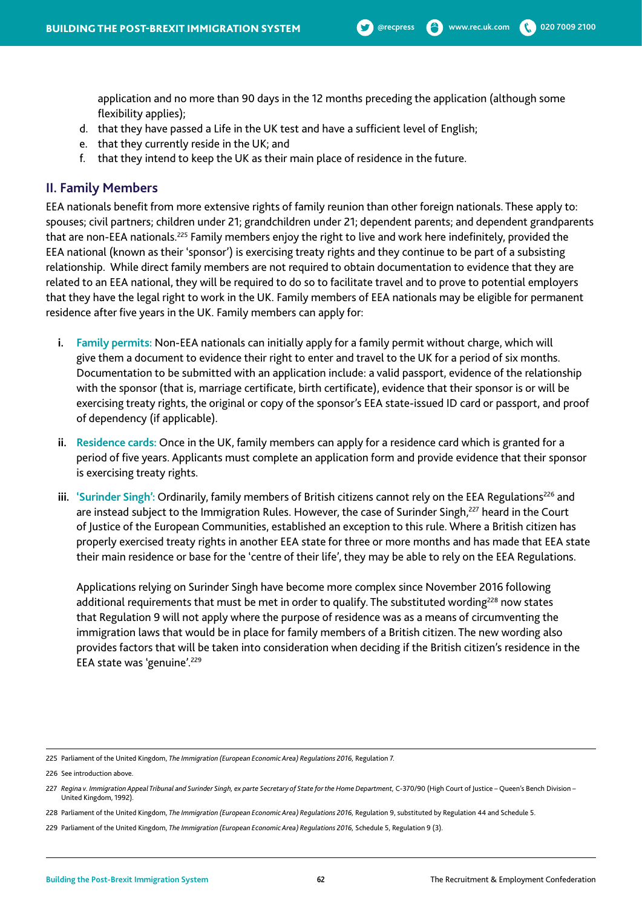application and no more than 90 days in the 12 months preceding the application (although some flexibility applies);

d. that they have passed a Life in the UK test and have a sufficient level of English;
e. that they currently reside in the UK; and
f. that they intend to keep the UK as their main place of residence in the future.

## II. Family Members

EEA nationals benefit from more extensive rights of family reunion than other foreign nationals. These apply to: spouses; civil partners; children under 21; grandchildren under 21; dependent parents; and dependent grandparents that are non-EEA nationals.[225] Family members enjoy the right to live and work here indefinitely, provided the EEA national (known as their 'sponsor') is exercising treaty rights and they continue to be part of a subsisting relationship. While direct family members are not required to obtain documentation to evidence that they are related to an EEA national, they will be required to do so to facilitate travel and to prove to potential employers that they have the legal right to work in the UK. Family members of EEA nationals may be eligible for permanent residence after five years in the UK. Family members can apply for:

i. **Family permits:** Non-EEA nationals can initially apply for a family permit without charge, which will give them a document to evidence their right to enter and travel to the UK for a period of six months. Documentation to be submitted with an application include: a valid passport, evidence of the relationship with the sponsor (that is, marriage certificate, birth certificate), evidence that their sponsor is or will be exercising treaty rights, the original or copy of the sponsor's EEA state-issued ID card or passport, and proof of dependency (if applicable).

ii. **Residence cards:** Once in the UK, family members can apply for a residence card which is granted for a period of five years. Applicants must complete an application form and provide evidence that their sponsor is exercising treaty rights.

iii. **'Surinder Singh':** Ordinarily, family members of British citizens cannot rely on the EEA Regulations[226] and are instead subject to the Immigration Rules. However, the case of Surinder Singh,[227] heard in the Court of Justice of the European Communities, established an exception to this rule. Where a British citizen has properly exercised treaty rights in another EEA state for three or more months and has made that EEA state their main residence or base for the 'centre of their life', they may be able to rely on the EEA Regulations.

   Applications relying on Surinder Singh have become more complex since November 2016 following additional requirements that must be met in order to qualify. The substituted wording[228] now states that Regulation 9 will not apply where the purpose of residence was as a means of circumventing the immigration laws that would be in place for family members of a British citizen. The new wording also provides factors that will be taken into consideration when deciding if the British citizen's residence in the EEA state was 'genuine'.[229]

---

225 Parliament of the United Kingdom, *The Immigration (European Economic Area) Regulations 2016,* Regulation 7.

226 See introduction above.

227 *Regina v. Immigration Appeal Tribunal and Surinder Singh, ex parte Secretary of State for the Home Department,* C-370/90 (High Court of Justice – Queen's Bench Division – United Kingdom, 1992).

228 Parliament of the United Kingdom, *The Immigration (European Economic Area) Regulations 2016,* Regulation 9, substituted by Regulation 44 and Schedule 5.

229 Parliament of the United Kingdom, *The Immigration (European Economic Area) Regulations 2016,* Schedule 5, Regulation 9 (3).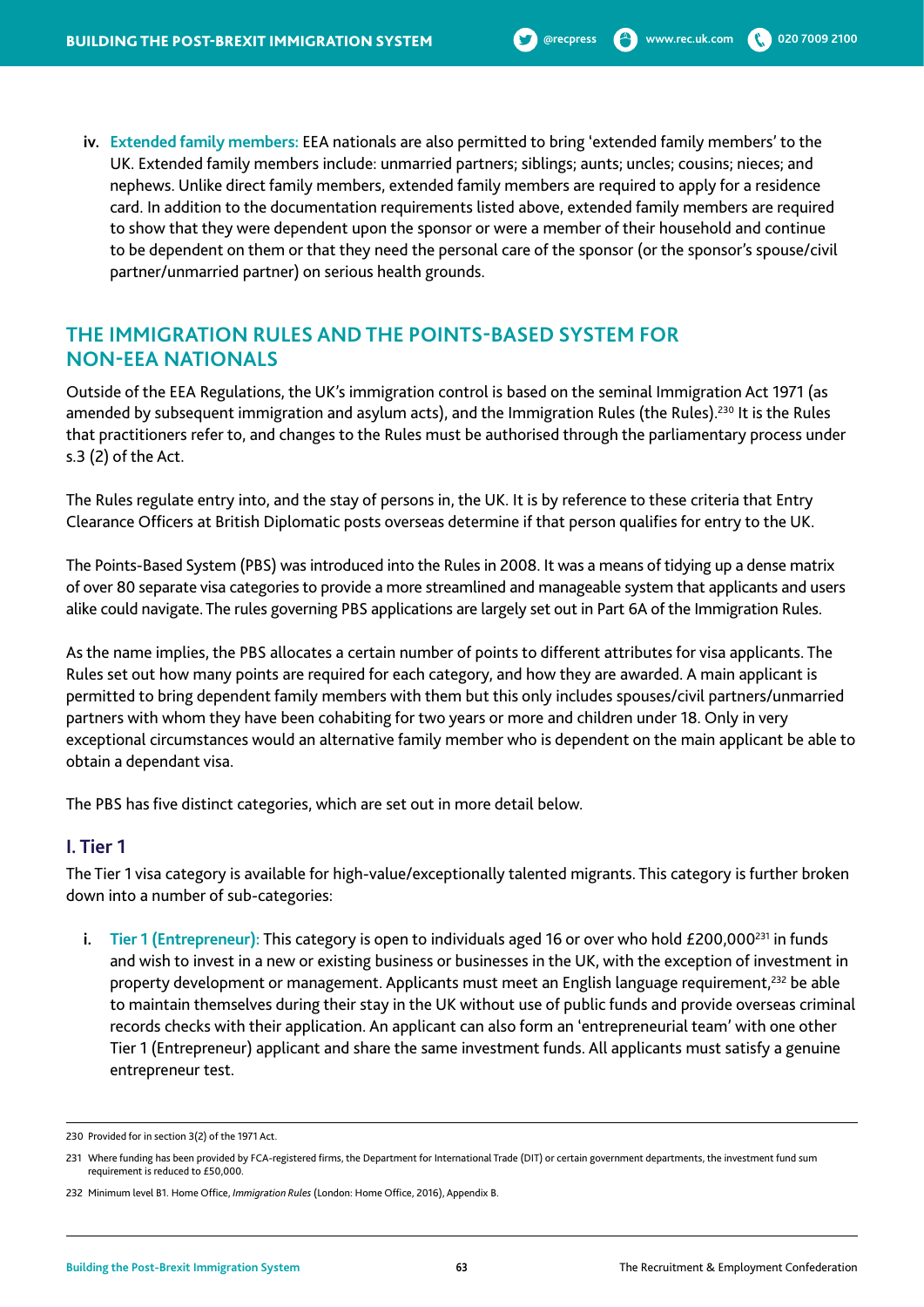iv. **Extended family members:** EEA nationals are also permitted to bring 'extended family members' to the UK. Extended family members include: unmarried partners; siblings; aunts; uncles; cousins; nieces; and nephews. Unlike direct family members, extended family members are required to apply for a residence card. In addition to the documentation requirements listed above, extended family members are required to show that they were dependent upon the sponsor or were a member of their household and continue to be dependent on them or that they need the personal care of the sponsor (or the sponsor's spouse/civil partner/unmarried partner) on serious health grounds.

## THE IMMIGRATION RULES AND THE POINTS-BASED SYSTEM FOR NON-EEA NATIONALS

Outside of the EEA Regulations, the UK's immigration control is based on the seminal Immigration Act 1971 (as amended by subsequent immigration and asylum acts), and the Immigration Rules (the Rules).[230] It is the Rules that practitioners refer to, and changes to the Rules must be authorised through the parliamentary process under s.3 (2) of the Act.

The Rules regulate entry into, and the stay of persons in, the UK. It is by reference to these criteria that Entry Clearance Officers at British Diplomatic posts overseas determine if that person qualifies for entry to the UK.

The Points-Based System (PBS) was introduced into the Rules in 2008. It was a means of tidying up a dense matrix of over 80 separate visa categories to provide a more streamlined and manageable system that applicants and users alike could navigate. The rules governing PBS applications are largely set out in Part 6A of the Immigration Rules.

As the name implies, the PBS allocates a certain number of points to different attributes for visa applicants. The Rules set out how many points are required for each category, and how they are awarded. A main applicant is permitted to bring dependent family members with them but this only includes spouses/civil partners/unmarried partners with whom they have been cohabiting for two years or more and children under 18. Only in very exceptional circumstances would an alternative family member who is dependent on the main applicant be able to obtain a dependant visa.

The PBS has five distinct categories, which are set out in more detail below.

### I. Tier 1

The Tier 1 visa category is available for high-value/exceptionally talented migrants. This category is further broken down into a number of sub-categories:

i. **Tier 1 (Entrepreneur):** This category is open to individuals aged 16 or over who hold £200,000[231] in funds and wish to invest in a new or existing business or businesses in the UK, with the exception of investment in property development or management. Applicants must meet an English language requirement,[232] be able to maintain themselves during their stay in the UK without use of public funds and provide overseas criminal records checks with their application. An applicant can also form an 'entrepreneurial team' with one other Tier 1 (Entrepreneur) applicant and share the same investment funds. All applicants must satisfy a genuine entrepreneur test.

---

230 Provided for in section 3(2) of the 1971 Act.

231 Where funding has been provided by FCA-registered firms, the Department for International Trade (DIT) or certain government departments, the investment fund sum requirement is reduced to £50,000.

232 Minimum level B1. Home Office, *Immigration Rules* (London: Home Office, 2016), Appendix B.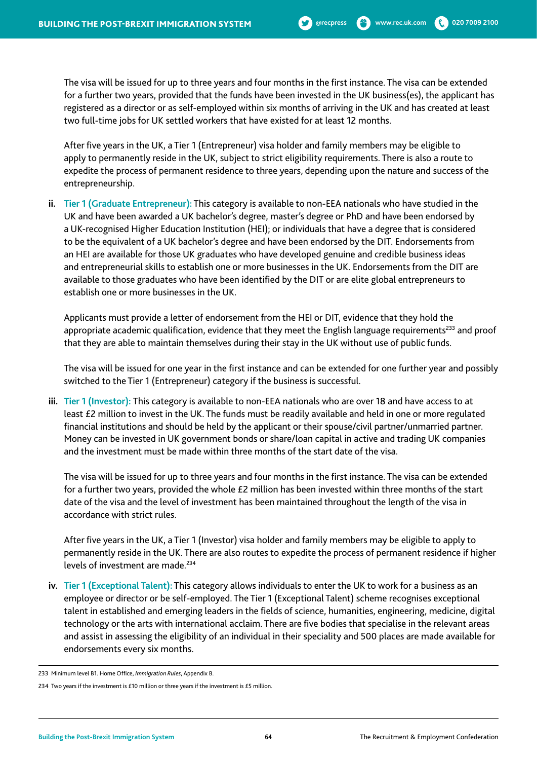The visa will be issued for up to three years and four months in the first instance. The visa can be extended for a further two years, provided that the funds have been invested in the UK business(es), the applicant has registered as a director or as self-employed within six months of arriving in the UK and has created at least two full-time jobs for UK settled workers that have existed for at least 12 months.

After five years in the UK, a Tier 1 (Entrepreneur) visa holder and family members may be eligible to apply to permanently reside in the UK, subject to strict eligibility requirements. There is also a route to expedite the process of permanent residence to three years, depending upon the nature and success of the entrepreneurship.

ii. **Tier 1 (Graduate Entrepreneur):** This category is available to non-EEA nationals who have studied in the UK and have been awarded a UK bachelor's degree, master's degree or PhD and have been endorsed by a UK-recognised Higher Education Institution (HEI); or individuals that have a degree that is considered to be the equivalent of a UK bachelor's degree and have been endorsed by the DIT. Endorsements from an HEI are available for those UK graduates who have developed genuine and credible business ideas and entrepreneurial skills to establish one or more businesses in the UK. Endorsements from the DIT are available to those graduates who have been identified by the DIT or are elite global entrepreneurs to establish one or more businesses in the UK.

   Applicants must provide a letter of endorsement from the HEI or DIT, evidence that they hold the appropriate academic qualification, evidence that they meet the English language requirements[233] and proof that they are able to maintain themselves during their stay in the UK without use of public funds.

   The visa will be issued for one year in the first instance and can be extended for one further year and possibly switched to the Tier 1 (Entrepreneur) category if the business is successful.

iii. **Tier 1 (Investor):** This category is available to non-EEA nationals who are over 18 and have access to at least £2 million to invest in the UK. The funds must be readily available and held in one or more regulated financial institutions and should be held by the applicant or their spouse/civil partner/unmarried partner. Money can be invested in UK government bonds or share/loan capital in active and trading UK companies and the investment must be made within three months of the start date of the visa.

   The visa will be issued for up to three years and four months in the first instance. The visa can be extended for a further two years, provided the whole £2 million has been invested within three months of the start date of the visa and the level of investment has been maintained throughout the length of the visa in accordance with strict rules.

   After five years in the UK, a Tier 1 (Investor) visa holder and family members may be eligible to apply to permanently reside in the UK. There are also routes to expedite the process of permanent residence if higher levels of investment are made.[234]

iv. **Tier 1 (Exceptional Talent):** This category allows individuals to enter the UK to work for a business as an employee or director or be self-employed. The Tier 1 (Exceptional Talent) scheme recognises exceptional talent in established and emerging leaders in the fields of science, humanities, engineering, medicine, digital technology or the arts with international acclaim. There are five bodies that specialise in the relevant areas and assist in assessing the eligibility of an individual in their speciality and 500 places are made available for endorsements every six months.

---

233 Minimum level B1. Home Office, *Immigration Rules*, Appendix B.

234 Two years if the investment is £10 million or three years if the investment is £5 million.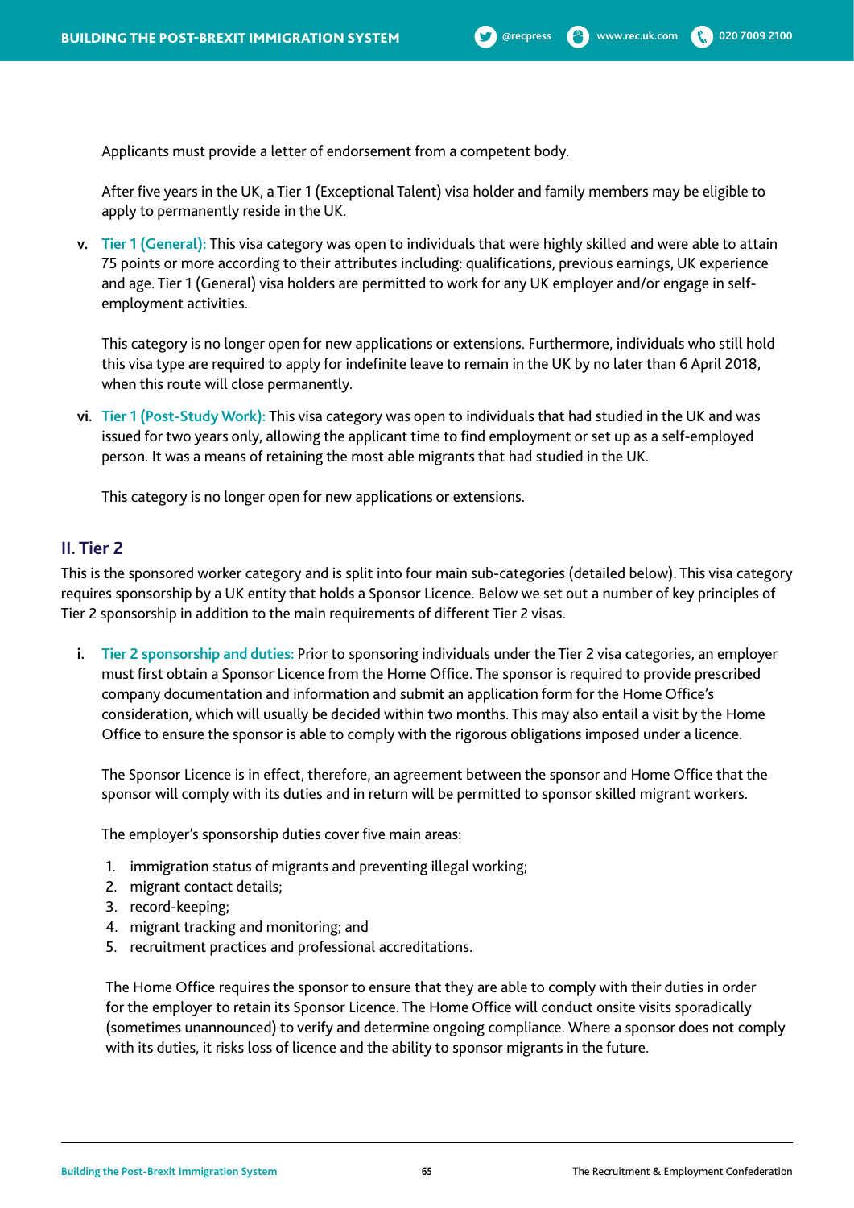Applicants must provide a letter of endorsement from a competent body.

After five years in the UK, a Tier 1 (Exceptional Talent) visa holder and family members may be eligible to apply to permanently reside in the UK.

v. **Tier 1 (General):** This visa category was open to individuals that were highly skilled and were able to attain 75 points or more according to their attributes including: qualifications, previous earnings, UK experience and age. Tier 1 (General) visa holders are permitted to work for any UK employer and/or engage in self-employment activities.

   This category is no longer open for new applications or extensions. Furthermore, individuals who still hold this visa type are required to apply for indefinite leave to remain in the UK by no later than 6 April 2018, when this route will close permanently.

vi. **Tier 1 (Post-Study Work):** This visa category was open to individuals that had studied in the UK and was issued for two years only, allowing the applicant time to find employment or set up as a self-employed person. It was a means of retaining the most able migrants that had studied in the UK.

   This category is no longer open for new applications or extensions.

## II. Tier 2

This is the sponsored worker category and is split into four main sub-categories (detailed below). This visa category requires sponsorship by a UK entity that holds a Sponsor Licence. Below we set out a number of key principles of Tier 2 sponsorship in addition to the main requirements of different Tier 2 visas.

i. **Tier 2 sponsorship and duties:** Prior to sponsoring individuals under the Tier 2 visa categories, an employer must first obtain a Sponsor Licence from the Home Office. The sponsor is required to provide prescribed company documentation and information and submit an application form for the Home Office's consideration, which will usually be decided within two months. This may also entail a visit by the Home Office to ensure the sponsor is able to comply with the rigorous obligations imposed under a licence.

   The Sponsor Licence is in effect, therefore, an agreement between the sponsor and Home Office that the sponsor will comply with its duties and in return will be permitted to sponsor skilled migrant workers.

   The employer's sponsorship duties cover five main areas:

   1. immigration status of migrants and preventing illegal working;
   2. migrant contact details;
   3. record-keeping;
   4. migrant tracking and monitoring; and
   5. recruitment practices and professional accreditations.

   The Home Office requires the sponsor to ensure that they are able to comply with their duties in order for the employer to retain its Sponsor Licence. The Home Office will conduct onsite visits sporadically (sometimes unannounced) to verify and determine ongoing compliance. Where a sponsor does not comply with its duties, it risks loss of licence and the ability to sponsor migrants in the future.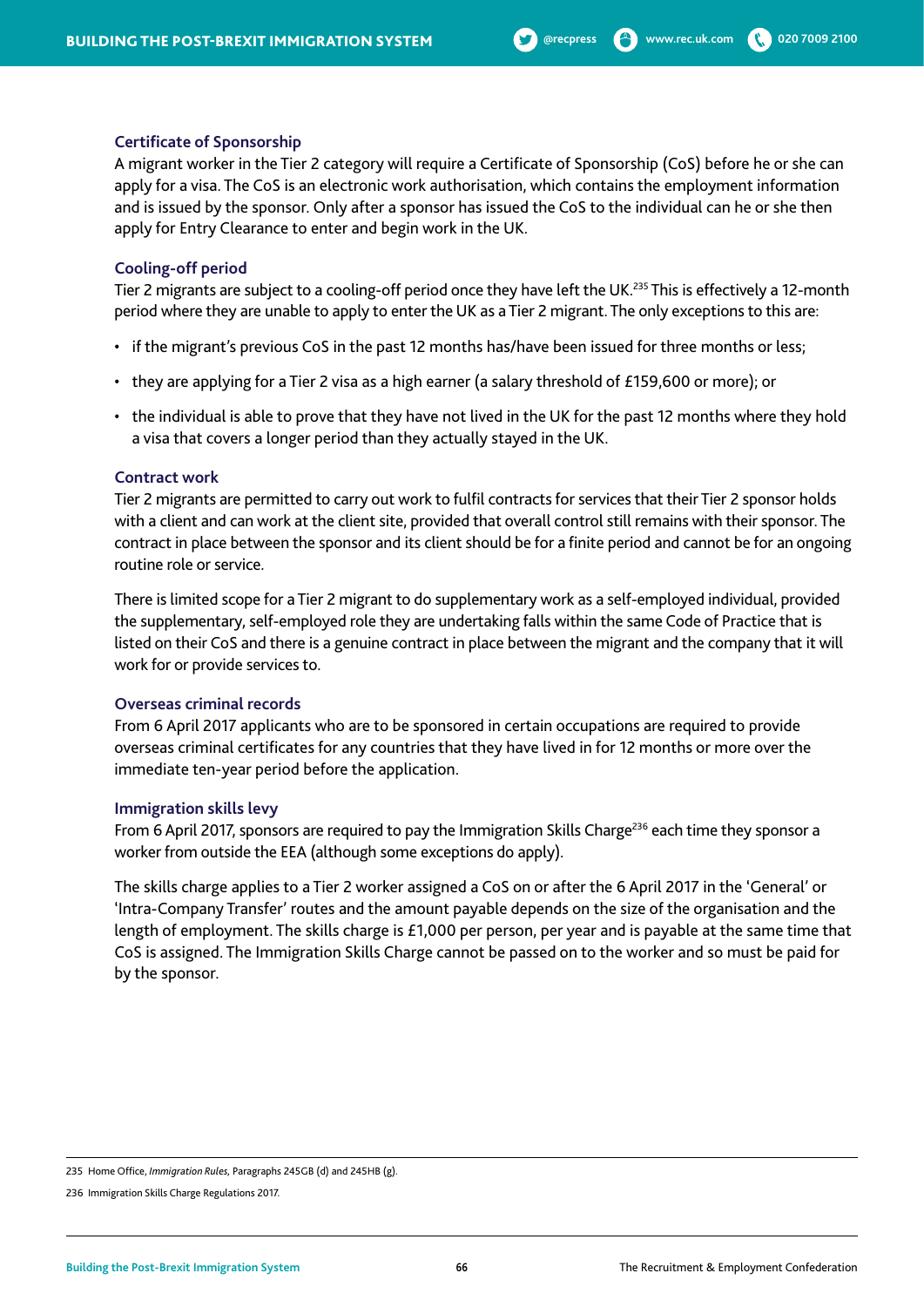### Certificate of Sponsorship

A migrant worker in the Tier 2 category will require a Certificate of Sponsorship (CoS) before he or she can apply for a visa. The CoS is an electronic work authorisation, which contains the employment information and is issued by the sponsor. Only after a sponsor has issued the CoS to the individual can he or she then apply for Entry Clearance to enter and begin work in the UK.

### Cooling-off period

Tier 2 migrants are subject to a cooling-off period once they have left the UK.[235] This is effectively a 12-month period where they are unable to apply to enter the UK as a Tier 2 migrant. The only exceptions to this are:

- if the migrant's previous CoS in the past 12 months has/have been issued for three months or less;
- they are applying for a Tier 2 visa as a high earner (a salary threshold of £159,600 or more); or
- the individual is able to prove that they have not lived in the UK for the past 12 months where they hold a visa that covers a longer period than they actually stayed in the UK.

### Contract work

Tier 2 migrants are permitted to carry out work to fulfil contracts for services that their Tier 2 sponsor holds with a client and can work at the client site, provided that overall control still remains with their sponsor. The contract in place between the sponsor and its client should be for a finite period and cannot be for an ongoing routine role or service.

There is limited scope for a Tier 2 migrant to do supplementary work as a self-employed individual, provided the supplementary, self-employed role they are undertaking falls within the same Code of Practice that is listed on their CoS and there is a genuine contract in place between the migrant and the company that it will work for or provide services to.

### Overseas criminal records

From 6 April 2017 applicants who are to be sponsored in certain occupations are required to provide overseas criminal certificates for any countries that they have lived in for 12 months or more over the immediate ten-year period before the application.

### Immigration skills levy

From 6 April 2017, sponsors are required to pay the Immigration Skills Charge[236] each time they sponsor a worker from outside the EEA (although some exceptions do apply).

The skills charge applies to a Tier 2 worker assigned a CoS on or after the 6 April 2017 in the 'General' or 'Intra-Company Transfer' routes and the amount payable depends on the size of the organisation and the length of employment. The skills charge is £1,000 per person, per year and is payable at the same time that CoS is assigned. The Immigration Skills Charge cannot be passed on to the worker and so must be paid for by the sponsor.

---

235 Home Office, *Immigration Rules*, Paragraphs 245GB (d) and 245HB (g).

236 Immigration Skills Charge Regulations 2017.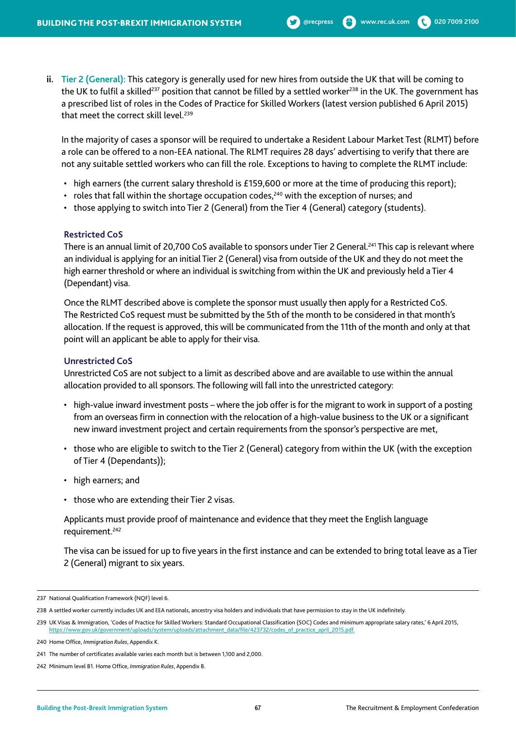ii. **Tier 2 (General):** This category is generally used for new hires from outside the UK that will be coming to the UK to fulfil a skilled[237] position that cannot be filled by a settled worker[238] in the UK. The government has a prescribed list of roles in the Codes of Practice for Skilled Workers (latest version published 6 April 2015) that meet the correct skill level.[239]

In the majority of cases a sponsor will be required to undertake a Resident Labour Market Test (RLMT) before a role can be offered to a non-EEA national. The RLMT requires 28 days' advertising to verify that there are not any suitable settled workers who can fill the role. Exceptions to having to complete the RLMT include:

- high earners (the current salary threshold is £159,600 or more at the time of producing this report);
- roles that fall within the shortage occupation codes,[240] with the exception of nurses; and
- those applying to switch into Tier 2 (General) from the Tier 4 (General) category (students).

**Restricted CoS**

There is an annual limit of 20,700 CoS available to sponsors under Tier 2 General.[241] This cap is relevant where an individual is applying for an initial Tier 2 (General) visa from outside of the UK and they do not meet the high earner threshold or where an individual is switching from within the UK and previously held a Tier 4 (Dependant) visa.

Once the RLMT described above is complete the sponsor must usually then apply for a Restricted CoS. The Restricted CoS request must be submitted by the 5th of the month to be considered in that month's allocation. If the request is approved, this will be communicated from the 11th of the month and only at that point will an applicant be able to apply for their visa.

**Unrestricted CoS**

Unrestricted CoS are not subject to a limit as described above and are available to use within the annual allocation provided to all sponsors. The following will fall into the unrestricted category:

- high-value inward investment posts – where the job offer is for the migrant to work in support of a posting from an overseas firm in connection with the relocation of a high-value business to the UK or a significant new inward investment project and certain requirements from the sponsor's perspective are met,
- those who are eligible to switch to the Tier 2 (General) category from within the UK (with the exception of Tier 4 (Dependants));
- high earners; and
- those who are extending their Tier 2 visas.

Applicants must provide proof of maintenance and evidence that they meet the English language requirement.[242]

The visa can be issued for up to five years in the first instance and can be extended to bring total leave as a Tier 2 (General) migrant to six years.

---

237 National Qualification Framework (NQF) level 6.

238 A settled worker currently includes UK and EEA nationals, ancestry visa holders and individuals that have permission to stay in the UK indefinitely.

239 UK Visas & Immigration, 'Codes of Practice for Skilled Workers: Standard Occupational Classification (SOC) Codes and minimum appropriate salary rates,' 6 April 2015, https://www.gov.uk/government/uploads/system/uploads/attachment_data/file/423732/codes_of_practice_april_2015.pdf.

240 Home Office, *Immigration Rules*, Appendix K.

241 The number of certificates available varies each month but is between 1,100 and 2,000.

242 Minimum level B1. Home Office, *Immigration Rules*, Appendix B.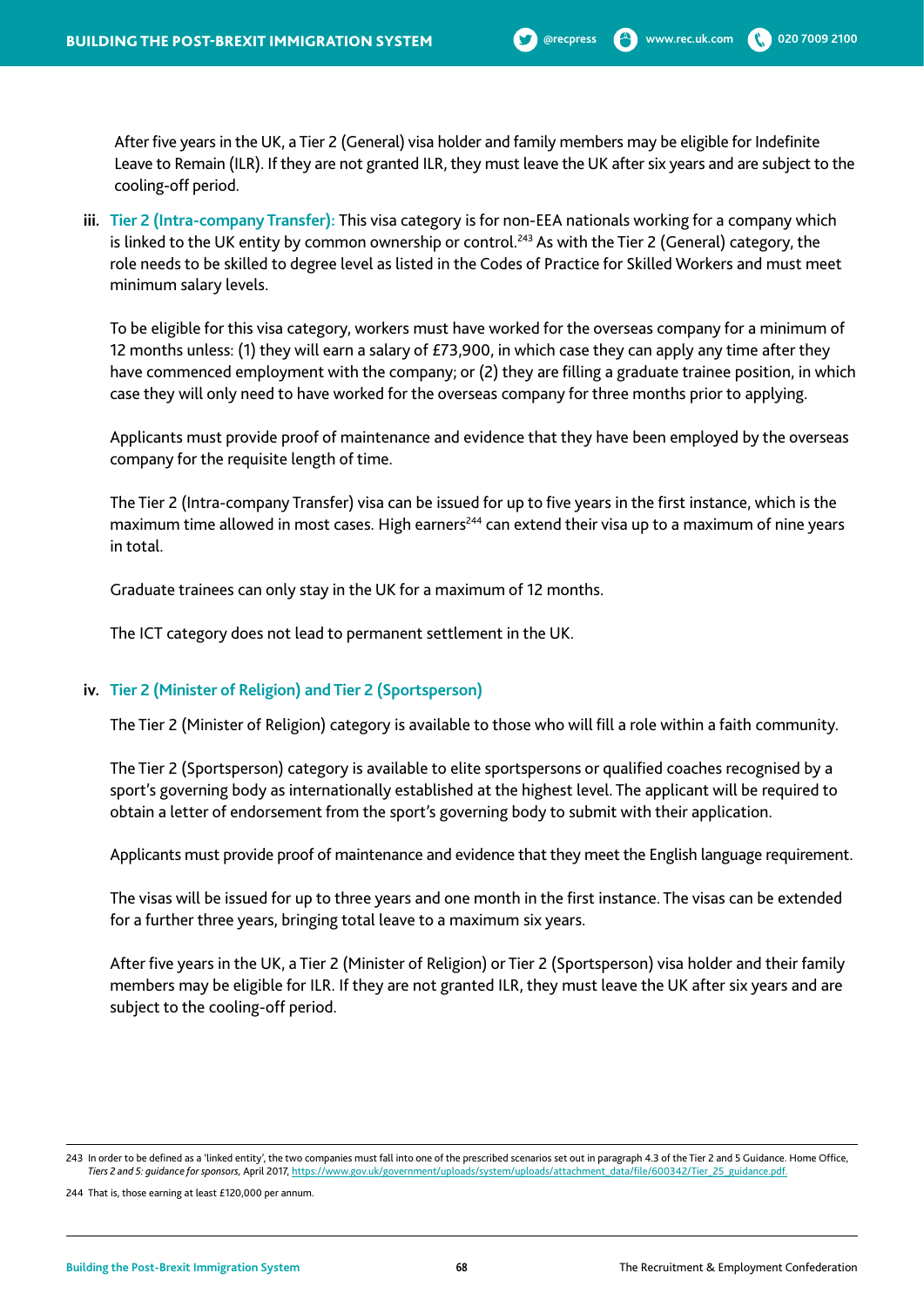After five years in the UK, a Tier 2 (General) visa holder and family members may be eligible for Indefinite Leave to Remain (ILR). If they are not granted ILR, they must leave the UK after six years and are subject to the cooling-off period.

iii. **Tier 2 (Intra-company Transfer):** This visa category is for non-EEA nationals working for a company which is linked to the UK entity by common ownership or control.[243] As with the Tier 2 (General) category, the role needs to be skilled to degree level as listed in the Codes of Practice for Skilled Workers and must meet minimum salary levels.

To be eligible for this visa category, workers must have worked for the overseas company for a minimum of 12 months unless: (1) they will earn a salary of £73,900, in which case they can apply any time after they have commenced employment with the company; or (2) they are filling a graduate trainee position, in which case they will only need to have worked for the overseas company for three months prior to applying.

Applicants must provide proof of maintenance and evidence that they have been employed by the overseas company for the requisite length of time.

The Tier 2 (Intra-company Transfer) visa can be issued for up to five years in the first instance, which is the maximum time allowed in most cases. High earners[244] can extend their visa up to a maximum of nine years in total.

Graduate trainees can only stay in the UK for a maximum of 12 months.

The ICT category does not lead to permanent settlement in the UK.

iv. **Tier 2 (Minister of Religion) and Tier 2 (Sportsperson)**

The Tier 2 (Minister of Religion) category is available to those who will fill a role within a faith community.

The Tier 2 (Sportsperson) category is available to elite sportspersons or qualified coaches recognised by a sport's governing body as internationally established at the highest level. The applicant will be required to obtain a letter of endorsement from the sport's governing body to submit with their application.

Applicants must provide proof of maintenance and evidence that they meet the English language requirement.

The visas will be issued for up to three years and one month in the first instance. The visas can be extended for a further three years, bringing total leave to a maximum six years.

After five years in the UK, a Tier 2 (Minister of Religion) or Tier 2 (Sportsperson) visa holder and their family members may be eligible for ILR. If they are not granted ILR, they must leave the UK after six years and are subject to the cooling-off period.

---

243 In order to be defined as a 'linked entity', the two companies must fall into one of the prescribed scenarios set out in paragraph 4.3 of the Tier 2 and 5 Guidance. Home Office, *Tiers 2 and 5: guidance for sponsors,* April 2017, https://www.gov.uk/government/uploads/system/uploads/attachment_data/file/600342/Tier_25_guidance.pdf.

244 That is, those earning at least £120,000 per annum.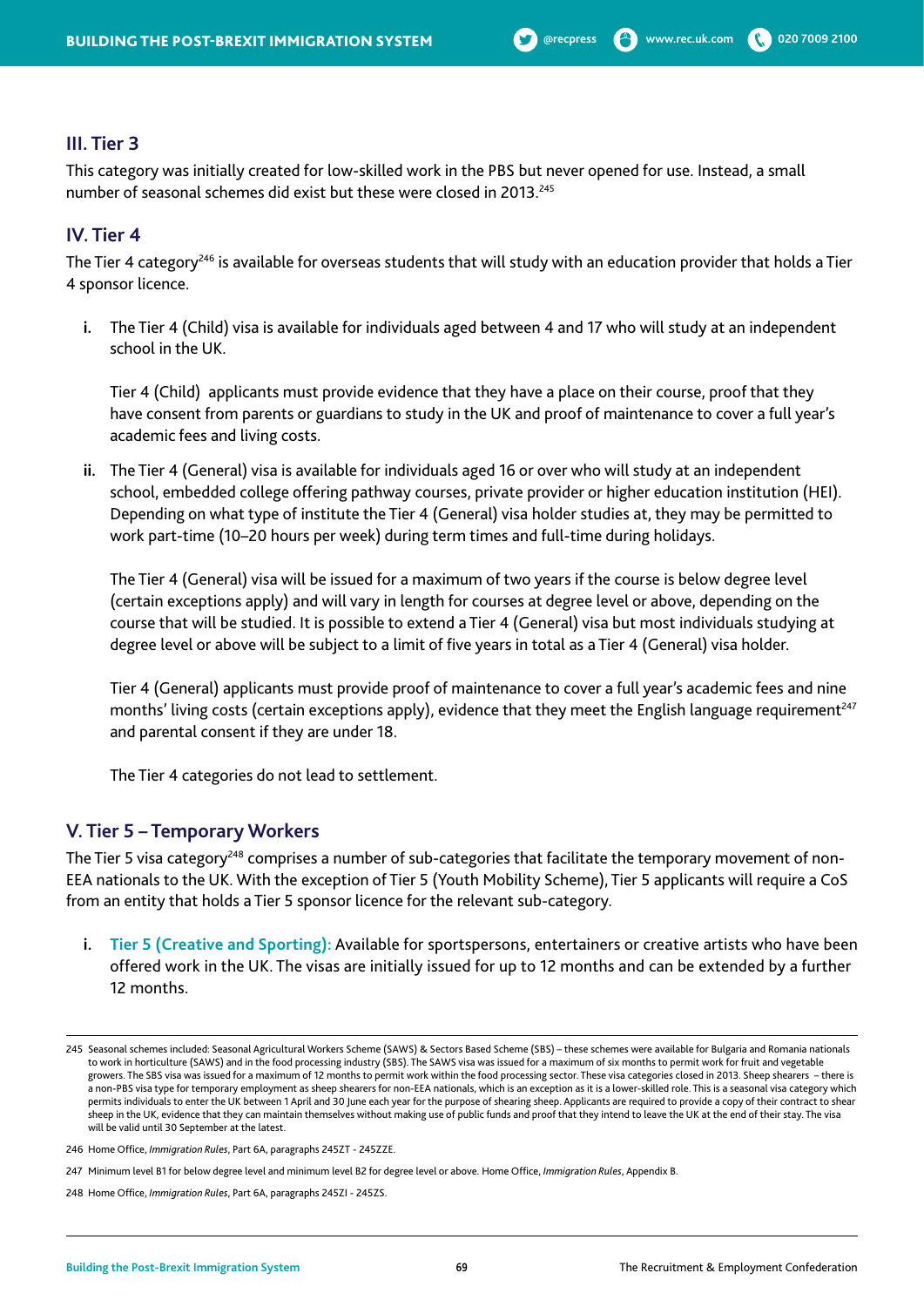### III. Tier 3

This category was initially created for low-skilled work in the PBS but never opened for use. Instead, a small number of seasonal schemes did exist but these were closed in 2013.[245]

### IV. Tier 4

The Tier 4 category[246] is available for overseas students that will study with an education provider that holds a Tier 4 sponsor licence.

i. The Tier 4 (Child) visa is available for individuals aged between 4 and 17 who will study at an independent school in the UK.

   Tier 4 (Child) applicants must provide evidence that they have a place on their course, proof that they have consent from parents or guardians to study in the UK and proof of maintenance to cover a full year's academic fees and living costs.

ii. The Tier 4 (General) visa is available for individuals aged 16 or over who will study at an independent school, embedded college offering pathway courses, private provider or higher education institution (HEI). Depending on what type of institute the Tier 4 (General) visa holder studies at, they may be permitted to work part-time (10–20 hours per week) during term times and full-time during holidays.

   The Tier 4 (General) visa will be issued for a maximum of two years if the course is below degree level (certain exceptions apply) and will vary in length for courses at degree level or above, depending on the course that will be studied. It is possible to extend a Tier 4 (General) visa but most individuals studying at degree level or above will be subject to a limit of five years in total as a Tier 4 (General) visa holder.

   Tier 4 (General) applicants must provide proof of maintenance to cover a full year's academic fees and nine months' living costs (certain exceptions apply), evidence that they meet the English language requirement[247] and parental consent if they are under 18.

   The Tier 4 categories do not lead to settlement.

### V. Tier 5 – Temporary Workers

The Tier 5 visa category[248] comprises a number of sub-categories that facilitate the temporary movement of non-EEA nationals to the UK. With the exception of Tier 5 (Youth Mobility Scheme), Tier 5 applicants will require a CoS from an entity that holds a Tier 5 sponsor licence for the relevant sub-category.

i. **Tier 5 (Creative and Sporting):** Available for sportspersons, entertainers or creative artists who have been offered work in the UK. The visas are initially issued for up to 12 months and can be extended by a further 12 months.

---

245 Seasonal schemes included: Seasonal Agricultural Workers Scheme (SAWS) & Sectors Based Scheme (SBS) – these schemes were available for Bulgaria and Romania nationals to work in horticulture (SAWS) and in the food processing industry (SBS). The SAWS visa was issued for a maximum of six months to permit work for fruit and vegetable growers. The SBS visa was issued for a maximum of 12 months to permit work within the food processing sector. These visa categories closed in 2013. Sheep shearers – there is a non-PBS visa type for temporary employment as sheep shearers for non-EEA nationals, which is an exception as it is a lower-skilled role. This is a seasonal visa category which permits individuals to enter the UK between 1 April and 30 June each year for the purpose of shearing sheep. Applicants are required to provide a copy of their contract to shear sheep in the UK, evidence that they can maintain themselves without making use of public funds and proof that they intend to leave the UK at the end of their stay. The visa will be valid until 30 September at the latest.

246 Home Office, *Immigration Rules*, Part 6A, paragraphs 245ZT - 245ZZE.

247 Minimum level B1 for below degree level and minimum level B2 for degree level or above. Home Office, *Immigration Rules*, Appendix B.

248 Home Office, *Immigration Rules*, Part 6A, paragraphs 245ZI - 245ZS.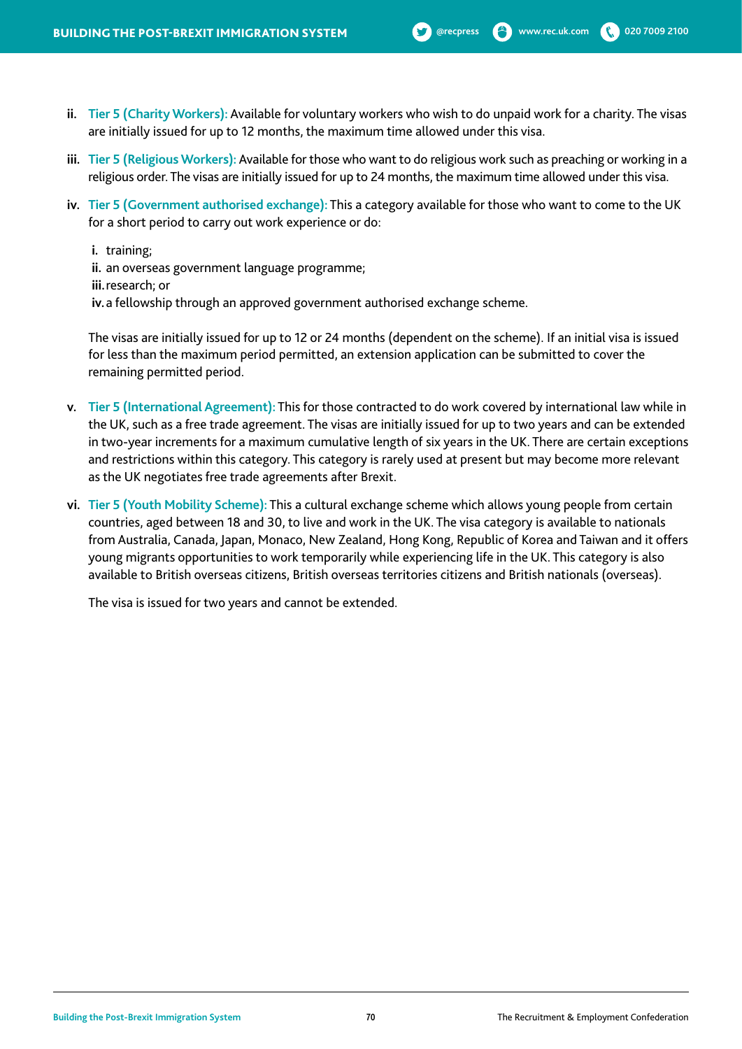ii. **Tier 5 (Charity Workers):** Available for voluntary workers who wish to do unpaid work for a charity. The visas are initially issued for up to 12 months, the maximum time allowed under this visa.

iii. **Tier 5 (Religious Workers):** Available for those who want to do religious work such as preaching or working in a religious order. The visas are initially issued for up to 24 months, the maximum time allowed under this visa.

iv. **Tier 5 (Government authorised exchange):** This a category available for those who want to come to the UK for a short period to carry out work experience or do:

   i. training;
   ii. an overseas government language programme;
   iii. research; or
   iv. a fellowship through an approved government authorised exchange scheme.

   The visas are initially issued for up to 12 or 24 months (dependent on the scheme). If an initial visa is issued for less than the maximum period permitted, an extension application can be submitted to cover the remaining permitted period.

v. **Tier 5 (International Agreement):** This for those contracted to do work covered by international law while in the UK, such as a free trade agreement. The visas are initially issued for up to two years and can be extended in two-year increments for a maximum cumulative length of six years in the UK. There are certain exceptions and restrictions within this category. This category is rarely used at present but may become more relevant as the UK negotiates free trade agreements after Brexit.

vi. **Tier 5 (Youth Mobility Scheme):** This a cultural exchange scheme which allows young people from certain countries, aged between 18 and 30, to live and work in the UK. The visa category is available to nationals from Australia, Canada, Japan, Monaco, New Zealand, Hong Kong, Republic of Korea and Taiwan and it offers young migrants opportunities to work temporarily while experiencing life in the UK. This category is also available to British overseas citizens, British overseas territories citizens and British nationals (overseas).

   The visa is issued for two years and cannot be extended.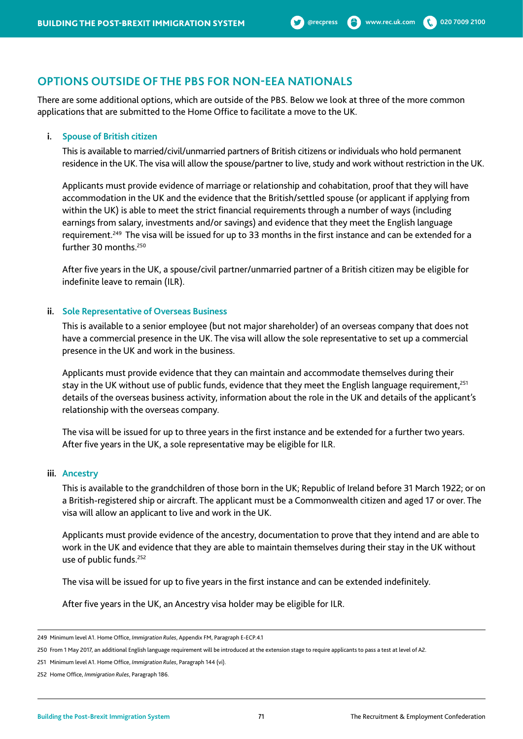## OPTIONS OUTSIDE OF THE PBS FOR NON-EEA NATIONALS

There are some additional options, which are outside of the PBS. Below we look at three of the more common applications that are submitted to the Home Office to facilitate a move to the UK.

**i. Spouse of British citizen**

This is available to married/civil/unmarried partners of British citizens or individuals who hold permanent residence in the UK. The visa will allow the spouse/partner to live, study and work without restriction in the UK.

Applicants must provide evidence of marriage or relationship and cohabitation, proof that they will have accommodation in the UK and the evidence that the British/settled spouse (or applicant if applying from within the UK) is able to meet the strict financial requirements through a number of ways (including earnings from salary, investments and/or savings) and evidence that they meet the English language requirement.[249] The visa will be issued for up to 33 months in the first instance and can be extended for a further 30 months.[250]

After five years in the UK, a spouse/civil partner/unmarried partner of a British citizen may be eligible for indefinite leave to remain (ILR).

**ii. Sole Representative of Overseas Business**

This is available to a senior employee (but not major shareholder) of an overseas company that does not have a commercial presence in the UK. The visa will allow the sole representative to set up a commercial presence in the UK and work in the business.

Applicants must provide evidence that they can maintain and accommodate themselves during their stay in the UK without use of public funds, evidence that they meet the English language requirement,[251] details of the overseas business activity, information about the role in the UK and details of the applicant's relationship with the overseas company.

The visa will be issued for up to three years in the first instance and be extended for a further two years. After five years in the UK, a sole representative may be eligible for ILR.

**iii. Ancestry**

This is available to the grandchildren of those born in the UK; Republic of Ireland before 31 March 1922; or on a British-registered ship or aircraft. The applicant must be a Commonwealth citizen and aged 17 or over. The visa will allow an applicant to live and work in the UK.

Applicants must provide evidence of the ancestry, documentation to prove that they intend and are able to work in the UK and evidence that they are able to maintain themselves during their stay in the UK without use of public funds.[252]

The visa will be issued for up to five years in the first instance and can be extended indefinitely.

After five years in the UK, an Ancestry visa holder may be eligible for ILR.

---

249 Minimum level A1. Home Office, *Immigration Rules*, Appendix FM, Paragraph E-ECP.4.1

250 From 1 May 2017, an additional English language requirement will be introduced at the extension stage to require applicants to pass a test at level of A2.

251 Minimum level A1. Home Office, *Immigration Rules*, Paragraph 144 (vi).

252 Home Office, *Immigration Rules*, Paragraph 186.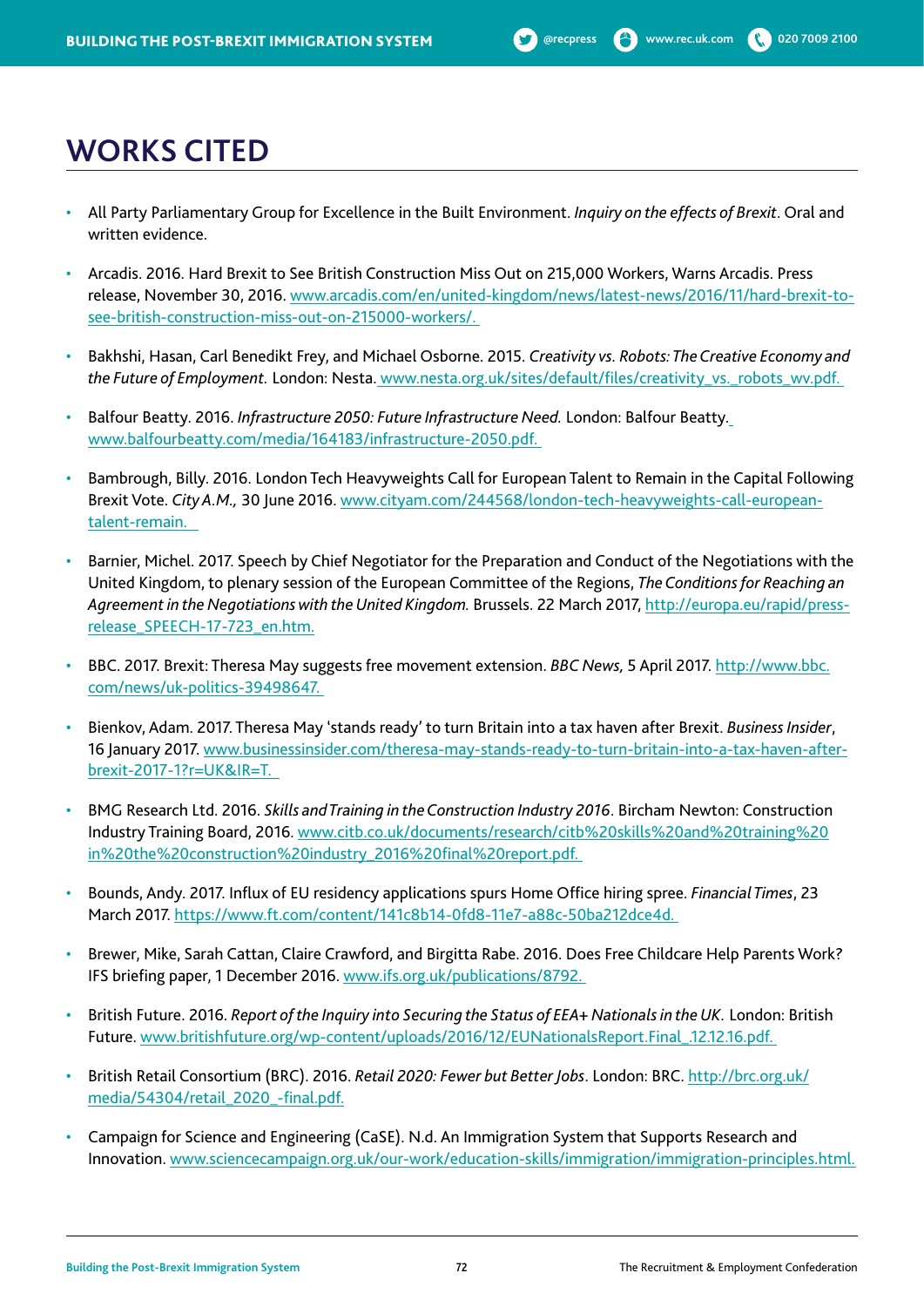# WORKS CITED

- All Party Parliamentary Group for Excellence in the Built Environment. *Inquiry on the effects of Brexit*. Oral and written evidence.
- Arcadis. 2016. Hard Brexit to See British Construction Miss Out on 215,000 Workers, Warns Arcadis. Press release, November 30, 2016. www.arcadis.com/en/united-kingdom/news/latest-news/2016/11/hard-brexit-to-see-british-construction-miss-out-on-215000-workers/.
- Bakhshi, Hasan, Carl Benedikt Frey, and Michael Osborne. 2015. *Creativity vs. Robots: The Creative Economy and the Future of Employment.* London: Nesta. www.nesta.org.uk/sites/default/files/creativity_vs._robots_wv.pdf.
- Balfour Beatty. 2016. *Infrastructure 2050: Future Infrastructure Need.* London: Balfour Beatty. www.balfourbeatty.com/media/164183/infrastructure-2050.pdf.
- Bambrough, Billy. 2016. London Tech Heavyweights Call for European Talent to Remain in the Capital Following Brexit Vote. *City A.M.,* 30 June 2016. www.cityam.com/244568/london-tech-heavyweights-call-european-talent-remain.
- Barnier, Michel. 2017. Speech by Chief Negotiator for the Preparation and Conduct of the Negotiations with the United Kingdom, to plenary session of the European Committee of the Regions, *The Conditions for Reaching an Agreement in the Negotiations with the United Kingdom.* Brussels. 22 March 2017, http://europa.eu/rapid/press-release_SPEECH-17-723_en.htm.
- BBC. 2017. Brexit: Theresa May suggests free movement extension. *BBC News,* 5 April 2017. http://www.bbc.com/news/uk-politics-39498647.
- Bienkov, Adam. 2017. Theresa May 'stands ready' to turn Britain into a tax haven after Brexit. *Business Insider*, 16 January 2017. www.businessinsider.com/theresa-may-stands-ready-to-turn-britain-into-a-tax-haven-after-brexit-2017-1?r=UK&IR=T.
- BMG Research Ltd. 2016. *Skills and Training in the Construction Industry 2016*. Bircham Newton: Construction Industry Training Board, 2016. www.citb.co.uk/documents/research/citb%20skills%20and%20training%20in%20the%20construction%20industry_2016%20final%20report.pdf.
- Bounds, Andy. 2017. Influx of EU residency applications spurs Home Office hiring spree. *Financial Times*, 23 March 2017. https://www.ft.com/content/141c8b14-0fd8-11e7-a88c-50ba212dce4d.
- Brewer, Mike, Sarah Cattan, Claire Crawford, and Birgitta Rabe. 2016. Does Free Childcare Help Parents Work? IFS briefing paper, 1 December 2016. www.ifs.org.uk/publications/8792.
- British Future. 2016. *Report of the Inquiry into Securing the Status of EEA+ Nationals in the UK.* London: British Future. www.britishfuture.org/wp-content/uploads/2016/12/EUNationalsReport.Final_.12.12.16.pdf.
- British Retail Consortium (BRC). 2016. *Retail 2020: Fewer but Better Jobs*. London: BRC. http://brc.org.uk/media/54304/retail_2020_-final.pdf.
- Campaign for Science and Engineering (CaSE). N.d. An Immigration System that Supports Research and Innovation. www.sciencecampaign.org.uk/our-work/education-skills/immigration/immigration-principles.html.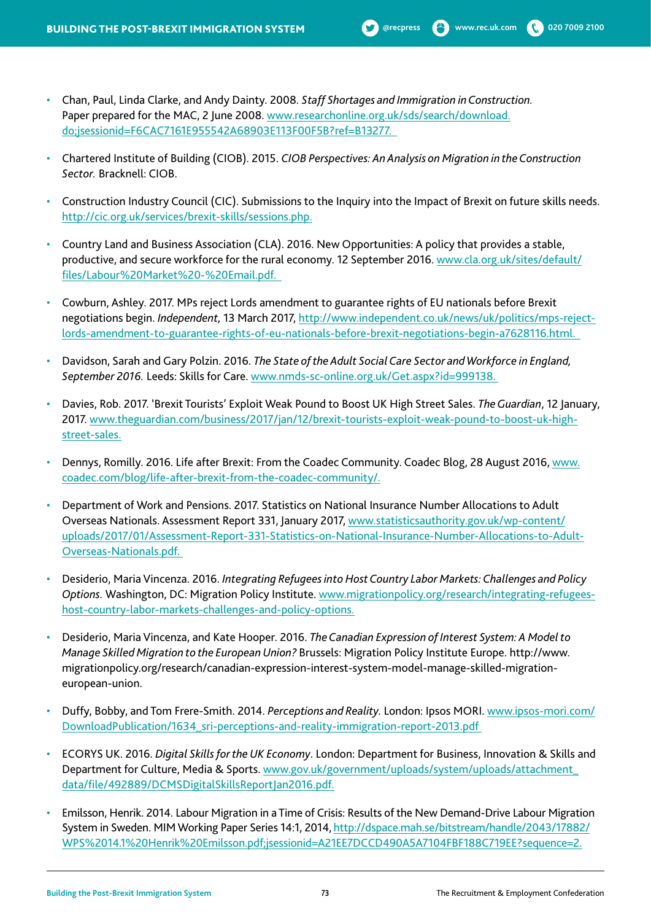- Chan, Paul, Linda Clarke, and Andy Dainty. 2008. *Staff Shortages and Immigration in Construction.* Paper prepared for the MAC, 2 June 2008. www.researchonline.org.uk/sds/search/download.do;jsessionid=F6CAC7161E955542A68903E113F00F5B?ref=B13277.

- Chartered Institute of Building (CIOB). 2015. *CIOB Perspectives: An Analysis on Migration in the Construction Sector.* Bracknell: CIOB.

- Construction Industry Council (CIC). Submissions to the Inquiry into the Impact of Brexit on future skills needs. http://cic.org.uk/services/brexit-skills/sessions.php.

- Country Land and Business Association (CLA). 2016. New Opportunities: A policy that provides a stable, productive, and secure workforce for the rural economy. 12 September 2016. www.cla.org.uk/sites/default/files/Labour%20Market%20-%20Email.pdf.

- Cowburn, Ashley. 2017. MPs reject Lords amendment to guarantee rights of EU nationals before Brexit negotiations begin. *Independent,* 13 March 2017, http://www.independent.co.uk/news/uk/politics/mps-reject-lords-amendment-to-guarantee-rights-of-eu-nationals-before-brexit-negotiations-begin-a7628116.html.

- Davidson, Sarah and Gary Polzin. 2016. *The State of the Adult Social Care Sector and Workforce in England, September 2016.* Leeds: Skills for Care. www.nmds-sc-online.org.uk/Get.aspx?id=999138.

- Davies, Rob. 2017. 'Brexit Tourists' Exploit Weak Pound to Boost UK High Street Sales. *The Guardian*, 12 January, 2017. www.theguardian.com/business/2017/jan/12/brexit-tourists-exploit-weak-pound-to-boost-uk-high-street-sales.

- Dennys, Romilly. 2016. Life after Brexit: From the Coadec Community. Coadec Blog, 28 August 2016, www.coadec.com/blog/life-after-brexit-from-the-coadec-community/.

- Department of Work and Pensions. 2017. Statistics on National Insurance Number Allocations to Adult Overseas Nationals. Assessment Report 331, January 2017, www.statisticsauthority.gov.uk/wp-content/uploads/2017/01/Assessment-Report-331-Statistics-on-National-Insurance-Number-Allocations-to-Adult-Overseas-Nationals.pdf.

- Desiderio, Maria Vincenza. 2016. *Integrating Refugees into Host Country Labor Markets: Challenges and Policy Options.* Washington, DC: Migration Policy Institute. www.migrationpolicy.org/research/integrating-refugees-host-country-labor-markets-challenges-and-policy-options.

- Desiderio, Maria Vincenza, and Kate Hooper. 2016. *The Canadian Expression of Interest System: A Model to Manage Skilled Migration to the European Union?* Brussels: Migration Policy Institute Europe. http://www.migrationpolicy.org/research/canadian-expression-interest-system-model-manage-skilled-migration-european-union.

- Duffy, Bobby, and Tom Frere-Smith. 2014. *Perceptions and Reality.* London: Ipsos MORI. www.ipsos-mori.com/DownloadPublication/1634_sri-perceptions-and-reality-immigration-report-2013.pdf

- ECORYS UK. 2016. *Digital Skills for the UK Economy*. London: Department for Business, Innovation & Skills and Department for Culture, Media & Sports. www.gov.uk/government/uploads/system/uploads/attachment_data/file/492889/DCMSDigitalSkillsReportJan2016.pdf.

- Emilsson, Henrik. 2014. Labour Migration in a Time of Crisis: Results of the New Demand-Drive Labour Migration System in Sweden. MIM Working Paper Series 14:1, 2014, http://dspace.mah.se/bitstream/handle/2043/17882/WPS%2014.1%20Henrik%20Emilsson.pdf;jsessionid=A21EE7DCCD490A5A7104FBF188C719EE?sequence=2.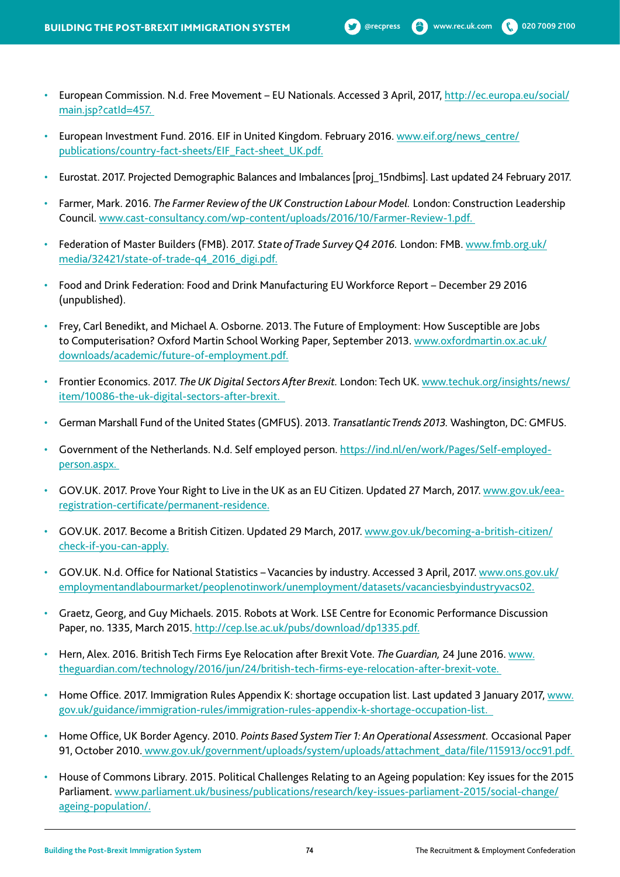- European Commission. N.d. Free Movement – EU Nationals. Accessed 3 April, 2017, http://ec.europa.eu/social/main.jsp?catId=457.
- European Investment Fund. 2016. EIF in United Kingdom. February 2016. www.eif.org/news_centre/publications/country-fact-sheets/EIF_Fact-sheet_UK.pdf.
- Eurostat. 2017. Projected Demographic Balances and Imbalances [proj_15ndbims]. Last updated 24 February 2017.
- Farmer, Mark. 2016. *The Farmer Review of the UK Construction Labour Model.* London: Construction Leadership Council. www.cast-consultancy.com/wp-content/uploads/2016/10/Farmer-Review-1.pdf.
- Federation of Master Builders (FMB). 2017. *State of Trade Survey Q4 2016.* London: FMB. www.fmb.org.uk/media/32421/state-of-trade-q4_2016_digi.pdf.
- Food and Drink Federation: Food and Drink Manufacturing EU Workforce Report – December 29 2016 (unpublished).
- Frey, Carl Benedikt, and Michael A. Osborne. 2013. The Future of Employment: How Susceptible are Jobs to Computerisation? Oxford Martin School Working Paper, September 2013. www.oxfordmartin.ox.ac.uk/downloads/academic/future-of-employment.pdf.
- Frontier Economics. 2017. *The UK Digital Sectors After Brexit.* London: Tech UK. www.techuk.org/insights/news/item/10086-the-uk-digital-sectors-after-brexit.
- German Marshall Fund of the United States (GMFUS). 2013. *Transatlantic Trends 2013.* Washington, DC: GMFUS.
- Government of the Netherlands. N.d. Self employed person. https://ind.nl/en/work/Pages/Self-employed-person.aspx.
- GOV.UK. 2017. Prove Your Right to Live in the UK as an EU Citizen. Updated 27 March, 2017. www.gov.uk/eea-registration-certificate/permanent-residence.
- GOV.UK. 2017. Become a British Citizen. Updated 29 March, 2017. www.gov.uk/becoming-a-british-citizen/check-if-you-can-apply.
- GOV.UK. N.d. Office for National Statistics – Vacancies by industry. Accessed 3 April, 2017. www.ons.gov.uk/employmentandlabourmarket/peoplenotinwork/unemployment/datasets/vacanciesbyindustryvacs02.
- Graetz, Georg, and Guy Michaels. 2015. Robots at Work. LSE Centre for Economic Performance Discussion Paper, no. 1335, March 2015. http://cep.lse.ac.uk/pubs/download/dp1335.pdf.
- Hern, Alex. 2016. British Tech Firms Eye Relocation after Brexit Vote. *The Guardian,* 24 June 2016. www.theguardian.com/technology/2016/jun/24/british-tech-firms-eye-relocation-after-brexit-vote.
- Home Office. 2017. Immigration Rules Appendix K: shortage occupation list. Last updated 3 January 2017, www.gov.uk/guidance/immigration-rules/immigration-rules-appendix-k-shortage-occupation-list.
- Home Office, UK Border Agency. 2010. *Points Based System Tier 1: An Operational Assessment.* Occasional Paper 91, October 2010. www.gov.uk/government/uploads/system/uploads/attachment_data/file/115913/occ91.pdf.
- House of Commons Library. 2015. Political Challenges Relating to an Ageing population: Key issues for the 2015 Parliament. www.parliament.uk/business/publications/research/key-issues-parliament-2015/social-change/ageing-population/.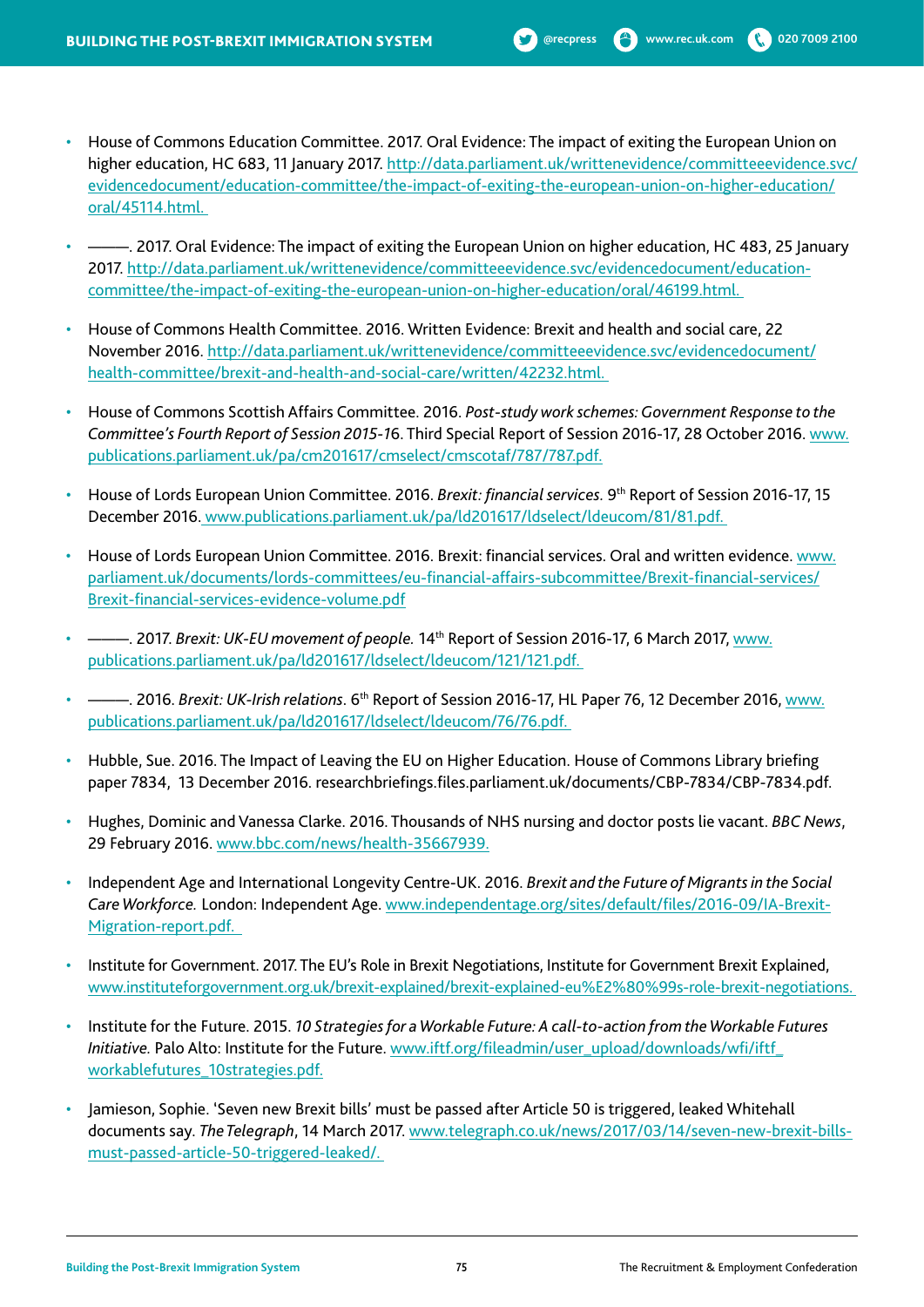- House of Commons Education Committee. 2017. Oral Evidence: The impact of exiting the European Union on higher education, HC 683, 11 January 2017. http://data.parliament.uk/writtenevidence/committeeevidence.svc/evidencedocument/education-committee/the-impact-of-exiting-the-european-union-on-higher-education/oral/45114.html.

- ———. 2017. Oral Evidence: The impact of exiting the European Union on higher education, HC 483, 25 January 2017. http://data.parliament.uk/writtenevidence/committeeevidence.svc/evidencedocument/education-committee/the-impact-of-exiting-the-european-union-on-higher-education/oral/46199.html.

- House of Commons Health Committee. 2016. Written Evidence: Brexit and health and social care, 22 November 2016. http://data.parliament.uk/writtenevidence/committeeevidence.svc/evidencedocument/health-committee/brexit-and-health-and-social-care/written/42232.html.

- House of Commons Scottish Affairs Committee. 2016. *Post-study work schemes: Government Response to the Committee's Fourth Report of Session 2015-16*. Third Special Report of Session 2016-17, 28 October 2016. www.publications.parliament.uk/pa/cm201617/cmselect/cmscotaf/787/787.pdf.

- House of Lords European Union Committee. 2016. *Brexit: financial services.* 9th Report of Session 2016-17, 15 December 2016. www.publications.parliament.uk/pa/ld201617/ldselect/ldeucom/81/81.pdf.

- House of Lords European Union Committee. 2016. Brexit: financial services. Oral and written evidence. www.parliament.uk/documents/lords-committees/eu-financial-affairs-subcommittee/Brexit-financial-services/Brexit-financial-services-evidence-volume.pdf

- ———. 2017. *Brexit: UK-EU movement of people.* 14th Report of Session 2016-17, 6 March 2017, www.publications.parliament.uk/pa/ld201617/ldselect/ldeucom/121/121.pdf.

- ———. 2016. *Brexit: UK-Irish relations*. 6th Report of Session 2016-17, HL Paper 76, 12 December 2016, www.publications.parliament.uk/pa/ld201617/ldselect/ldeucom/76/76.pdf.

- Hubble, Sue. 2016. The Impact of Leaving the EU on Higher Education. House of Commons Library briefing paper 7834, 13 December 2016. researchbriefings.files.parliament.uk/documents/CBP-7834/CBP-7834.pdf.

- Hughes, Dominic and Vanessa Clarke. 2016. Thousands of NHS nursing and doctor posts lie vacant. *BBC News*, 29 February 2016. www.bbc.com/news/health-35667939.

- Independent Age and International Longevity Centre-UK. 2016. *Brexit and the Future of Migrants in the Social Care Workforce.* London: Independent Age. www.independentage.org/sites/default/files/2016-09/IA-Brexit-Migration-report.pdf.

- Institute for Government. 2017. The EU's Role in Brexit Negotiations, Institute for Government Brexit Explained, www.instituteforgovernment.org.uk/brexit-explained/brexit-explained-eu%E2%80%99s-role-brexit-negotiations.

- Institute for the Future. 2015. *10 Strategies for a Workable Future: A call-to-action from the Workable Futures Initiative.* Palo Alto: Institute for the Future. www.iftf.org/fileadmin/user_upload/downloads/wfi/iftf_workablefutures_10strategies.pdf.

- Jamieson, Sophie. 'Seven new Brexit bills' must be passed after Article 50 is triggered, leaked Whitehall documents say. *The Telegraph*, 14 March 2017. www.telegraph.co.uk/news/2017/03/14/seven-new-brexit-bills-must-passed-article-50-triggered-leaked/.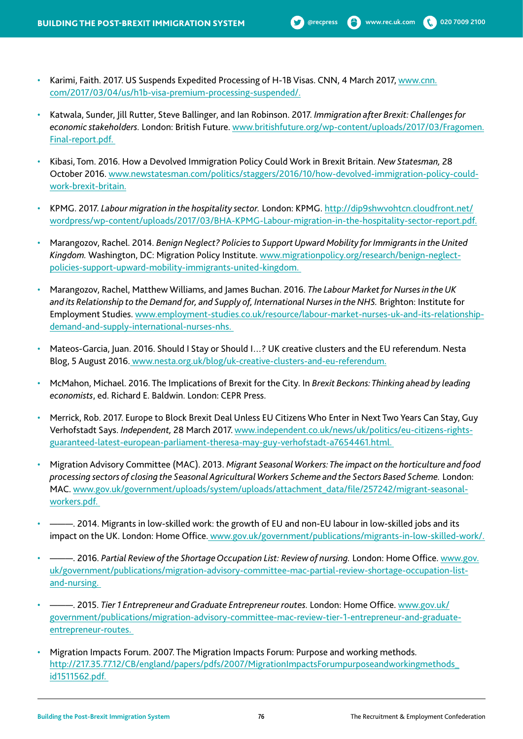- Karimi, Faith. 2017. US Suspends Expedited Processing of H-1B Visas. CNN, 4 March 2017, www.cnn.com/2017/03/04/us/h1b-visa-premium-processing-suspended/.

- Katwala, Sunder, Jill Rutter, Steve Ballinger, and Ian Robinson. 2017. *Immigration after Brexit: Challenges for economic stakeholders.* London: British Future. www.britishfuture.org/wp-content/uploads/2017/03/Fragomen.Final-report.pdf.

- Kibasi, Tom. 2016. How a Devolved Immigration Policy Could Work in Brexit Britain. *New Statesman,* 28 October 2016. www.newstatesman.com/politics/staggers/2016/10/how-devolved-immigration-policy-could-work-brexit-britain.

- KPMG. 2017. *Labour migration in the hospitality sector.* London: KPMG. http://dip9shwvohtcn.cloudfront.net/wordpress/wp-content/uploads/2017/03/BHA-KPMG-Labour-migration-in-the-hospitality-sector-report.pdf.

- Marangozov, Rachel. 2014. *Benign Neglect? Policies to Support Upward Mobility for Immigrants in the United Kingdom.* Washington, DC: Migration Policy Institute. www.migrationpolicy.org/research/benign-neglect-policies-support-upward-mobility-immigrants-united-kingdom.

- Marangozov, Rachel, Matthew Williams, and James Buchan. 2016. *The Labour Market for Nurses in the UK and its Relationship to the Demand for, and Supply of, International Nurses in the NHS.* Brighton: Institute for Employment Studies. www.employment-studies.co.uk/resource/labour-market-nurses-uk-and-its-relationship-demand-and-supply-international-nurses-nhs.

- Mateos-Garcia, Juan. 2016. Should I Stay or Should I…? UK creative clusters and the EU referendum. Nesta Blog, 5 August 2016. www.nesta.org.uk/blog/uk-creative-clusters-and-eu-referendum.

- McMahon, Michael. 2016. The Implications of Brexit for the City. In *Brexit Beckons: Thinking ahead by leading economists*, ed. Richard E. Baldwin. London: CEPR Press.

- Merrick, Rob. 2017. Europe to Block Brexit Deal Unless EU Citizens Who Enter in Next Two Years Can Stay, Guy Verhofstadt Says. *Independent,* 28 March 2017. www.independent.co.uk/news/uk/politics/eu-citizens-rights-guaranteed-latest-european-parliament-theresa-may-guy-verhofstadt-a7654461.html.

- Migration Advisory Committee (MAC). 2013. *Migrant Seasonal Workers: The impact on the horticulture and food processing sectors of closing the Seasonal Agricultural Workers Scheme and the Sectors Based Scheme.* London: MAC. www.gov.uk/government/uploads/system/uploads/attachment_data/file/257242/migrant-seasonal-workers.pdf.

- ———. 2014. Migrants in low-skilled work: the growth of EU and non-EU labour in low-skilled jobs and its impact on the UK. London: Home Office. www.gov.uk/government/publications/migrants-in-low-skilled-work/.

- ———. 2016. *Partial Review of the Shortage Occupation List: Review of nursing.* London: Home Office. www.gov.uk/government/publications/migration-advisory-committee-mac-partial-review-shortage-occupation-list-and-nursing.

- ———. 2015. *Tier 1 Entrepreneur and Graduate Entrepreneur routes.* London: Home Office. www.gov.uk/government/publications/migration-advisory-committee-mac-review-tier-1-entrepreneur-and-graduate-entrepreneur-routes.

- Migration Impacts Forum. 2007. The Migration Impacts Forum: Purpose and working methods. http://217.35.77.12/CB/england/papers/pdfs/2007/MigrationImpactsForumpurposeandworkingmethods_id1511562.pdf.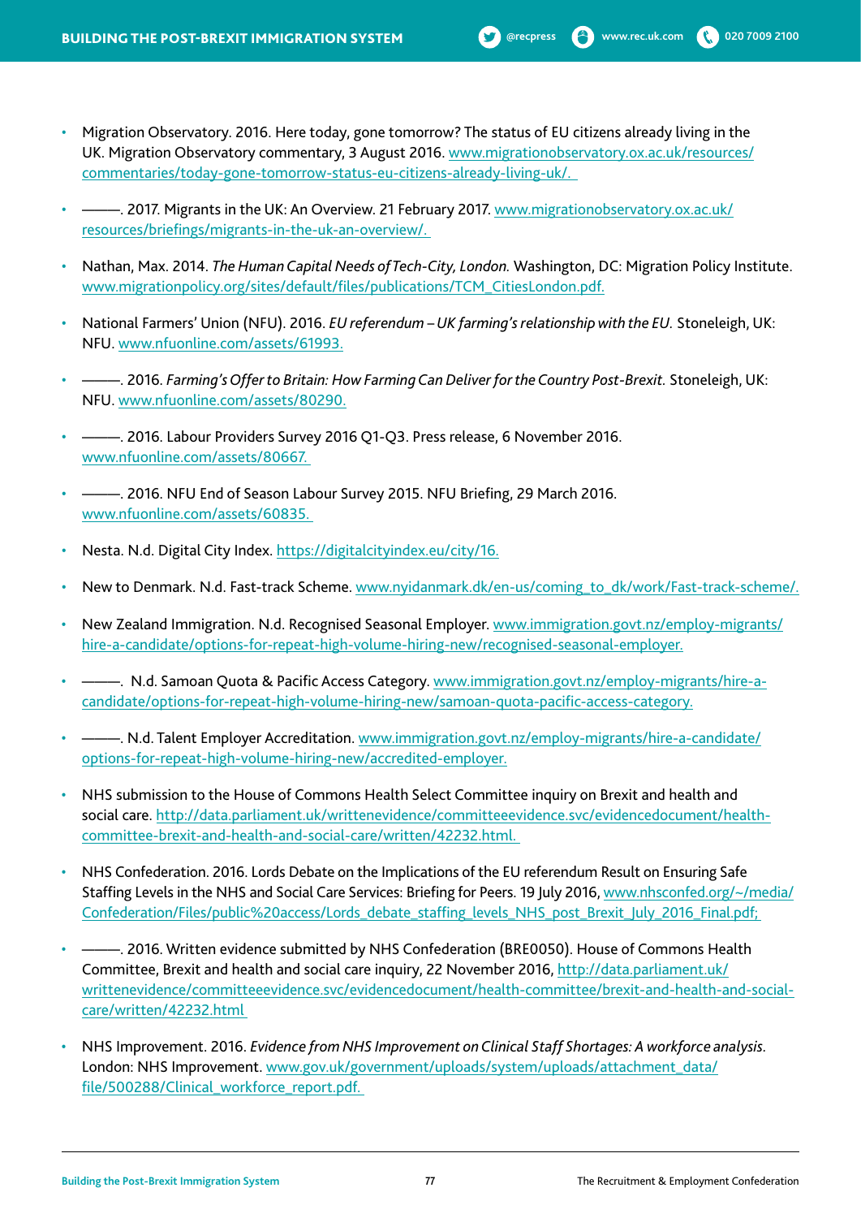- Migration Observatory. 2016. Here today, gone tomorrow? The status of EU citizens already living in the UK. Migration Observatory commentary, 3 August 2016. www.migrationobservatory.ox.ac.uk/resources/commentaries/today-gone-tomorrow-status-eu-citizens-already-living-uk/.

- ———. 2017. Migrants in the UK: An Overview. 21 February 2017. www.migrationobservatory.ox.ac.uk/resources/briefings/migrants-in-the-uk-an-overview/.

- Nathan, Max. 2014. *The Human Capital Needs of Tech-City, London.* Washington, DC: Migration Policy Institute. www.migrationpolicy.org/sites/default/files/publications/TCM_CitiesLondon.pdf.

- National Farmers' Union (NFU). 2016. *EU referendum – UK farming's relationship with the EU.* Stoneleigh, UK: NFU. www.nfuonline.com/assets/61993.

- ———. 2016. *Farming's Offer to Britain: How Farming Can Deliver for the Country Post-Brexit.* Stoneleigh, UK: NFU. www.nfuonline.com/assets/80290.

- ———. 2016. Labour Providers Survey 2016 Q1-Q3. Press release, 6 November 2016. www.nfuonline.com/assets/80667.

- ———. 2016. NFU End of Season Labour Survey 2015. NFU Briefing, 29 March 2016. www.nfuonline.com/assets/60835.

- Nesta. N.d. Digital City Index. https://digitalcityindex.eu/city/16.

- New to Denmark. N.d. Fast-track Scheme. www.nyidanmark.dk/en-us/coming_to_dk/work/Fast-track-scheme/.

- New Zealand Immigration. N.d. Recognised Seasonal Employer. www.immigration.govt.nz/employ-migrants/hire-a-candidate/options-for-repeat-high-volume-hiring-new/recognised-seasonal-employer.

- ———. N.d. Samoan Quota & Pacific Access Category. www.immigration.govt.nz/employ-migrants/hire-a-candidate/options-for-repeat-high-volume-hiring-new/samoan-quota-pacific-access-category.

- ———. N.d. Talent Employer Accreditation. www.immigration.govt.nz/employ-migrants/hire-a-candidate/options-for-repeat-high-volume-hiring-new/accredited-employer.

- NHS submission to the House of Commons Health Select Committee inquiry on Brexit and health and social care. http://data.parliament.uk/writtenevidence/committeeevidence.svc/evidencedocument/health-committee-brexit-and-health-and-social-care/written/42232.html.

- NHS Confederation. 2016. Lords Debate on the Implications of the EU referendum Result on Ensuring Safe Staffing Levels in the NHS and Social Care Services: Briefing for Peers. 19 July 2016, www.nhsconfed.org/~/media/Confederation/Files/public%20access/Lords_debate_staffing_levels_NHS_post_Brexit_July_2016_Final.pdf;

- ———. 2016. Written evidence submitted by NHS Confederation (BRE0050). House of Commons Health Committee, Brexit and health and social care inquiry, 22 November 2016, http://data.parliament.uk/writtenevidence/committeeevidence.svc/evidencedocument/health-committee/brexit-and-health-and-social-care/written/42232.html

- NHS Improvement. 2016. *Evidence from NHS Improvement on Clinical Staff Shortages: A workforce analysis*. London: NHS Improvement. www.gov.uk/government/uploads/system/uploads/attachment_data/file/500288/Clinical_workforce_report.pdf.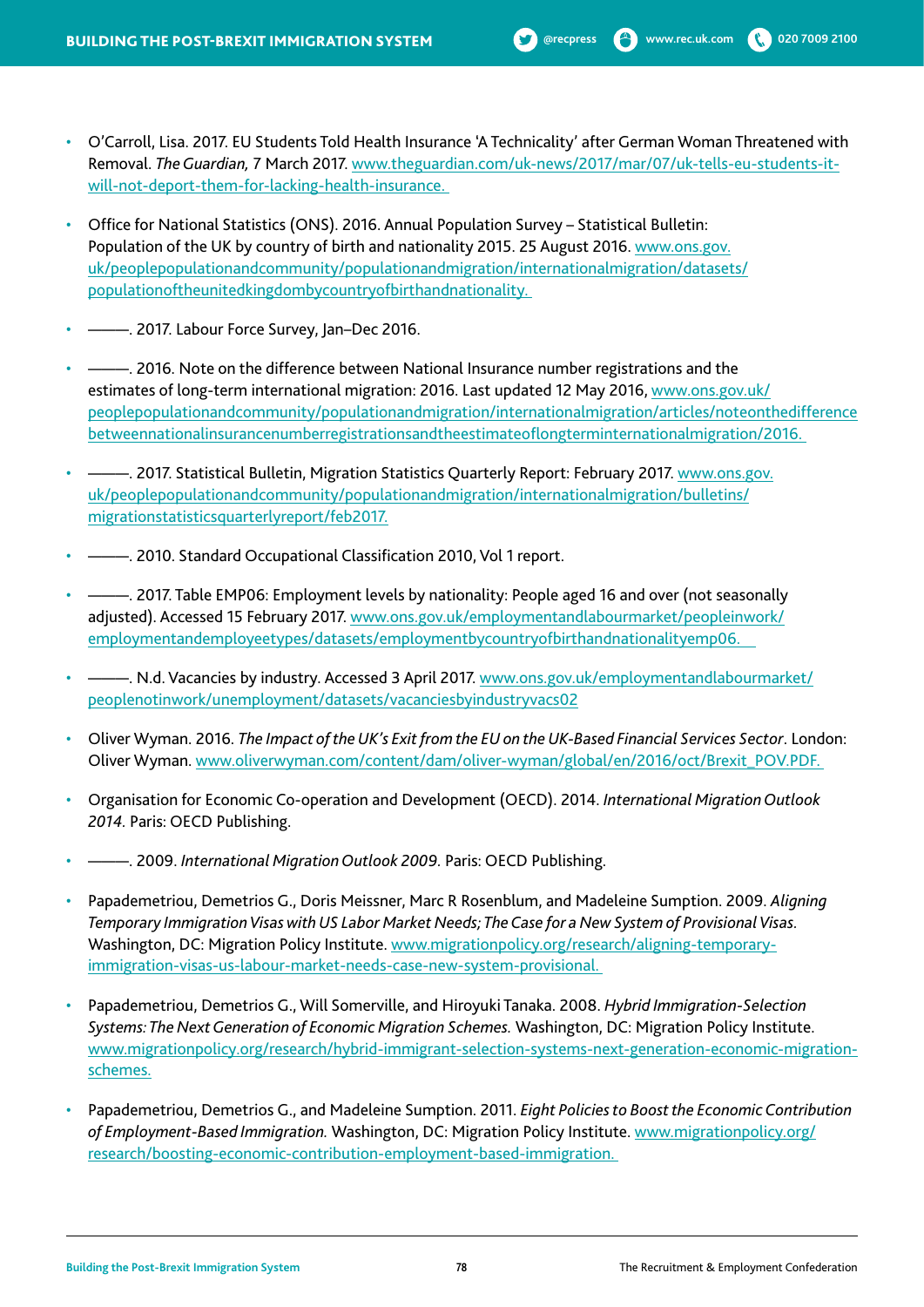- O'Carroll, Lisa. 2017. EU Students Told Health Insurance 'A Technicality' after German Woman Threatened with Removal. *The Guardian,* 7 March 2017. www.theguardian.com/uk-news/2017/mar/07/uk-tells-eu-students-it-will-not-deport-them-for-lacking-health-insurance.
- Office for National Statistics (ONS). 2016. Annual Population Survey – Statistical Bulletin: Population of the UK by country of birth and nationality 2015. 25 August 2016. www.ons.gov.uk/peoplepopulationandcommunity/populationandmigration/internationalmigration/datasets/populationoftheunitedkingdombycountryofbirthandnationality.
- ———. 2017. Labour Force Survey, Jan–Dec 2016.
- ———. 2016. Note on the difference between National Insurance number registrations and the estimates of long-term international migration: 2016. Last updated 12 May 2016, www.ons.gov.uk/peoplepopulationandcommunity/populationandmigration/internationalmigration/articles/noteonthedifferencebetweennationalinsurancenumberregistrationsandtheestimateoflongterminternationalmigration/2016.
- ———. 2017. Statistical Bulletin, Migration Statistics Quarterly Report: February 2017. www.ons.gov.uk/peoplepopulationandcommunity/populationandmigration/internationalmigration/bulletins/migrationstatisticsquarterlyreport/feb2017.
- ———. 2010. Standard Occupational Classification 2010, Vol 1 report.
- ———. 2017. Table EMP06: Employment levels by nationality: People aged 16 and over (not seasonally adjusted). Accessed 15 February 2017. www.ons.gov.uk/employmentandlabourmarket/peopleinwork/employmentandemployeetypes/datasets/employmentbycountryofbirthandnationalityemp06.
- ———. N.d. Vacancies by industry. Accessed 3 April 2017. www.ons.gov.uk/employmentandlabourmarket/peoplenotinwork/unemployment/datasets/vacanciesbyindustryvacs02
- Oliver Wyman. 2016. *The Impact of the UK's Exit from the EU on the UK-Based Financial Services Sector*. London: Oliver Wyman. www.oliverwyman.com/content/dam/oliver-wyman/global/en/2016/oct/Brexit_POV.PDF.
- Organisation for Economic Co-operation and Development (OECD). 2014. *International Migration Outlook 2014.* Paris: OECD Publishing.
- ———. 2009. *International Migration Outlook 2009.* Paris: OECD Publishing.
- Papademetriou, Demetrios G., Doris Meissner, Marc R Rosenblum, and Madeleine Sumption. 2009. *Aligning Temporary Immigration Visas with US Labor Market Needs; The Case for a New System of Provisional Visas*. Washington, DC: Migration Policy Institute. www.migrationpolicy.org/research/aligning-temporary-immigration-visas-us-labour-market-needs-case-new-system-provisional.
- Papademetriou, Demetrios G., Will Somerville, and Hiroyuki Tanaka. 2008. *Hybrid Immigration-Selection Systems: The Next Generation of Economic Migration Schemes.* Washington, DC: Migration Policy Institute. www.migrationpolicy.org/research/hybrid-immigrant-selection-systems-next-generation-economic-migration-schemes.
- Papademetriou, Demetrios G., and Madeleine Sumption. 2011. *Eight Policies to Boost the Economic Contribution of Employment-Based Immigration.* Washington, DC: Migration Policy Institute. www.migrationpolicy.org/research/boosting-economic-contribution-employment-based-immigration.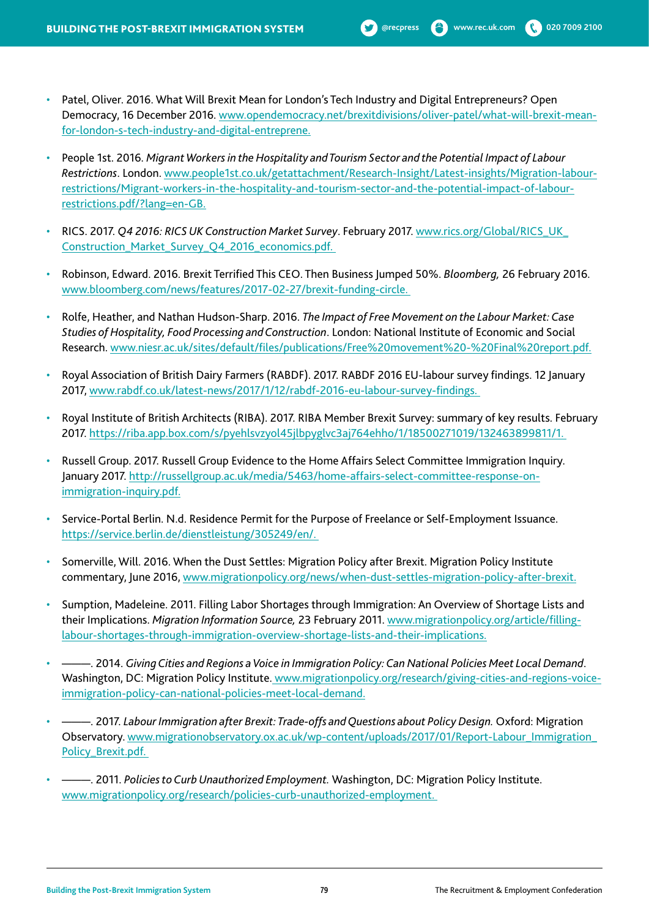- Patel, Oliver. 2016. What Will Brexit Mean for London's Tech Industry and Digital Entrepreneurs? Open Democracy, 16 December 2016. www.opendemocracy.net/brexitdivisions/oliver-patel/what-will-brexit-mean-for-london-s-tech-industry-and-digital-entreprene.
- People 1st. 2016. *Migrant Workers in the Hospitality and Tourism Sector and the Potential Impact of Labour Restrictions*. London. www.people1st.co.uk/getattachment/Research-Insight/Latest-insights/Migration-labour-restrictions/Migrant-workers-in-the-hospitality-and-tourism-sector-and-the-potential-impact-of-labour-restrictions.pdf/?lang=en-GB.
- RICS. 2017. *Q4 2016: RICS UK Construction Market Survey*. February 2017. www.rics.org/Global/RICS_UK_Construction_Market_Survey_Q4_2016_economics.pdf.
- Robinson, Edward. 2016. Brexit Terrified This CEO. Then Business Jumped 50%. *Bloomberg,* 26 February 2016. www.bloomberg.com/news/features/2017-02-27/brexit-funding-circle.
- Rolfe, Heather, and Nathan Hudson-Sharp. 2016. *The Impact of Free Movement on the Labour Market: Case Studies of Hospitality, Food Processing and Construction*. London: National Institute of Economic and Social Research. www.niesr.ac.uk/sites/default/files/publications/Free%20movement%20-%20Final%20report.pdf.
- Royal Association of British Dairy Farmers (RABDF). 2017. RABDF 2016 EU-labour survey findings. 12 January 2017, www.rabdf.co.uk/latest-news/2017/1/12/rabdf-2016-eu-labour-survey-findings.
- Royal Institute of British Architects (RIBA). 2017. RIBA Member Brexit Survey: summary of key results. February 2017. https://riba.app.box.com/s/pyehlsvzyol45jlbpyglvc3aj764ehho/1/18500271019/132463899811/1.
- Russell Group. 2017. Russell Group Evidence to the Home Affairs Select Committee Immigration Inquiry. January 2017. http://russellgroup.ac.uk/media/5463/home-affairs-select-committee-response-on-immigration-inquiry.pdf.
- Service-Portal Berlin. N.d. Residence Permit for the Purpose of Freelance or Self-Employment Issuance. https://service.berlin.de/dienstleistung/305249/en/.
- Somerville, Will. 2016. When the Dust Settles: Migration Policy after Brexit. Migration Policy Institute commentary, June 2016, www.migrationpolicy.org/news/when-dust-settles-migration-policy-after-brexit.
- Sumption, Madeleine. 2011. Filling Labor Shortages through Immigration: An Overview of Shortage Lists and their Implications. *Migration Information Source,* 23 February 2011. www.migrationpolicy.org/article/filling-labour-shortages-through-immigration-overview-shortage-lists-and-their-implications.
- ———. 2014. *Giving Cities and Regions a Voice in Immigration Policy: Can National Policies Meet Local Demand*. Washington, DC: Migration Policy Institute. www.migrationpolicy.org/research/giving-cities-and-regions-voice-immigration-policy-can-national-policies-meet-local-demand.
- ———. 2017. *Labour Immigration after Brexit: Trade-offs and Questions about Policy Design.* Oxford: Migration Observatory. www.migrationobservatory.ox.ac.uk/wp-content/uploads/2017/01/Report-Labour_Immigration_Policy_Brexit.pdf.
- ———. 2011. *Policies to Curb Unauthorized Employment.* Washington, DC: Migration Policy Institute. www.migrationpolicy.org/research/policies-curb-unauthorized-employment.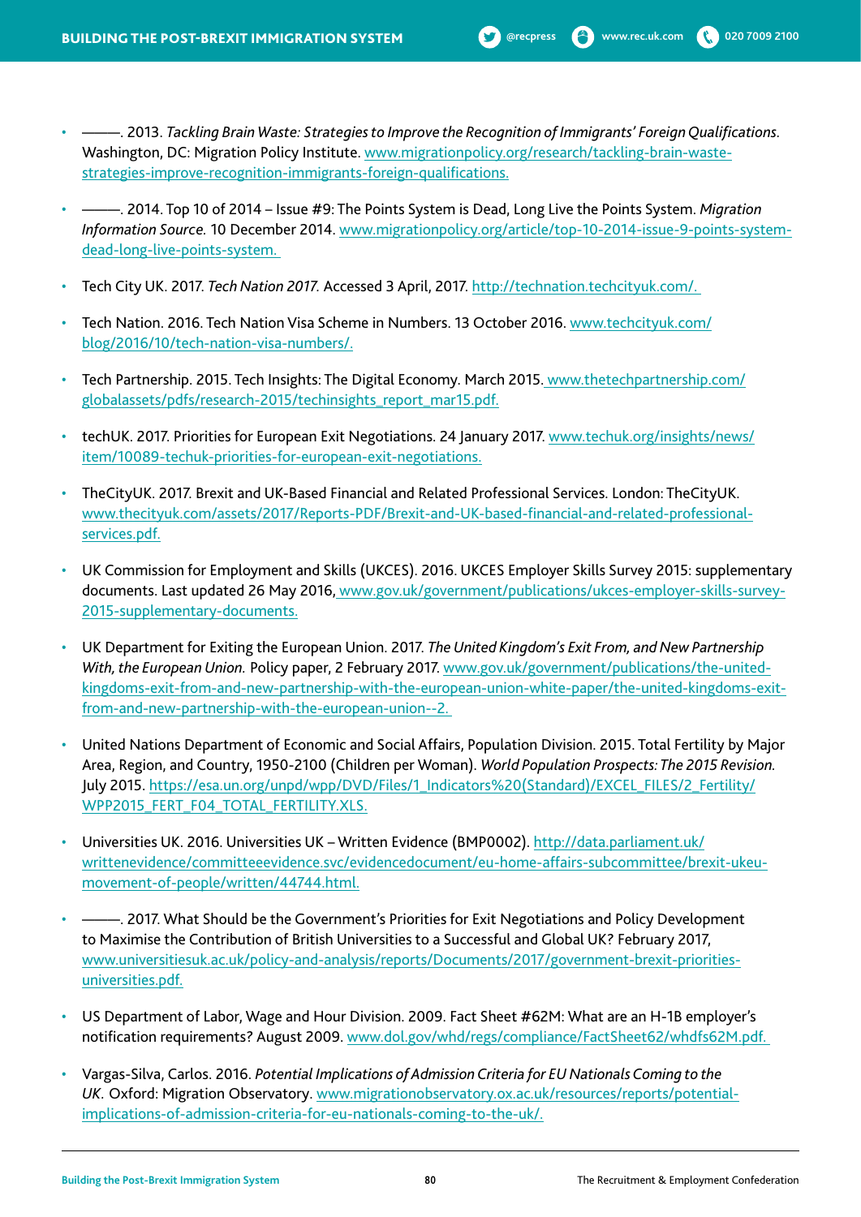- ———. 2013. *Tackling Brain Waste: Strategies to Improve the Recognition of Immigrants' Foreign Qualifications*. Washington, DC: Migration Policy Institute. www.migrationpolicy.org/research/tackling-brain-waste-strategies-improve-recognition-immigrants-foreign-qualifications.

- ———. 2014. Top 10 of 2014 – Issue #9: The Points System is Dead, Long Live the Points System. *Migration Information Source.* 10 December 2014. www.migrationpolicy.org/article/top-10-2014-issue-9-points-system-dead-long-live-points-system.

- Tech City UK. 2017. *Tech Nation 2017.* Accessed 3 April, 2017. http://technation.techcityuk.com/.

- Tech Nation. 2016. Tech Nation Visa Scheme in Numbers. 13 October 2016. www.techcityuk.com/blog/2016/10/tech-nation-visa-numbers/.

- Tech Partnership. 2015. Tech Insights: The Digital Economy. March 2015. www.thetechpartnership.com/globalassets/pdfs/research-2015/techinsights_report_mar15.pdf.

- techUK. 2017. Priorities for European Exit Negotiations. 24 January 2017. www.techuk.org/insights/news/item/10089-techuk-priorities-for-european-exit-negotiations.

- TheCityUK. 2017. Brexit and UK-Based Financial and Related Professional Services. London: TheCityUK. www.thecityuk.com/assets/2017/Reports-PDF/Brexit-and-UK-based-financial-and-related-professional-services.pdf.

- UK Commission for Employment and Skills (UKCES). 2016. UKCES Employer Skills Survey 2015: supplementary documents. Last updated 26 May 2016, www.gov.uk/government/publications/ukces-employer-skills-survey-2015-supplementary-documents.

- UK Department for Exiting the European Union. 2017. *The United Kingdom's Exit From, and New Partnership With, the European Union.* Policy paper, 2 February 2017. www.gov.uk/government/publications/the-united-kingdoms-exit-from-and-new-partnership-with-the-european-union-white-paper/the-united-kingdoms-exit-from-and-new-partnership-with-the-european-union--2.

- United Nations Department of Economic and Social Affairs, Population Division. 2015. Total Fertility by Major Area, Region, and Country, 1950-2100 (Children per Woman). *World Population Prospects: The 2015 Revision.* July 2015. https://esa.un.org/unpd/wpp/DVD/Files/1_Indicators%20(Standard)/EXCEL_FILES/2_Fertility/WPP2015_FERT_F04_TOTAL_FERTILITY.XLS.

- Universities UK. 2016. Universities UK – Written Evidence (BMP0002). http://data.parliament.uk/writtenevidence/committeeevidence.svc/evidencedocument/eu-home-affairs-subcommittee/brexit-ukeu-movement-of-people/written/44744.html.

- ———. 2017. What Should be the Government's Priorities for Exit Negotiations and Policy Development to Maximise the Contribution of British Universities to a Successful and Global UK? February 2017, www.universitiesuk.ac.uk/policy-and-analysis/reports/Documents/2017/government-brexit-priorities-universities.pdf.

- US Department of Labor, Wage and Hour Division. 2009. Fact Sheet #62M: What are an H-1B employer's notification requirements? August 2009. www.dol.gov/whd/regs/compliance/FactSheet62/whdfs62M.pdf.

- Vargas-Silva, Carlos. 2016. *Potential Implications of Admission Criteria for EU Nationals Coming to the UK.* Oxford: Migration Observatory. www.migrationobservatory.ox.ac.uk/resources/reports/potential-implications-of-admission-criteria-for-eu-nationals-coming-to-the-uk/.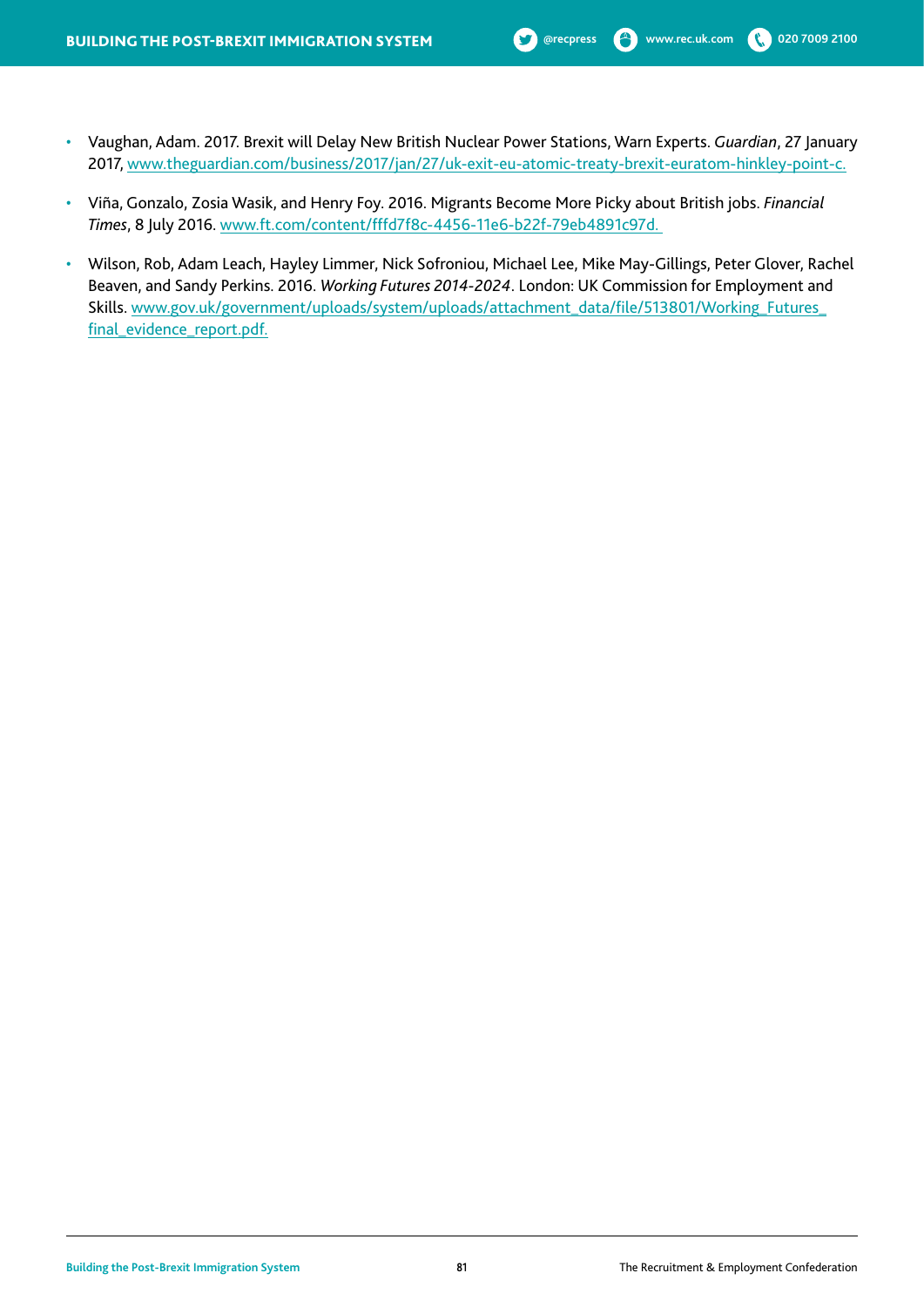- Vaughan, Adam. 2017. Brexit will Delay New British Nuclear Power Stations, Warn Experts. *Guardian*, 27 January 2017, www.theguardian.com/business/2017/jan/27/uk-exit-eu-atomic-treaty-brexit-euratom-hinkley-point-c.
- Viña, Gonzalo, Zosia Wasik, and Henry Foy. 2016. Migrants Become More Picky about British jobs. *Financial Times*, 8 July 2016. www.ft.com/content/fffd7f8c-4456-11e6-b22f-79eb4891c97d.
- Wilson, Rob, Adam Leach, Hayley Limmer, Nick Sofroniou, Michael Lee, Mike May-Gillings, Peter Glover, Rachel Beaven, and Sandy Perkins. 2016. *Working Futures 2014-2024*. London: UK Commission for Employment and Skills. www.gov.uk/government/uploads/system/uploads/attachment_data/file/513801/Working_Futures_final_evidence_report.pdf.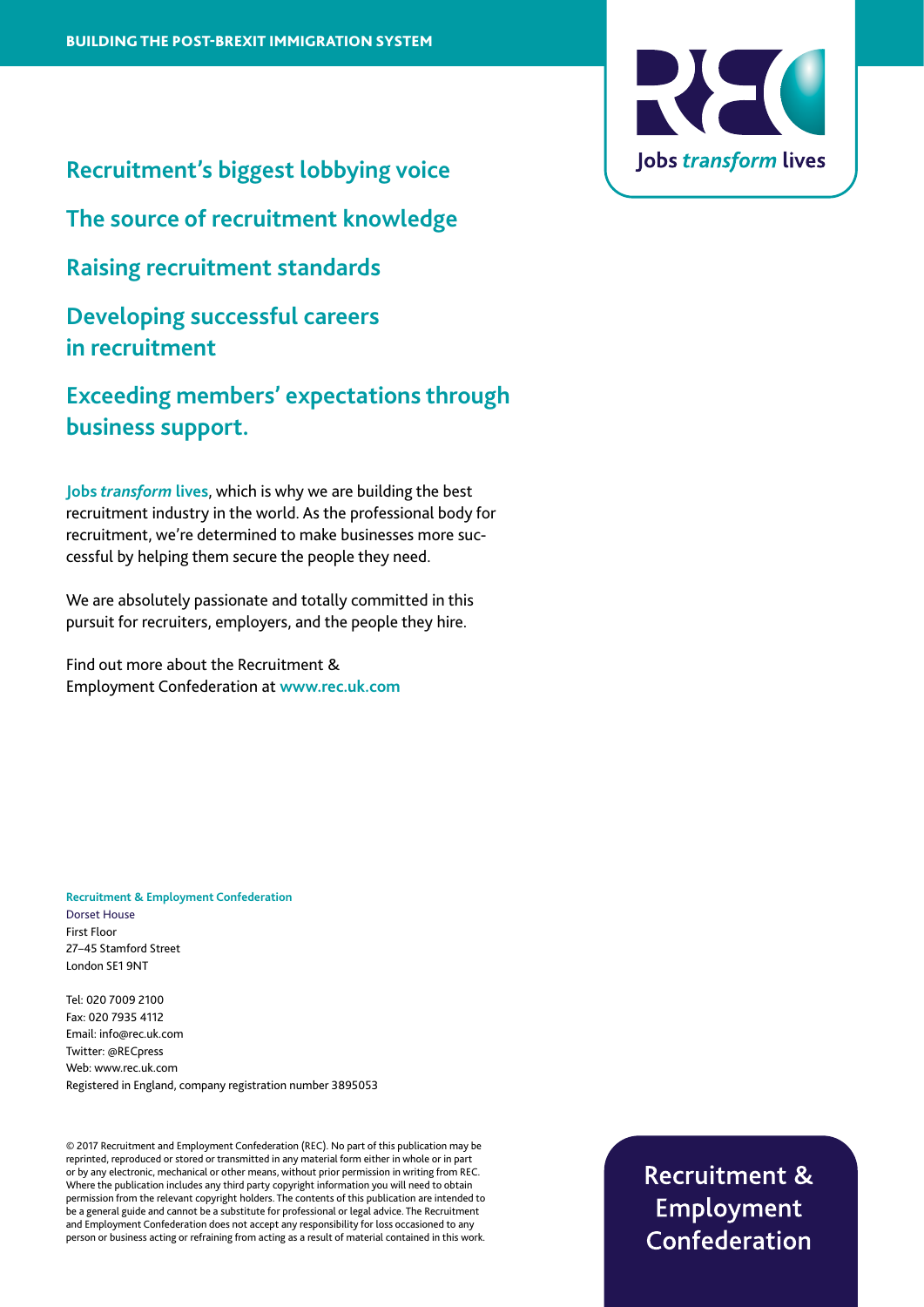## Recruitment's biggest lobbying voice

## The source of recruitment knowledge

## Raising recruitment standards

## Developing successful careers in recruitment

## Exceeding members' expectations through business support.

**Jobs *transform* lives**, which is why we are building the best recruitment industry in the world. As the professional body for recruitment, we're determined to make businesses more successful by helping them secure the people they need.

We are absolutely passionate and totally committed in this pursuit for recruiters, employers, and the people they hire.

Find out more about the Recruitment & Employment Confederation at **www.rec.uk.com**

Jobs *transform* lives

**Recruitment & Employment Confederation**
Dorset House
First Floor
27–45 Stamford Street
London SE1 9NT

Tel: 020 7009 2100
Fax: 020 7935 4112
Email: info@rec.uk.com
Twitter: @RECpress
Web: www.rec.uk.com
Registered in England, company registration number 3895053

© 2017 Recruitment and Employment Confederation (REC). No part of this publication may be reprinted, reproduced or stored or transmitted in any material form either in whole or in part or by any electronic, mechanical or other means, without prior permission in writing from REC. Where the publication includes any third party copyright information you will need to obtain permission from the relevant copyright holders. The contents of this publication are intended to be a general guide and cannot be a substitute for professional or legal advice. The Recruitment and Employment Confederation does not accept any responsibility for loss occasioned to any person or business acting or refraining from acting as a result of material contained in this work.

Recruitment & Employment Confederation